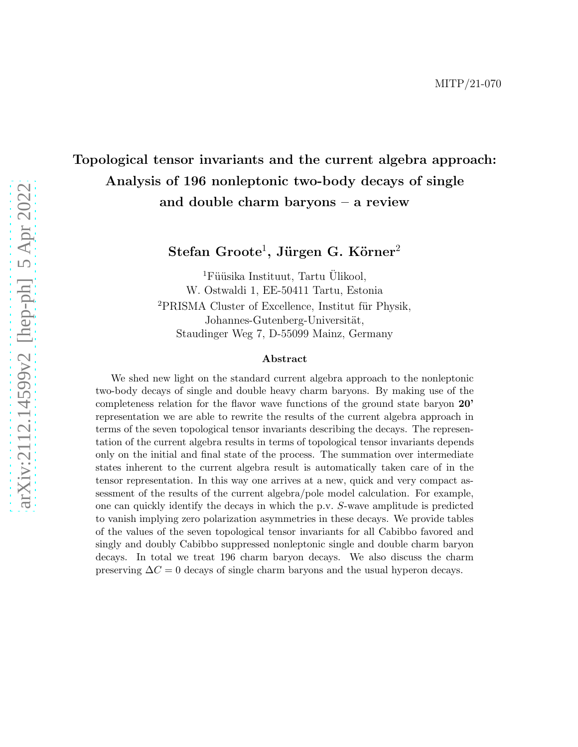MITP/21-070

# Topological tensor invariants and the current algebra approach: Analysis of 196 nonleptonic two-body decays of single and double charm baryons – a review

**Stefan Groote**[1]**, Jürgen G. Körner**[2]

[1]Füüsika Instituut, Tartu Ülikool,
W. Ostwaldi 1, EE-50411 Tartu, Estonia

[2]PRISMA Cluster of Excellence, Institut für Physik,
Johannes-Gutenberg-Universität,
Staudinger Weg 7, D-55099 Mainz, Germany

## Abstract

We shed new light on the standard current algebra approach to the nonleptonic two-body decays of single and double heavy charm baryons. By making use of the completeness relation for the flavor wave functions of the ground state baryon **20'** representation we are able to rewrite the results of the current algebra approach in terms of the seven topological tensor invariants describing the decays. The representation of the current algebra results in terms of topological tensor invariants depends only on the initial and final state of the process. The summation over intermediate states inherent to the current algebra result is automatically taken care of in the tensor representation. In this way one arrives at a new, quick and very compact assessment of the results of the current algebra/pole model calculation. For example, one can quickly identify the decays in which the p.v. $S$-wave amplitude is predicted to vanish implying zero polarization asymmetries in these decays. We provide tables of the values of the seven topological tensor invariants for all Cabibbo favored and singly and doubly Cabibbo suppressed nonleptonic single and double charm baryon decays. In total we treat 196 charm baryon decays. We also discuss the charm preserving $\Delta C = 0$ decays of single charm baryons and the usual hyperon decays.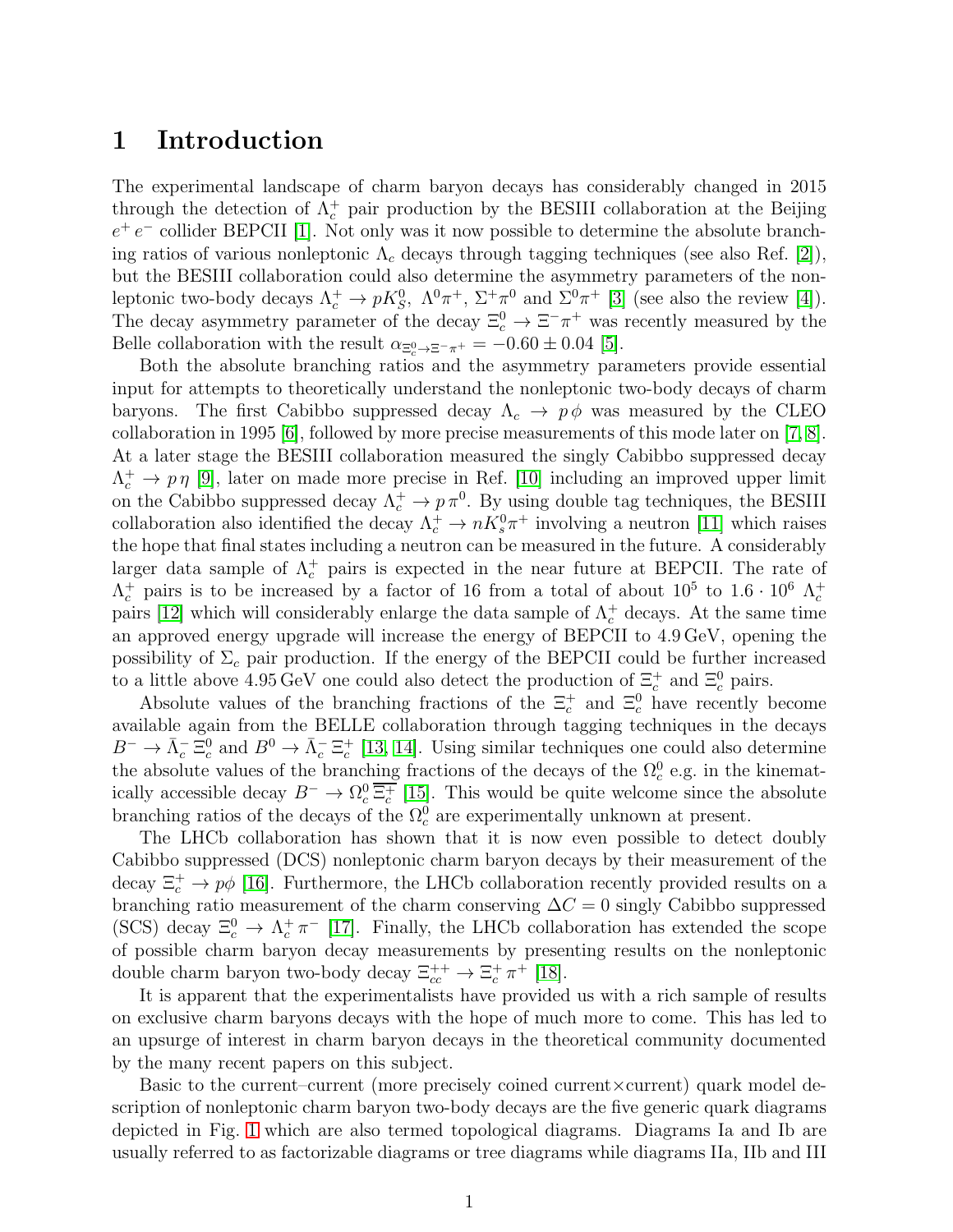# 1 Introduction

The experimental landscape of charm baryon decays has considerably changed in 2015 through the detection of $\Lambda_c^+$ pair production by the BESIII collaboration at the Beijing $e^+e^-$ collider BEPCII [1]. Not only was it now possible to determine the absolute branching ratios of various nonleptonic $\Lambda_c$ decays through tagging techniques (see also Ref. [2]), but the BESIII collaboration could also determine the asymmetry parameters of the nonleptonic two-body decays $\Lambda_c^+ \to pK_S^0$, $\Lambda^0\pi^+$, $\Sigma^+\pi^0$ and $\Sigma^0\pi^+$ [3] (see also the review [4]). The decay asymmetry parameter of the decay $\Xi_c^0 \to \Xi^-\pi^+$ was recently measured by the Belle collaboration with the result $\alpha_{\Xi_c^0\to\Xi^-\pi^+} = -0.60 \pm 0.04$ [5].

Both the absolute branching ratios and the asymmetry parameters provide essential input for attempts to theoretically understand the nonleptonic two-body decays of charm baryons. The first Cabibbo suppressed decay $\Lambda_c \to p\,\phi$ was measured by the CLEO collaboration in 1995 [6], followed by more precise measurements of this mode later on [7,8]. At a later stage the BESIII collaboration measured the singly Cabibbo suppressed decay $\Lambda_c^+ \to p\,\eta$ [9], later on made more precise in Ref. [10] including an improved upper limit on the Cabibbo suppressed decay $\Lambda_c^+ \to p\,\pi^0$. By using double tag techniques, the BESIII collaboration also identified the decay $\Lambda_c^+ \to nK_s^0\pi^+$ involving a neutron [11] which raises the hope that final states including a neutron can be measured in the future. A considerably larger data sample of $\Lambda_c^+$ pairs is expected in the near future at BEPCII. The rate of $\Lambda_c^+$ pairs is to be increased by a factor of 16 from a total of about $10^5$ to $1.6\cdot 10^6$ $\Lambda_c^+$ pairs [12] which will considerably enlarge the data sample of $\Lambda_c^+$ decays. At the same time an approved energy upgrade will increase the energy of BEPCII to 4.9 GeV, opening the possibility of $\Sigma_c$ pair production. If the energy of the BEPCII could be further increased to a little above 4.95 GeV one could also detect the production of $\Xi_c^+$ and $\Xi_c^0$ pairs.

Absolute values of the branching fractions of the $\Xi_c^+$ and $\Xi_c^0$ have recently become available again from the BELLE collaboration through tagging techniques in the decays $B^- \to \bar{\Lambda}_c^-\,\Xi_c^0$ and $B^0 \to \bar{\Lambda}_c^-\,\Xi_c^+$ [13,14]. Using similar techniques one could also determine the absolute values of the branching fractions of the decays of the $\Omega_c^0$ e.g. in the kinematically accessible decay $B^- \to \Omega_c^0\,\overline{\Xi_c^+}$ [15]. This would be quite welcome since the absolute branching ratios of the decays of the $\Omega_c^0$ are experimentally unknown at present.

The LHCb collaboration has shown that it is now even possible to detect doubly Cabibbo suppressed (DCS) nonleptonic charm baryon decays by their measurement of the decay $\Xi_c^+ \to p\phi$ [16]. Furthermore, the LHCb collaboration recently provided results on a branching ratio measurement of the charm conserving $\Delta C = 0$ singly Cabibbo suppressed (SCS) decay $\Xi_c^0 \to \Lambda_c^+\pi^-$ [17]. Finally, the LHCb collaboration has extended the scope of possible charm baryon decay measurements by presenting results on the nonleptonic double charm baryon two-body decay $\Xi_{cc}^{++} \to \Xi_c^+\pi^+$ [18].

It is apparent that the experimentalists have provided us with a rich sample of results on exclusive charm baryons decays with the hope of much more to come. This has led to an upsurge of interest in charm baryon decays in the theoretical community documented by the many recent papers on this subject.

Basic to the current–current (more precisely coined current×current) quark model description of nonleptonic charm baryon two-body decays are the five generic quark diagrams depicted in Fig. 1 which are also termed topological diagrams. Diagrams Ia and Ib are usually referred to as factorizable diagrams or tree diagrams while diagrams IIa, IIb and III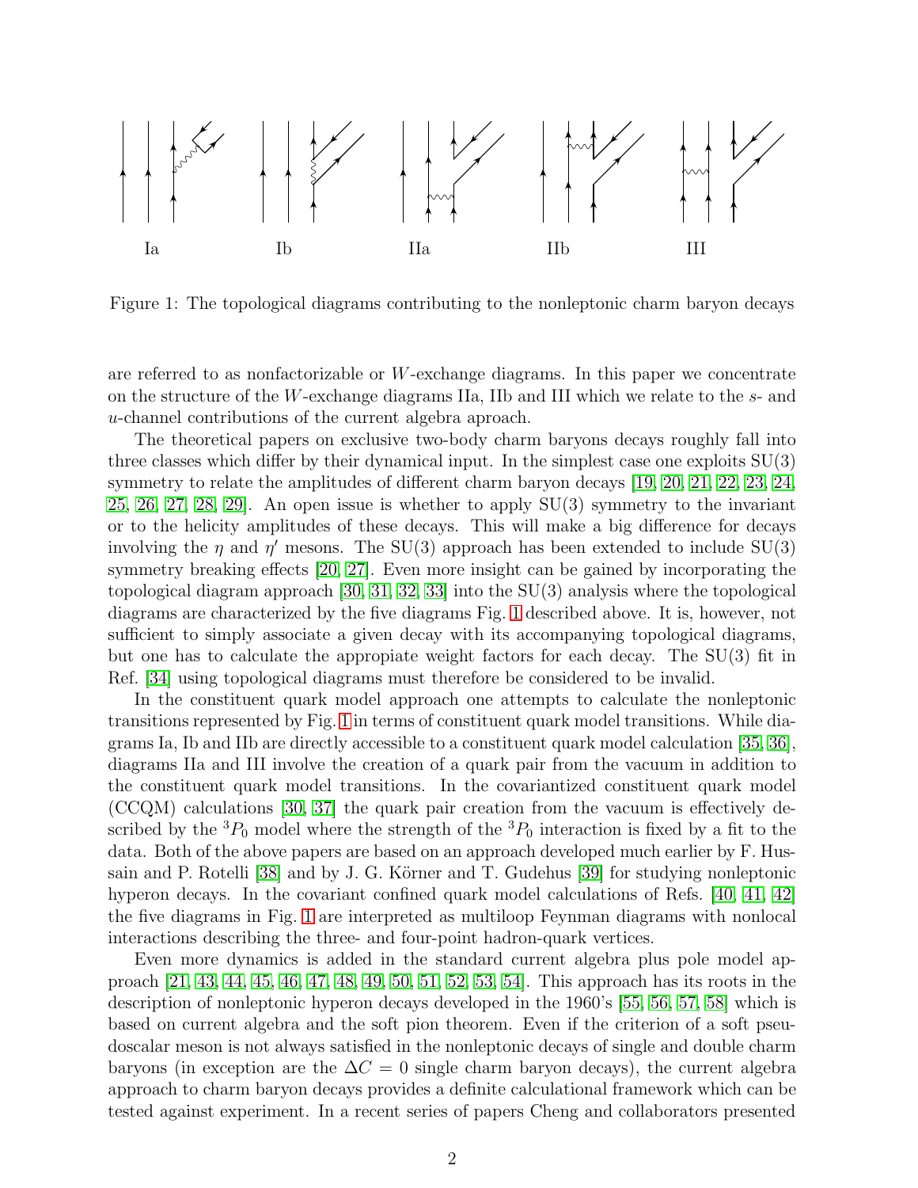Ia Ib IIa IIb III

Figure 1: The topological diagrams contributing to the nonleptonic charm baryon decays

are referred to as nonfactorizable or $W$-exchange diagrams. In this paper we concentrate on the structure of the $W$-exchange diagrams IIa, IIb and III which we relate to the $s$- and $u$-channel contributions of the current algebra aproach.

The theoretical papers on exclusive two-body charm baryons decays roughly fall into three classes which differ by their dynamical input. In the simplest case one exploits SU(3) symmetry to relate the amplitudes of different charm baryon decays [19, 20, 21, 22, 23, 24, 25, 26, 27, 28, 29]. An open issue is whether to apply SU(3) symmetry to the invariant or to the helicity amplitudes of these decays. This will make a big difference for decays involving the $\eta$ and $\eta'$ mesons. The SU(3) approach has been extended to include SU(3) symmetry breaking effects [20, 27]. Even more insight can be gained by incorporating the topological diagram approach [30, 31, 32, 33] into the SU(3) analysis where the topological diagrams are characterized by the five diagrams Fig. 1 described above. It is, however, not sufficient to simply associate a given decay with its accompanying topological diagrams, but one has to calculate the appropiate weight factors for each decay. The SU(3) fit in Ref. [34] using topological diagrams must therefore be considered to be invalid.

In the constituent quark model approach one attempts to calculate the nonleptonic transitions represented by Fig. 1 in terms of constituent quark model transitions. While diagrams Ia, Ib and IIb are directly accessible to a constituent quark model calculation [35, 36], diagrams IIa and III involve the creation of a quark pair from the vacuum in addition to the constituent quark model transitions. In the covariantized constituent quark model (CCQM) calculations [30, 37] the quark pair creation from the vacuum is effectively described by the ${}^3P_0$ model where the strength of the ${}^3P_0$ interaction is fixed by a fit to the data. Both of the above papers are based on an approach developed much earlier by F. Hussain and P. Rotelli [38] and by J. G. Körner and T. Gudehus [39] for studying nonleptonic hyperon decays. In the covariant confined quark model calculations of Refs. [40, 41, 42] the five diagrams in Fig. 1 are interpreted as multiloop Feynman diagrams with nonlocal interactions describing the three- and four-point hadron-quark vertices.

Even more dynamics is added in the standard current algebra plus pole model approach [21, 43, 44, 45, 46, 47, 48, 49, 50, 51, 52, 53, 54]. This approach has its roots in the description of nonleptonic hyperon decays developed in the 1960's [55, 56, 57, 58] which is based on current algebra and the soft pion theorem. Even if the criterion of a soft pseudoscalar meson is not always satisfied in the nonleptonic decays of single and double charm baryons (in exception are the $\Delta C = 0$ single charm baryon decays), the current algebra approach to charm baryon decays provides a definite calculational framework which can be tested against experiment. In a recent series of papers Cheng and collaborators presented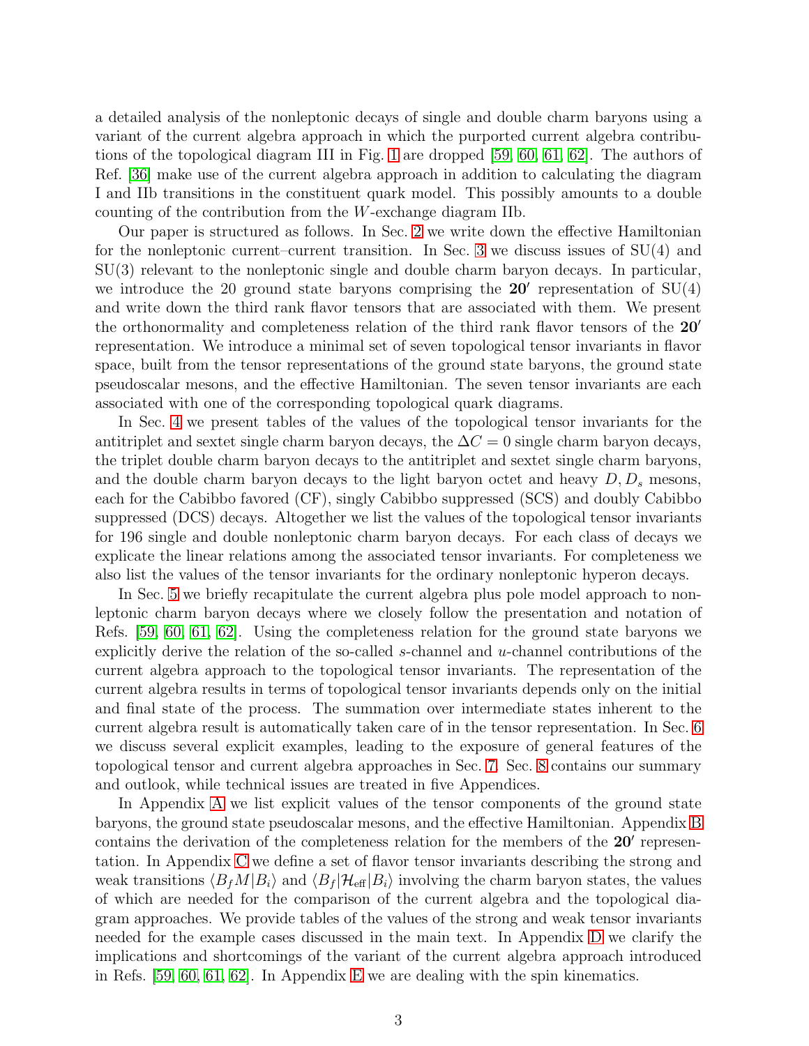a detailed analysis of the nonleptonic decays of single and double charm baryons using a variant of the current algebra approach in which the purported current algebra contributions of the topological diagram III in Fig. 1 are dropped [59, 60, 61, 62]. The authors of Ref. [36] make use of the current algebra approach in addition to calculating the diagram I and IIb transitions in the constituent quark model. This possibly amounts to a double counting of the contribution from the $W$-exchange diagram IIb.

Our paper is structured as follows. In Sec. 2 we write down the effective Hamiltonian for the nonleptonic current–current transition. In Sec. 3 we discuss issues of SU(4) and SU(3) relevant to the nonleptonic single and double charm baryon decays. In particular, we introduce the 20 ground state baryons comprising the $\mathbf{20'}$ representation of SU(4) and write down the third rank flavor tensors that are associated with them. We present the orthonormality and completeness relation of the third rank flavor tensors of the $\mathbf{20'}$ representation. We introduce a minimal set of seven topological tensor invariants in flavor space, built from the tensor representations of the ground state baryons, the ground state pseudoscalar mesons, and the effective Hamiltonian. The seven tensor invariants are each associated with one of the corresponding topological quark diagrams.

In Sec. 4 we present tables of the values of the topological tensor invariants for the antitriplet and sextet single charm baryon decays, the $\Delta C = 0$ single charm baryon decays, the triplet double charm baryon decays to the antitriplet and sextet single charm baryons, and the double charm baryon decays to the light baryon octet and heavy $D, D_s$ mesons, each for the Cabibbo favored (CF), singly Cabibbo suppressed (SCS) and doubly Cabibbo suppressed (DCS) decays. Altogether we list the values of the topological tensor invariants for 196 single and double nonleptonic charm baryon decays. For each class of decays we explicate the linear relations among the associated tensor invariants. For completeness we also list the values of the tensor invariants for the ordinary nonleptonic hyperon decays.

In Sec. 5 we briefly recapitulate the current algebra plus pole model approach to nonleptonic charm baryon decays where we closely follow the presentation and notation of Refs. [59, 60, 61, 62]. Using the completeness relation for the ground state baryons we explicitly derive the relation of the so-called $s$-channel and $u$-channel contributions of the current algebra approach to the topological tensor invariants. The representation of the current algebra results in terms of topological tensor invariants depends only on the initial and final state of the process. The summation over intermediate states inherent to the current algebra result is automatically taken care of in the tensor representation. In Sec. 6 we discuss several explicit examples, leading to the exposure of general features of the topological tensor and current algebra approaches in Sec. 7. Sec. 8 contains our summary and outlook, while technical issues are treated in five Appendices.

In Appendix A we list explicit values of the tensor components of the ground state baryons, the ground state pseudoscalar mesons, and the effective Hamiltonian. Appendix B contains the derivation of the completeness relation for the members of the $\mathbf{20'}$ representation. In Appendix C we define a set of flavor tensor invariants describing the strong and weak transitions $\langle B_f M | B_i \rangle$ and $\langle B_f | \mathcal{H}_{\text{eff}} | B_i \rangle$ involving the charm baryon states, the values of which are needed for the comparison of the current algebra and the topological diagram approaches. We provide tables of the values of the strong and weak tensor invariants needed for the example cases discussed in the main text. In Appendix D we clarify the implications and shortcomings of the variant of the current algebra approach introduced in Refs. [59, 60, 61, 62]. In Appendix E we are dealing with the spin kinematics.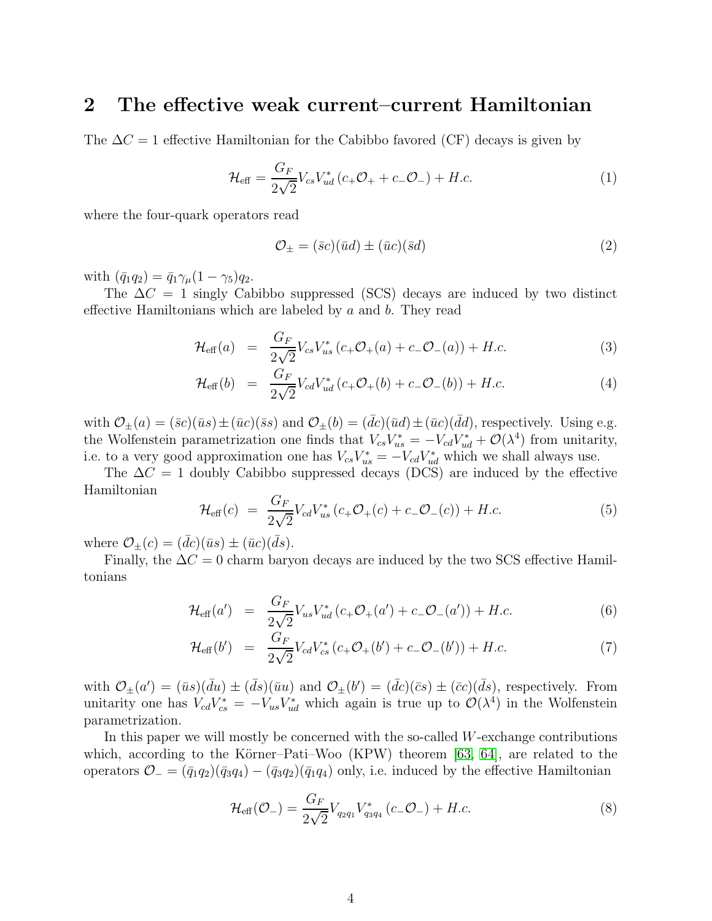## 2 The effective weak current–current Hamiltonian

The $\Delta C = 1$ effective Hamiltonian for the Cabibbo favored (CF) decays is given by

$$\mathcal{H}_{\rm eff} = \frac{G_F}{2\sqrt{2}} V_{cs} V_{ud}^* \left( c_+ \mathcal{O}_+ + c_- \mathcal{O}_- \right) + H.c. \tag{1}$$

where the four-quark operators read

$$\mathcal{O}_\pm = (\bar{s}c)(\bar{u}d) \pm (\bar{u}c)(\bar{s}d) \tag{2}$$

with $(\bar{q}_1 q_2) = \bar{q}_1 \gamma_\mu (1-\gamma_5) q_2$.

The $\Delta C = 1$ singly Cabibbo suppressed (SCS) decays are induced by two distinct effective Hamiltonians which are labeled by $a$ and $b$. They read

$$\begin{aligned}
\mathcal{H}_{\rm eff}(a) &= \frac{G_F}{2\sqrt{2}} V_{cs} V_{us}^* \left( c_+ \mathcal{O}_+(a) + c_- \mathcal{O}_-(a) \right) + H.c. &(3)\\
\mathcal{H}_{\rm eff}(b) &= \frac{G_F}{2\sqrt{2}} V_{cd} V_{ud}^* \left( c_+ \mathcal{O}_+(b) + c_- \mathcal{O}_-(b) \right) + H.c. &(4)
\end{aligned}$$

with $\mathcal{O}_\pm(a) = (\bar{s}c)(\bar{u}s) \pm (\bar{u}c)(\bar{s}s)$ and $\mathcal{O}_\pm(b) = (\bar{d}c)(\bar{u}d) \pm (\bar{u}c)(\bar{d}d)$, respectively. Using e.g. the Wolfenstein parametrization one finds that $V_{cs}V_{us}^* = -V_{cd}V_{ud}^* + \mathcal{O}(\lambda^4)$ from unitarity, i.e. to a very good approximation one has $V_{cs}V_{us}^* = -V_{cd}V_{ud}^*$ which we shall always use.

The $\Delta C = 1$ doubly Cabibbo suppressed decays (DCS) are induced by the effective Hamiltonian

$$\mathcal{H}_{\rm eff}(c) = \frac{G_F}{2\sqrt{2}} V_{cd} V_{us}^* \left( c_+ \mathcal{O}_+(c) + c_- \mathcal{O}_-(c) \right) + H.c. \tag{5}$$

where $\mathcal{O}_\pm(c) = (\bar{d}c)(\bar{u}s) \pm (\bar{u}c)(\bar{d}s)$.

Finally, the $\Delta C = 0$ charm baryon decays are induced by the two SCS effective Hamiltonians

$$\begin{aligned}
\mathcal{H}_{\rm eff}(a') &= \frac{G_F}{2\sqrt{2}} V_{us} V_{ud}^* \left( c_+ \mathcal{O}_+(a') + c_- \mathcal{O}_-(a') \right) + H.c. &(6)\\
\mathcal{H}_{\rm eff}(b') &= \frac{G_F}{2\sqrt{2}} V_{cd} V_{cs}^* \left( c_+ \mathcal{O}_+(b') + c_- \mathcal{O}_-(b') \right) + H.c. &(7)
\end{aligned}$$

with $\mathcal{O}_\pm(a') = (\bar{u}s)(\bar{d}u) \pm (\bar{d}s)(\bar{u}u)$ and $\mathcal{O}_\pm(b') = (\bar{d}c)(\bar{c}s) \pm (\bar{c}c)(\bar{d}s)$, respectively. From unitarity one has $V_{cd}V_{cs}^* = -V_{us}V_{ud}^*$ which again is true up to $\mathcal{O}(\lambda^4)$ in the Wolfenstein parametrization.

In this paper we will mostly be concerned with the so-called $W$-exchange contributions which, according to the Körner–Pati–Woo (KPW) theorem [63, 64], are related to the operators $\mathcal{O}_- = (\bar{q}_1 q_2)(\bar{q}_3 q_4) - (\bar{q}_3 q_2)(\bar{q}_1 q_4)$ only, i.e. induced by the effective Hamiltonian

$$\mathcal{H}_{\rm eff}(\mathcal{O}_-) = \frac{G_F}{2\sqrt{2}} V_{q_2 q_1} V_{q_3 q_4}^* \left( c_- \mathcal{O}_- \right) + H.c. \tag{8}$$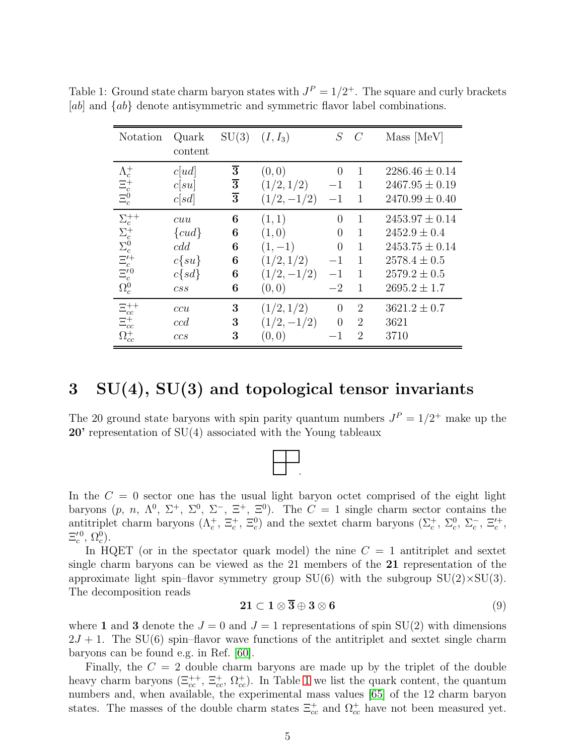Table 1: Ground state charm baryon states with $J^P = 1/2^+$. The square and curly brackets $[ab]$ and $\{ab\}$ denote antisymmetric and symmetric flavor label combinations.

| Notation | Quark content | SU(3) | $(I, I_3)$ | $S$ | $C$ | Mass [MeV] |
|---|---|---|---|---|---|---|
| $\Lambda_c^+$ | $c[ud]$ | $\overline{\mathbf{3}}$ | $(0,0)$ | $0$ | $1$ | $2286.46 \pm 0.14$ |
| $\Xi_c^+$ | $c[su]$ | $\overline{\mathbf{3}}$ | $(1/2, 1/2)$ | $-1$ | $1$ | $2467.95 \pm 0.19$ |
| $\Xi_c^0$ | $c[sd]$ | $\overline{\mathbf{3}}$ | $(1/2, -1/2)$ | $-1$ | $1$ | $2470.99 \pm 0.40$ |
| $\Sigma_c^{++}$ | $cuu$ | $\mathbf{6}$ | $(1,1)$ | $0$ | $1$ | $2453.97 \pm 0.14$ |
| $\Sigma_c^+$ | $\{cud\}$ | $\mathbf{6}$ | $(1,0)$ | $0$ | $1$ | $2452.9 \pm 0.4$ |
| $\Sigma_c^0$ | $cdd$ | $\mathbf{6}$ | $(1,-1)$ | $0$ | $1$ | $2453.75 \pm 0.14$ |
| $\Xi_c^{\prime +}$ | $c\{su\}$ | $\mathbf{6}$ | $(1/2, 1/2)$ | $-1$ | $1$ | $2578.4 \pm 0.5$ |
| $\Xi_c^{\prime 0}$ | $c\{sd\}$ | $\mathbf{6}$ | $(1/2, -1/2)$ | $-1$ | $1$ | $2579.2 \pm 0.5$ |
| $\Omega_c^0$ | $css$ | $\mathbf{6}$ | $(0,0)$ | $-2$ | $1$ | $2695.2 \pm 1.7$ |
| $\Xi_{cc}^{++}$ | $ccu$ | $\mathbf{3}$ | $(1/2, 1/2)$ | $0$ | $2$ | $3621.2 \pm 0.7$ |
| $\Xi_{cc}^+$ | $ccd$ | $\mathbf{3}$ | $(1/2, -1/2)$ | $0$ | $2$ | $3621$ |
| $\Omega_{cc}^+$ | $ccs$ | $\mathbf{3}$ | $(0,0)$ | $-1$ | $2$ | $3710$ |

# 3 SU(4), SU(3) and topological tensor invariants

The 20 ground state baryons with spin parity quantum numbers $J^P = 1/2^+$ make up the **20'** representation of SU(4) associated with the Young tableaux

$$\begin{array}{|c|c|}\hline \phantom{x} & \phantom{x} \\ \hline \phantom{x} & \multicolumn{1}{c}{} \\ \cline{1-1} \end{array} .$$

In the $C = 0$ sector one has the usual light baryon octet comprised of the eight light baryons ($p$, $n$, $\Lambda^0$, $\Sigma^+$, $\Sigma^0$, $\Sigma^-$, $\Xi^+$, $\Xi^0$). The $C = 1$ single charm sector contains the antitriplet charm baryons ($\Lambda_c^+$, $\Xi_c^+$, $\Xi_c^0$) and the sextet charm baryons ($\Sigma_c^+$, $\Sigma_c^0$, $\Sigma_c^-$, $\Xi_c^{\prime +}$, $\Xi_c^{\prime 0}$, $\Omega_c^0$).

In HQET (or in the spectator quark model) the nine $C = 1$ antitriplet and sextet single charm baryons can be viewed as the 21 members of the **21** representation of the approximate light spin–flavor symmetry group SU(6) with the subgroup SU(2)×SU(3). The decomposition reads

$$\mathbf{21} \subset \mathbf{1} \otimes \overline{\mathbf{3}} \oplus \mathbf{3} \otimes \mathbf{6} \tag{9}$$

where **1** and **3** denote the $J = 0$ and $J = 1$ representations of spin SU(2) with dimensions $2J + 1$. The SU(6) spin–flavor wave functions of the antitriplet and sextet single charm baryons can be found e.g. in Ref. [60].

Finally, the $C = 2$ double charm baryons are made up by the triplet of the double heavy charm baryons ($\Xi_{cc}^{++}$, $\Xi_{cc}^+$, $\Omega_{cc}^+$). In Table 1 we list the quark content, the quantum numbers and, when available, the experimental mass values [65] of the 12 charm baryon states. The masses of the double charm states $\Xi_{cc}^+$ and $\Omega_{cc}^+$ have not been measured yet.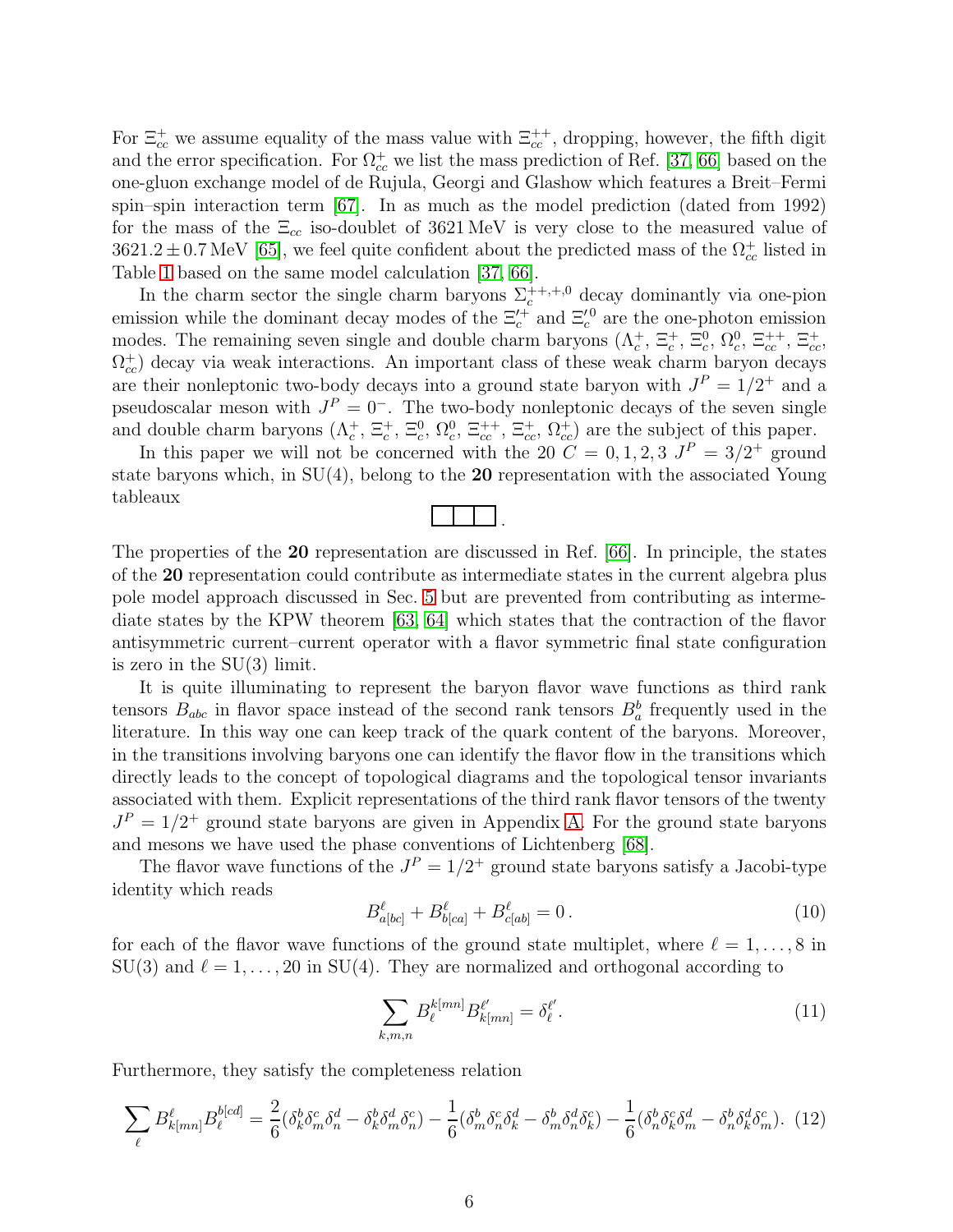For $\Xi_{cc}^+$ we assume equality of the mass value with $\Xi_{cc}^{++}$, dropping, however, the fifth digit and the error specification. For $\Omega_{cc}^+$ we list the mass prediction of Ref. [37, 66] based on the one-gluon exchange model of de Rujula, Georgi and Glashow which features a Breit–Fermi spin–spin interaction term [67]. In as much as the model prediction (dated from 1992) for the mass of the $\Xi_{cc}$ iso-doublet of 3621 MeV is very close to the measured value of $3621.2 \pm 0.7$ MeV [65], we feel quite confident about the predicted mass of the $\Omega_{cc}^+$ listed in Table 1 based on the same model calculation [37, 66].

In the charm sector the single charm baryons $\Sigma_c^{++,+,0}$ decay dominantly via one-pion emission while the dominant decay modes of the $\Xi_c^{\prime +}$ and $\Xi_c^{\prime 0}$ are the one-photon emission modes. The remaining seven single and double charm baryons ($\Lambda_c^+$, $\Xi_c^+$, $\Xi_c^0$, $\Omega_c^0$, $\Xi_{cc}^{++}$, $\Xi_{cc}^+$, $\Omega_{cc}^+$) decay via weak interactions. An important class of these weak charm baryon decays are their nonleptonic two-body decays into a ground state baryon with $J^P = 1/2^+$ and a pseudoscalar meson with $J^P = 0^-$. The two-body nonleptonic decays of the seven single and double charm baryons ($\Lambda_c^+$, $\Xi_c^+$, $\Xi_c^0$, $\Omega_c^0$, $\Xi_{cc}^{++}$, $\Xi_{cc}^+$, $\Omega_{cc}^+$) are the subject of this paper.

In this paper we will not be concerned with the 20 $C = 0, 1, 2, 3$ $J^P = 3/2^+$ ground state baryons which, in SU(4), belong to the **20** representation with the associated Young tableaux

$$\boxed{\phantom{x}}\boxed{\phantom{x}}\boxed{\phantom{x}}\,.$$

The properties of the **20** representation are discussed in Ref. [66]. In principle, the states of the **20** representation could contribute as intermediate states in the current algebra plus pole model approach discussed in Sec. 5 but are prevented from contributing as intermediate states by the KPW theorem [63, 64] which states that the contraction of the flavor antisymmetric current–current operator with a flavor symmetric final state configuration is zero in the SU(3) limit.

It is quite illuminating to represent the baryon flavor wave functions as third rank tensors $B_{abc}$ in flavor space instead of the second rank tensors $B_a^b$ frequently used in the literature. In this way one can keep track of the quark content of the baryons. Moreover, in the transitions involving baryons one can identify the flavor flow in the transitions which directly leads to the concept of topological diagrams and the topological tensor invariants associated with them. Explicit representations of the third rank flavor tensors of the twenty $J^P = 1/2^+$ ground state baryons are given in Appendix A. For the ground state baryons and mesons we have used the phase conventions of Lichtenberg [68].

The flavor wave functions of the $J^P = 1/2^+$ ground state baryons satisfy a Jacobi-type identity which reads

$$B^{\ell}_{a[bc]} + B^{\ell}_{b[ca]} + B^{\ell}_{c[ab]} = 0\,. \tag{10}$$

for each of the flavor wave functions of the ground state multiplet, where $\ell = 1, \ldots, 8$ in SU(3) and $\ell = 1, \ldots, 20$ in SU(4). They are normalized and orthogonal according to

$$\sum_{k,m,n} B_{\ell}^{k[mn]} B^{\ell'}_{k[mn]} = \delta_{\ell}^{\ell'}\,. \tag{11}$$

Furthermore, they satisfy the completeness relation

$$\sum_{\ell} B^{\ell}_{k[mn]} B_{\ell}^{b[cd]} = \frac{2}{6}(\delta_k^b \delta_m^c \delta_n^d - \delta_k^b \delta_m^d \delta_n^c) - \frac{1}{6}(\delta_m^b \delta_n^c \delta_k^d - \delta_m^b \delta_n^d \delta_k^c) - \frac{1}{6}(\delta_n^b \delta_k^c \delta_m^d - \delta_n^b \delta_k^d \delta_m^c). \tag{12}$$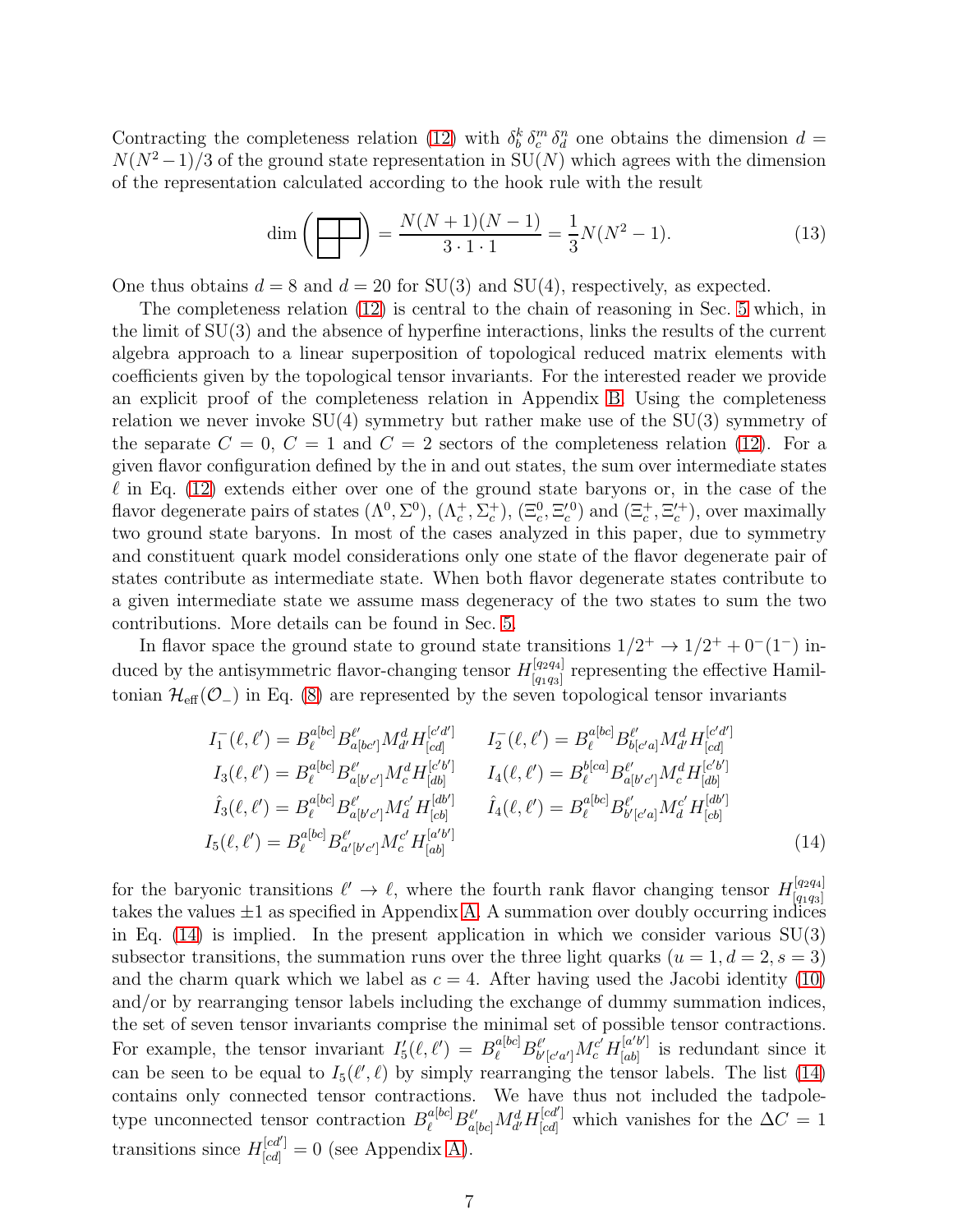Contracting the completeness relation (12) with $\delta^k_b\,\delta^m_c\,\delta^n_d$ one obtains the dimension $d = N(N^2-1)/3$ of the ground state representation in SU($N$) which agrees with the dimension of the representation calculated according to the hook rule with the result

$$\dim\left(\begin{array}{|c|c|}\hline \phantom{x} & \phantom{x} \\ \hline \phantom{x} & \multicolumn{1}{c}{} \\ \cline{1-1}\end{array}\right) = \frac{N(N+1)(N-1)}{3\cdot 1\cdot 1} = \frac{1}{3}N(N^2-1). \tag{13}$$

One thus obtains $d = 8$ and $d = 20$ for SU(3) and SU(4), respectively, as expected.

The completeness relation (12) is central to the chain of reasoning in Sec. 5 which, in the limit of SU(3) and the absence of hyperfine interactions, links the results of the current algebra approach to a linear superposition of topological reduced matrix elements with coefficients given by the topological tensor invariants. For the interested reader we provide an explicit proof of the completeness relation in Appendix B. Using the completeness relation we never invoke SU(4) symmetry but rather make use of the SU(3) symmetry of the separate $C = 0$, $C = 1$ and $C = 2$ sectors of the completeness relation (12). For a given flavor configuration defined by the in and out states, the sum over intermediate states $\ell$ in Eq. (12) extends either over one of the ground state baryons or, in the case of the flavor degenerate pairs of states $(\Lambda^0, \Sigma^0)$, $(\Lambda_c^+, \Sigma_c^+)$, $(\Xi_c^0, \Xi_c^{\prime 0})$ and $(\Xi_c^+, \Xi_c^{\prime +})$, over maximally two ground state baryons. In most of the cases analyzed in this paper, due to symmetry and constituent quark model considerations only one state of the flavor degenerate pair of states contribute as intermediate state. When both flavor degenerate states contribute to a given intermediate state we assume mass degeneracy of the two states to sum the two contributions. More details can be found in Sec. 5.

In flavor space the ground state to ground state transitions $1/2^+ \to 1/2^+ + 0^-(1^-)$ induced by the antisymmetric flavor-changing tensor $H^{[q_2q_4]}_{[q_1q_3]}$ representing the effective Hamiltonian $\mathcal{H}_{\rm eff}(\mathcal{O}_-)$ in Eq. (8) are represented by the seven topological tensor invariants

$$
\begin{aligned}
I_1^-(\ell,\ell') &= B_\ell^{a[bc]} B^{\ell'}_{a[bc']} M^d_{d'} H^{[c'd']}_{[cd]} &\qquad I_2^-(\ell,\ell') &= B_\ell^{a[bc]} B^{\ell'}_{b[c'a]} M^d_{d'} H^{[c'd']}_{[cd]} \\
I_3(\ell,\ell') &= B_\ell^{a[bc]} B^{\ell'}_{a[b'c']} M^d_{c} H^{[c'b']}_{[db]} &\qquad I_4(\ell,\ell') &= B_\ell^{b[ca]} B^{\ell'}_{a[b'c']} M^d_{c} H^{[c'b']}_{[db]} \\
\hat{I}_3(\ell,\ell') &= B_\ell^{a[bc]} B^{\ell'}_{a[b'c']} M^{c'}_{d} H^{[db']}_{[cb]} &\qquad \hat{I}_4(\ell,\ell') &= B_\ell^{a[bc]} B^{\ell'}_{b'[c'a]} M^{c'}_{d} H^{[db']}_{[cb]} \\
I_5(\ell,\ell') &= B_\ell^{a[bc]} B^{\ell'}_{a'[b'c']} M^{c'}_{c} H^{[a'b']}_{[ab]} & & 
\end{aligned}
\tag{14}
$$

for the baryonic transitions $\ell' \to \ell$, where the fourth rank flavor changing tensor $H^{[q_2q_4]}_{[q_1q_3]}$ takes the values $\pm 1$ as specified in Appendix A. A summation over doubly occurring indices in Eq. (14) is implied. In the present application in which we consider various SU(3) subsector transitions, the summation runs over the three light quarks ($u = 1, d = 2, s = 3$) and the charm quark which we label as $c = 4$. After having used the Jacobi identity (10) and/or by rearranging tensor labels including the exchange of dummy summation indices, the set of seven tensor invariants comprise the minimal set of possible tensor contractions. For example, the tensor invariant $I_5'(\ell,\ell') = B_\ell^{a[bc]} B^{\ell'}_{b'[c'a']} M^{c'}_{c} H^{[a'b']}_{[ab]}$ is redundant since it can be seen to be equal to $I_5(\ell',\ell)$ by simply rearranging the tensor labels. The list (14) contains only connected tensor contractions. We have thus not included the tadpole-type unconnected tensor contraction $B_\ell^{a[bc]} B^{\ell'}_{a[bc]} M^d_{d'} H^{[cd']}_{[cd]}$ which vanishes for the $\Delta C = 1$ transitions since $H^{[cd']}_{[cd]} = 0$ (see Appendix A).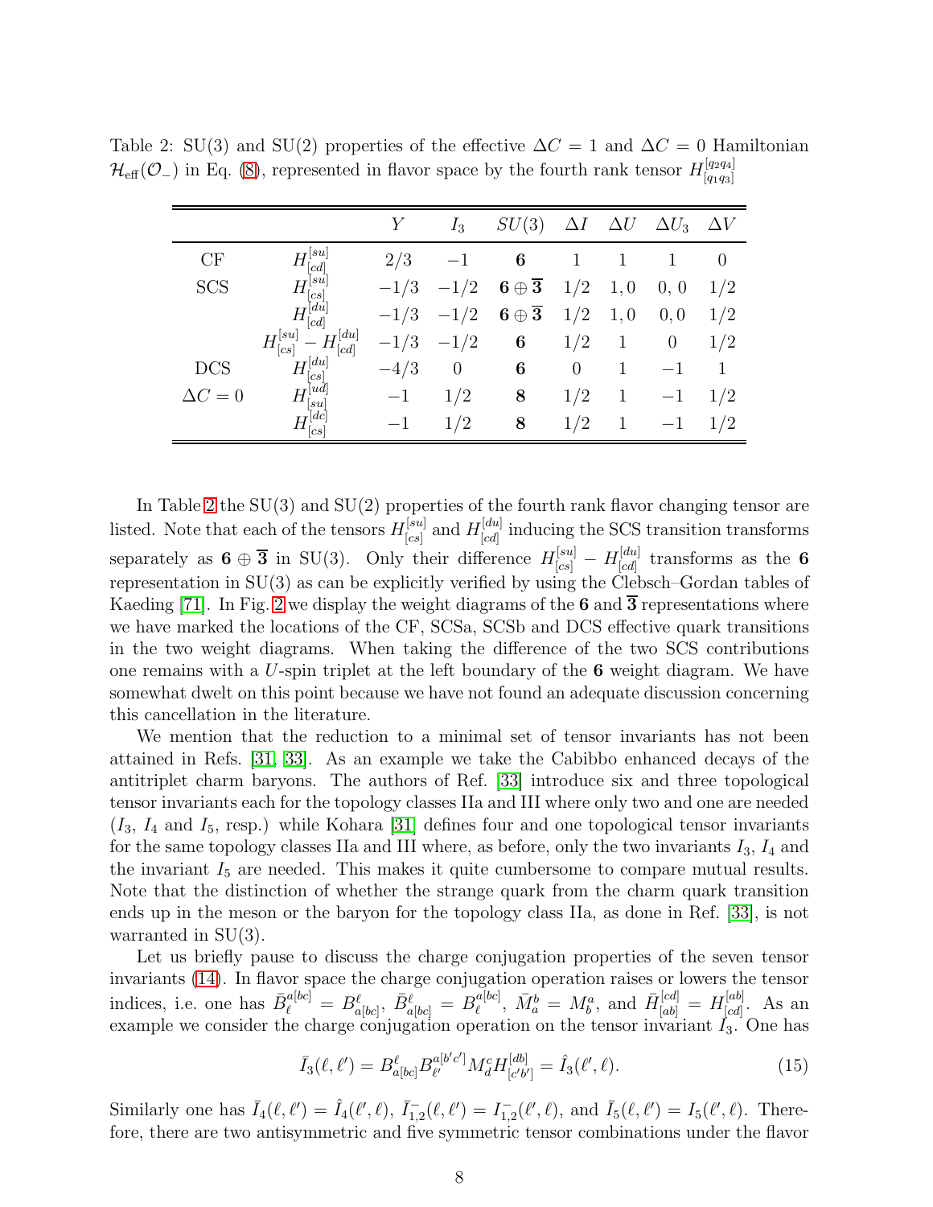Table 2: SU(3) and SU(2) properties of the effective $\Delta C = 1$ and $\Delta C = 0$ Hamiltonian $\mathcal{H}_{\rm eff}(\mathcal{O}_-)$ in Eq. (8), represented in flavor space by the fourth rank tensor $H^{[q_2 q_4]}_{[q_1 q_3]}$

| | | $Y$ | $I_3$ | $SU(3)$ | $\Delta I$ | $\Delta U$ | $\Delta U_3$ | $\Delta V$ |
|---|---|---|---|---|---|---|---|---|
| CF | $H^{[su]}_{[cd]}$ | $2/3$ | $-1$ | $\mathbf{6}$ | $1$ | $1$ | $1$ | $0$ |
| SCS | $H^{[su]}_{[cs]}$ | $-1/3$ | $-1/2$ | $\mathbf{6}\oplus\overline{\mathbf{3}}$ | $1/2$ | $1,0$ | $0,0$ | $1/2$ |
| | $H^{[du]}_{[cd]}$ | $-1/3$ | $-1/2$ | $\mathbf{6}\oplus\overline{\mathbf{3}}$ | $1/2$ | $1,0$ | $0,0$ | $1/2$ |
| | $H^{[su]}_{[cs]} - H^{[du]}_{[cd]}$ | $-1/3$ | $-1/2$ | $\mathbf{6}$ | $1/2$ | $1$ | $0$ | $1/2$ |
| DCS | $H^{[du]}_{[cs]}$ | $-4/3$ | $0$ | $\mathbf{6}$ | $0$ | $1$ | $-1$ | $1$ |
| $\Delta C = 0$ | $H^{[ud]}_{[su]}$ | $-1$ | $1/2$ | $\mathbf{8}$ | $1/2$ | $1$ | $-1$ | $1/2$ |
| | $H^{[dc]}_{[cs]}$ | $-1$ | $1/2$ | $\mathbf{8}$ | $1/2$ | $1$ | $-1$ | $1/2$ |

In Table 2 the SU(3) and SU(2) properties of the fourth rank flavor changing tensor are listed. Note that each of the tensors $H^{[su]}_{[cs]}$ and $H^{[du]}_{[cd]}$ inducing the SCS transition transforms separately as $\mathbf{6}\oplus\overline{\mathbf{3}}$ in SU(3). Only their difference $H^{[su]}_{[cs]} - H^{[du]}_{[cd]}$ transforms as the $\mathbf{6}$ representation in SU(3) as can be explicitly verified by using the Clebsch–Gordan tables of Kaeding [71]. In Fig. 2 we display the weight diagrams of the $\mathbf{6}$ and $\overline{\mathbf{3}}$ representations where we have marked the locations of the CF, SCSa, SCSb and DCS effective quark transitions in the two weight diagrams. When taking the difference of the two SCS contributions one remains with a $U$-spin triplet at the left boundary of the $\mathbf{6}$ weight diagram. We have somewhat dwelt on this point because we have not found an adequate discussion concerning this cancellation in the literature.

We mention that the reduction to a minimal set of tensor invariants has not been attained in Refs. [31, 33]. As an example we take the Cabibbo enhanced decays of the antitriplet charm baryons. The authors of Ref. [33] introduce six and three topological tensor invariants each for the topology classes IIa and III where only two and one are needed ($I_3$, $I_4$ and $I_5$, resp.) while Kohara [31] defines four and one topological tensor invariants for the same topology classes IIa and III where, as before, only the two invariants $I_3$, $I_4$ and the invariant $I_5$ are needed. This makes it quite cumbersome to compare mutual results. Note that the distinction of whether the strange quark from the charm quark transition ends up in the meson or the baryon for the topology class IIa, as done in Ref. [33], is not warranted in SU(3).

Let us briefly pause to discuss the charge conjugation properties of the seven tensor invariants (14). In flavor space the charge conjugation operation raises or lowers the tensor indices, i.e. one has $\bar{B}^{a[bc]}_{\ell} = B^{\ell}_{a[bc]}$, $\bar{B}^{\ell}_{a[bc]} = B^{a[bc]}_{\ell}$, $\bar{M}^{b}_{a} = M^{a}_{b}$, and $\bar{H}^{[cd]}_{[ab]} = H^{[ab]}_{[cd]}$. As an example we consider the charge conjugation operation on the tensor invariant $I_3$. One has

$$\bar{I}_3(\ell,\ell') = B^{\ell}_{a[bc]} B^{a[b'c']}_{\ell'} M^{c}_{d} H^{[db]}_{[c'b']} = \hat{I}_3(\ell',\ell). \tag{15}$$

Similarly one has $\bar{I}_4(\ell,\ell') = \hat{I}_4(\ell',\ell)$, $\bar{I}^{-}_{1,2}(\ell,\ell') = I^{-}_{1,2}(\ell',\ell)$, and $\bar{I}_5(\ell,\ell') = I_5(\ell',\ell)$. Therefore, there are two antisymmetric and five symmetric tensor combinations under the flavor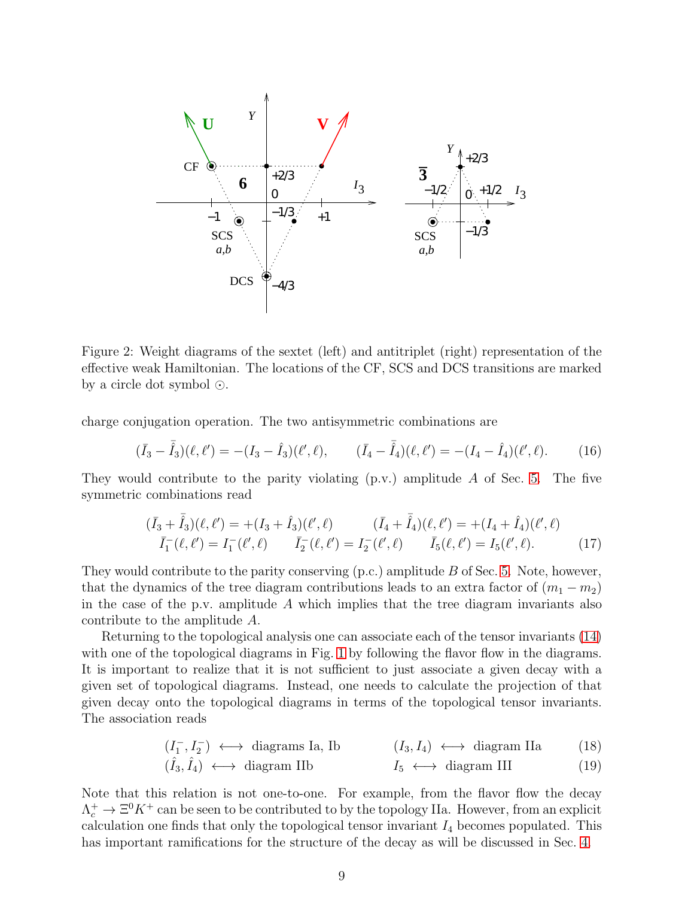Figure 2: Weight diagrams of the sextet (left) and antitriplet (right) representation of the effective weak Hamiltonian. The locations of the CF, SCS and DCS transitions are marked by a circle dot symbol $\odot$.

charge conjugation operation. The two antisymmetric combinations are

$$(\bar{I}_3 - \bar{\hat{I}}_3)(\ell,\ell') = -(I_3 - \hat{I}_3)(\ell',\ell), \qquad (\bar{I}_4 - \bar{\hat{I}}_4)(\ell,\ell') = -(I_4 - \hat{I}_4)(\ell',\ell). \tag{16}$$

They would contribute to the parity violating (p.v.) amplitude $A$ of Sec. 5. The five symmetric combinations read

$$\begin{aligned} (\bar{I}_3 + \bar{\hat{I}}_3)(\ell,\ell') = +(I_3 + \hat{I}_3)(\ell',\ell) \qquad & (\bar{I}_4 + \bar{\hat{I}}_4)(\ell,\ell') = +(I_4 + \hat{I}_4)(\ell',\ell) \\ \bar{I}_1^-(\ell,\ell') = I_1^-(\ell',\ell) \qquad \bar{I}_2^-(\ell,\ell') = I_2^-(\ell',\ell) \qquad & \bar{I}_5(\ell,\ell') = I_5(\ell',\ell). \end{aligned} \tag{17}$$

They would contribute to the parity conserving (p.c.) amplitude $B$ of Sec. 5. Note, however, that the dynamics of the tree diagram contributions leads to an extra factor of $(m_1 - m_2)$ in the case of the p.v. amplitude $A$ which implies that the tree diagram invariants also contribute to the amplitude $A$.

Returning to the topological analysis one can associate each of the tensor invariants (14) with one of the topological diagrams in Fig. 1 by following the flavor flow in the diagrams. It is important to realize that it is not sufficient to just associate a given decay with a given set of topological diagrams. Instead, one needs to calculate the projection of that given decay onto the topological diagrams in terms of the topological tensor invariants. The association reads

$$(I_1^-, I_2^-) \longleftrightarrow \text{diagrams Ia, Ib} \qquad (I_3, I_4) \longleftrightarrow \text{diagram IIa} \tag{18}$$

$$(\hat{I}_3, \hat{I}_4) \longleftrightarrow \text{diagram IIb} \qquad I_5 \longleftrightarrow \text{diagram III} \tag{19}$$

Note that this relation is not one-to-one. For example, from the flavor flow the decay $\Lambda_c^+ \to \Xi^0 K^+$ can be seen to be contributed to by the topology IIa. However, from an explicit calculation one finds that only the topological tensor invariant $I_4$ becomes populated. This has important ramifications for the structure of the decay as will be discussed in Sec. 4.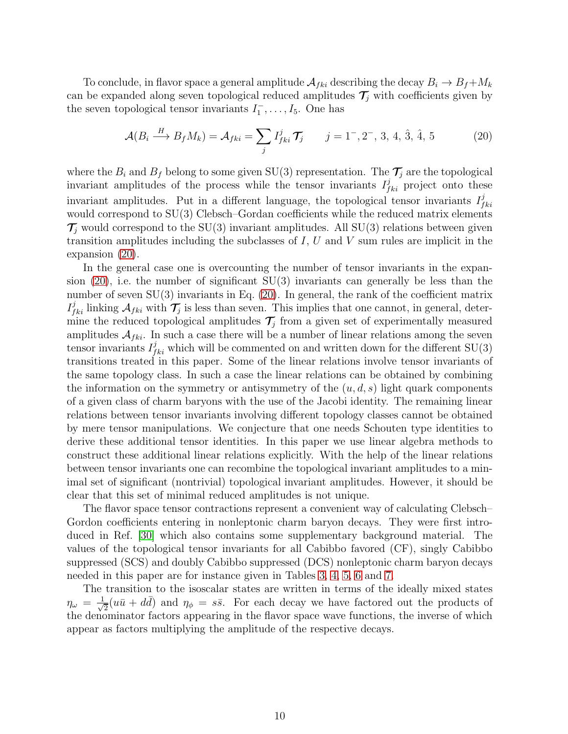To conclude, in flavor space a general amplitude $\mathcal{A}_{fki}$ describing the decay $B_i \to B_f + M_k$ can be expanded along seven topological reduced amplitudes $\boldsymbol{\mathcal{T}}_j$ with coefficients given by the seven topological tensor invariants $I_1^-, \ldots, I_5$. One has

$$\mathcal{A}(B_i \xrightarrow{H} B_f M_k) = \mathcal{A}_{fki} = \sum_j I^j_{fki} \, \boldsymbol{\mathcal{T}}_j \qquad j = 1^-, 2^-, 3, 4, \hat{3}, \hat{4}, 5 \tag{20}$$

where the $B_i$ and $B_f$ belong to some given SU(3) representation. The $\boldsymbol{\mathcal{T}}_j$ are the topological invariant amplitudes of the process while the tensor invariants $I^j_{fki}$ project onto these invariant amplitudes. Put in a different language, the topological tensor invariants $I^j_{fki}$ would correspond to SU(3) Clebsch–Gordan coefficients while the reduced matrix elements $\boldsymbol{\mathcal{T}}_j$ would correspond to the SU(3) invariant amplitudes. All SU(3) relations between given transition amplitudes including the subclasses of $I$, $U$ and $V$ sum rules are implicit in the expansion (20).

In the general case one is overcounting the number of tensor invariants in the expansion (20), i.e. the number of significant SU(3) invariants can generally be less than the number of seven SU(3) invariants in Eq. (20). In general, the rank of the coefficient matrix $I^j_{fki}$ linking $\mathcal{A}_{fki}$ with $\boldsymbol{\mathcal{T}}_j$ is less than seven. This implies that one cannot, in general, determine the reduced topological amplitudes $\boldsymbol{\mathcal{T}}_j$ from a given set of experimentally measured amplitudes $\mathcal{A}_{fki}$. In such a case there will be a number of linear relations among the seven tensor invariants $I^j_{fki}$ which will be commented on and written down for the different SU(3) transitions treated in this paper. Some of the linear relations involve tensor invariants of the same topology class. In such a case the linear relations can be obtained by combining the information on the symmetry or antisymmetry of the $(u, d, s)$ light quark components of a given class of charm baryons with the use of the Jacobi identity. The remaining linear relations between tensor invariants involving different topology classes cannot be obtained by mere tensor manipulations. We conjecture that one needs Schouten type identities to derive these additional tensor identities. In this paper we use linear algebra methods to construct these additional linear relations explicitly. With the help of the linear relations between tensor invariants one can recombine the topological invariant amplitudes to a minimal set of significant (nontrivial) topological invariant amplitudes. However, it should be clear that this set of minimal reduced amplitudes is not unique.

The flavor space tensor contractions represent a convenient way of calculating Clebsch–Gordon coefficients entering in nonleptonic charm baryon decays. They were first introduced in Ref. [30] which also contains some supplementary background material. The values of the topological tensor invariants for all Cabibbo favored (CF), singly Cabibbo suppressed (SCS) and doubly Cabibbo suppressed (DCS) nonleptonic charm baryon decays needed in this paper are for instance given in Tables 3, 4, 5, 6 and 7.

The transition to the isoscalar states are written in terms of the ideally mixed states $\eta_\omega = \frac{1}{\sqrt{2}}(u\bar{u} + d\bar{d})$ and $\eta_\phi = s\bar{s}$. For each decay we have factored out the products of the denominator factors appearing in the flavor space wave functions, the inverse of which appear as factors multiplying the amplitude of the respective decays.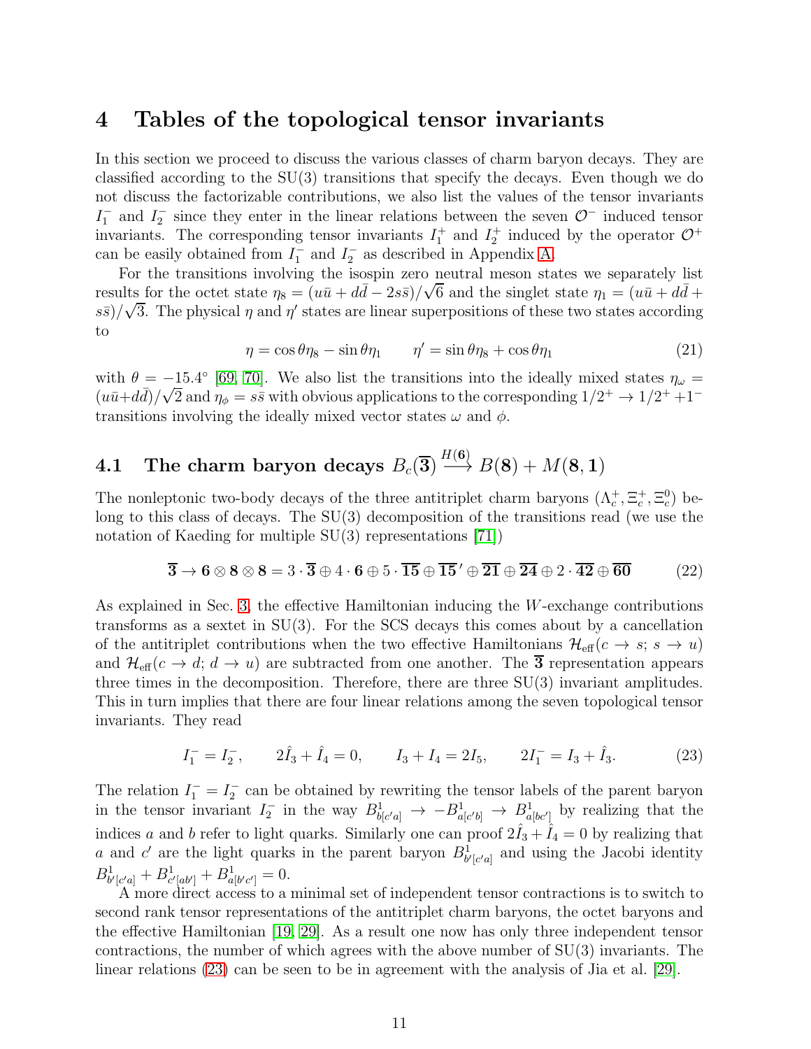# 4 Tables of the topological tensor invariants

In this section we proceed to discuss the various classes of charm baryon decays. They are classified according to the SU(3) transitions that specify the decays. Even though we do not discuss the factorizable contributions, we also list the values of the tensor invariants $I_1^-$ and $I_2^-$ since they enter in the linear relations between the seven $\mathcal{O}^-$ induced tensor invariants. The corresponding tensor invariants $I_1^+$ and $I_2^+$ induced by the operator $\mathcal{O}^+$ can be easily obtained from $I_1^-$ and $I_2^-$ as described in Appendix A.

For the transitions involving the isospin zero neutral meson states we separately list results for the octet state $\eta_8 = (u\bar{u} + d\bar{d} - 2s\bar{s})/\sqrt{6}$ and the singlet state $\eta_1 = (u\bar{u} + d\bar{d} + s\bar{s})/\sqrt{3}$. The physical $\eta$ and $\eta'$ states are linear superpositions of these two states according to

$$\eta = \cos\theta\eta_8 - \sin\theta\eta_1 \qquad \eta' = \sin\theta\eta_8 + \cos\theta\eta_1 \tag{21}$$

with $\theta = -15.4^\circ$ [69, 70]. We also list the transitions into the ideally mixed states $\eta_\omega = (u\bar{u}+d\bar{d})/\sqrt{2}$ and $\eta_\phi = s\bar{s}$ with obvious applications to the corresponding $1/2^+ \to 1/2^+ + 1^-$ transitions involving the ideally mixed vector states $\omega$ and $\phi$.

## 4.1 The charm baryon decays $B_c(\overline{\mathbf{3}}) \xrightarrow{H(\mathbf{6})} B(\mathbf{8}) + M(\mathbf{8}, \mathbf{1})$

The nonleptonic two-body decays of the three antitriplet charm baryons ($\Lambda_c^+, \Xi_c^+, \Xi_c^0$) belong to this class of decays. The SU(3) decomposition of the transitions read (we use the notation of Kaeding for multiple SU(3) representations [71])

$$\overline{\mathbf{3}} \to \mathbf{6} \otimes \mathbf{8} \otimes \mathbf{8} = 3 \cdot \overline{\mathbf{3}} \oplus 4 \cdot \mathbf{6} \oplus 5 \cdot \overline{\mathbf{15}} \oplus \overline{\mathbf{15}}' \oplus \overline{\mathbf{21}} \oplus \overline{\mathbf{24}} \oplus 2 \cdot \overline{\mathbf{42}} \oplus \overline{\mathbf{60}} \tag{22}$$

As explained in Sec. 3, the effective Hamiltonian inducing the $W$-exchange contributions transforms as a sextet in SU(3). For the SCS decays this comes about by a cancellation of the antitriplet contributions when the two effective Hamiltonians $\mathcal{H}_{\rm eff}(c \to s;\, s \to u)$ and $\mathcal{H}_{\rm eff}(c \to d;\, d \to u)$ are subtracted from one another. The $\overline{\mathbf{3}}$ representation appears three times in the decomposition. Therefore, there are three SU(3) invariant amplitudes. This in turn implies that there are four linear relations among the seven topological tensor invariants. They read

$$I_1^- = I_2^-, \qquad 2\hat{I}_3 + \hat{I}_4 = 0, \qquad I_3 + I_4 = 2I_5, \qquad 2I_1^- = I_3 + \hat{I}_3. \tag{23}$$

The relation $I_1^- = I_2^-$ can be obtained by rewriting the tensor labels of the parent baryon in the tensor invariant $I_2^-$ in the way $B^1_{b[c'a]} \to -B^1_{a[c'b]} \to B^1_{a[bc']}$ by realizing that the indices $a$ and $b$ refer to light quarks. Similarly one can proof $2\hat{I}_3 + \hat{I}_4 = 0$ by realizing that $a$ and $c'$ are the light quarks in the parent baryon $B^1_{b'[c'a]}$ and using the Jacobi identity $B^1_{b'[c'a]} + B^1_{c'[ab']} + B^1_{a[b'c']} = 0$.

A more direct access to a minimal set of independent tensor contractions is to switch to second rank tensor representations of the antitriplet charm baryons, the octet baryons and the effective Hamiltonian [19, 29]. As a result one now has only three independent tensor contractions, the number of which agrees with the above number of SU(3) invariants. The linear relations (23) can be seen to be in agreement with the analysis of Jia et al. [29].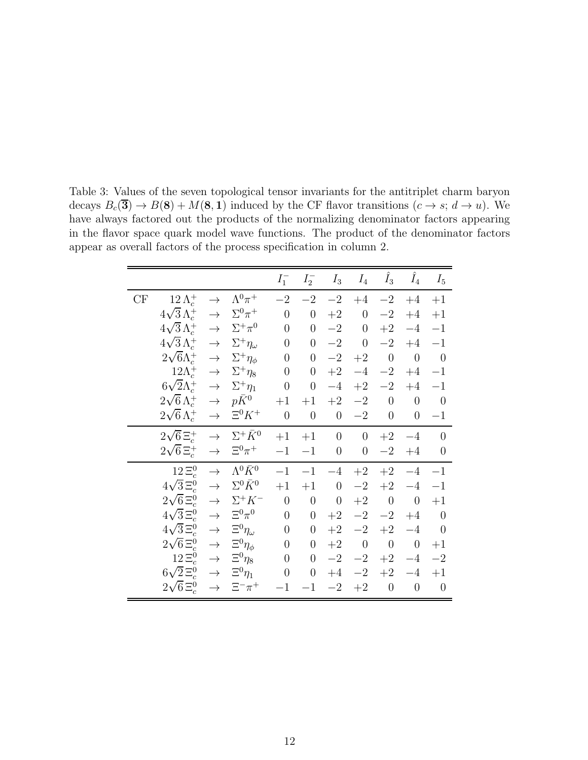Table 3: Values of the seven topological tensor invariants for the antitriplet charm baryon decays $B_c(\overline{\mathbf{3}}) \to B(\mathbf{8}) + M(\mathbf{8}, \mathbf{1})$ induced by the CF flavor transitions ($c \to s$; $d \to u$). We have always factored out the products of the normalizing denominator factors appearing in the flavor space quark model wave functions. The product of the denominator factors appear as overall factors of the process specification in column 2.

| | | | | $I_1^-$ | $I_2^-$ | $I_3$ | $I_4$ | $\hat{I}_3$ | $\hat{I}_4$ | $I_5$ |
|---|---|---|---|---|---|---|---|---|---|---|
| CF | $12\,\Lambda_c^+$ | $\to$ | $\Lambda^0\pi^+$ | $-2$ | $-2$ | $-2$ | $+4$ | $-2$ | $+4$ | $+1$ |
| | $4\sqrt{3}\,\Lambda_c^+$ | $\to$ | $\Sigma^0\pi^+$ | $0$ | $0$ | $+2$ | $0$ | $-2$ | $+4$ | $+1$ |
| | $4\sqrt{3}\,\Lambda_c^+$ | $\to$ | $\Sigma^+\pi^0$ | $0$ | $0$ | $-2$ | $0$ | $+2$ | $-4$ | $-1$ |
| | $4\sqrt{3}\,\Lambda_c^+$ | $\to$ | $\Sigma^+\eta_\omega$ | $0$ | $0$ | $-2$ | $0$ | $-2$ | $+4$ | $-1$ |
| | $2\sqrt{6}\Lambda_c^+$ | $\to$ | $\Sigma^+\eta_\phi$ | $0$ | $0$ | $-2$ | $+2$ | $0$ | $0$ | $0$ |
| | $12\Lambda_c^+$ | $\to$ | $\Sigma^+\eta_8$ | $0$ | $0$ | $+2$ | $-4$ | $-2$ | $+4$ | $-1$ |
| | $6\sqrt{2}\Lambda_c^+$ | $\to$ | $\Sigma^+\eta_1$ | $0$ | $0$ | $-4$ | $+2$ | $-2$ | $+4$ | $-1$ |
| | $2\sqrt{6}\,\Lambda_c^+$ | $\to$ | $p\bar{K}^0$ | $+1$ | $+1$ | $+2$ | $-2$ | $0$ | $0$ | $0$ |
| | $2\sqrt{6}\,\Lambda_c^+$ | $\to$ | $\Xi^0 K^+$ | $0$ | $0$ | $0$ | $-2$ | $0$ | $0$ | $-1$ |
| | $2\sqrt{6}\,\Xi_c^+$ | $\to$ | $\Sigma^+\bar{K}^0$ | $+1$ | $+1$ | $0$ | $0$ | $+2$ | $-4$ | $0$ |
| | $2\sqrt{6}\,\Xi_c^+$ | $\to$ | $\Xi^0\pi^+$ | $-1$ | $-1$ | $0$ | $0$ | $-2$ | $+4$ | $0$ |
| | $12\,\Xi_c^0$ | $\to$ | $\Lambda^0\bar{K}^0$ | $-1$ | $-1$ | $-4$ | $+2$ | $+2$ | $-4$ | $-1$ |
| | $4\sqrt{3}\,\Xi_c^0$ | $\to$ | $\Sigma^0\bar{K}^0$ | $+1$ | $+1$ | $0$ | $-2$ | $+2$ | $-4$ | $-1$ |
| | $2\sqrt{6}\,\Xi_c^0$ | $\to$ | $\Sigma^+K^-$ | $0$ | $0$ | $0$ | $+2$ | $0$ | $0$ | $+1$ |
| | $4\sqrt{3}\,\Xi_c^0$ | $\to$ | $\Xi^0\pi^0$ | $0$ | $0$ | $+2$ | $-2$ | $-2$ | $+4$ | $0$ |
| | $4\sqrt{3}\,\Xi_c^0$ | $\to$ | $\Xi^0\eta_\omega$ | $0$ | $0$ | $+2$ | $-2$ | $+2$ | $-4$ | $0$ |
| | $2\sqrt{6}\,\Xi_c^0$ | $\to$ | $\Xi^0\eta_\phi$ | $0$ | $0$ | $+2$ | $0$ | $0$ | $0$ | $+1$ |
| | $12\,\Xi_c^0$ | $\to$ | $\Xi^0\eta_8$ | $0$ | $0$ | $-2$ | $-2$ | $+2$ | $-4$ | $-2$ |
| | $6\sqrt{2}\,\Xi_c^0$ | $\to$ | $\Xi^0\eta_1$ | $0$ | $0$ | $+4$ | $-2$ | $+2$ | $-4$ | $+1$ |
| | $2\sqrt{6}\,\Xi_c^0$ | $\to$ | $\Xi^-\pi^+$ | $-1$ | $-1$ | $-2$ | $+2$ | $0$ | $0$ | $0$ |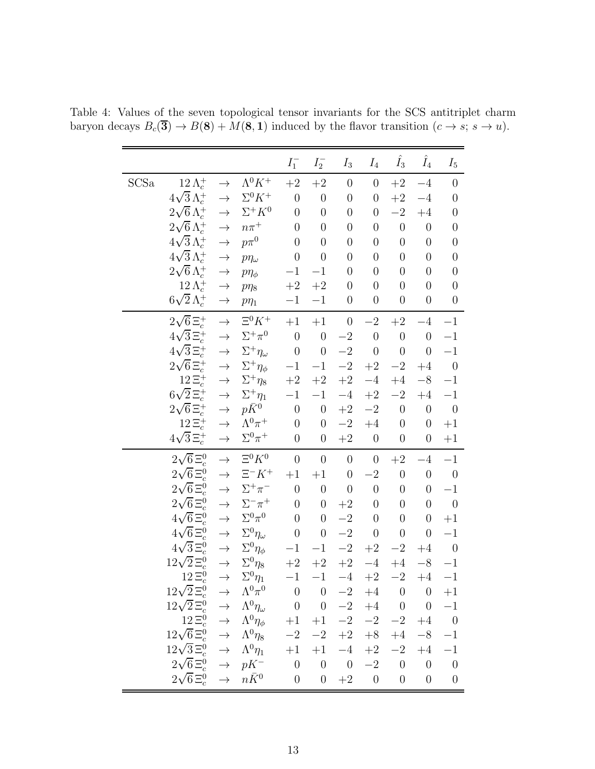Table 4: Values of the seven topological tensor invariants for the SCS antitriplet charm baryon decays $B_c(\overline{\mathbf{3}}) \to B(\mathbf{8}) + M(\mathbf{8}, \mathbf{1})$ induced by the flavor transition ($c \to s$; $s \to u$).

| | | | | $I_1^-$ | $I_2^-$ | $I_3$ | $I_4$ | $\hat{I}_3$ | $\hat{I}_4$ | $I_5$ |
|---|---|---|---|---|---|---|---|---|---|---|
| SCSa | $12\,\Lambda_c^+$ | $\to$ | $\Lambda^0 K^+$ | $+2$ | $+2$ | $0$ | $0$ | $+2$ | $-4$ | $0$ |
| | $4\sqrt{3}\,\Lambda_c^+$ | $\to$ | $\Sigma^0 K^+$ | $0$ | $0$ | $0$ | $0$ | $+2$ | $-4$ | $0$ |
| | $2\sqrt{6}\,\Lambda_c^+$ | $\to$ | $\Sigma^+ K^0$ | $0$ | $0$ | $0$ | $0$ | $-2$ | $+4$ | $0$ |
| | $2\sqrt{6}\,\Lambda_c^+$ | $\to$ | $n\pi^+$ | $0$ | $0$ | $0$ | $0$ | $0$ | $0$ | $0$ |
| | $4\sqrt{3}\,\Lambda_c^+$ | $\to$ | $p\pi^0$ | $0$ | $0$ | $0$ | $0$ | $0$ | $0$ | $0$ |
| | $4\sqrt{3}\,\Lambda_c^+$ | $\to$ | $p\eta_\omega$ | $0$ | $0$ | $0$ | $0$ | $0$ | $0$ | $0$ |
| | $2\sqrt{6}\,\Lambda_c^+$ | $\to$ | $p\eta_\phi$ | $-1$ | $-1$ | $0$ | $0$ | $0$ | $0$ | $0$ |
| | $12\,\Lambda_c^+$ | $\to$ | $p\eta_8$ | $+2$ | $+2$ | $0$ | $0$ | $0$ | $0$ | $0$ |
| | $6\sqrt{2}\,\Lambda_c^+$ | $\to$ | $p\eta_1$ | $-1$ | $-1$ | $0$ | $0$ | $0$ | $0$ | $0$ |
| | $2\sqrt{6}\,\Xi_c^+$ | $\to$ | $\Xi^0 K^+$ | $+1$ | $+1$ | $0$ | $-2$ | $+2$ | $-4$ | $-1$ |
| | $4\sqrt{3}\,\Xi_c^+$ | $\to$ | $\Sigma^+\pi^0$ | $0$ | $0$ | $-2$ | $0$ | $0$ | $0$ | $-1$ |
| | $4\sqrt{3}\,\Xi_c^+$ | $\to$ | $\Sigma^+\eta_\omega$ | $0$ | $0$ | $-2$ | $0$ | $0$ | $0$ | $-1$ |
| | $2\sqrt{6}\,\Xi_c^+$ | $\to$ | $\Sigma^+\eta_\phi$ | $-1$ | $-1$ | $-2$ | $+2$ | $-2$ | $+4$ | $0$ |
| | $12\,\Xi_c^+$ | $\to$ | $\Sigma^+\eta_8$ | $+2$ | $+2$ | $+2$ | $-4$ | $+4$ | $-8$ | $-1$ |
| | $6\sqrt{2}\,\Xi_c^+$ | $\to$ | $\Sigma^+\eta_1$ | $-1$ | $-1$ | $-4$ | $+2$ | $-2$ | $+4$ | $-1$ |
| | $2\sqrt{6}\,\Xi_c^+$ | $\to$ | $p\bar{K}^0$ | $0$ | $0$ | $+2$ | $-2$ | $0$ | $0$ | $0$ |
| | $12\,\Xi_c^+$ | $\to$ | $\Lambda^0\pi^+$ | $0$ | $0$ | $-2$ | $+4$ | $0$ | $0$ | $+1$ |
| | $4\sqrt{3}\,\Xi_c^+$ | $\to$ | $\Sigma^0\pi^+$ | $0$ | $0$ | $+2$ | $0$ | $0$ | $0$ | $+1$ |
| | $2\sqrt{6}\,\Xi_c^0$ | $\to$ | $\Xi^0 K^0$ | $0$ | $0$ | $0$ | $0$ | $+2$ | $-4$ | $-1$ |
| | $2\sqrt{6}\,\Xi_c^0$ | $\to$ | $\Xi^- K^+$ | $+1$ | $+1$ | $0$ | $-2$ | $0$ | $0$ | $0$ |
| | $2\sqrt{6}\,\Xi_c^0$ | $\to$ | $\Sigma^+\pi^-$ | $0$ | $0$ | $0$ | $0$ | $0$ | $0$ | $-1$ |
| | $2\sqrt{6}\,\Xi_c^0$ | $\to$ | $\Sigma^-\pi^+$ | $0$ | $0$ | $+2$ | $0$ | $0$ | $0$ | $0$ |
| | $4\sqrt{6}\,\Xi_c^0$ | $\to$ | $\Sigma^0\pi^0$ | $0$ | $0$ | $-2$ | $0$ | $0$ | $0$ | $+1$ |
| | $4\sqrt{6}\,\Xi_c^0$ | $\to$ | $\Sigma^0\eta_\omega$ | $0$ | $0$ | $-2$ | $0$ | $0$ | $0$ | $-1$ |
| | $4\sqrt{3}\,\Xi_c^0$ | $\to$ | $\Sigma^0\eta_\phi$ | $-1$ | $-1$ | $-2$ | $+2$ | $-2$ | $+4$ | $0$ |
| | $12\sqrt{2}\,\Xi_c^0$ | $\to$ | $\Sigma^0\eta_8$ | $+2$ | $+2$ | $+2$ | $-4$ | $+4$ | $-8$ | $-1$ |
| | $12\,\Xi_c^0$ | $\to$ | $\Sigma^0\eta_1$ | $-1$ | $-1$ | $-4$ | $+2$ | $-2$ | $+4$ | $-1$ |
| | $12\sqrt{2}\,\Xi_c^0$ | $\to$ | $\Lambda^0\pi^0$ | $0$ | $0$ | $-2$ | $+4$ | $0$ | $0$ | $+1$ |
| | $12\sqrt{2}\,\Xi_c^0$ | $\to$ | $\Lambda^0\eta_\omega$ | $0$ | $0$ | $-2$ | $+4$ | $0$ | $0$ | $-1$ |
| | $12\,\Xi_c^0$ | $\to$ | $\Lambda^0\eta_\phi$ | $+1$ | $+1$ | $-2$ | $-2$ | $-2$ | $+4$ | $0$ |
| | $12\sqrt{6}\,\Xi_c^0$ | $\to$ | $\Lambda^0\eta_8$ | $-2$ | $-2$ | $+2$ | $+8$ | $+4$ | $-8$ | $-1$ |
| | $12\sqrt{3}\,\Xi_c^0$ | $\to$ | $\Lambda^0\eta_1$ | $+1$ | $+1$ | $-4$ | $+2$ | $-2$ | $+4$ | $-1$ |
| | $2\sqrt{6}\,\Xi_c^0$ | $\to$ | $pK^-$ | $0$ | $0$ | $0$ | $-2$ | $0$ | $0$ | $0$ |
| | $2\sqrt{6}\,\Xi_c^0$ | $\to$ | $n\bar{K}^0$ | $0$ | $0$ | $+2$ | $0$ | $0$ | $0$ | $0$ |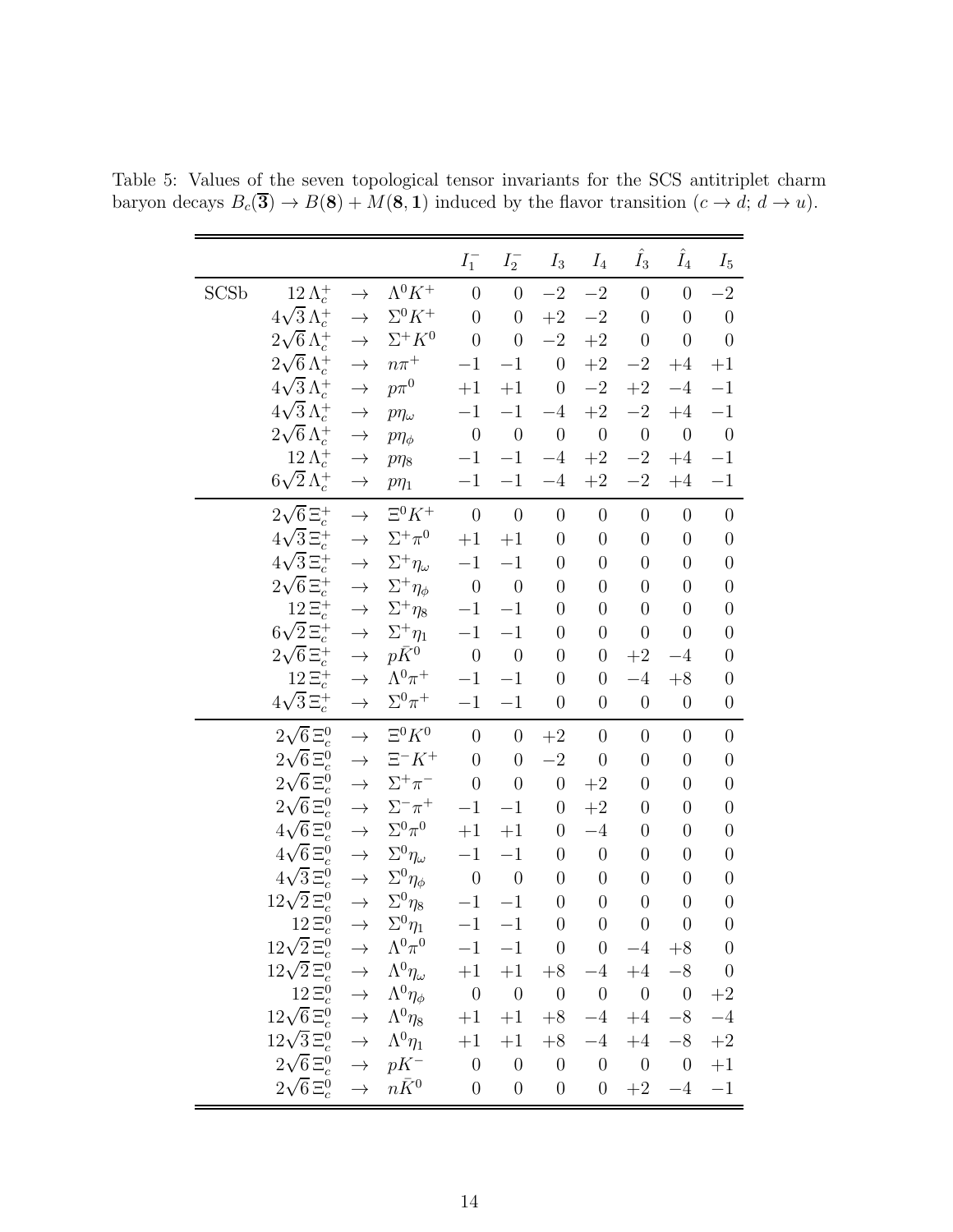Table 5: Values of the seven topological tensor invariants for the SCS antitriplet charm baryon decays $B_c(\overline{\mathbf{3}}) \to B(\mathbf{8}) + M(\mathbf{8}, \mathbf{1})$ induced by the flavor transition ($c \to d$; $d \to u$).

| | | | | $I_1^-$ | $I_2^-$ | $I_3$ | $I_4$ | $\hat{I}_3$ | $\hat{I}_4$ | $I_5$ |
|---|---|---|---|---|---|---|---|---|---|---|
| SCSb | $12\,\Lambda_c^+$ | $\to$ | $\Lambda^0 K^+$ | $0$ | $0$ | $-2$ | $-2$ | $0$ | $0$ | $-2$ |
| | $4\sqrt{3}\,\Lambda_c^+$ | $\to$ | $\Sigma^0 K^+$ | $0$ | $0$ | $+2$ | $-2$ | $0$ | $0$ | $0$ |
| | $2\sqrt{6}\,\Lambda_c^+$ | $\to$ | $\Sigma^+ K^0$ | $0$ | $0$ | $-2$ | $+2$ | $0$ | $0$ | $0$ |
| | $2\sqrt{6}\,\Lambda_c^+$ | $\to$ | $n\pi^+$ | $-1$ | $-1$ | $0$ | $+2$ | $-2$ | $+4$ | $+1$ |
| | $4\sqrt{3}\,\Lambda_c^+$ | $\to$ | $p\pi^0$ | $+1$ | $+1$ | $0$ | $-2$ | $+2$ | $-4$ | $-1$ |
| | $4\sqrt{3}\,\Lambda_c^+$ | $\to$ | $p\eta_\omega$ | $-1$ | $-1$ | $-4$ | $+2$ | $-2$ | $+4$ | $-1$ |
| | $2\sqrt{6}\,\Lambda_c^+$ | $\to$ | $p\eta_\phi$ | $0$ | $0$ | $0$ | $0$ | $0$ | $0$ | $0$ |
| | $12\,\Lambda_c^+$ | $\to$ | $p\eta_8$ | $-1$ | $-1$ | $-4$ | $+2$ | $-2$ | $+4$ | $-1$ |
| | $6\sqrt{2}\,\Lambda_c^+$ | $\to$ | $p\eta_1$ | $-1$ | $-1$ | $-4$ | $+2$ | $-2$ | $+4$ | $-1$ |
| | $2\sqrt{6}\,\Xi_c^+$ | $\to$ | $\Xi^0 K^+$ | $0$ | $0$ | $0$ | $0$ | $0$ | $0$ | $0$ |
| | $4\sqrt{3}\,\Xi_c^+$ | $\to$ | $\Sigma^+\pi^0$ | $+1$ | $+1$ | $0$ | $0$ | $0$ | $0$ | $0$ |
| | $4\sqrt{3}\,\Xi_c^+$ | $\to$ | $\Sigma^+\eta_\omega$ | $-1$ | $-1$ | $0$ | $0$ | $0$ | $0$ | $0$ |
| | $2\sqrt{6}\,\Xi_c^+$ | $\to$ | $\Sigma^+\eta_\phi$ | $0$ | $0$ | $0$ | $0$ | $0$ | $0$ | $0$ |
| | $12\,\Xi_c^+$ | $\to$ | $\Sigma^+\eta_8$ | $-1$ | $-1$ | $0$ | $0$ | $0$ | $0$ | $0$ |
| | $6\sqrt{2}\,\Xi_c^+$ | $\to$ | $\Sigma^+\eta_1$ | $-1$ | $-1$ | $0$ | $0$ | $0$ | $0$ | $0$ |
| | $2\sqrt{6}\,\Xi_c^+$ | $\to$ | $p\bar{K}^0$ | $0$ | $0$ | $0$ | $0$ | $+2$ | $-4$ | $0$ |
| | $12\,\Xi_c^+$ | $\to$ | $\Lambda^0\pi^+$ | $-1$ | $-1$ | $0$ | $0$ | $-4$ | $+8$ | $0$ |
| | $4\sqrt{3}\,\Xi_c^+$ | $\to$ | $\Sigma^0\pi^+$ | $-1$ | $-1$ | $0$ | $0$ | $0$ | $0$ | $0$ |
| | $2\sqrt{6}\,\Xi_c^0$ | $\to$ | $\Xi^0 K^0$ | $0$ | $0$ | $+2$ | $0$ | $0$ | $0$ | $0$ |
| | $2\sqrt{6}\,\Xi_c^0$ | $\to$ | $\Xi^- K^+$ | $0$ | $0$ | $-2$ | $0$ | $0$ | $0$ | $0$ |
| | $2\sqrt{6}\,\Xi_c^0$ | $\to$ | $\Sigma^+\pi^-$ | $0$ | $0$ | $0$ | $+2$ | $0$ | $0$ | $0$ |
| | $2\sqrt{6}\,\Xi_c^0$ | $\to$ | $\Sigma^-\pi^+$ | $-1$ | $-1$ | $0$ | $+2$ | $0$ | $0$ | $0$ |
| | $4\sqrt{6}\,\Xi_c^0$ | $\to$ | $\Sigma^0\pi^0$ | $+1$ | $+1$ | $0$ | $-4$ | $0$ | $0$ | $0$ |
| | $4\sqrt{6}\,\Xi_c^0$ | $\to$ | $\Sigma^0\eta_\omega$ | $-1$ | $-1$ | $0$ | $0$ | $0$ | $0$ | $0$ |
| | $4\sqrt{3}\,\Xi_c^0$ | $\to$ | $\Sigma^0\eta_\phi$ | $0$ | $0$ | $0$ | $0$ | $0$ | $0$ | $0$ |
| | $12\sqrt{2}\,\Xi_c^0$ | $\to$ | $\Sigma^0\eta_8$ | $-1$ | $-1$ | $0$ | $0$ | $0$ | $0$ | $0$ |
| | $12\,\Xi_c^0$ | $\to$ | $\Sigma^0\eta_1$ | $-1$ | $-1$ | $0$ | $0$ | $0$ | $0$ | $0$ |
| | $12\sqrt{2}\,\Xi_c^0$ | $\to$ | $\Lambda^0\pi^0$ | $-1$ | $-1$ | $0$ | $0$ | $-4$ | $+8$ | $0$ |
| | $12\sqrt{2}\,\Xi_c^0$ | $\to$ | $\Lambda^0\eta_\omega$ | $+1$ | $+1$ | $+8$ | $-4$ | $+4$ | $-8$ | $0$ |
| | $12\,\Xi_c^0$ | $\to$ | $\Lambda^0\eta_\phi$ | $0$ | $0$ | $0$ | $0$ | $0$ | $0$ | $+2$ |
| | $12\sqrt{6}\,\Xi_c^0$ | $\to$ | $\Lambda^0\eta_8$ | $+1$ | $+1$ | $+8$ | $-4$ | $+4$ | $-8$ | $-4$ |
| | $12\sqrt{3}\,\Xi_c^0$ | $\to$ | $\Lambda^0\eta_1$ | $+1$ | $+1$ | $+8$ | $-4$ | $+4$ | $-8$ | $+2$ |
| | $2\sqrt{6}\,\Xi_c^0$ | $\to$ | $pK^-$ | $0$ | $0$ | $0$ | $0$ | $0$ | $0$ | $+1$ |
| | $2\sqrt{6}\,\Xi_c^0$ | $\to$ | $n\bar{K}^0$ | $0$ | $0$ | $0$ | $0$ | $+2$ | $-4$ | $-1$ |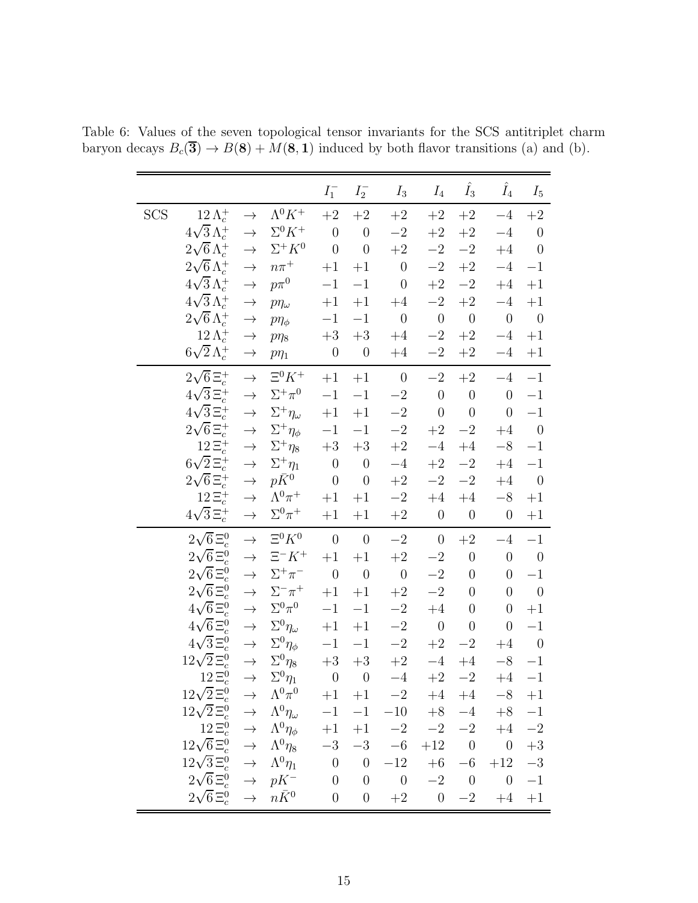Table 6: Values of the seven topological tensor invariants for the SCS antitriplet charm baryon decays $B_c(\overline{\mathbf{3}}) \to B(\mathbf{8}) + M(\mathbf{8}, \mathbf{1})$ induced by both flavor transitions (a) and (b).

| | | | | $I_1^-$ | $I_2^-$ | $I_3$ | $I_4$ | $\hat{I}_3$ | $\hat{I}_4$ | $I_5$ |
|---|---|---|---|---|---|---|---|---|---|---|
| SCS | $12\,\Lambda_c^+$ | $\to$ | $\Lambda^0 K^+$ | $+2$ | $+2$ | $+2$ | $+2$ | $+2$ | $-4$ | $+2$ |
| | $4\sqrt{3}\,\Lambda_c^+$ | $\to$ | $\Sigma^0 K^+$ | $0$ | $0$ | $-2$ | $+2$ | $+2$ | $-4$ | $0$ |
| | $2\sqrt{6}\,\Lambda_c^+$ | $\to$ | $\Sigma^+ K^0$ | $0$ | $0$ | $+2$ | $-2$ | $-2$ | $+4$ | $0$ |
| | $2\sqrt{6}\,\Lambda_c^+$ | $\to$ | $n\pi^+$ | $+1$ | $+1$ | $0$ | $-2$ | $+2$ | $-4$ | $-1$ |
| | $4\sqrt{3}\,\Lambda_c^+$ | $\to$ | $p\pi^0$ | $-1$ | $-1$ | $0$ | $+2$ | $-2$ | $+4$ | $+1$ |
| | $4\sqrt{3}\,\Lambda_c^+$ | $\to$ | $p\eta_\omega$ | $+1$ | $+1$ | $+4$ | $-2$ | $+2$ | $-4$ | $+1$ |
| | $2\sqrt{6}\,\Lambda_c^+$ | $\to$ | $p\eta_\phi$ | $-1$ | $-1$ | $0$ | $0$ | $0$ | $0$ | $0$ |
| | $12\,\Lambda_c^+$ | $\to$ | $p\eta_8$ | $+3$ | $+3$ | $+4$ | $-2$ | $+2$ | $-4$ | $+1$ |
| | $6\sqrt{2}\,\Lambda_c^+$ | $\to$ | $p\eta_1$ | $0$ | $0$ | $+4$ | $-2$ | $+2$ | $-4$ | $+1$ |
| | $2\sqrt{6}\,\Xi_c^+$ | $\to$ | $\Xi^0 K^+$ | $+1$ | $+1$ | $0$ | $-2$ | $+2$ | $-4$ | $-1$ |
| | $4\sqrt{3}\,\Xi_c^+$ | $\to$ | $\Sigma^+\pi^0$ | $-1$ | $-1$ | $-2$ | $0$ | $0$ | $0$ | $-1$ |
| | $4\sqrt{3}\,\Xi_c^+$ | $\to$ | $\Sigma^+\eta_\omega$ | $+1$ | $+1$ | $-2$ | $0$ | $0$ | $0$ | $-1$ |
| | $2\sqrt{6}\,\Xi_c^+$ | $\to$ | $\Sigma^+\eta_\phi$ | $-1$ | $-1$ | $-2$ | $+2$ | $-2$ | $+4$ | $0$ |
| | $12\,\Xi_c^+$ | $\to$ | $\Sigma^+\eta_8$ | $+3$ | $+3$ | $+2$ | $-4$ | $+4$ | $-8$ | $-1$ |
| | $6\sqrt{2}\,\Xi_c^+$ | $\to$ | $\Sigma^+\eta_1$ | $0$ | $0$ | $-4$ | $+2$ | $-2$ | $+4$ | $-1$ |
| | $2\sqrt{6}\,\Xi_c^+$ | $\to$ | $p\bar{K}^0$ | $0$ | $0$ | $+2$ | $-2$ | $-2$ | $+4$ | $0$ |
| | $12\,\Xi_c^+$ | $\to$ | $\Lambda^0\pi^+$ | $+1$ | $+1$ | $-2$ | $+4$ | $+4$ | $-8$ | $+1$ |
| | $4\sqrt{3}\,\Xi_c^+$ | $\to$ | $\Sigma^0\pi^+$ | $+1$ | $+1$ | $+2$ | $0$ | $0$ | $0$ | $+1$ |
| | $2\sqrt{6}\,\Xi_c^0$ | $\to$ | $\Xi^0 K^0$ | $0$ | $0$ | $-2$ | $0$ | $+2$ | $-4$ | $-1$ |
| | $2\sqrt{6}\,\Xi_c^0$ | $\to$ | $\Xi^- K^+$ | $+1$ | $+1$ | $+2$ | $-2$ | $0$ | $0$ | $0$ |
| | $2\sqrt{6}\,\Xi_c^0$ | $\to$ | $\Sigma^+\pi^-$ | $0$ | $0$ | $0$ | $-2$ | $0$ | $0$ | $-1$ |
| | $2\sqrt{6}\,\Xi_c^0$ | $\to$ | $\Sigma^-\pi^+$ | $+1$ | $+1$ | $+2$ | $-2$ | $0$ | $0$ | $0$ |
| | $4\sqrt{6}\,\Xi_c^0$ | $\to$ | $\Sigma^0\pi^0$ | $-1$ | $-1$ | $-2$ | $+4$ | $0$ | $0$ | $+1$ |
| | $4\sqrt{6}\,\Xi_c^0$ | $\to$ | $\Sigma^0\eta_\omega$ | $+1$ | $+1$ | $-2$ | $0$ | $0$ | $0$ | $-1$ |
| | $4\sqrt{3}\,\Xi_c^0$ | $\to$ | $\Sigma^0\eta_\phi$ | $-1$ | $-1$ | $-2$ | $+2$ | $-2$ | $+4$ | $0$ |
| | $12\sqrt{2}\,\Xi_c^0$ | $\to$ | $\Sigma^0\eta_8$ | $+3$ | $+3$ | $+2$ | $-4$ | $+4$ | $-8$ | $-1$ |
| | $12\,\Xi_c^0$ | $\to$ | $\Sigma^0\eta_1$ | $0$ | $0$ | $-4$ | $+2$ | $-2$ | $+4$ | $-1$ |
| | $12\sqrt{2}\,\Xi_c^0$ | $\to$ | $\Lambda^0\pi^0$ | $+1$ | $+1$ | $-2$ | $+4$ | $+4$ | $-8$ | $+1$ |
| | $12\sqrt{2}\,\Xi_c^0$ | $\to$ | $\Lambda^0\eta_\omega$ | $-1$ | $-1$ | $-10$ | $+8$ | $-4$ | $+8$ | $-1$ |
| | $12\,\Xi_c^0$ | $\to$ | $\Lambda^0\eta_\phi$ | $+1$ | $+1$ | $-2$ | $-2$ | $-2$ | $+4$ | $-2$ |
| | $12\sqrt{6}\,\Xi_c^0$ | $\to$ | $\Lambda^0\eta_8$ | $-3$ | $-3$ | $-6$ | $+12$ | $0$ | $0$ | $+3$ |
| | $12\sqrt{3}\,\Xi_c^0$ | $\to$ | $\Lambda^0\eta_1$ | $0$ | $0$ | $-12$ | $+6$ | $-6$ | $+12$ | $-3$ |
| | $2\sqrt{6}\,\Xi_c^0$ | $\to$ | $pK^-$ | $0$ | $0$ | $0$ | $-2$ | $0$ | $0$ | $-1$ |
| | $2\sqrt{6}\,\Xi_c^0$ | $\to$ | $n\bar{K}^0$ | $0$ | $0$ | $+2$ | $0$ | $-2$ | $+4$ | $+1$ |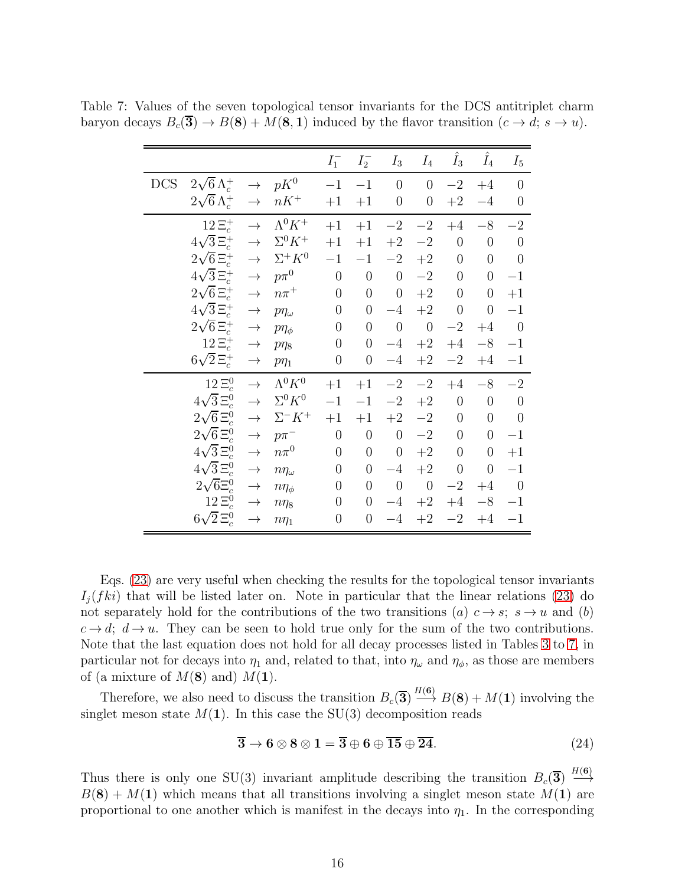Table 7: Values of the seven topological tensor invariants for the DCS antitriplet charm baryon decays $B_c(\overline{\mathbf{3}}) \to B(\mathbf{8}) + M(\mathbf{8},\mathbf{1})$ induced by the flavor transition $(c \to d;\ s \to u)$.

| | | | | $I_1^-$ | $I_2^-$ | $I_3$ | $I_4$ | $\hat{I}_3$ | $\hat{I}_4$ | $I_5$ |
|---|---|---|---|---|---|---|---|---|---|---|
| DCS | $2\sqrt{6}\,\Lambda_c^+$ | $\to$ | $pK^0$ | $-1$ | $-1$ | $0$ | $0$ | $-2$ | $+4$ | $0$ |
| | $2\sqrt{6}\,\Lambda_c^+$ | $\to$ | $nK^+$ | $+1$ | $+1$ | $0$ | $0$ | $+2$ | $-4$ | $0$ |
| | $12\,\Xi_c^+$ | $\to$ | $\Lambda^0 K^+$ | $+1$ | $+1$ | $-2$ | $-2$ | $+4$ | $-8$ | $-2$ |
| | $4\sqrt{3}\,\Xi_c^+$ | $\to$ | $\Sigma^0 K^+$ | $+1$ | $+1$ | $+2$ | $-2$ | $0$ | $0$ | $0$ |
| | $2\sqrt{6}\,\Xi_c^+$ | $\to$ | $\Sigma^+ K^0$ | $-1$ | $-1$ | $-2$ | $+2$ | $0$ | $0$ | $0$ |
| | $4\sqrt{3}\,\Xi_c^+$ | $\to$ | $p\pi^0$ | $0$ | $0$ | $0$ | $-2$ | $0$ | $0$ | $-1$ |
| | $2\sqrt{6}\,\Xi_c^+$ | $\to$ | $n\pi^+$ | $0$ | $0$ | $0$ | $+2$ | $0$ | $0$ | $+1$ |
| | $4\sqrt{3}\,\Xi_c^+$ | $\to$ | $p\eta_\omega$ | $0$ | $0$ | $-4$ | $+2$ | $0$ | $0$ | $-1$ |
| | $2\sqrt{6}\,\Xi_c^+$ | $\to$ | $p\eta_\phi$ | $0$ | $0$ | $0$ | $0$ | $-2$ | $+4$ | $0$ |
| | $12\,\Xi_c^+$ | $\to$ | $p\eta_8$ | $0$ | $0$ | $-4$ | $+2$ | $+4$ | $-8$ | $-1$ |
| | $6\sqrt{2}\,\Xi_c^+$ | $\to$ | $p\eta_1$ | $0$ | $0$ | $-4$ | $+2$ | $-2$ | $+4$ | $-1$ |
| | $12\,\Xi_c^0$ | $\to$ | $\Lambda^0 K^0$ | $+1$ | $+1$ | $-2$ | $-2$ | $+4$ | $-8$ | $-2$ |
| | $4\sqrt{3}\,\Xi_c^0$ | $\to$ | $\Sigma^0 K^0$ | $-1$ | $-1$ | $-2$ | $+2$ | $0$ | $0$ | $0$ |
| | $2\sqrt{6}\,\Xi_c^0$ | $\to$ | $\Sigma^- K^+$ | $+1$ | $+1$ | $+2$ | $-2$ | $0$ | $0$ | $0$ |
| | $2\sqrt{6}\,\Xi_c^0$ | $\to$ | $p\pi^-$ | $0$ | $0$ | $0$ | $-2$ | $0$ | $0$ | $-1$ |
| | $4\sqrt{3}\,\Xi_c^0$ | $\to$ | $n\pi^0$ | $0$ | $0$ | $0$ | $+2$ | $0$ | $0$ | $+1$ |
| | $4\sqrt{3}\,\Xi_c^0$ | $\to$ | $n\eta_\omega$ | $0$ | $0$ | $-4$ | $+2$ | $0$ | $0$ | $-1$ |
| | $2\sqrt{6}\,\Xi_c^0$ | $\to$ | $n\eta_\phi$ | $0$ | $0$ | $0$ | $0$ | $-2$ | $+4$ | $0$ |
| | $12\,\Xi_c^0$ | $\to$ | $n\eta_8$ | $0$ | $0$ | $-4$ | $+2$ | $+4$ | $-8$ | $-1$ |
| | $6\sqrt{2}\,\Xi_c^0$ | $\to$ | $n\eta_1$ | $0$ | $0$ | $-4$ | $+2$ | $-2$ | $+4$ | $-1$ |

Eqs. (23) are very useful when checking the results for the topological tensor invariants $I_j(fki)$ that will be listed later on. Note in particular that the linear relations (23) do not separately hold for the contributions of the two transitions $(a)$ $c \to s;\ s \to u$ and $(b)$ $c \to d;\ d \to u$. They can be seen to hold true only for the sum of the two contributions. Note that the last equation does not hold for all decay processes listed in Tables 3 to 7, in particular not for decays into $\eta_1$ and, related to that, into $\eta_\omega$ and $\eta_\phi$, as those are members of (a mixture of $M(\mathbf{8})$ and) $M(\mathbf{1})$.

Therefore, we also need to discuss the transition $B_c(\overline{\mathbf{3}}) \xrightarrow{H(\mathbf{6})} B(\mathbf{8}) + M(\mathbf{1})$ involving the singlet meson state $M(\mathbf{1})$. In this case the SU(3) decomposition reads

$$\overline{\mathbf{3}} \to \mathbf{6} \otimes \mathbf{8} \otimes \mathbf{1} = \overline{\mathbf{3}} \oplus \mathbf{6} \oplus \overline{\mathbf{15}} \oplus \overline{\mathbf{24}}. \tag{24}$$

Thus there is only one SU(3) invariant amplitude describing the transition $B_c(\overline{\mathbf{3}}) \xrightarrow{H(\mathbf{6})} B(\mathbf{8}) + M(\mathbf{1})$ which means that all transitions involving a singlet meson state $M(\mathbf{1})$ are proportional to one another which is manifest in the decays into $\eta_1$. In the corresponding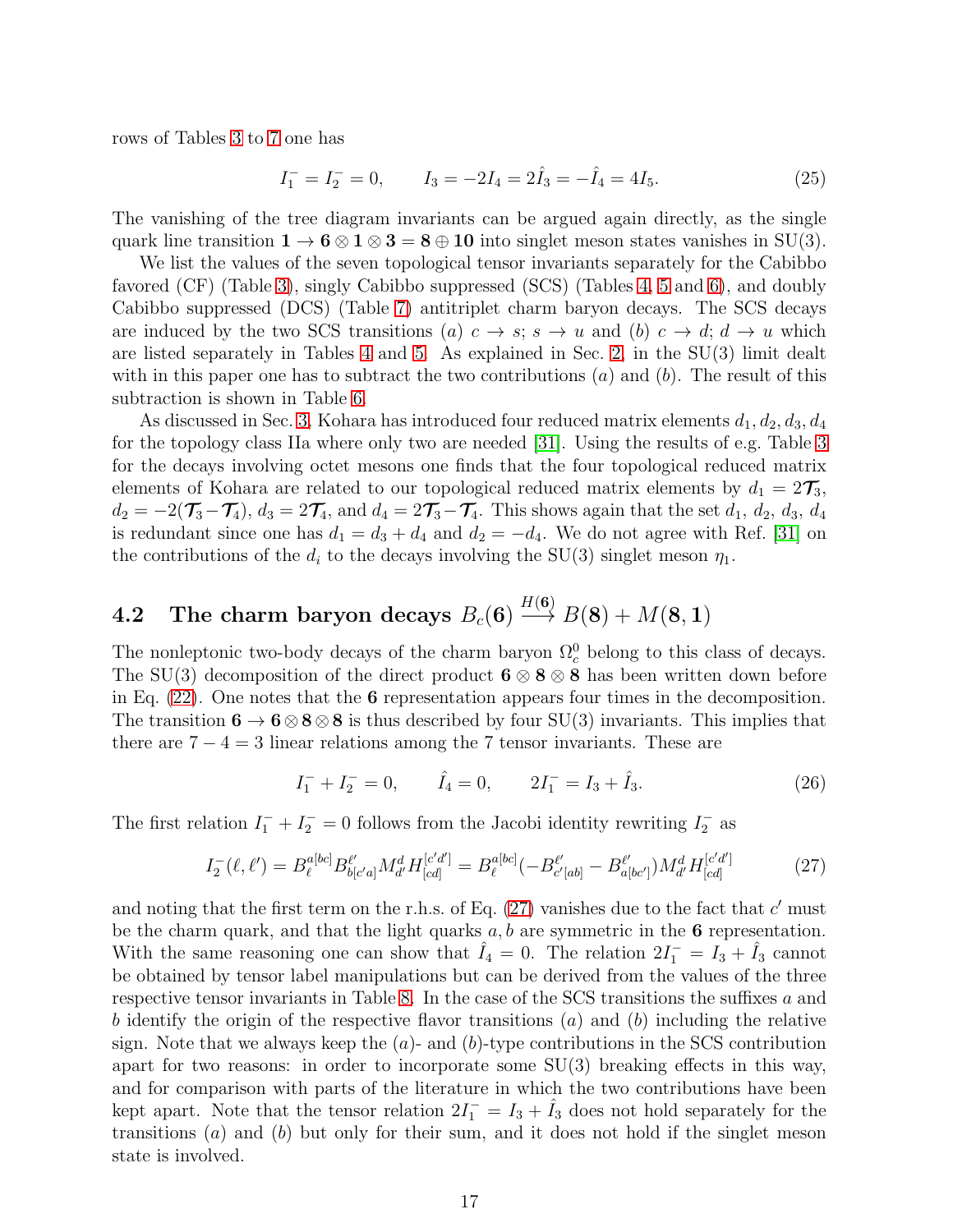rows of Tables 3 to 7 one has

$$I_1^- = I_2^- = 0, \qquad I_3 = -2I_4 = 2\hat{I}_3 = -\hat{I}_4 = 4I_5. \tag{25}$$

The vanishing of the tree diagram invariants can be argued again directly, as the single quark line transition $\mathbf{1} \to \mathbf{6} \otimes \mathbf{1} \otimes \mathbf{3} = \mathbf{8} \oplus \mathbf{10}$ into singlet meson states vanishes in SU(3).

We list the values of the seven topological tensor invariants separately for the Cabibbo favored (CF) (Table 3), singly Cabibbo suppressed (SCS) (Tables 4, 5 and 6), and doubly Cabibbo suppressed (DCS) (Table 7) antitriplet charm baryon decays. The SCS decays are induced by the two SCS transitions $(a)$ $c \to s$; $s \to u$ and $(b)$ $c \to d$; $d \to u$ which are listed separately in Tables 4 and 5. As explained in Sec. 2, in the SU(3) limit dealt with in this paper one has to subtract the two contributions $(a)$ and $(b)$. The result of this subtraction is shown in Table 6.

As discussed in Sec. 3, Kohara has introduced four reduced matrix elements $d_1, d_2, d_3, d_4$ for the topology class IIa where only two are needed [31]. Using the results of e.g. Table 3 for the decays involving octet mesons one finds that the four topological reduced matrix elements of Kohara are related to our topological reduced matrix elements by $d_1 = 2\boldsymbol{\mathcal{T}}_3$, $d_2 = -2(\boldsymbol{\mathcal{T}}_3 - \boldsymbol{\mathcal{T}}_4)$, $d_3 = 2\boldsymbol{\mathcal{T}}_4$, and $d_4 = 2\boldsymbol{\mathcal{T}}_3 - \boldsymbol{\mathcal{T}}_4$. This shows again that the set $d_1$, $d_2$, $d_3$, $d_4$ is redundant since one has $d_1 = d_3 + d_4$ and $d_2 = -d_4$. We do not agree with Ref. [31] on the contributions of the $d_i$ to the decays involving the SU(3) singlet meson $\eta_1$.

## 4.2 The charm baryon decays $B_c(\mathbf{6}) \xrightarrow{H(\mathbf{6})} B(\mathbf{8}) + M(\mathbf{8}, \mathbf{1})$

The nonleptonic two-body decays of the charm baryon $\Omega_c^0$ belong to this class of decays. The SU(3) decomposition of the direct product $\mathbf{6} \otimes \mathbf{8} \otimes \mathbf{8}$ has been written down before in Eq. (22). One notes that the $\mathbf{6}$ representation appears four times in the decomposition. The transition $\mathbf{6} \to \mathbf{6} \otimes \mathbf{8} \otimes \mathbf{8}$ is thus described by four SU(3) invariants. This implies that there are $7 - 4 = 3$ linear relations among the 7 tensor invariants. These are

$$I_1^- + I_2^- = 0, \qquad \hat{I}_4 = 0, \qquad 2I_1^- = I_3 + \hat{I}_3. \tag{26}$$

The first relation $I_1^- + I_2^- = 0$ follows from the Jacobi identity rewriting $I_2^-$ as

$$I_2^-(\ell, \ell') = B_\ell^{a[bc]} B^{\ell'}_{b[c'a]} M^d_{d'} H^{[c'd']}_{[cd]} = B_\ell^{a[bc]} (-B^{\ell'}_{c'[ab]} - B^{\ell'}_{a[bc']}) M^d_{d'} H^{[c'd']}_{[cd]} \tag{27}$$

and noting that the first term on the r.h.s. of Eq. (27) vanishes due to the fact that $c'$ must be the charm quark, and that the light quarks $a, b$ are symmetric in the $\mathbf{6}$ representation. With the same reasoning one can show that $\hat{I}_4 = 0$. The relation $2I_1^- = I_3 + \hat{I}_3$ cannot be obtained by tensor label manipulations but can be derived from the values of the three respective tensor invariants in Table 8. In the case of the SCS transitions the suffixes $a$ and $b$ identify the origin of the respective flavor transitions $(a)$ and $(b)$ including the relative sign. Note that we always keep the $(a)$- and $(b)$-type contributions in the SCS contribution apart for two reasons: in order to incorporate some SU(3) breaking effects in this way, and for comparison with parts of the literature in which the two contributions have been kept apart. Note that the tensor relation $2I_1^- = I_3 + \hat{I}_3$ does not hold separately for the transitions $(a)$ and $(b)$ but only for their sum, and it does not hold if the singlet meson state is involved.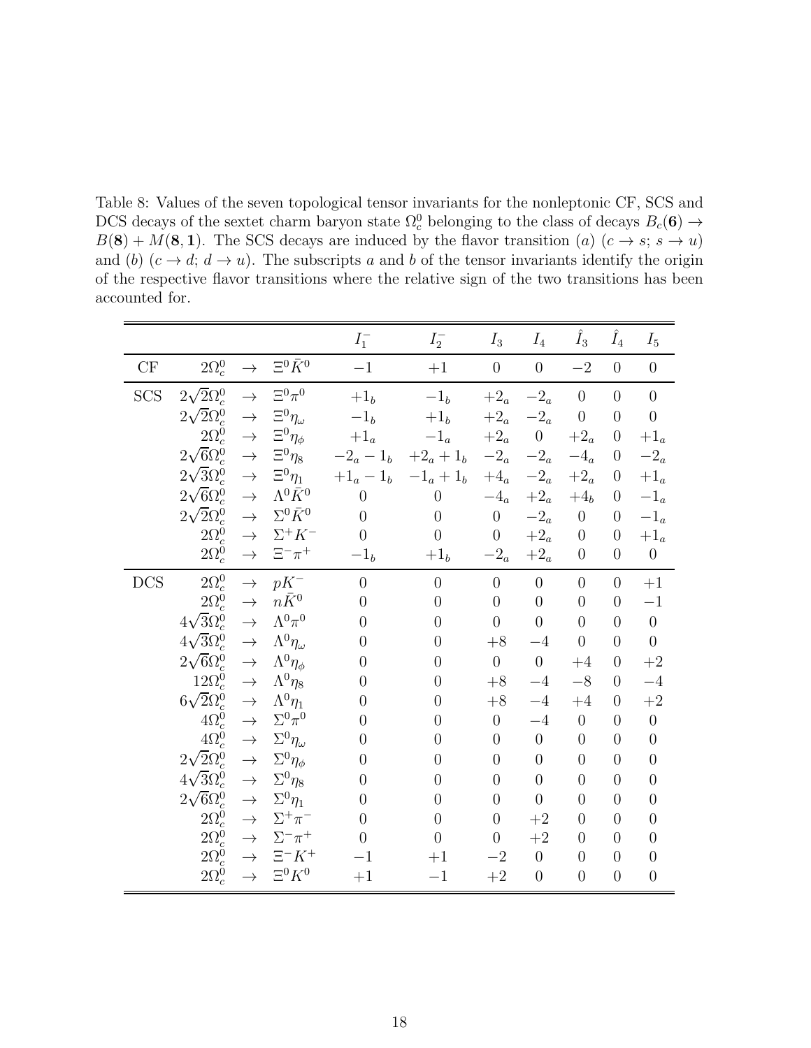Table 8: Values of the seven topological tensor invariants for the nonleptonic CF, SCS and DCS decays of the sextet charm baryon state $\Omega_c^0$ belonging to the class of decays $B_c(\mathbf{6}) \to B(\mathbf{8}) + M(\mathbf{8}, \mathbf{1})$. The SCS decays are induced by the flavor transition $(a)$ $(c \to s;\ s \to u)$ and $(b)$ $(c \to d;\ d \to u)$. The subscripts $a$ and $b$ of the tensor invariants identify the origin of the respective flavor transitions where the relative sign of the two transitions has been accounted for.

| | | | | $I_1^-$ | $I_2^-$ | $I_3$ | $I_4$ | $\hat{I}_3$ | $\hat{I}_4$ | $I_5$ |
|---|---|---|---|---|---|---|---|---|---|---|
| CF | $2\Omega_c^0$ | $\to$ | $\Xi^0 \bar{K}^0$ | $-1$ | $+1$ | $0$ | $0$ | $-2$ | $0$ | $0$ |
| SCS | $2\sqrt{2}\Omega_c^0$ | $\to$ | $\Xi^0 \pi^0$ | $+1_b$ | $-1_b$ | $+2_a$ | $-2_a$ | $0$ | $0$ | $0$ |
| | $2\sqrt{2}\Omega_c^0$ | $\to$ | $\Xi^0 \eta_\omega$ | $-1_b$ | $+1_b$ | $+2_a$ | $-2_a$ | $0$ | $0$ | $0$ |
| | $2\Omega_c^0$ | $\to$ | $\Xi^0 \eta_\phi$ | $+1_a$ | $-1_a$ | $+2_a$ | $0$ | $+2_a$ | $0$ | $+1_a$ |
| | $2\sqrt{6}\Omega_c^0$ | $\to$ | $\Xi^0 \eta_8$ | $-2_a - 1_b$ | $+2_a + 1_b$ | $-2_a$ | $-2_a$ | $-4_a$ | $0$ | $-2_a$ |
| | $2\sqrt{3}\Omega_c^0$ | $\to$ | $\Xi^0 \eta_1$ | $+1_a - 1_b$ | $-1_a + 1_b$ | $+4_a$ | $-2_a$ | $+2_a$ | $0$ | $+1_a$ |
| | $2\sqrt{6}\Omega_c^0$ | $\to$ | $\Lambda^0 \bar{K}^0$ | $0$ | $0$ | $-4_a$ | $+2_a$ | $+4_b$ | $0$ | $-1_a$ |
| | $2\sqrt{2}\Omega_c^0$ | $\to$ | $\Sigma^0 \bar{K}^0$ | $0$ | $0$ | $0$ | $-2_a$ | $0$ | $0$ | $-1_a$ |
| | $2\Omega_c^0$ | $\to$ | $\Sigma^+ K^-$ | $0$ | $0$ | $0$ | $+2_a$ | $0$ | $0$ | $+1_a$ |
| | $2\Omega_c^0$ | $\to$ | $\Xi^- \pi^+$ | $-1_b$ | $+1_b$ | $-2_a$ | $+2_a$ | $0$ | $0$ | $0$ |
| DCS | $2\Omega_c^0$ | $\to$ | $p K^-$ | $0$ | $0$ | $0$ | $0$ | $0$ | $0$ | $+1$ |
| | $2\Omega_c^0$ | $\to$ | $n \bar{K}^0$ | $0$ | $0$ | $0$ | $0$ | $0$ | $0$ | $-1$ |
| | $4\sqrt{3}\Omega_c^0$ | $\to$ | $\Lambda^0 \pi^0$ | $0$ | $0$ | $0$ | $0$ | $0$ | $0$ | $0$ |
| | $4\sqrt{3}\Omega_c^0$ | $\to$ | $\Lambda^0 \eta_\omega$ | $0$ | $0$ | $+8$ | $-4$ | $0$ | $0$ | $0$ |
| | $2\sqrt{6}\Omega_c^0$ | $\to$ | $\Lambda^0 \eta_\phi$ | $0$ | $0$ | $0$ | $0$ | $+4$ | $0$ | $+2$ |
| | $12\Omega_c^0$ | $\to$ | $\Lambda^0 \eta_8$ | $0$ | $0$ | $+8$ | $-4$ | $-8$ | $0$ | $-4$ |
| | $6\sqrt{2}\Omega_c^0$ | $\to$ | $\Lambda^0 \eta_1$ | $0$ | $0$ | $+8$ | $-4$ | $+4$ | $0$ | $+2$ |
| | $4\Omega_c^0$ | $\to$ | $\Sigma^0 \pi^0$ | $0$ | $0$ | $0$ | $-4$ | $0$ | $0$ | $0$ |
| | $4\Omega_c^0$ | $\to$ | $\Sigma^0 \eta_\omega$ | $0$ | $0$ | $0$ | $0$ | $0$ | $0$ | $0$ |
| | $2\sqrt{2}\Omega_c^0$ | $\to$ | $\Sigma^0 \eta_\phi$ | $0$ | $0$ | $0$ | $0$ | $0$ | $0$ | $0$ |
| | $4\sqrt{3}\Omega_c^0$ | $\to$ | $\Sigma^0 \eta_8$ | $0$ | $0$ | $0$ | $0$ | $0$ | $0$ | $0$ |
| | $2\sqrt{6}\Omega_c^0$ | $\to$ | $\Sigma^0 \eta_1$ | $0$ | $0$ | $0$ | $0$ | $0$ | $0$ | $0$ |
| | $2\Omega_c^0$ | $\to$ | $\Sigma^+ \pi^-$ | $0$ | $0$ | $0$ | $+2$ | $0$ | $0$ | $0$ |
| | $2\Omega_c^0$ | $\to$ | $\Sigma^- \pi^+$ | $0$ | $0$ | $0$ | $+2$ | $0$ | $0$ | $0$ |
| | $2\Omega_c^0$ | $\to$ | $\Xi^- K^+$ | $-1$ | $+1$ | $-2$ | $0$ | $0$ | $0$ | $0$ |
| | $2\Omega_c^0$ | $\to$ | $\Xi^0 K^0$ | $+1$ | $-1$ | $+2$ | $0$ | $0$ | $0$ | $0$ |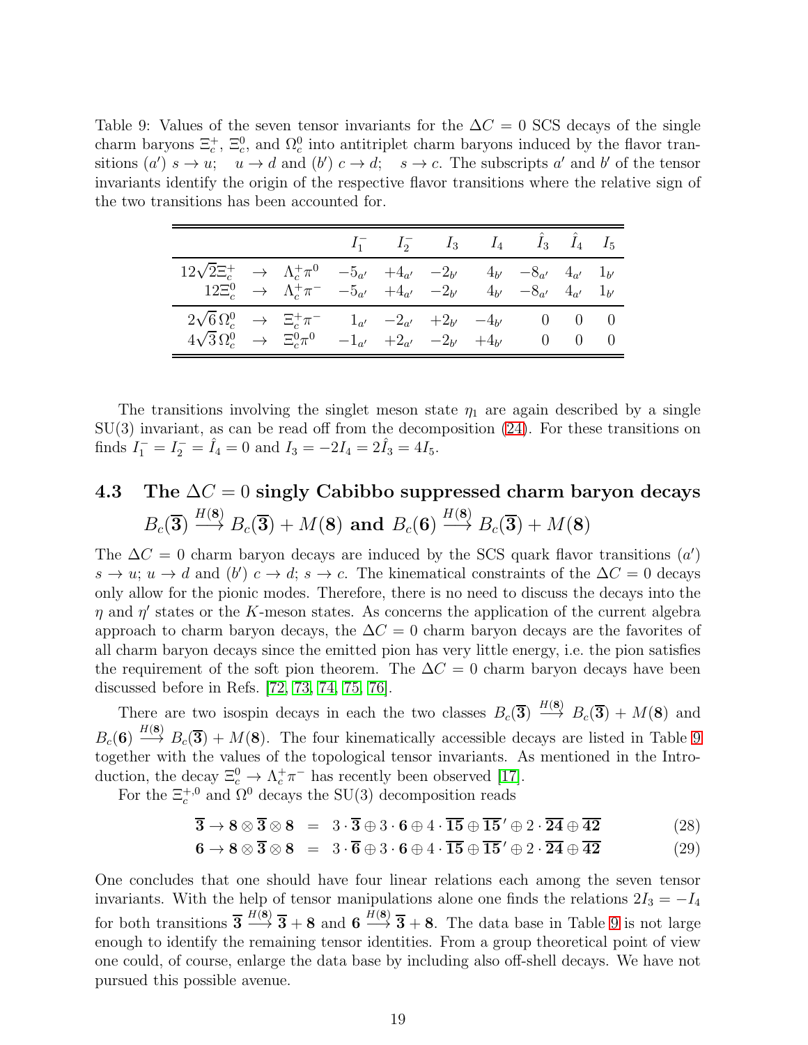Table 9: Values of the seven tensor invariants for the $\Delta C = 0$ SCS decays of the single charm baryons $\Xi_c^+$, $\Xi_c^0$, and $\Omega_c^0$ into antitriplet charm baryons induced by the flavor transitions $(a')$ $s \to u$; $u \to d$ and $(b')$ $c \to d$; $s \to c$. The subscripts $a'$ and $b'$ of the tensor invariants identify the origin of the respective flavor transitions where the relative sign of the two transitions has been accounted for.

| | | | $I_1^-$ | $I_2^-$ | $I_3$ | $I_4$ | $\hat{I}_3$ | $\hat{I}_4$ | $I_5$ |
|---|---|---|---|---|---|---|---|---|---|
| $12\sqrt{2}\Xi_c^+$ | $\to$ | $\Lambda_c^+\pi^0$ | $-5_{a'}$ | $+4_{a'}$ | $-2_{b'}$ | $4_{b'}$ | $-8_{a'}$ | $4_{a'}$ | $1_{b'}$ |
| $12\Xi_c^0$ | $\to$ | $\Lambda_c^+\pi^-$ | $-5_{a'}$ | $+4_{a'}$ | $-2_{b'}$ | $4_{b'}$ | $-8_{a'}$ | $4_{a'}$ | $1_{b'}$ |
| $2\sqrt{6}\,\Omega_c^0$ | $\to$ | $\Xi_c^+\pi^-$ | $1_{a'}$ | $-2_{a'}$ | $+2_{b'}$ | $-4_{b'}$ | $0$ | $0$ | $0$ |
| $4\sqrt{3}\,\Omega_c^0$ | $\to$ | $\Xi_c^0\pi^0$ | $-1_{a'}$ | $+2_{a'}$ | $-2_{b'}$ | $+4_{b'}$ | $0$ | $0$ | $0$ |

The transitions involving the singlet meson state $\eta_1$ are again described by a single SU(3) invariant, as can be read off from the decomposition (24). For these transitions on finds $I_1^- = I_2^- = \hat{I}_4 = 0$ and $I_3 = -2I_4 = 2\hat{I}_3 = 4I_5$.

### 4.3 The $\Delta C = 0$ singly Cabibbo suppressed charm baryon decays $B_c(\overline{\mathbf{3}}) \xrightarrow{H(\mathbf{8})} B_c(\overline{\mathbf{3}}) + M(\mathbf{8})$ and $B_c(\mathbf{6}) \xrightarrow{H(\mathbf{8})} B_c(\overline{\mathbf{3}}) + M(\mathbf{8})$

The $\Delta C = 0$ charm baryon decays are induced by the SCS quark flavor transitions $(a')$ $s \to u$; $u \to d$ and $(b')$ $c \to d$; $s \to c$. The kinematical constraints of the $\Delta C = 0$ decays only allow for the pionic modes. Therefore, there is no need to discuss the decays into the $\eta$ and $\eta'$ states or the $K$-meson states. As concerns the application of the current algebra approach to charm baryon decays, the $\Delta C = 0$ charm baryon decays are the favorites of all charm baryon decays since the emitted pion has very little energy, i.e. the pion satisfies the requirement of the soft pion theorem. The $\Delta C = 0$ charm baryon decays have been discussed before in Refs. [72, 73, 74, 75, 76].

There are two isospin decays in each the two classes $B_c(\overline{\mathbf{3}}) \xrightarrow{H(\mathbf{8})} B_c(\overline{\mathbf{3}}) + M(\mathbf{8})$ and $B_c(\mathbf{6}) \xrightarrow{H(\mathbf{8})} B_c(\overline{\mathbf{3}}) + M(\mathbf{8})$. The four kinematically accessible decays are listed in Table 9 together with the values of the topological tensor invariants. As mentioned in the Introduction, the decay $\Xi_c^0 \to \Lambda_c^+\pi^-$ has recently been observed [17].

For the $\Xi_c^{+,0}$ and $\Omega^0$ decays the SU(3) decomposition reads

$$\overline{\mathbf{3}} \to \mathbf{8} \otimes \overline{\mathbf{3}} \otimes \mathbf{8} \;=\; 3 \cdot \overline{\mathbf{3}} \oplus 3 \cdot \mathbf{6} \oplus 4 \cdot \overline{\mathbf{15}} \oplus \overline{\mathbf{15}}' \oplus 2 \cdot \overline{\mathbf{24}} \oplus \overline{\mathbf{42}} \tag{28}$$

$$\mathbf{6} \to \mathbf{8} \otimes \overline{\mathbf{3}} \otimes \mathbf{8} \;=\; 3 \cdot \overline{\mathbf{6}} \oplus 3 \cdot \mathbf{6} \oplus 4 \cdot \overline{\mathbf{15}} \oplus \overline{\mathbf{15}}' \oplus 2 \cdot \overline{\mathbf{24}} \oplus \overline{\mathbf{42}} \tag{29}$$

One concludes that one should have four linear relations each among the seven tensor invariants. With the help of tensor manipulations alone one finds the relations $2I_3 = -I_4$ for both transitions $\overline{\mathbf{3}} \xrightarrow{H(\mathbf{8})} \overline{\mathbf{3}} + \mathbf{8}$ and $\mathbf{6} \xrightarrow{H(\mathbf{8})} \overline{\mathbf{3}} + \mathbf{8}$. The data base in Table 9 is not large enough to identify the remaining tensor identities. From a group theoretical point of view one could, of course, enlarge the data base by including also off-shell decays. We have not pursued this possible avenue.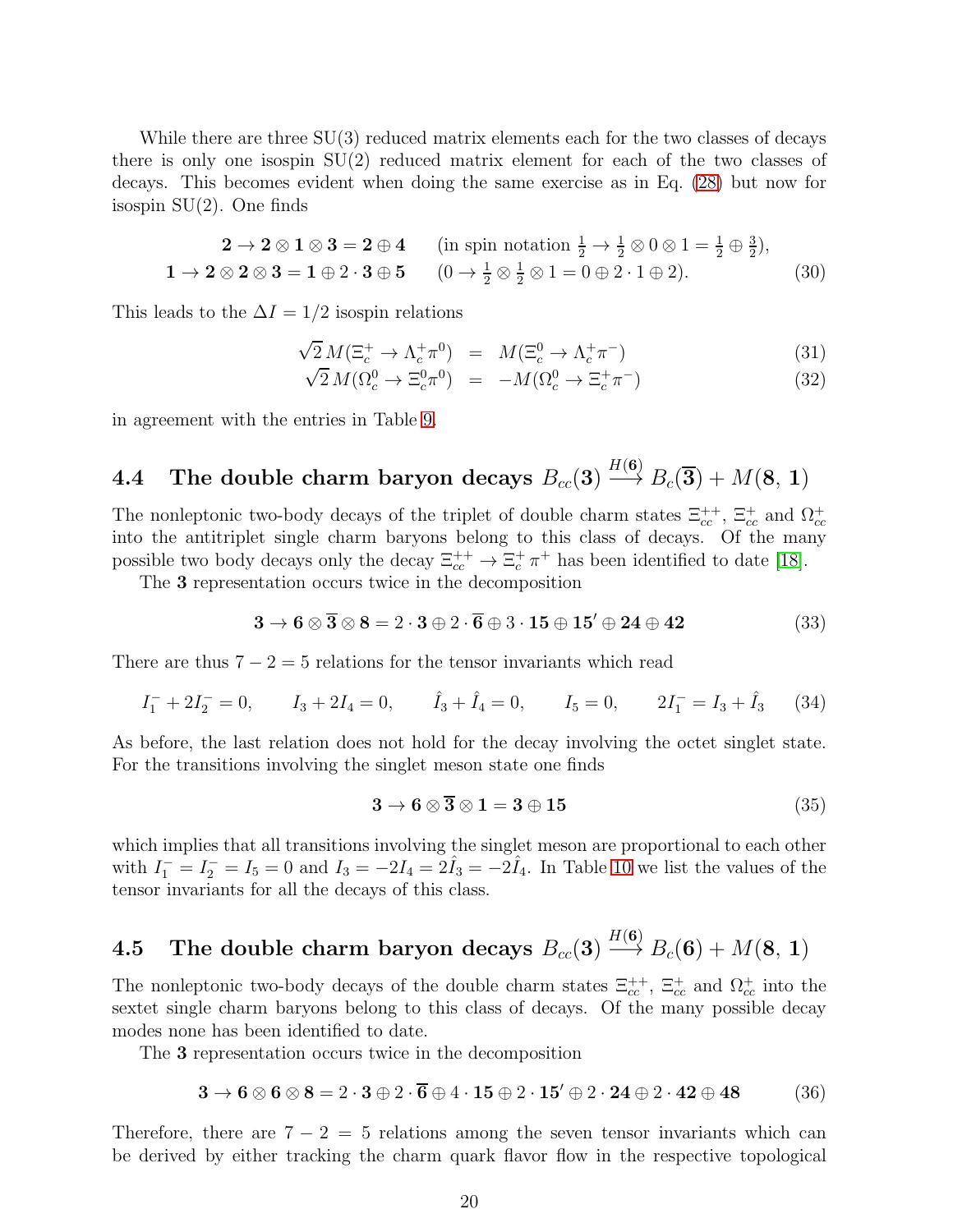While there are three SU(3) reduced matrix elements each for the two classes of decays there is only one isospin SU(2) reduced matrix element for each of the two classes of decays. This becomes evident when doing the same exercise as in Eq. (28) but now for isospin SU(2). One finds

$$
\begin{aligned}
\mathbf{2} \to \mathbf{2} \otimes \mathbf{1} \otimes \mathbf{3} = \mathbf{2} \oplus \mathbf{4} \qquad & (\text{in spin notation } \tfrac{1}{2} \to \tfrac{1}{2} \otimes 0 \otimes 1 = \tfrac{1}{2} \oplus \tfrac{3}{2}), \\
\mathbf{1} \to \mathbf{2} \otimes \mathbf{2} \otimes \mathbf{3} = \mathbf{1} \oplus 2 \cdot \mathbf{3} \oplus \mathbf{5} \qquad & (0 \to \tfrac{1}{2} \otimes \tfrac{1}{2} \otimes 1 = 0 \oplus 2 \cdot 1 \oplus 2).
\end{aligned} \tag{30}
$$

This leads to the $\Delta I = 1/2$ isospin relations

$$\sqrt{2}\, M(\Xi_c^+ \to \Lambda_c^+ \pi^0) \;=\; M(\Xi_c^0 \to \Lambda_c^+ \pi^-) \tag{31}$$

$$\sqrt{2}\, M(\Omega_c^0 \to \Xi_c^0 \pi^0) \;=\; -M(\Omega_c^0 \to \Xi_c^+ \pi^-) \tag{32}$$

in agreement with the entries in Table 9.

## 4.4 The double charm baryon decays $B_{cc}(\mathbf{3}) \xrightarrow{H(\mathbf{6})} B_c(\overline{\mathbf{3}}) + M(\mathbf{8},\, \mathbf{1})$

The nonleptonic two-body decays of the triplet of double charm states $\Xi_{cc}^{++}$, $\Xi_{cc}^{+}$ and $\Omega_{cc}^{+}$ into the antitriplet single charm baryons belong to this class of decays. Of the many possible two body decays only the decay $\Xi_{cc}^{++} \to \Xi_c^+ \pi^+$ has been identified to date [18].

The $\mathbf{3}$ representation occurs twice in the decomposition

$$\mathbf{3} \to \mathbf{6} \otimes \overline{\mathbf{3}} \otimes \mathbf{8} = 2 \cdot \mathbf{3} \oplus 2 \cdot \overline{\mathbf{6}} \oplus 3 \cdot \mathbf{15} \oplus \mathbf{15'} \oplus \mathbf{24} \oplus \mathbf{42} \tag{33}$$

There are thus $7 - 2 = 5$ relations for the tensor invariants which read

$$I_1^- + 2I_2^- = 0, \qquad I_3 + 2I_4 = 0, \qquad \hat{I}_3 + \hat{I}_4 = 0, \qquad I_5 = 0, \qquad 2I_1^- = I_3 + \hat{I}_3 \tag{34}$$

As before, the last relation does not hold for the decay involving the octet singlet state. For the transitions involving the singlet meson state one finds

$$\mathbf{3} \to \mathbf{6} \otimes \overline{\mathbf{3}} \otimes \mathbf{1} = \mathbf{3} \oplus \mathbf{15} \tag{35}$$

which implies that all transitions involving the singlet meson are proportional to each other with $I_1^- = I_2^- = I_5 = 0$ and $I_3 = -2I_4 = 2\hat{I}_3 = -2\hat{I}_4$. In Table 10 we list the values of the tensor invariants for all the decays of this class.

## 4.5 The double charm baryon decays $B_{cc}(\mathbf{3}) \xrightarrow{H(\mathbf{6})} B_c(\mathbf{6}) + M(\mathbf{8},\, \mathbf{1})$

The nonleptonic two-body decays of the double charm states $\Xi_{cc}^{++}$, $\Xi_{cc}^{+}$ and $\Omega_{cc}^{+}$ into the sextet single charm baryons belong to this class of decays. Of the many possible decay modes none has been identified to date.

The $\mathbf{3}$ representation occurs twice in the decomposition

$$\mathbf{3} \to \mathbf{6} \otimes \mathbf{6} \otimes \mathbf{8} = 2 \cdot \mathbf{3} \oplus 2 \cdot \overline{\mathbf{6}} \oplus 4 \cdot \mathbf{15} \oplus 2 \cdot \mathbf{15'} \oplus 2 \cdot \mathbf{24} \oplus 2 \cdot \mathbf{42} \oplus \mathbf{48} \tag{36}$$

Therefore, there are $7 - 2 = 5$ relations among the seven tensor invariants which can be derived by either tracking the charm quark flavor flow in the respective topological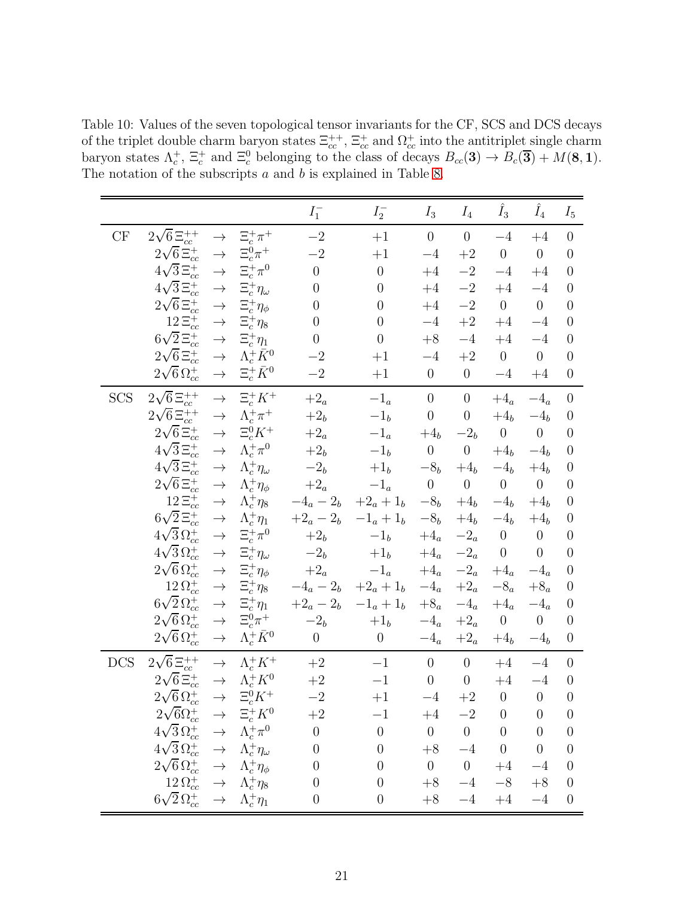Table 10: Values of the seven topological tensor invariants for the CF, SCS and DCS decays of the triplet double charm baryon states $\Xi_{cc}^{++}$, $\Xi_{cc}^{+}$ and $\Omega_{cc}^{+}$ into the antitriplet single charm baryon states $\Lambda_c^+$, $\Xi_c^+$ and $\Xi_c^0$ belonging to the class of decays $B_{cc}(\mathbf{3}) \to B_c(\overline{\mathbf{3}}) + M(\mathbf{8},\mathbf{1})$. The notation of the subscripts $a$ and $b$ is explained in Table 8.

| | | | | $I_1^-$ | $I_2^-$ | $I_3$ | $I_4$ | $\hat{I}_3$ | $\hat{I}_4$ | $I_5$ |
|---|---|---|---|---|---|---|---|---|---|---|
| CF | $2\sqrt{6}\,\Xi_{cc}^{++}$ | $\to$ | $\Xi_c^+\pi^+$ | $-2$ | $+1$ | $0$ | $0$ | $-4$ | $+4$ | $0$ |
| | $2\sqrt{6}\,\Xi_{cc}^{+}$ | $\to$ | $\Xi_c^0\pi^+$ | $-2$ | $+1$ | $-4$ | $+2$ | $0$ | $0$ | $0$ |
| | $4\sqrt{3}\,\Xi_{cc}^{+}$ | $\to$ | $\Xi_c^+\pi^0$ | $0$ | $0$ | $+4$ | $-2$ | $-4$ | $+4$ | $0$ |
| | $4\sqrt{3}\,\Xi_{cc}^{+}$ | $\to$ | $\Xi_c^+\eta_\omega$ | $0$ | $0$ | $+4$ | $-2$ | $+4$ | $-4$ | $0$ |
| | $2\sqrt{6}\,\Xi_{cc}^{+}$ | $\to$ | $\Xi_c^+\eta_\phi$ | $0$ | $0$ | $+4$ | $-2$ | $0$ | $0$ | $0$ |
| | $12\,\Xi_{cc}^{+}$ | $\to$ | $\Xi_c^+\eta_8$ | $0$ | $0$ | $-4$ | $+2$ | $+4$ | $-4$ | $0$ |
| | $6\sqrt{2}\,\Xi_{cc}^{+}$ | $\to$ | $\Xi_c^+\eta_1$ | $0$ | $0$ | $+8$ | $-4$ | $+4$ | $-4$ | $0$ |
| | $2\sqrt{6}\,\Xi_{cc}^{+}$ | $\to$ | $\Lambda_c^+\bar{K}^0$ | $-2$ | $+1$ | $-4$ | $+2$ | $0$ | $0$ | $0$ |
| | $2\sqrt{6}\,\Omega_{cc}^{+}$ | $\to$ | $\Xi_c^+\bar{K}^0$ | $-2$ | $+1$ | $0$ | $0$ | $-4$ | $+4$ | $0$ |
| SCS | $2\sqrt{6}\,\Xi_{cc}^{++}$ | $\to$ | $\Xi_c^+K^+$ | $+2_a$ | $-1_a$ | $0$ | $0$ | $+4_a$ | $-4_a$ | $0$ |
| | $2\sqrt{6}\,\Xi_{cc}^{++}$ | $\to$ | $\Lambda_c^+\pi^+$ | $+2_b$ | $-1_b$ | $0$ | $0$ | $+4_b$ | $-4_b$ | $0$ |
| | $2\sqrt{6}\,\Xi_{cc}^{+}$ | $\to$ | $\Xi_c^0K^+$ | $+2_a$ | $-1_a$ | $+4_b$ | $-2_b$ | $0$ | $0$ | $0$ |
| | $4\sqrt{3}\,\Xi_{cc}^{+}$ | $\to$ | $\Lambda_c^+\pi^0$ | $+2_b$ | $-1_b$ | $0$ | $0$ | $+4_b$ | $-4_b$ | $0$ |
| | $4\sqrt{3}\,\Xi_{cc}^{+}$ | $\to$ | $\Lambda_c^+\eta_\omega$ | $-2_b$ | $+1_b$ | $-8_b$ | $+4_b$ | $-4_b$ | $+4_b$ | $0$ |
| | $2\sqrt{6}\,\Xi_{cc}^{+}$ | $\to$ | $\Lambda_c^+\eta_\phi$ | $+2_a$ | $-1_a$ | $0$ | $0$ | $0$ | $0$ | $0$ |
| | $12\,\Xi_{cc}^{+}$ | $\to$ | $\Lambda_c^+\eta_8$ | $-4_a-2_b$ | $+2_a+1_b$ | $-8_b$ | $+4_b$ | $-4_b$ | $+4_b$ | $0$ |
| | $6\sqrt{2}\,\Xi_{cc}^{+}$ | $\to$ | $\Lambda_c^+\eta_1$ | $+2_a-2_b$ | $-1_a+1_b$ | $-8_b$ | $+4_b$ | $-4_b$ | $+4_b$ | $0$ |
| | $4\sqrt{3}\,\Omega_{cc}^{+}$ | $\to$ | $\Xi_c^+\pi^0$ | $+2_b$ | $-1_b$ | $+4_a$ | $-2_a$ | $0$ | $0$ | $0$ |
| | $4\sqrt{3}\,\Omega_{cc}^{+}$ | $\to$ | $\Xi_c^+\eta_\omega$ | $-2_b$ | $+1_b$ | $+4_a$ | $-2_a$ | $0$ | $0$ | $0$ |
| | $2\sqrt{6}\,\Omega_{cc}^{+}$ | $\to$ | $\Xi_c^+\eta_\phi$ | $+2_a$ | $-1_a$ | $+4_a$ | $-2_a$ | $+4_a$ | $-4_a$ | $0$ |
| | $12\,\Omega_{cc}^{+}$ | $\to$ | $\Xi_c^+\eta_8$ | $-4_a-2_b$ | $+2_a+1_b$ | $-4_a$ | $+2_a$ | $-8_a$ | $+8_a$ | $0$ |
| | $6\sqrt{2}\,\Omega_{cc}^{+}$ | $\to$ | $\Xi_c^+\eta_1$ | $+2_a-2_b$ | $-1_a+1_b$ | $+8_a$ | $-4_a$ | $+4_a$ | $-4_a$ | $0$ |
| | $2\sqrt{6}\,\Omega_{cc}^{+}$ | $\to$ | $\Xi_c^0\pi^+$ | $-2_b$ | $+1_b$ | $-4_a$ | $+2_a$ | $0$ | $0$ | $0$ |
| | $2\sqrt{6}\,\Omega_{cc}^{+}$ | $\to$ | $\Lambda_c^+\bar{K}^0$ | $0$ | $0$ | $-4_a$ | $+2_a$ | $+4_b$ | $-4_b$ | $0$ |
| DCS | $2\sqrt{6}\,\Xi_{cc}^{++}$ | $\to$ | $\Lambda_c^+K^+$ | $+2$ | $-1$ | $0$ | $0$ | $+4$ | $-4$ | $0$ |
| | $2\sqrt{6}\,\Xi_{cc}^{+}$ | $\to$ | $\Lambda_c^+K^0$ | $+2$ | $-1$ | $0$ | $0$ | $+4$ | $-4$ | $0$ |
| | $2\sqrt{6}\,\Omega_{cc}^{+}$ | $\to$ | $\Xi_c^0K^+$ | $-2$ | $+1$ | $-4$ | $+2$ | $0$ | $0$ | $0$ |
| | $2\sqrt{6}\Omega_{cc}^{+}$ | $\to$ | $\Xi_c^+K^0$ | $+2$ | $-1$ | $+4$ | $-2$ | $0$ | $0$ | $0$ |
| | $4\sqrt{3}\,\Omega_{cc}^{+}$ | $\to$ | $\Lambda_c^+\pi^0$ | $0$ | $0$ | $0$ | $0$ | $0$ | $0$ | $0$ |
| | $4\sqrt{3}\,\Omega_{cc}^{+}$ | $\to$ | $\Lambda_c^+\eta_\omega$ | $0$ | $0$ | $+8$ | $-4$ | $0$ | $0$ | $0$ |
| | $2\sqrt{6}\,\Omega_{cc}^{+}$ | $\to$ | $\Lambda_c^+\eta_\phi$ | $0$ | $0$ | $0$ | $0$ | $+4$ | $-4$ | $0$ |
| | $12\,\Omega_{cc}^{+}$ | $\to$ | $\Lambda_c^+\eta_8$ | $0$ | $0$ | $+8$ | $-4$ | $-8$ | $+8$ | $0$ |
| | $6\sqrt{2}\,\Omega_{cc}^{+}$ | $\to$ | $\Lambda_c^+\eta_1$ | $0$ | $0$ | $+8$ | $-4$ | $+4$ | $-4$ | $0$ |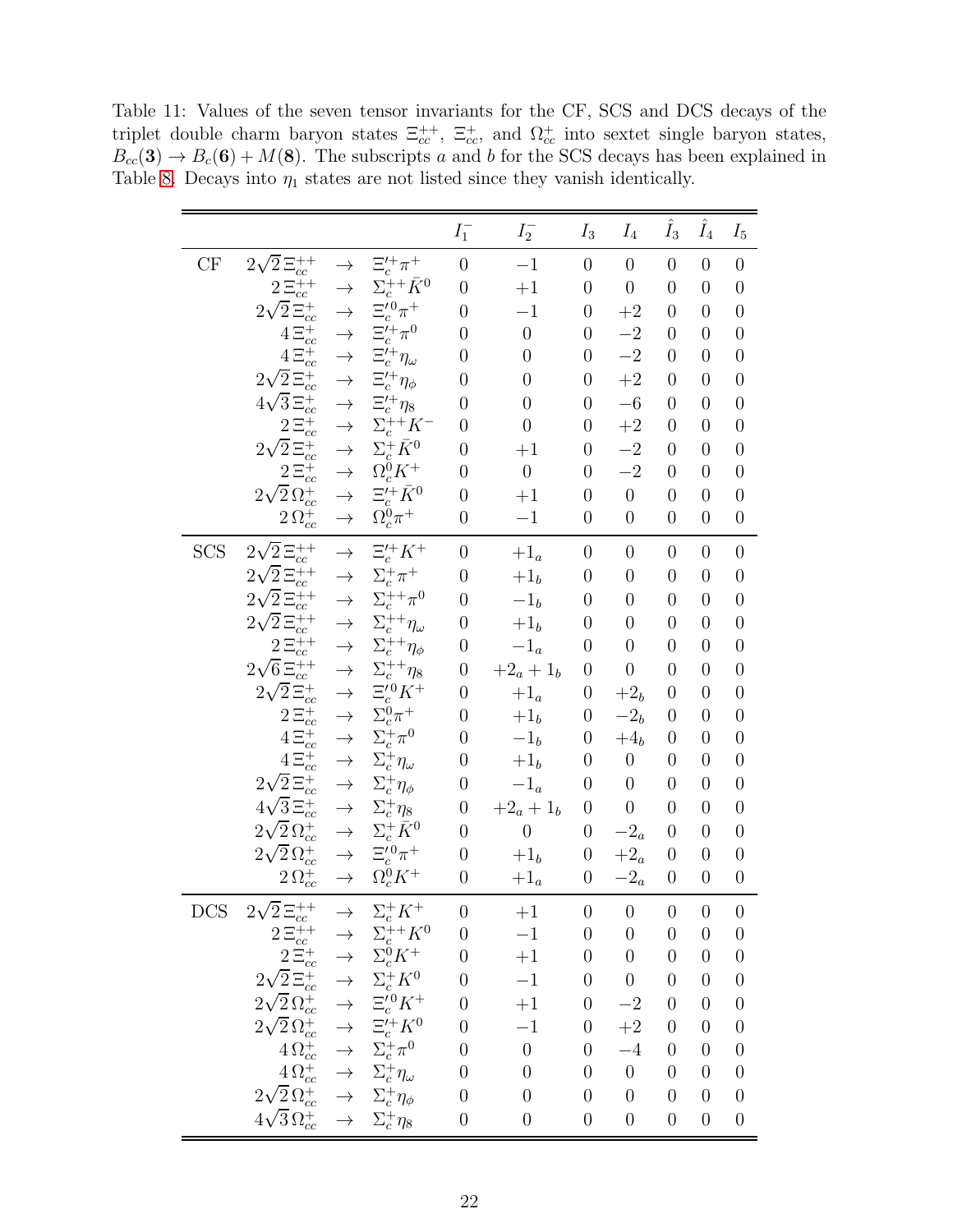Table 11: Values of the seven tensor invariants for the CF, SCS and DCS decays of the triplet double charm baryon states $\Xi_{cc}^{++}$, $\Xi_{cc}^{+}$, and $\Omega_{cc}^{+}$ into sextet single baryon states, $B_{cc}(\mathbf{3}) \to B_c(\mathbf{6}) + M(\mathbf{8})$. The subscripts $a$ and $b$ for the SCS decays has been explained in Table 8. Decays into $\eta_1$ states are not listed since they vanish identically.

| | | | | $I_1^-$ | $I_2^-$ | $I_3$ | $I_4$ | $\hat{I}_3$ | $\hat{I}_4$ | $I_5$ |
|---|---|---|---|---|---|---|---|---|---|---|
| CF | $2\sqrt{2}\,\Xi_{cc}^{++}$ | $\to$ | $\Xi_c'^{+}\pi^+$ | $0$ | $-1$ | $0$ | $0$ | $0$ | $0$ | $0$ |
| | $2\,\Xi_{cc}^{++}$ | $\to$ | $\Sigma_c^{++}\bar{K}^0$ | $0$ | $+1$ | $0$ | $0$ | $0$ | $0$ | $0$ |
| | $2\sqrt{2}\,\Xi_{cc}^{+}$ | $\to$ | $\Xi_c'^{0}\pi^+$ | $0$ | $-1$ | $0$ | $+2$ | $0$ | $0$ | $0$ |
| | $4\,\Xi_{cc}^{+}$ | $\to$ | $\Xi_c'^{+}\pi^0$ | $0$ | $0$ | $0$ | $-2$ | $0$ | $0$ | $0$ |
| | $4\,\Xi_{cc}^{+}$ | $\to$ | $\Xi_c'^{+}\eta_\omega$ | $0$ | $0$ | $0$ | $-2$ | $0$ | $0$ | $0$ |
| | $2\sqrt{2}\,\Xi_{cc}^{+}$ | $\to$ | $\Xi_c'^{+}\eta_\phi$ | $0$ | $0$ | $0$ | $+2$ | $0$ | $0$ | $0$ |
| | $4\sqrt{3}\,\Xi_{cc}^{+}$ | $\to$ | $\Xi_c'^{+}\eta_8$ | $0$ | $0$ | $0$ | $-6$ | $0$ | $0$ | $0$ |
| | $2\,\Xi_{cc}^{+}$ | $\to$ | $\Sigma_c^{++}K^-$ | $0$ | $0$ | $0$ | $+2$ | $0$ | $0$ | $0$ |
| | $2\sqrt{2}\,\Xi_{cc}^{+}$ | $\to$ | $\Sigma_c^{+}\bar{K}^0$ | $0$ | $+1$ | $0$ | $-2$ | $0$ | $0$ | $0$ |
| | $2\,\Xi_{cc}^{+}$ | $\to$ | $\Omega_c^{0}K^+$ | $0$ | $0$ | $0$ | $-2$ | $0$ | $0$ | $0$ |
| | $2\sqrt{2}\,\Omega_{cc}^{+}$ | $\to$ | $\Xi_c'^{+}\bar{K}^0$ | $0$ | $+1$ | $0$ | $0$ | $0$ | $0$ | $0$ |
| | $2\,\Omega_{cc}^{+}$ | $\to$ | $\Omega_c^{0}\pi^+$ | $0$ | $-1$ | $0$ | $0$ | $0$ | $0$ | $0$ |
| SCS | $2\sqrt{2}\,\Xi_{cc}^{++}$ | $\to$ | $\Xi_c'^{+}K^+$ | $0$ | $+1_a$ | $0$ | $0$ | $0$ | $0$ | $0$ |
| | $2\sqrt{2}\,\Xi_{cc}^{++}$ | $\to$ | $\Sigma_c^{+}\pi^+$ | $0$ | $+1_b$ | $0$ | $0$ | $0$ | $0$ | $0$ |
| | $2\sqrt{2}\,\Xi_{cc}^{++}$ | $\to$ | $\Sigma_c^{++}\pi^0$ | $0$ | $-1_b$ | $0$ | $0$ | $0$ | $0$ | $0$ |
| | $2\sqrt{2}\,\Xi_{cc}^{++}$ | $\to$ | $\Sigma_c^{++}\eta_\omega$ | $0$ | $+1_b$ | $0$ | $0$ | $0$ | $0$ | $0$ |
| | $2\,\Xi_{cc}^{++}$ | $\to$ | $\Sigma_c^{++}\eta_\phi$ | $0$ | $-1_a$ | $0$ | $0$ | $0$ | $0$ | $0$ |
| | $2\sqrt{6}\,\Xi_{cc}^{++}$ | $\to$ | $\Sigma_c^{++}\eta_8$ | $0$ | $+2_a+1_b$ | $0$ | $0$ | $0$ | $0$ | $0$ |
| | $2\sqrt{2}\,\Xi_{cc}^{+}$ | $\to$ | $\Xi_c'^{0}K^+$ | $0$ | $+1_a$ | $0$ | $+2_b$ | $0$ | $0$ | $0$ |
| | $2\,\Xi_{cc}^{+}$ | $\to$ | $\Sigma_c^{0}\pi^+$ | $0$ | $+1_b$ | $0$ | $-2_b$ | $0$ | $0$ | $0$ |
| | $4\,\Xi_{cc}^{+}$ | $\to$ | $\Sigma_c^{+}\pi^0$ | $0$ | $-1_b$ | $0$ | $+4_b$ | $0$ | $0$ | $0$ |
| | $4\,\Xi_{cc}^{+}$ | $\to$ | $\Sigma_c^{+}\eta_\omega$ | $0$ | $+1_b$ | $0$ | $0$ | $0$ | $0$ | $0$ |
| | $2\sqrt{2}\,\Xi_{cc}^{+}$ | $\to$ | $\Sigma_c^{+}\eta_\phi$ | $0$ | $-1_a$ | $0$ | $0$ | $0$ | $0$ | $0$ |
| | $4\sqrt{3}\,\Xi_{cc}^{+}$ | $\to$ | $\Sigma_c^{+}\eta_8$ | $0$ | $+2_a+1_b$ | $0$ | $0$ | $0$ | $0$ | $0$ |
| | $2\sqrt{2}\,\Omega_{cc}^{+}$ | $\to$ | $\Sigma_c^{+}\bar{K}^0$ | $0$ | $0$ | $0$ | $-2_a$ | $0$ | $0$ | $0$ |
| | $2\sqrt{2}\,\Omega_{cc}^{+}$ | $\to$ | $\Xi_c'^{0}\pi^+$ | $0$ | $+1_b$ | $0$ | $+2_a$ | $0$ | $0$ | $0$ |
| | $2\,\Omega_{cc}^{+}$ | $\to$ | $\Omega_c^{0}K^+$ | $0$ | $+1_a$ | $0$ | $-2_a$ | $0$ | $0$ | $0$ |
| DCS | $2\sqrt{2}\,\Xi_{cc}^{++}$ | $\to$ | $\Sigma_c^{+}K^+$ | $0$ | $+1$ | $0$ | $0$ | $0$ | $0$ | $0$ |
| | $2\,\Xi_{cc}^{++}$ | $\to$ | $\Sigma_c^{++}K^0$ | $0$ | $-1$ | $0$ | $0$ | $0$ | $0$ | $0$ |
| | $2\,\Xi_{cc}^{+}$ | $\to$ | $\Sigma_c^{0}K^+$ | $0$ | $+1$ | $0$ | $0$ | $0$ | $0$ | $0$ |
| | $2\sqrt{2}\,\Xi_{cc}^{+}$ | $\to$ | $\Sigma_c^{+}K^0$ | $0$ | $-1$ | $0$ | $0$ | $0$ | $0$ | $0$ |
| | $2\sqrt{2}\,\Omega_{cc}^{+}$ | $\to$ | $\Xi_c'^{0}K^+$ | $0$ | $+1$ | $0$ | $-2$ | $0$ | $0$ | $0$ |
| | $2\sqrt{2}\,\Omega_{cc}^{+}$ | $\to$ | $\Xi_c'^{+}K^0$ | $0$ | $-1$ | $0$ | $+2$ | $0$ | $0$ | $0$ |
| | $4\,\Omega_{cc}^{+}$ | $\to$ | $\Sigma_c^{+}\pi^0$ | $0$ | $0$ | $0$ | $-4$ | $0$ | $0$ | $0$ |
| | $4\,\Omega_{cc}^{+}$ | $\to$ | $\Sigma_c^{+}\eta_\omega$ | $0$ | $0$ | $0$ | $0$ | $0$ | $0$ | $0$ |
| | $2\sqrt{2}\,\Omega_{cc}^{+}$ | $\to$ | $\Sigma_c^{+}\eta_\phi$ | $0$ | $0$ | $0$ | $0$ | $0$ | $0$ | $0$ |
| | $4\sqrt{3}\,\Omega_{cc}^{+}$ | $\to$ | $\Sigma_c^{+}\eta_8$ | $0$ | $0$ | $0$ | $0$ | $0$ | $0$ | $0$ |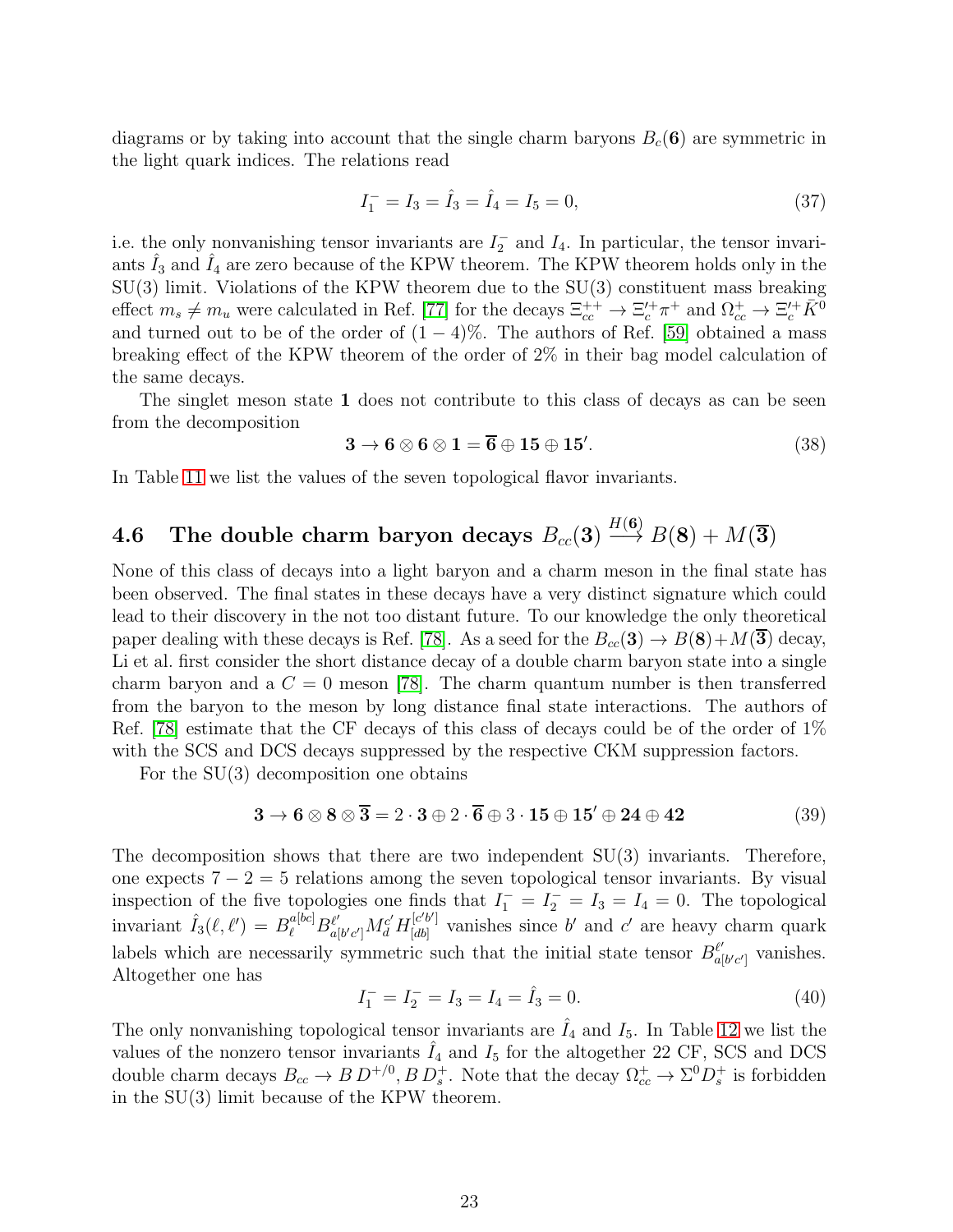diagrams or by taking into account that the single charm baryons $B_c(\mathbf{6})$ are symmetric in the light quark indices. The relations read

$$I_1^- = I_3 = \hat{I}_3 = \hat{I}_4 = I_5 = 0, \tag{37}$$

i.e. the only nonvanishing tensor invariants are $I_2^-$ and $I_4$. In particular, the tensor invariants $\hat{I}_3$ and $\hat{I}_4$ are zero because of the KPW theorem. The KPW theorem holds only in the SU(3) limit. Violations of the KPW theorem due to the SU(3) constituent mass breaking effect $m_s \neq m_u$ were calculated in Ref. [77] for the decays $\Xi_{cc}^{++} \to \Xi_c^{\prime +}\pi^+$ and $\Omega_{cc}^+ \to \Xi_c^{\prime +}\bar{K}^0$ and turned out to be of the order of $(1-4)\%$. The authors of Ref. [59] obtained a mass breaking effect of the KPW theorem of the order of 2% in their bag model calculation of the same decays.

The singlet meson state $\mathbf{1}$ does not contribute to this class of decays as can be seen from the decomposition

$$\mathbf{3} \to \mathbf{6} \otimes \mathbf{6} \otimes \mathbf{1} = \overline{\mathbf{6}} \oplus \mathbf{15} \oplus \mathbf{15'}. \tag{38}$$

In Table 11 we list the values of the seven topological flavor invariants.

### 4.6 The double charm baryon decays $B_{cc}(\mathbf{3}) \xrightarrow{H(\mathbf{6})} B(\mathbf{8}) + M(\overline{\mathbf{3}})$

None of this class of decays into a light baryon and a charm meson in the final state has been observed. The final states in these decays have a very distinct signature which could lead to their discovery in the not too distant future. To our knowledge the only theoretical paper dealing with these decays is Ref. [78]. As a seed for the $B_{cc}(\mathbf{3}) \to B(\mathbf{8}) + M(\overline{\mathbf{3}})$ decay, Li et al. first consider the short distance decay of a double charm baryon state into a single charm baryon and a $C=0$ meson [78]. The charm quantum number is then transferred from the baryon to the meson by long distance final state interactions. The authors of Ref. [78] estimate that the CF decays of this class of decays could be of the order of 1% with the SCS and DCS decays suppressed by the respective CKM suppression factors.

For the SU(3) decomposition one obtains

$$\mathbf{3} \to \mathbf{6} \otimes \mathbf{8} \otimes \overline{\mathbf{3}} = 2\cdot\mathbf{3} \oplus 2\cdot\overline{\mathbf{6}} \oplus 3\cdot\mathbf{15} \oplus \mathbf{15'} \oplus \mathbf{24} \oplus \mathbf{42} \tag{39}$$

The decomposition shows that there are two independent SU(3) invariants. Therefore, one expects $7-2=5$ relations among the seven topological tensor invariants. By visual inspection of the five topologies one finds that $I_1^- = I_2^- = I_3 = I_4 = 0$. The topological invariant $\hat{I}_3(\ell,\ell') = B_\ell^{a[bc]} B^{\ell'}_{a[b'c']} M_d^{c'} H^{[c'b']}_{[db]}$ vanishes since $b'$ and $c'$ are heavy charm quark labels which are necessarily symmetric such that the initial state tensor $B^{\ell'}_{a[b'c']}$ vanishes. Altogether one has

$$I_1^- = I_2^- = I_3 = I_4 = \hat{I}_3 = 0. \tag{40}$$

The only nonvanishing topological tensor invariants are $\hat{I}_4$ and $I_5$. In Table 12 we list the values of the nonzero tensor invariants $\hat{I}_4$ and $I_5$ for the altogether 22 CF, SCS and DCS double charm decays $B_{cc} \to B\,D^{+/0}, B\,D_s^+$. Note that the decay $\Omega_{cc}^+ \to \Sigma^0 D_s^+$ is forbidden in the SU(3) limit because of the KPW theorem.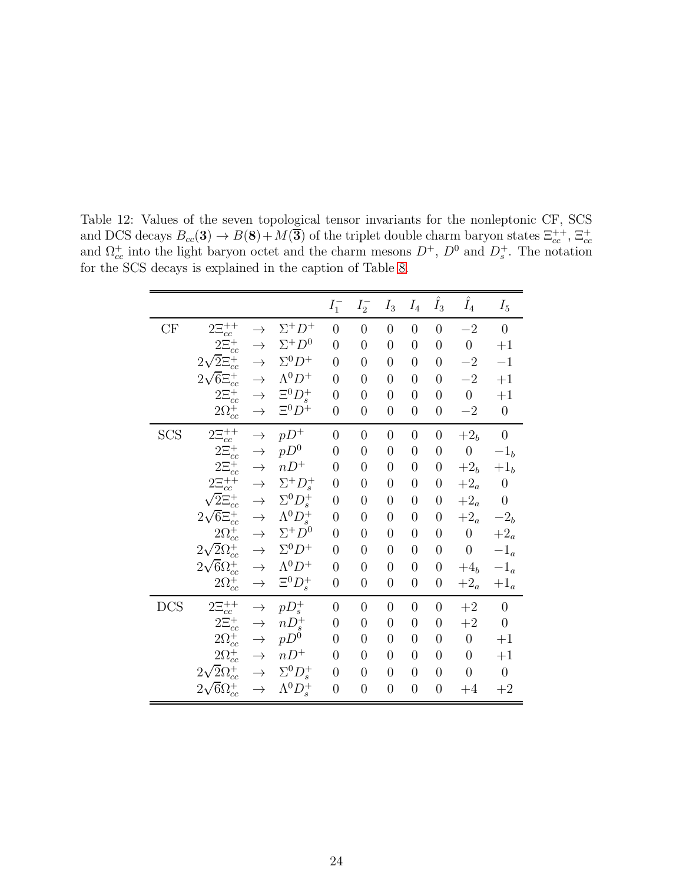Table 12: Values of the seven topological tensor invariants for the nonleptonic CF, SCS and DCS decays $B_{cc}(\mathbf{3}) \to B(\mathbf{8}) + M(\overline{\mathbf{3}})$ of the triplet double charm baryon states $\Xi_{cc}^{++}$, $\Xi_{cc}^{+}$ and $\Omega_{cc}^{+}$ into the light baryon octet and the charm mesons $D^+$, $D^0$ and $D_s^+$. The notation for the SCS decays is explained in the caption of Table 8.

| | | | | $I_1^-$ | $I_2^-$ | $I_3$ | $I_4$ | $\hat{I}_3$ | $\hat{I}_4$ | $I_5$ |
|---|---|---|---|---|---|---|---|---|---|---|
| CF | $2\Xi_{cc}^{++}$ | $\to$ | $\Sigma^+ D^+$ | 0 | 0 | 0 | 0 | 0 | $-2$ | 0 |
| | $2\Xi_{cc}^{+}$ | $\to$ | $\Sigma^+ D^0$ | 0 | 0 | 0 | 0 | 0 | 0 | $+1$ |
| | $2\sqrt{2}\Xi_{cc}^{+}$ | $\to$ | $\Sigma^0 D^+$ | 0 | 0 | 0 | 0 | 0 | $-2$ | $-1$ |
| | $2\sqrt{6}\Xi_{cc}^{+}$ | $\to$ | $\Lambda^0 D^+$ | 0 | 0 | 0 | 0 | 0 | $-2$ | $+1$ |
| | $2\Xi_{cc}^{+}$ | $\to$ | $\Xi^0 D_s^+$ | 0 | 0 | 0 | 0 | 0 | 0 | $+1$ |
| | $2\Omega_{cc}^{+}$ | $\to$ | $\Xi^0 D^+$ | 0 | 0 | 0 | 0 | 0 | $-2$ | 0 |
| SCS | $2\Xi_{cc}^{++}$ | $\to$ | $p D^+$ | 0 | 0 | 0 | 0 | 0 | $+2_b$ | 0 |
| | $2\Xi_{cc}^{+}$ | $\to$ | $p D^0$ | 0 | 0 | 0 | 0 | 0 | 0 | $-1_b$ |
| | $2\Xi_{cc}^{+}$ | $\to$ | $n D^+$ | 0 | 0 | 0 | 0 | 0 | $+2_b$ | $+1_b$ |
| | $2\Xi_{cc}^{++}$ | $\to$ | $\Sigma^+ D_s^+$ | 0 | 0 | 0 | 0 | 0 | $+2_a$ | 0 |
| | $\sqrt{2}\Xi_{cc}^{+}$ | $\to$ | $\Sigma^0 D_s^+$ | 0 | 0 | 0 | 0 | 0 | $+2_a$ | 0 |
| | $2\sqrt{6}\Xi_{cc}^{+}$ | $\to$ | $\Lambda^0 D_s^+$ | 0 | 0 | 0 | 0 | 0 | $+2_a$ | $-2_b$ |
| | $2\Omega_{cc}^{+}$ | $\to$ | $\Sigma^+ D^0$ | 0 | 0 | 0 | 0 | 0 | 0 | $+2_a$ |
| | $2\sqrt{2}\Omega_{cc}^{+}$ | $\to$ | $\Sigma^0 D^+$ | 0 | 0 | 0 | 0 | 0 | 0 | $-1_a$ |
| | $2\sqrt{6}\Omega_{cc}^{+}$ | $\to$ | $\Lambda^0 D^+$ | 0 | 0 | 0 | 0 | 0 | $+4_b$ | $-1_a$ |
| | $2\Omega_{cc}^{+}$ | $\to$ | $\Xi^0 D_s^+$ | 0 | 0 | 0 | 0 | 0 | $+2_a$ | $+1_a$ |
| DCS | $2\Xi_{cc}^{++}$ | $\to$ | $p D_s^+$ | 0 | 0 | 0 | 0 | 0 | $+2$ | 0 |
| | $2\Xi_{cc}^{+}$ | $\to$ | $n D_s^+$ | 0 | 0 | 0 | 0 | 0 | $+2$ | 0 |
| | $2\Omega_{cc}^{+}$ | $\to$ | $p D^0$ | 0 | 0 | 0 | 0 | 0 | 0 | $+1$ |
| | $2\Omega_{cc}^{+}$ | $\to$ | $n D^+$ | 0 | 0 | 0 | 0 | 0 | 0 | $+1$ |
| | $2\sqrt{2}\Omega_{cc}^{+}$ | $\to$ | $\Sigma^0 D_s^+$ | 0 | 0 | 0 | 0 | 0 | 0 | 0 |
| | $2\sqrt{6}\Omega_{cc}^{+}$ | $\to$ | $\Lambda^0 D_s^+$ | 0 | 0 | 0 | 0 | 0 | $+4$ | $+2$ |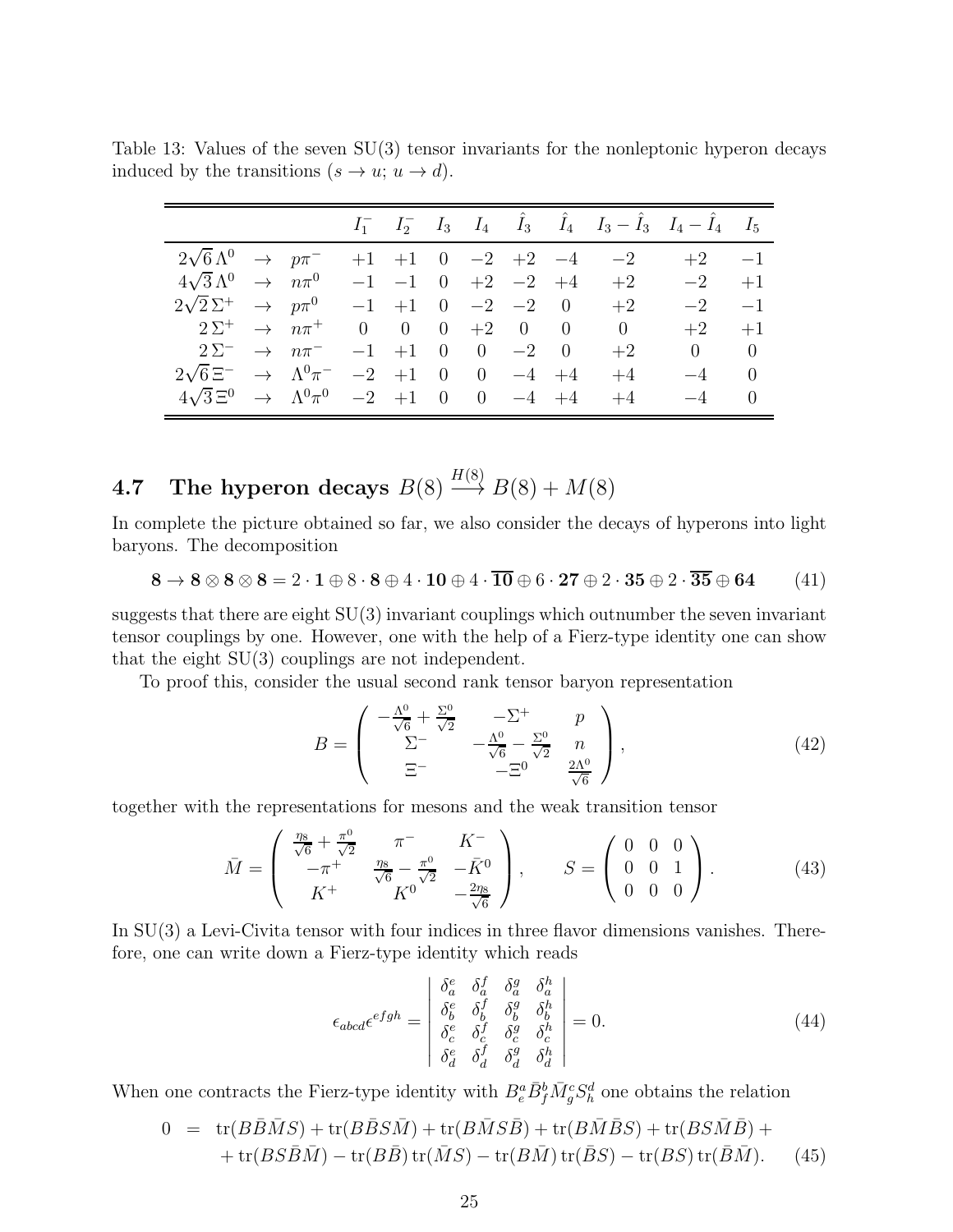Table 13: Values of the seven SU(3) tensor invariants for the nonleptonic hyperon decays induced by the transitions $(s \to u;\ u \to d)$.

| | $I_1^-$ | $I_2^-$ | $I_3$ | $I_4$ | $\hat{I}_3$ | $\hat{I}_4$ | $I_3 - \hat{I}_3$ | $I_4 - \hat{I}_4$ | $I_5$ |
|---|---|---|---|---|---|---|---|---|---|
| $2\sqrt{6}\,\Lambda^0 \to p\pi^-$ | $+1$ | $+1$ | $0$ | $-2$ | $+2$ | $-4$ | $-2$ | $+2$ | $-1$ |
| $4\sqrt{3}\,\Lambda^0 \to n\pi^0$ | $-1$ | $-1$ | $0$ | $+2$ | $-2$ | $+4$ | $+2$ | $-2$ | $+1$ |
| $2\sqrt{2}\,\Sigma^+ \to p\pi^0$ | $-1$ | $+1$ | $0$ | $-2$ | $-2$ | $0$ | $+2$ | $-2$ | $-1$ |
| $2\,\Sigma^+ \to n\pi^+$ | $0$ | $0$ | $0$ | $+2$ | $0$ | $0$ | $0$ | $+2$ | $+1$ |
| $2\,\Sigma^- \to n\pi^-$ | $-1$ | $+1$ | $0$ | $0$ | $-2$ | $0$ | $+2$ | $0$ | $0$ |
| $2\sqrt{6}\,\Xi^- \to \Lambda^0\pi^-$ | $-2$ | $+1$ | $0$ | $0$ | $-4$ | $+4$ | $+4$ | $-4$ | $0$ |
| $4\sqrt{3}\,\Xi^0 \to \Lambda^0\pi^0$ | $-2$ | $+1$ | $0$ | $0$ | $-4$ | $+4$ | $+4$ | $-4$ | $0$ |

## 4.7 The hyperon decays $B(8) \stackrel{H(8)}{\longrightarrow} B(8) + M(8)$

In complete the picture obtained so far, we also consider the decays of hyperons into light baryons. The decomposition

$$\mathbf{8} \to \mathbf{8} \otimes \mathbf{8} \otimes \mathbf{8} = 2 \cdot \mathbf{1} \oplus 8 \cdot \mathbf{8} \oplus 4 \cdot \mathbf{10} \oplus 4 \cdot \overline{\mathbf{10}} \oplus 6 \cdot \mathbf{27} \oplus 2 \cdot \mathbf{35} \oplus 2 \cdot \overline{\mathbf{35}} \oplus \mathbf{64} \tag{41}$$

suggests that there are eight SU(3) invariant couplings which outnumber the seven invariant tensor couplings by one. However, one with the help of a Fierz-type identity one can show that the eight SU(3) couplings are not independent.

To proof this, consider the usual second rank tensor baryon representation

$$B = \left( \begin{array}{ccc} -\frac{\Lambda^0}{\sqrt{6}} + \frac{\Sigma^0}{\sqrt{2}} & -\Sigma^+ & p \\ \Sigma^- & -\frac{\Lambda^0}{\sqrt{6}} - \frac{\Sigma^0}{\sqrt{2}} & n \\ \Xi^- & -\Xi^0 & \frac{2\Lambda^0}{\sqrt{6}} \end{array} \right), \tag{42}$$

together with the representations for mesons and the weak transition tensor

$$\bar{M} = \left( \begin{array}{ccc} \frac{\eta_8}{\sqrt{6}} + \frac{\pi^0}{\sqrt{2}} & \pi^- & K^- \\ -\pi^+ & \frac{\eta_8}{\sqrt{6}} - \frac{\pi^0}{\sqrt{2}} & -\bar{K}^0 \\ K^+ & K^0 & -\frac{2\eta_8}{\sqrt{6}} \end{array} \right), \qquad S = \left( \begin{array}{ccc} 0 & 0 & 0 \\ 0 & 0 & 1 \\ 0 & 0 & 0 \end{array} \right). \tag{43}$$

In SU(3) a Levi-Civita tensor with four indices in three flavor dimensions vanishes. Therefore, one can write down a Fierz-type identity which reads

$$\epsilon_{abcd}\epsilon^{efgh} = \left| \begin{array}{cccc} \delta_a^e & \delta_a^f & \delta_a^g & \delta_a^h \\ \delta_b^e & \delta_b^f & \delta_b^g & \delta_b^h \\ \delta_c^e & \delta_c^f & \delta_c^g & \delta_c^h \\ \delta_d^e & \delta_d^f & \delta_d^g & \delta_d^h \end{array} \right| = 0. \tag{44}$$

When one contracts the Fierz-type identity with $B_e^a \bar{B}_f^b \bar{M}_g^c S_h^d$ one obtains the relation

$$\begin{aligned} 0 \;=\;& \mathrm{tr}(B\bar{B}\bar{M}S) + \mathrm{tr}(B\bar{B}S\bar{M}) + \mathrm{tr}(B\bar{M}S\bar{B}) + \mathrm{tr}(B\bar{M}\bar{B}S) + \mathrm{tr}(BS\bar{M}\bar{B}) + \\ &+ \mathrm{tr}(BS\bar{B}\bar{M}) - \mathrm{tr}(B\bar{B})\,\mathrm{tr}(\bar{M}S) - \mathrm{tr}(B\bar{M})\,\mathrm{tr}(\bar{B}S) - \mathrm{tr}(BS)\,\mathrm{tr}(\bar{B}\bar{M}). \end{aligned} \tag{45}$$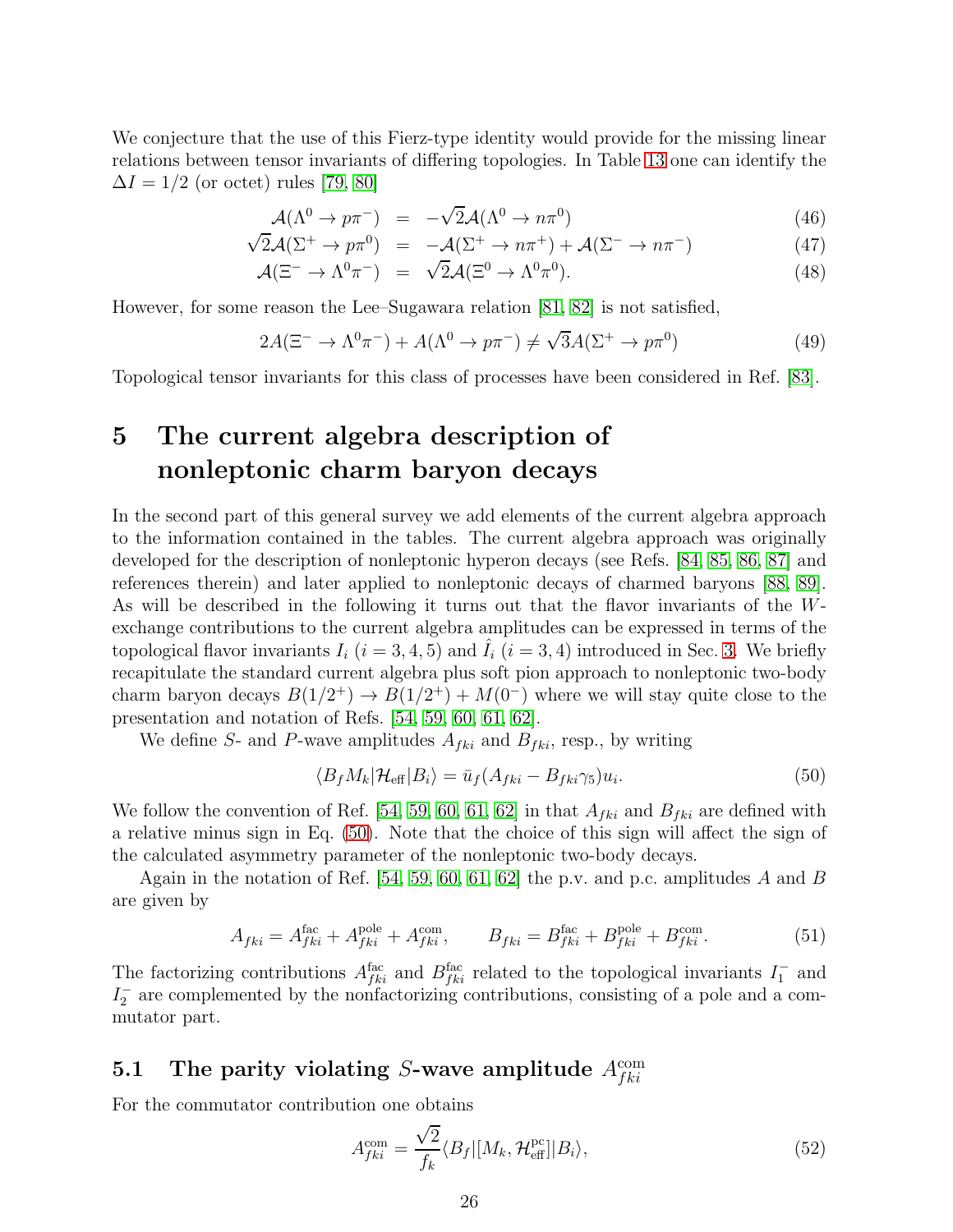We conjecture that the use of this Fierz-type identity would provide for the missing linear relations between tensor invariants of differing topologies. In Table 13 one can identify the $\Delta I = 1/2$ (or octet) rules [79, 80]

$$\mathcal{A}(\Lambda^0 \to p\pi^-) = -\sqrt{2}\mathcal{A}(\Lambda^0 \to n\pi^0) \tag{46}$$

$$\sqrt{2}\mathcal{A}(\Sigma^+ \to p\pi^0) = -\mathcal{A}(\Sigma^+ \to n\pi^+) + \mathcal{A}(\Sigma^- \to n\pi^-) \tag{47}$$

$$\mathcal{A}(\Xi^- \to \Lambda^0\pi^-) = \sqrt{2}\mathcal{A}(\Xi^0 \to \Lambda^0\pi^0). \tag{48}$$

However, for some reason the Lee–Sugawara relation [81, 82] is not satisfied,

$$2A(\Xi^- \to \Lambda^0\pi^-) + A(\Lambda^0 \to p\pi^-) \neq \sqrt{3}A(\Sigma^+ \to p\pi^0) \tag{49}$$

Topological tensor invariants for this class of processes have been considered in Ref. [83].

# 5 The current algebra description of nonleptonic charm baryon decays

In the second part of this general survey we add elements of the current algebra approach to the information contained in the tables. The current algebra approach was originally developed for the description of nonleptonic hyperon decays (see Refs. [84, 85, 86, 87] and references therein) and later applied to nonleptonic decays of charmed baryons [88, 89]. As will be described in the following it turns out that the flavor invariants of the $W$-exchange contributions to the current algebra amplitudes can be expressed in terms of the topological flavor invariants $I_i$ ($i = 3, 4, 5$) and $\hat{I}_i$ ($i = 3, 4$) introduced in Sec. 3. We briefly recapitulate the standard current algebra plus soft pion approach to nonleptonic two-body charm baryon decays $B(1/2^+) \to B(1/2^+) + M(0^-)$ where we will stay quite close to the presentation and notation of Refs. [54, 59, 60, 61, 62].

We define $S$- and $P$-wave amplitudes $A_{fki}$ and $B_{fki}$, resp., by writing

$$\langle B_f M_k | \mathcal{H}_{\rm eff} | B_i \rangle = \bar{u}_f (A_{fki} - B_{fki}\gamma_5) u_i. \tag{50}$$

We follow the convention of Ref. [54, 59, 60, 61, 62] in that $A_{fki}$ and $B_{fki}$ are defined with a relative minus sign in Eq. (50). Note that the choice of this sign will affect the sign of the calculated asymmetry parameter of the nonleptonic two-body decays.

Again in the notation of Ref. [54, 59, 60, 61, 62] the p.v. and p.c. amplitudes $A$ and $B$ are given by

$$A_{fki} = A^{\rm fac}_{fki} + A^{\rm pole}_{fki} + A^{\rm com}_{fki}, \qquad B_{fki} = B^{\rm fac}_{fki} + B^{\rm pole}_{fki} + B^{\rm com}_{fki}. \tag{51}$$

The factorizing contributions $A^{\rm fac}_{fki}$ and $B^{\rm fac}_{fki}$ related to the topological invariants $I_1^-$ and $I_2^-$ are complemented by the nonfactorizing contributions, consisting of a pole and a commutator part.

## 5.1 The parity violating $S$-wave amplitude $A^{\rm com}_{fki}$

For the commutator contribution one obtains

$$A^{\rm com}_{fki} = \frac{\sqrt{2}}{f_k} \langle B_f | [M_k, \mathcal{H}^{\rm pc}_{\rm eff}] | B_i \rangle, \tag{52}$$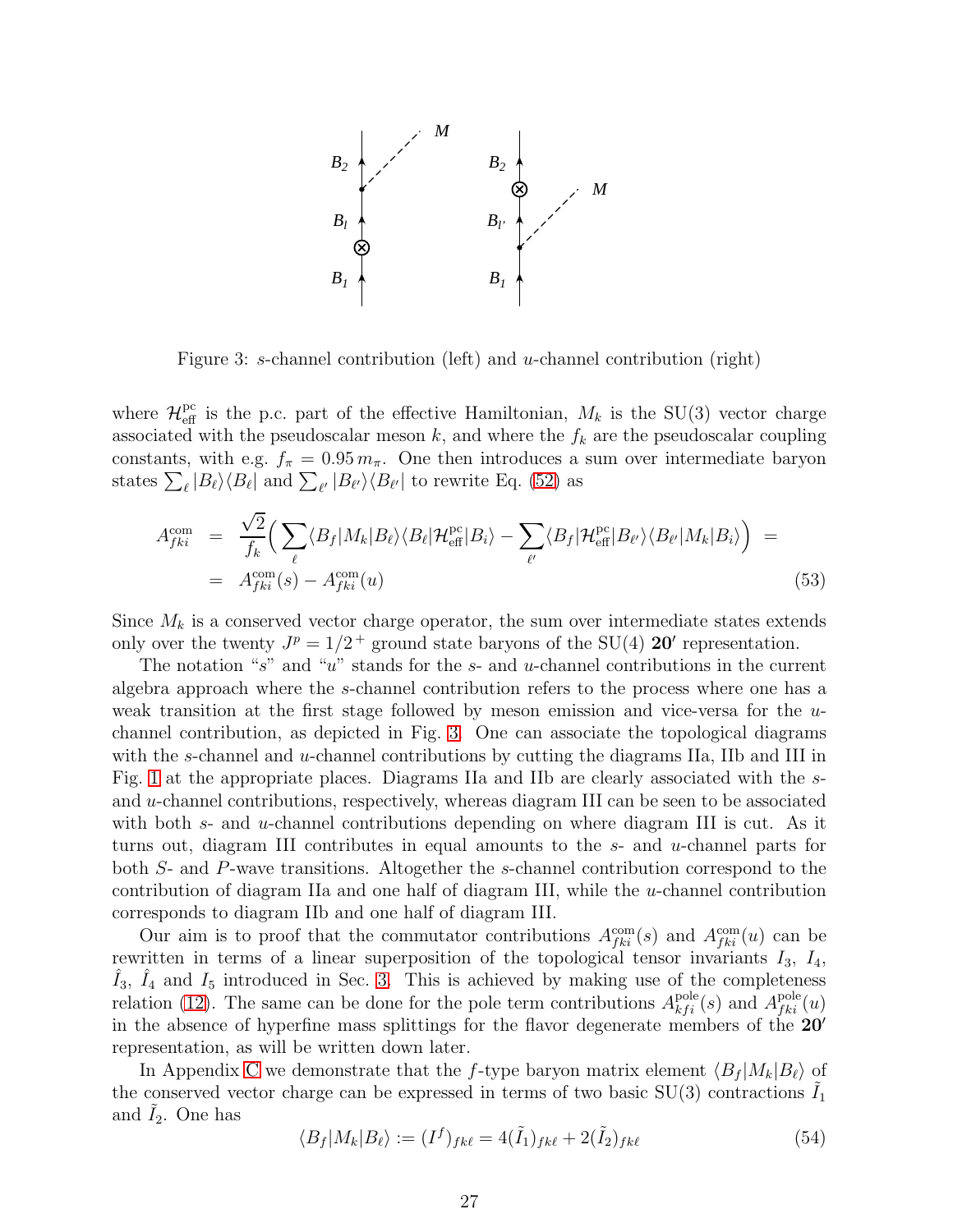Figure 3: $s$-channel contribution (left) and $u$-channel contribution (right)

where $\mathcal{H}_{\rm eff}^{\rm pc}$ is the p.c. part of the effective Hamiltonian, $M_k$ is the SU(3) vector charge associated with the pseudoscalar meson $k$, and where the $f_k$ are the pseudoscalar coupling constants, with e.g. $f_\pi = 0.95\, m_\pi$. One then introduces a sum over intermediate baryon states $\sum_\ell |B_\ell\rangle\langle B_\ell|$ and $\sum_{\ell'} |B_{\ell'}\rangle\langle B_{\ell'}|$ to rewrite Eq. (52) as

$$
\begin{aligned}
A_{fki}^{\rm com} &= \frac{\sqrt{2}}{f_k}\Big( \sum_\ell \langle B_f|M_k|B_\ell\rangle\langle B_\ell|\mathcal{H}_{\rm eff}^{\rm pc}|B_i\rangle - \sum_{\ell'} \langle B_f|\mathcal{H}_{\rm eff}^{\rm pc}|B_{\ell'}\rangle\langle B_{\ell'}|M_k|B_i\rangle \Big) = \\
&= A_{fki}^{\rm com}(s) - A_{fki}^{\rm com}(u)
\end{aligned}
\tag{53}
$$

Since $M_k$ is a conserved vector charge operator, the sum over intermediate states extends only over the twenty $J^p = 1/2^+$ ground state baryons of the SU(4) $\mathbf{20'}$ representation.

The notation "$s$" and "$u$" stands for the $s$- and $u$-channel contributions in the current algebra approach where the $s$-channel contribution refers to the process where one has a weak transition at the first stage followed by meson emission and vice-versa for the $u$-channel contribution, as depicted in Fig. 3. One can associate the topological diagrams with the $s$-channel and $u$-channel contributions by cutting the diagrams IIa, IIb and III in Fig. 1 at the appropriate places. Diagrams IIa and IIb are clearly associated with the $s$- and $u$-channel contributions, respectively, whereas diagram III can be seen to be associated with both $s$- and $u$-channel contributions depending on where diagram III is cut. As it turns out, diagram III contributes in equal amounts to the $s$- and $u$-channel parts for both $S$- and $P$-wave transitions. Altogether the $s$-channel contribution correspond to the contribution of diagram IIa and one half of diagram III, while the $u$-channel contribution corresponds to diagram IIb and one half of diagram III.

Our aim is to proof that the commutator contributions $A_{fki}^{\rm com}(s)$ and $A_{fki}^{\rm com}(u)$ can be rewritten in terms of a linear superposition of the topological tensor invariants $I_3$, $I_4$, $\hat{I}_3$, $\hat{I}_4$ and $I_5$ introduced in Sec. 3. This is achieved by making use of the completeness relation (12). The same can be done for the pole term contributions $A_{kfi}^{\rm pole}(s)$ and $A_{fki}^{\rm pole}(u)$ in the absence of hyperfine mass splittings for the flavor degenerate members of the $\mathbf{20'}$ representation, as will be written down later.

In Appendix C we demonstrate that the $f$-type baryon matrix element $\langle B_f|M_k|B_\ell\rangle$ of the conserved vector charge can be expressed in terms of two basic SU(3) contractions $\tilde{I}_1$ and $\tilde{I}_2$. One has

$$
\langle B_f|M_k|B_\ell\rangle := (I^f)_{fk\ell} = 4(\tilde{I}_1)_{fk\ell} + 2(\tilde{I}_2)_{fk\ell}
\tag{54}
$$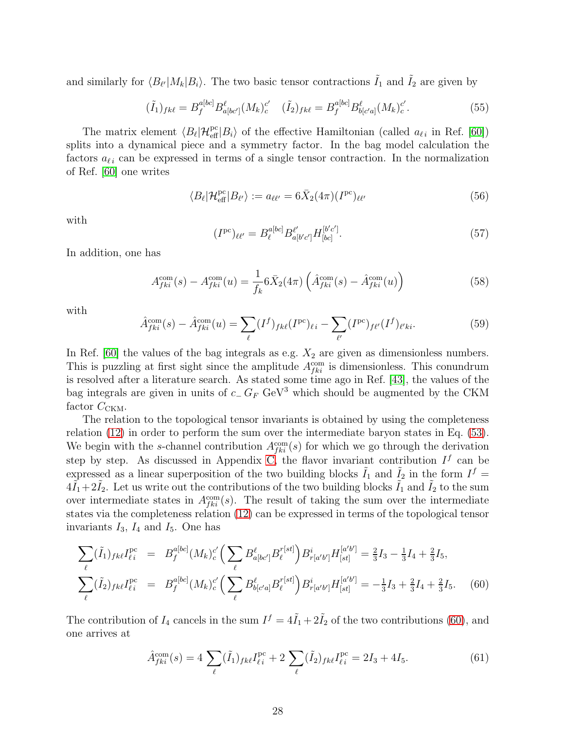and similarly for $\langle B_{\ell'}|M_k|B_i\rangle$. The two basic tensor contractions $\tilde{I}_1$ and $\tilde{I}_2$ are given by

$$(\tilde{I}_1)_{fk\ell} = B_f^{a[bc]} B^{\ell}_{a[bc']}(M_k)_c^{c'} \quad (\tilde{I}_2)_{fk\ell} = B_f^{a[bc]} B^{\ell}_{b[c'a]}(M_k)_c^{c'}. \tag{55}$$

The matrix element $\langle B_\ell|\mathcal{H}^{\rm pc}_{\rm eff}|B_i\rangle$ of the effective Hamiltonian (called $a_{\ell i}$ in Ref. [60]) splits into a dynamical piece and a symmetry factor. In the bag model calculation the factors $a_{\ell i}$ can be expressed in terms of a single tensor contraction. In the normalization of Ref. [60] one writes

$$\langle B_\ell|\mathcal{H}^{\rm pc}_{\rm eff}|B_{\ell'}\rangle := a_{\ell\ell'} = 6\bar{X}_2(4\pi)(I^{\rm pc})_{\ell\ell'} \tag{56}$$

with

$$(I^{\rm pc})_{\ell\ell'} = B_\ell^{a[bc]} B^{\ell'}_{a[b'c']} H^{[b'c']}_{[bc]}. \tag{57}$$

In addition, one has

$$A^{\rm com}_{fki}(s) - A^{\rm com}_{fki}(u) = \frac{1}{f_k} 6\bar{X}_2(4\pi)\left(\hat{A}^{\rm com}_{fki}(s) - \hat{A}^{\rm com}_{fki}(u)\right) \tag{58}$$

with

$$\hat{A}^{\rm com}_{fki}(s) - \hat{A}^{\rm com}_{fki}(u) = \sum_\ell (I^f)_{fk\ell}(I^{\rm pc})_{\ell i} - \sum_{\ell'} (I^{\rm pc})_{f\ell'}(I^f)_{\ell' ki}. \tag{59}$$

In Ref. [60] the values of the bag integrals as e.g. $X_2$ are given as dimensionless numbers. This is puzzling at first sight since the amplitude $A^{\rm com}_{fki}$ is dimensionless. This conundrum is resolved after a literature search. As stated some time ago in Ref. [43], the values of the bag integrals are given in units of $c_-\, G_F$ GeV$^3$ which should be augmented by the CKM factor $C_{\rm CKM}$.

The relation to the topological tensor invariants is obtained by using the completeness relation (12) in order to perform the sum over the intermediate baryon states in Eq. (53). We begin with the $s$-channel contribution $A^{\rm com}_{fki}(s)$ for which we go through the derivation step by step. As discussed in Appendix C, the flavor invariant contribution $I^f$ can be expressed as a linear superposition of the two building blocks $\tilde{I}_1$ and $\tilde{I}_2$ in the form $I^f = 4\tilde{I}_1 + 2\tilde{I}_2$. Let us write out the contributions of the two building blocks $\tilde{I}_1$ and $\tilde{I}_2$ to the sum over intermediate states in $A^{\rm com}_{fki}(s)$. The result of taking the sum over the intermediate states via the completeness relation (12) can be expressed in terms of the topological tensor invariants $I_3$, $I_4$ and $I_5$. One has

$$\begin{aligned}
\sum_\ell (\tilde{I}_1)_{fk\ell} I^{\rm pc}_{\ell i} &= B_f^{a[bc]}(M_k)_c^{c'}\Big(\sum_\ell B^\ell_{a[bc']} B_\ell^{r[st]}\Big) B^i_{r[a'b']} H^{[a'b']}_{[st]} = \tfrac{2}{3}I_3 - \tfrac{1}{3}I_4 + \tfrac{2}{3}I_5, \\
\sum_\ell (\tilde{I}_2)_{fk\ell} I^{\rm pc}_{\ell i} &= B_f^{a[bc]}(M_k)_c^{c'}\Big(\sum_\ell B^\ell_{b[c'a]} B_\ell^{r[st]}\Big) B^i_{r[a'b']} H^{[a'b']}_{[st]} = -\tfrac{1}{3}I_3 + \tfrac{2}{3}I_4 + \tfrac{2}{3}I_5.
\end{aligned} \tag{60}$$

The contribution of $I_4$ cancels in the sum $I^f = 4\tilde{I}_1 + 2\tilde{I}_2$ of the two contributions (60), and one arrives at

$$\hat{A}^{\rm com}_{fki}(s) = 4\sum_\ell (\tilde{I}_1)_{fk\ell} I^{\rm pc}_{\ell i} + 2\sum_\ell (\tilde{I}_2)_{fk\ell} I^{\rm pc}_{\ell i} = 2I_3 + 4I_5. \tag{61}$$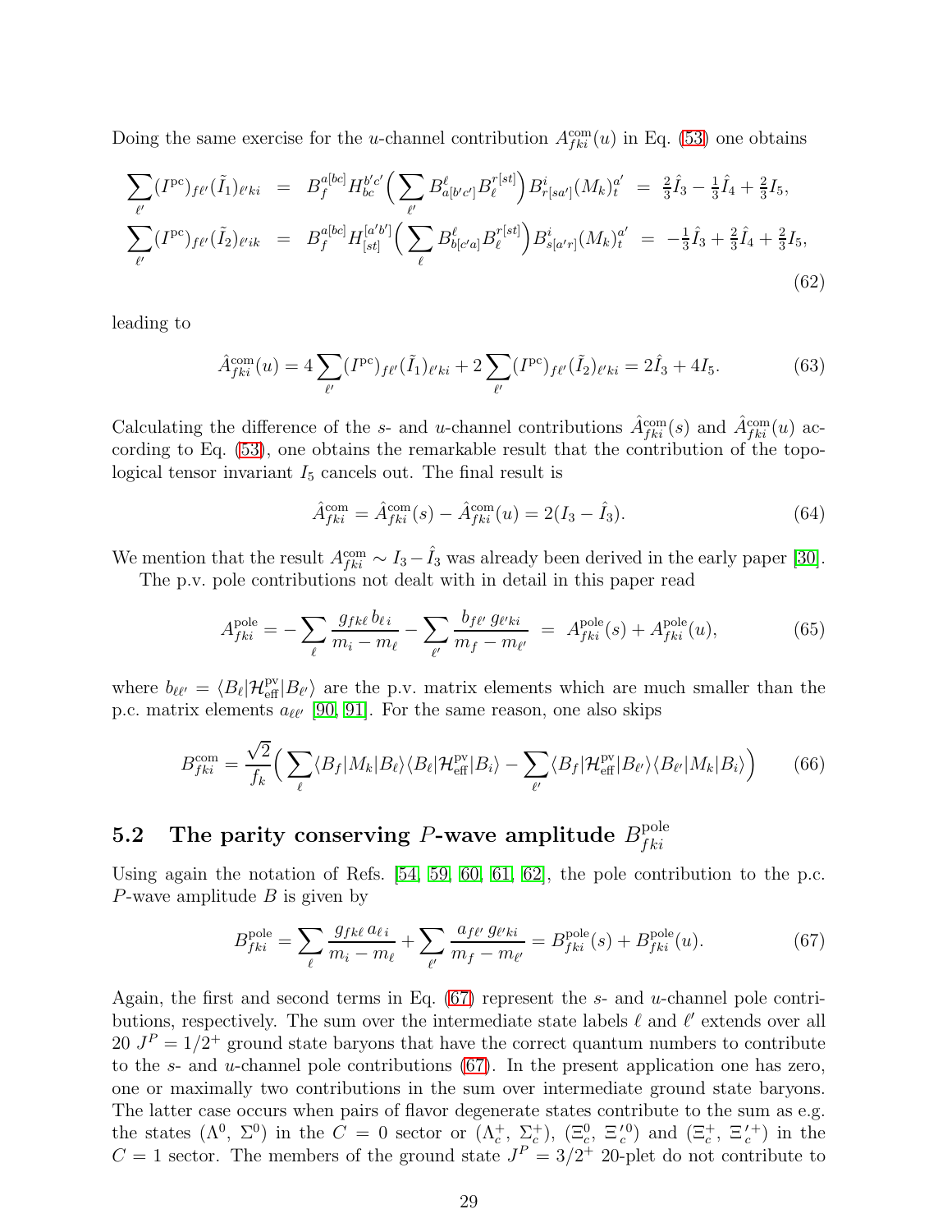Doing the same exercise for the $u$-channel contribution $A^{\rm com}_{fki}(u)$ in Eq. (53) one obtains

$$
\begin{aligned}
\sum_{\ell'} (I^{\rm pc})_{f\ell'} (\tilde{I}_1)_{\ell' ki} &= B_f^{a[bc]} H_{bc}^{b'c'} \Big( \sum_{\ell'} B^\ell_{a[b'c']} B_\ell^{r[st]} \Big) B^i_{r[sa']} (M_k)^{a'}_t \;=\; \tfrac{2}{3}\hat{I}_3 - \tfrac{1}{3}\hat{I}_4 + \tfrac{2}{3} I_5, \\
\sum_{\ell'} (I^{\rm pc})_{f\ell'} (\tilde{I}_2)_{\ell' ik} &= B_f^{a[bc]} H^{[a'b']}_{[st]} \Big( \sum_{\ell} B^\ell_{b[c'a]} B_\ell^{r[st]} \Big) B^i_{s[a'r]} (M_k)^{a'}_t \;=\; -\tfrac{1}{3}\hat{I}_3 + \tfrac{2}{3}\hat{I}_4 + \tfrac{2}{3} I_5,
\end{aligned}
\tag{62}
$$

leading to

$$
\hat{A}^{\rm com}_{fki}(u) = 4 \sum_{\ell'} (I^{\rm pc})_{f\ell'} (\tilde{I}_1)_{\ell' ki} + 2 \sum_{\ell'} (I^{\rm pc})_{f\ell'} (\tilde{I}_2)_{\ell' ki} = 2\hat{I}_3 + 4 I_5. \tag{63}
$$

Calculating the difference of the $s$- and $u$-channel contributions $\hat{A}^{\rm com}_{fki}(s)$ and $\hat{A}^{\rm com}_{fki}(u)$ according to Eq. (53), one obtains the remarkable result that the contribution of the topological tensor invariant $I_5$ cancels out. The final result is

$$
\hat{A}^{\rm com}_{fki} = \hat{A}^{\rm com}_{fki}(s) - \hat{A}^{\rm com}_{fki}(u) = 2(I_3 - \hat{I}_3). \tag{64}
$$

We mention that the result $A^{\rm com}_{fki} \sim I_3 - \hat{I}_3$ was already been derived in the early paper [30].

The p.v. pole contributions not dealt with in detail in this paper read

$$
A^{\rm pole}_{fki} = -\sum_\ell \frac{g_{fk\ell}\, b_{\ell i}}{m_i - m_\ell} - \sum_{\ell'} \frac{b_{f\ell'}\, g_{\ell' ki}}{m_f - m_{\ell'}} \;=\; A^{\rm pole}_{fki}(s) + A^{\rm pole}_{fki}(u), \tag{65}
$$

where $b_{\ell\ell'} = \langle B_\ell | \mathcal{H}^{\rm pv}_{\rm eff} | B_{\ell'} \rangle$ are the p.v. matrix elements which are much smaller than the p.c. matrix elements $a_{\ell\ell'}$ [90, 91]. For the same reason, one also skips

$$
B^{\rm com}_{fki} = \frac{\sqrt{2}}{f_k} \Big( \sum_\ell \langle B_f | M_k | B_\ell \rangle \langle B_\ell | \mathcal{H}^{\rm pv}_{\rm eff} | B_i \rangle - \sum_{\ell'} \langle B_f | \mathcal{H}^{\rm pv}_{\rm eff} | B_{\ell'} \rangle \langle B_{\ell'} | M_k | B_i \rangle \Big) \tag{66}
$$

### 5.2 The parity conserving $P$-wave amplitude $B^{\rm pole}_{fki}$

Using again the notation of Refs. [54, 59, 60, 61, 62], the pole contribution to the p.c. $P$-wave amplitude $B$ is given by

$$
B^{\rm pole}_{fki} = \sum_\ell \frac{g_{fk\ell}\, a_{\ell i}}{m_i - m_\ell} + \sum_{\ell'} \frac{a_{f\ell'}\, g_{\ell' ki}}{m_f - m_{\ell'}} = B^{\rm pole}_{fki}(s) + B^{\rm pole}_{fki}(u). \tag{67}
$$

Again, the first and second terms in Eq. (67) represent the $s$- and $u$-channel pole contributions, respectively. The sum over the intermediate state labels $\ell$ and $\ell'$ extends over all 20 $J^P = 1/2^+$ ground state baryons that have the correct quantum numbers to contribute to the $s$- and $u$-channel pole contributions (67). In the present application one has zero, one or maximally two contributions in the sum over intermediate ground state baryons. The latter case occurs when pairs of flavor degenerate states contribute to the sum as e.g. the states ($\Lambda^0$, $\Sigma^0$) in the $C = 0$ sector or ($\Lambda_c^+$, $\Sigma_c^+$), ($\Xi_c^0$, $\Xi_c^{\prime 0}$) and ($\Xi_c^+$, $\Xi_c^{\prime +}$) in the $C = 1$ sector. The members of the ground state $J^P = 3/2^+$ 20-plet do not contribute to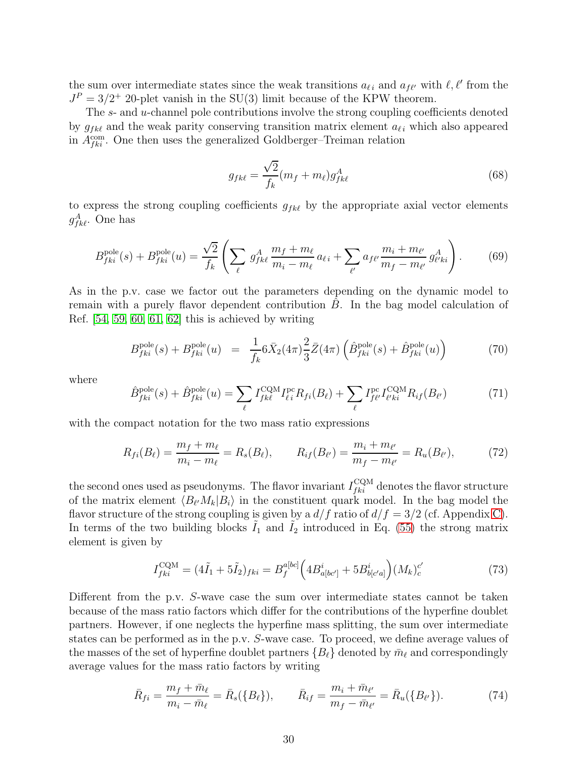the sum over intermediate states since the weak transitions $a_{\ell i}$ and $a_{f\ell'}$ with $\ell, \ell'$ from the $J^P = 3/2^+$ 20-plet vanish in the SU(3) limit because of the KPW theorem.

The $s$- and $u$-channel pole contributions involve the strong coupling coefficients denoted by $g_{fk\ell}$ and the weak parity conserving transition matrix element $a_{\ell i}$ which also appeared in $A^{\rm com}_{fki}$. One then uses the generalized Goldberger–Treiman relation

$$g_{fk\ell} = \frac{\sqrt{2}}{f_k}(m_f + m_\ell) g^A_{fk\ell} \tag{68}$$

to express the strong coupling coefficients $g_{fk\ell}$ by the appropriate axial vector elements $g^A_{fk\ell}$. One has

$$B^{\rm pole}_{fki}(s) + B^{\rm pole}_{fki}(u) = \frac{\sqrt{2}}{f_k}\left(\sum_\ell g^A_{fk\ell}\,\frac{m_f + m_\ell}{m_i - m_\ell}\,a_{\ell i} + \sum_{\ell'} a_{f\ell'}\frac{m_i + m_{\ell'}}{m_f - m_{\ell'}}\,g^A_{\ell' ki}\right). \tag{69}$$

As in the p.v. case we factor out the parameters depending on the dynamic model to remain with a purely flavor dependent contribution $\hat{B}$. In the bag model calculation of Ref. [54, 59, 60, 61, 62] this is achieved by writing

$$B^{\rm pole}_{fki}(s) + B^{\rm pole}_{fki}(u) \;\;=\;\; \frac{1}{f_k} 6\bar{X}_2(4\pi)\frac{2}{3}\bar{Z}(4\pi)\left(\hat{B}^{\rm pole}_{fki}(s) + \hat{B}^{\rm pole}_{fki}(u)\right) \tag{70}$$

where

$$\hat{B}^{\rm pole}_{fki}(s) + \hat{B}^{\rm pole}_{fki}(u) = \sum_\ell I^{\rm CQM}_{fk\ell} I^{\rm pc}_{\ell i} R_{fi}(B_\ell) + \sum_\ell I^{\rm pc}_{f\ell'} I^{\rm CQM}_{\ell' ki} R_{if}(B_{\ell'}) \tag{71}$$

with the compact notation for the two mass ratio expressions

$$R_{fi}(B_\ell) = \frac{m_f + m_\ell}{m_i - m_\ell} = R_s(B_\ell), \qquad R_{if}(B_{\ell'}) = \frac{m_i + m_{\ell'}}{m_f - m_{\ell'}} = R_u(B_{\ell'}), \tag{72}$$

the second ones used as pseudonyms. The flavor invariant $I^{\rm CQM}_{fki}$ denotes the flavor structure of the matrix element $\langle B_{\ell'} M_k | B_i\rangle$ in the constituent quark model. In the bag model the flavor structure of the strong coupling is given by a $d/f$ ratio of $d/f = 3/2$ (cf. Appendix C). In terms of the two building blocks $\tilde{I}_1$ and $\tilde{I}_2$ introduced in Eq. (55) the strong matrix element is given by

$$I^{\rm CQM}_{fki} = (4\tilde{I}_1 + 5\tilde{I}_2)_{fki} = B^{a[bc]}_f\Big(4B^i_{a[bc']} + 5B^i_{b[c'a]}\Big)(M_k)^{c'}_c \tag{73}$$

Different from the p.v. $S$-wave case the sum over intermediate states cannot be taken because of the mass ratio factors which differ for the contributions of the hyperfine doublet partners. However, if one neglects the hyperfine mass splitting, the sum over intermediate states can be performed as in the p.v. $S$-wave case. To proceed, we define average values of the masses of the set of hyperfine doublet partners $\{B_\ell\}$ denoted by $\bar{m}_\ell$ and correspondingly average values for the mass ratio factors by writing

$$\bar{R}_{fi} = \frac{m_f + \bar{m}_\ell}{m_i - \bar{m}_\ell} = \bar{R}_s(\{B_\ell\}), \qquad \bar{R}_{if} = \frac{m_i + \bar{m}_{\ell'}}{m_f - \bar{m}_{\ell'}} = \bar{R}_u(\{B_{\ell'}\}). \tag{74}$$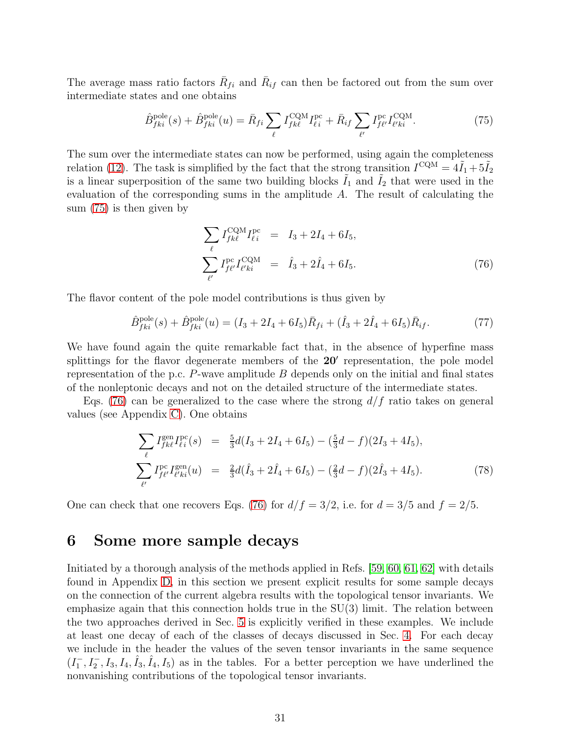The average mass ratio factors $\bar{R}_{fi}$ and $\bar{R}_{if}$ can then be factored out from the sum over intermediate states and one obtains

$$\hat{B}^{\rm pole}_{fki}(s) + \hat{B}^{\rm pole}_{fki}(u) = \bar{R}_{fi} \sum_{\ell} I^{\rm CQM}_{fk\ell} I^{\rm pc}_{\ell i} + \bar{R}_{if} \sum_{\ell'} I^{\rm pc}_{f\ell'} I^{\rm CQM}_{\ell' ki}. \tag{75}$$

The sum over the intermediate states can now be performed, using again the completeness relation (12). The task is simplified by the fact that the strong transition $I^{\rm CQM} = 4\tilde{I}_1 + 5\tilde{I}_2$ is a linear superposition of the same two building blocks $\tilde{I}_1$ and $\tilde{I}_2$ that were used in the evaluation of the corresponding sums in the amplitude $A$. The result of calculating the sum (75) is then given by

$$\begin{aligned}
\sum_{\ell} I^{\rm CQM}_{fk\ell} I^{\rm pc}_{\ell i} &= I_3 + 2I_4 + 6I_5, \\
\sum_{\ell'} I^{\rm pc}_{f\ell'} I^{\rm CQM}_{\ell' ki} &= \hat{I}_3 + 2\hat{I}_4 + 6I_5.
\end{aligned} \tag{76}$$

The flavor content of the pole model contributions is thus given by

$$\hat{B}^{\rm pole}_{fki}(s) + \hat{B}^{\rm pole}_{fki}(u) = (I_3 + 2I_4 + 6I_5)\bar{R}_{fi} + (\hat{I}_3 + 2\hat{I}_4 + 6I_5)\bar{R}_{if}. \tag{77}$$

We have found again the quite remarkable fact that, in the absence of hyperfine mass splittings for the flavor degenerate members of the $\mathbf{20'}$ representation, the pole model representation of the p.c. $P$-wave amplitude $B$ depends only on the initial and final states of the nonleptonic decays and not on the detailed structure of the intermediate states.

Eqs. (76) can be generalized to the case where the strong $d/f$ ratio takes on general values (see Appendix C). One obtains

$$\begin{aligned}
\sum_{\ell} I^{\rm gen}_{fk\ell} I^{\rm pc}_{\ell i}(s) &= \tfrac{5}{3}d(I_3 + 2I_4 + 6I_5) - (\tfrac{5}{3}d - f)(2I_3 + 4I_5), \\
\sum_{\ell'} I^{\rm pc}_{f\ell'} I^{\rm gen}_{\ell' ki}(u) &= \tfrac{2}{3}d(\hat{I}_3 + 2\hat{I}_4 + 6I_5) - (\tfrac{2}{3}d - f)(2\hat{I}_3 + 4I_5).
\end{aligned} \tag{78}$$

One can check that one recovers Eqs. (76) for $d/f = 3/2$, i.e. for $d = 3/5$ and $f = 2/5$.

# 6 Some more sample decays

Initiated by a thorough analysis of the methods applied in Refs. [59, 60, 61, 62] with details found in Appendix D, in this section we present explicit results for some sample decays on the connection of the current algebra results with the topological tensor invariants. We emphasize again that this connection holds true in the SU(3) limit. The relation between the two approaches derived in Sec. 5 is explicitly verified in these examples. We include at least one decay of each of the classes of decays discussed in Sec. 4. For each decay we include in the header the values of the seven tensor invariants in the same sequence $(I_1^-, I_2^-, I_3, I_4, \hat{I}_3, \hat{I}_4, I_5)$ as in the tables. For a better perception we have underlined the nonvanishing contributions of the topological tensor invariants.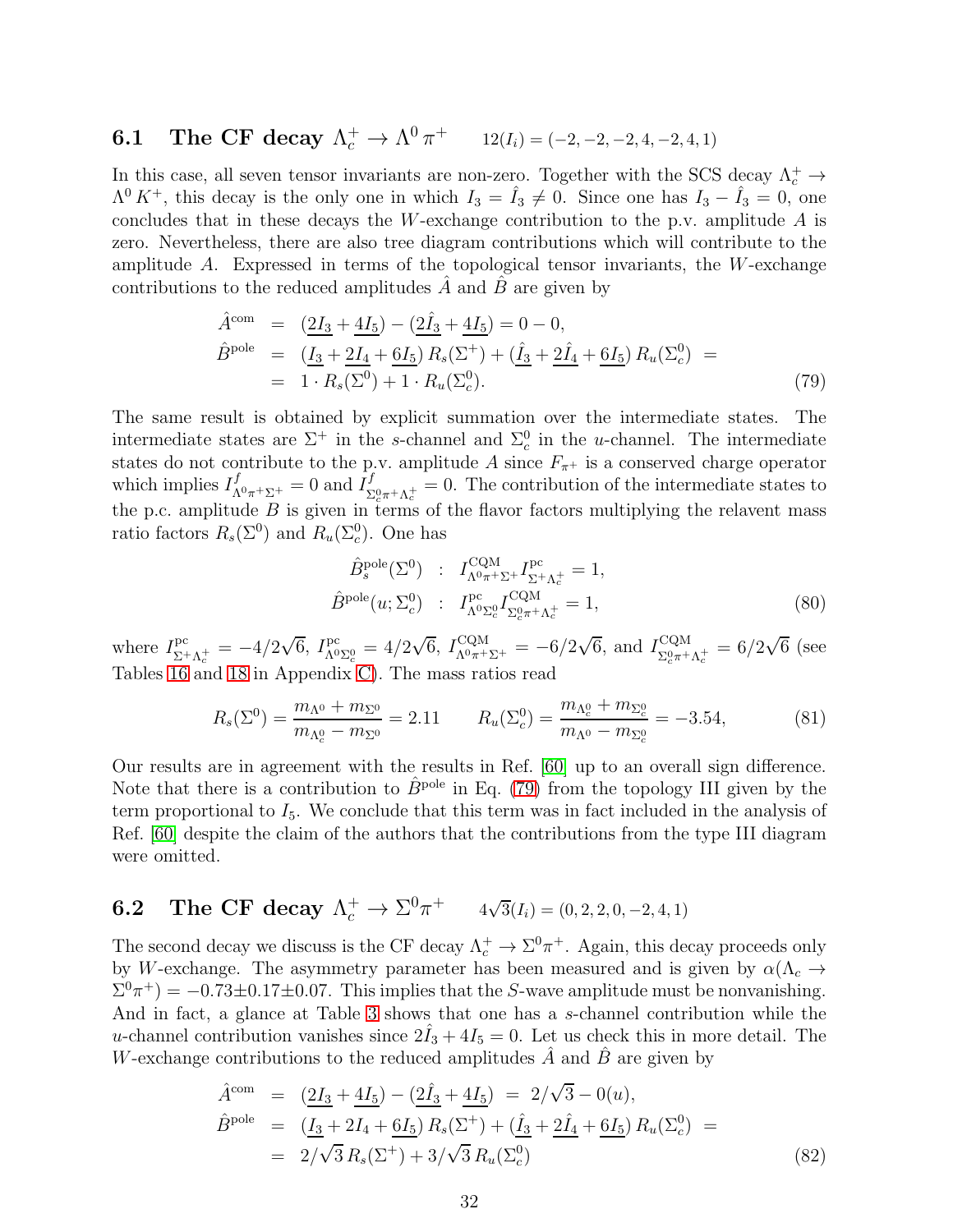### 6.1 The CF decay $\Lambda_c^+ \to \Lambda^0\,\pi^+$ $\quad 12(I_i) = (-2,-2,-2,4,-2,4,1)$

In this case, all seven tensor invariants are non-zero. Together with the SCS decay $\Lambda_c^+ \to \Lambda^0\,K^+$, this decay is the only one in which $I_3 = \hat{I}_3 \neq 0$. Since one has $I_3 - \hat{I}_3 = 0$, one concludes that in these decays the $W$-exchange contribution to the p.v. amplitude $A$ is zero. Nevertheless, there are also tree diagram contributions which will contribute to the amplitude $A$. Expressed in terms of the topological tensor invariants, the $W$-exchange contributions to the reduced amplitudes $\hat{A}$ and $\hat{B}$ are given by

$$
\begin{aligned}
\hat{A}^{\rm com} &= (\underline{2I_3} + \underline{4I_5}) - (\underline{2\hat{I}_3} + \underline{4I_5}) = 0 - 0, \\
\hat{B}^{\rm pole} &= (\underline{I_3} + \underline{2I_4} + \underline{6I_5})\,R_s(\Sigma^+) + (\underline{\hat{I}_3} + \underline{2\hat{I}_4} + \underline{6I_5})\,R_u(\Sigma_c^0) = \\
&= 1 \cdot R_s(\Sigma^0) + 1 \cdot R_u(\Sigma_c^0).
\end{aligned} \tag{79}
$$

The same result is obtained by explicit summation over the intermediate states. The intermediate states are $\Sigma^+$ in the $s$-channel and $\Sigma_c^0$ in the $u$-channel. The intermediate states do not contribute to the p.v. amplitude $A$ since $F_{\pi^+}$ is a conserved charge operator which implies $I^f_{\Lambda^0\pi^+\Sigma^+} = 0$ and $I^f_{\Sigma_c^0\pi^+\Lambda_c^+} = 0$. The contribution of the intermediate states to the p.c. amplitude $B$ is given in terms of the flavor factors multiplying the relavent mass ratio factors $R_s(\Sigma^0)$ and $R_u(\Sigma_c^0)$. One has

$$
\begin{aligned}
\hat{B}_s^{\rm pole}(\Sigma^0) &: \; I^{\rm CQM}_{\Lambda^0\pi^+\Sigma^+} I^{\rm pc}_{\Sigma^+\Lambda_c^+} = 1, \\
\hat{B}^{\rm pole}(u;\Sigma_c^0) &: \; I^{\rm pc}_{\Lambda^0\Sigma_c^0} I^{\rm CQM}_{\Sigma_c^0\pi^+\Lambda_c^+} = 1,
\end{aligned} \tag{80}
$$

where $I^{\rm pc}_{\Sigma^+\Lambda_c^+} = -4/2\sqrt{6}$, $I^{\rm pc}_{\Lambda^0\Sigma_c^0} = 4/2\sqrt{6}$, $I^{\rm CQM}_{\Lambda^0\pi^+\Sigma^+} = -6/2\sqrt{6}$, and $I^{\rm CQM}_{\Sigma_c^0\pi^+\Lambda_c^+} = 6/2\sqrt{6}$ (see Tables 16 and 18 in Appendix C). The mass ratios read

$$
R_s(\Sigma^0) = \frac{m_{\Lambda^0} + m_{\Sigma^0}}{m_{\Lambda_c^0} - m_{\Sigma^0}} = 2.11 \qquad R_u(\Sigma_c^0) = \frac{m_{\Lambda_c^0} + m_{\Sigma_c^0}}{m_{\Lambda^0} - m_{\Sigma_c^0}} = -3.54, \tag{81}
$$

Our results are in agreement with the results in Ref. [60] up to an overall sign difference. Note that there is a contribution to $\hat{B}^{\rm pole}$ in Eq. (79) from the topology III given by the term proportional to $I_5$. We conclude that this term was in fact included in the analysis of Ref. [60] despite the claim of the authors that the contributions from the type III diagram were omitted.

### 6.2 The CF decay $\Lambda_c^+ \to \Sigma^0\pi^+$ $\quad 4\sqrt{3}(I_i) = (0,2,2,0,-2,4,1)$

The second decay we discuss is the CF decay $\Lambda_c^+ \to \Sigma^0\pi^+$. Again, this decay proceeds only by $W$-exchange. The asymmetry parameter has been measured and is given by $\alpha(\Lambda_c \to \Sigma^0\pi^+) = -0.73 \pm 0.17 \pm 0.07$. This implies that the $S$-wave amplitude must be nonvanishing. And in fact, a glance at Table 3 shows that one has a $s$-channel contribution while the $u$-channel contribution vanishes since $2\hat{I}_3 + 4I_5 = 0$. Let us check this in more detail. The $W$-exchange contributions to the reduced amplitudes $\hat{A}$ and $\hat{B}$ are given by

$$
\begin{aligned}
\hat{A}^{\rm com} &= (\underline{2I_3} + \underline{4I_5}) - (\underline{2\hat{I}_3} + \underline{4I_5}) \;=\; 2/\sqrt{3} - 0(u), \\
\hat{B}^{\rm pole} &= (\underline{I_3} + 2I_4 + \underline{6I_5})\,R_s(\Sigma^+) + (\underline{\hat{I}_3} + \underline{2\hat{I}_4} + \underline{6I_5})\,R_u(\Sigma_c^0) = \\
&= 2/\sqrt{3}\,R_s(\Sigma^+) + 3/\sqrt{3}\,R_u(\Sigma_c^0)
\end{aligned} \tag{82}
$$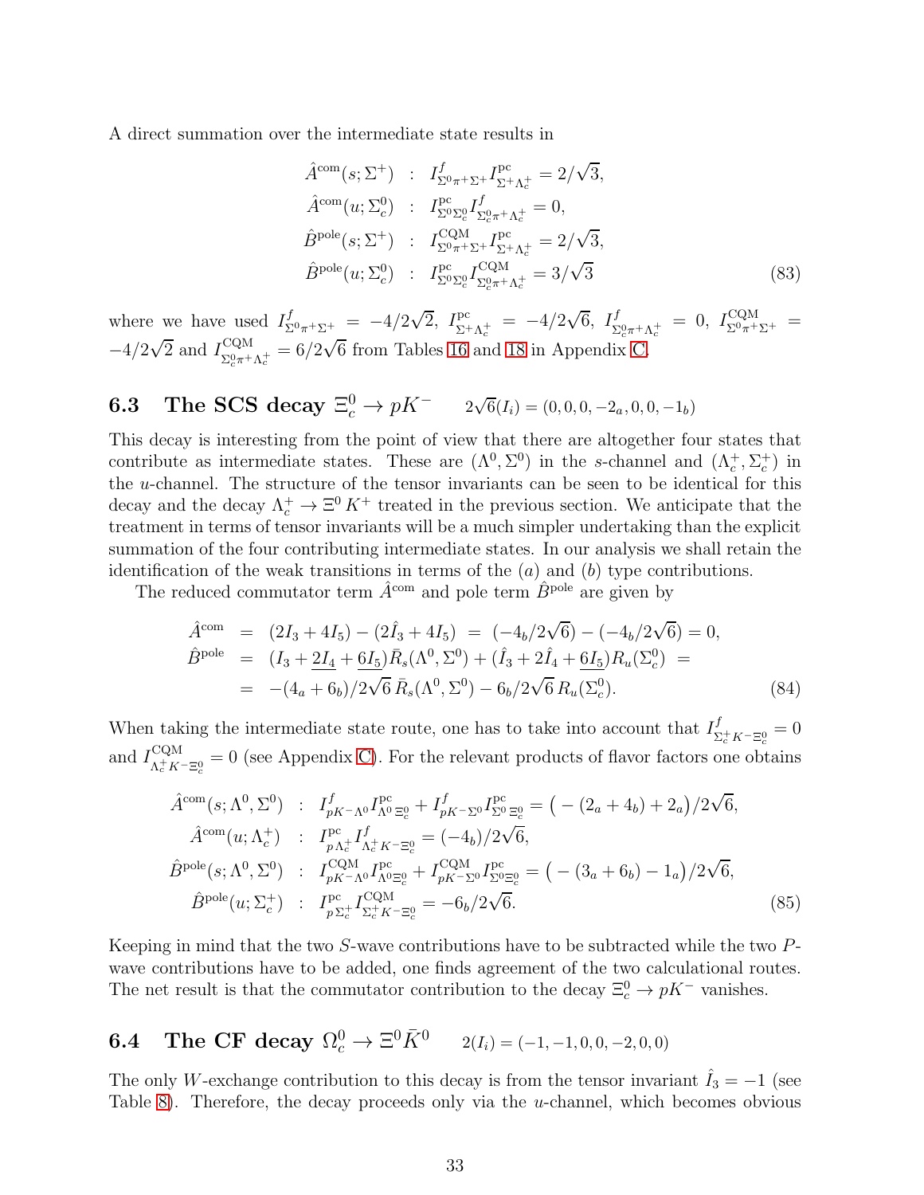A direct summation over the intermediate state results in

$$
\begin{aligned}
\hat{A}^{\rm com}(s;\Sigma^+) &:\quad I^f_{\Sigma^0\pi^+\Sigma^+} I^{\rm pc}_{\Sigma^+\Lambda_c^+} = 2/\sqrt{3}, \\
\hat{A}^{\rm com}(u;\Sigma_c^0) &:\quad I^{\rm pc}_{\Sigma^0\Sigma_c^0} I^f_{\Sigma_c^0\pi^+\Lambda_c^+} = 0, \\
\hat{B}^{\rm pole}(s;\Sigma^+) &:\quad I^{\rm CQM}_{\Sigma^0\pi^+\Sigma^+} I^{\rm pc}_{\Sigma^+\Lambda_c^+} = 2/\sqrt{3}, \\
\hat{B}^{\rm pole}(u;\Sigma_c^0) &:\quad I^{\rm pc}_{\Sigma^0\Sigma_c^0} I^{\rm CQM}_{\Sigma_c^0\pi^+\Lambda_c^+} = 3/\sqrt{3}
\end{aligned} \tag{83}
$$

where we have used $I^f_{\Sigma^0\pi^+\Sigma^+} = -4/2\sqrt{2}$, $I^{\rm pc}_{\Sigma^+\Lambda_c^+} = -4/2\sqrt{6}$, $I^f_{\Sigma_c^0\pi^+\Lambda_c^+} = 0$, $I^{\rm CQM}_{\Sigma^0\pi^+\Sigma^+} = -4/2\sqrt{2}$ and $I^{\rm CQM}_{\Sigma_c^0\pi^+\Lambda_c^+} = 6/2\sqrt{6}$ from Tables 16 and 18 in Appendix C.

### 6.3 The SCS decay $\Xi_c^0 \to pK^-$ $\quad 2\sqrt{6}(I_i) = (0,0,0,-2_a,0,0,-1_b)$

This decay is interesting from the point of view that there are altogether four states that contribute as intermediate states. These are $(\Lambda^0,\Sigma^0)$ in the $s$-channel and $(\Lambda_c^+,\Sigma_c^+)$ in the $u$-channel. The structure of the tensor invariants can be seen to be identical for this decay and the decay $\Lambda_c^+ \to \Xi^0 K^+$ treated in the previous section. We anticipate that the treatment in terms of tensor invariants will be a much simpler undertaking than the explicit summation of the four contributing intermediate states. In our analysis we shall retain the identification of the weak transitions in terms of the $(a)$ and $(b)$ type contributions.

The reduced commutator term $\hat{A}^{\rm com}$ and pole term $\hat{B}^{\rm pole}$ are given by

$$
\begin{aligned}
\hat{A}^{\rm com} &= (2I_3+4I_5) - (2\hat{I}_3+4I_5) \;=\; (-4_b/2\sqrt{6}) - (-4_b/2\sqrt{6}) = 0, \\
\hat{B}^{\rm pole} &= (I_3+\underline{2I_4}+\underline{6I_5})\bar{R}_s(\Lambda^0,\Sigma^0) + (\hat{I}_3+2\hat{I}_4+\underline{6I_5})R_u(\Sigma_c^0) \;= \\
&= -(4_a+6_b)/2\sqrt{6}\,\bar{R}_s(\Lambda^0,\Sigma^0) - 6_b/2\sqrt{6}\,R_u(\Sigma_c^0).
\end{aligned} \tag{84}
$$

When taking the intermediate state route, one has to take into account that $I^f_{\Sigma_c^+K^-\Xi_c^0} = 0$ and $I^{\rm CQM}_{\Lambda_c^+K^-\Xi_c^0} = 0$ (see Appendix C). For the relevant products of flavor factors one obtains

$$
\begin{aligned}
\hat{A}^{\rm com}(s;\Lambda^0,\Sigma^0) &:\quad I^f_{pK^-\Lambda^0} I^{\rm pc}_{\Lambda^0\,\Xi_c^0} + I^f_{pK^-\Sigma^0} I^{\rm pc}_{\Sigma^0\,\Xi_c^0} = \big(-(2_a+4_b)+2_a\big)/2\sqrt{6}, \\
\hat{A}^{\rm com}(u;\Lambda_c^+) &:\quad I^{\rm pc}_{p\,\Lambda_c^+} I^f_{\Lambda_c^+K^-\Xi_c^0} = (-4_b)/2\sqrt{6}, \\
\hat{B}^{\rm pole}(s;\Lambda^0,\Sigma^0) &:\quad I^{\rm CQM}_{pK^-\Lambda^0} I^{\rm pc}_{\Lambda^0\Xi_c^0} + I^{\rm CQM}_{pK^-\Sigma^0} I^{\rm pc}_{\Sigma^0\Xi_c^0} = \big(-(3_a+6_b)-1_a\big)/2\sqrt{6}, \\
\hat{B}^{\rm pole}(u;\Sigma_c^+) &:\quad I^{\rm pc}_{p\,\Sigma_c^+} I^{\rm CQM}_{\Sigma_c^+K^-\Xi_c^0} = -6_b/2\sqrt{6}.
\end{aligned} \tag{85}
$$

Keeping in mind that the two $S$-wave contributions have to be subtracted while the two $P$-wave contributions have to be added, one finds agreement of the two calculational routes. The net result is that the commutator contribution to the decay $\Xi_c^0 \to pK^-$ vanishes.

### 6.4 The CF decay $\Omega_c^0 \to \Xi^0 \bar{K}^0$ $\quad 2(I_i) = (-1,-1,0,0,-2,0,0)$

The only $W$-exchange contribution to this decay is from the tensor invariant $\hat{I}_3 = -1$ (see Table 8). Therefore, the decay proceeds only via the $u$-channel, which becomes obvious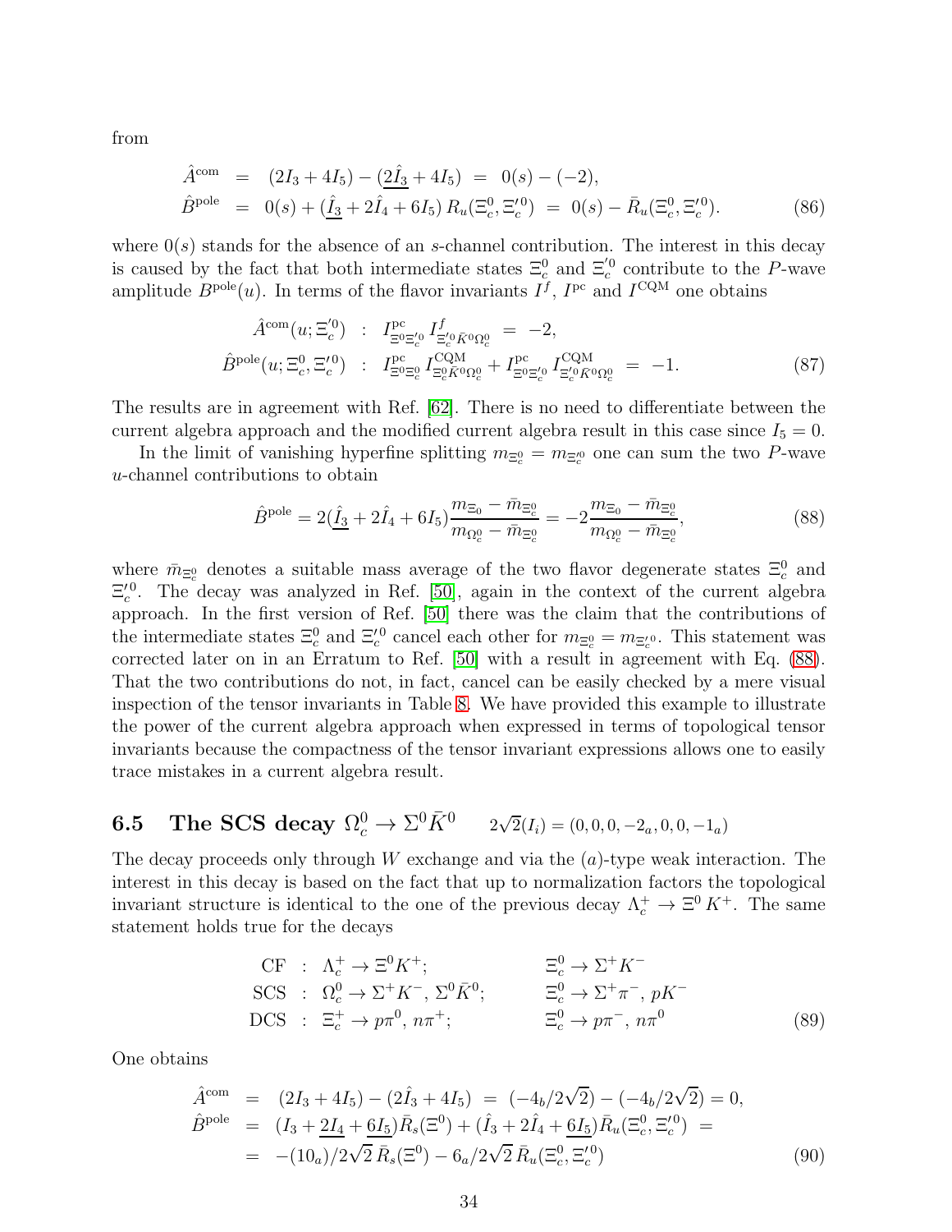from

$$
\begin{aligned}
\hat{A}^{\rm com} &= (2I_3 + 4I_5) - (\underline{2\hat{I}_3} + 4I_5) \;=\; 0(s) - (-2), \\
\hat{B}^{\rm pole} &= 0(s) + (\underline{\hat{I}_3} + 2\hat{I}_4 + 6I_5)\, R_u(\Xi_c^0, \Xi_c^{\prime 0}) \;=\; 0(s) - \bar{R}_u(\Xi_c^0, \Xi_c^{\prime 0}).
\end{aligned} \tag{86}
$$

where $0(s)$ stands for the absence of an $s$-channel contribution. The interest in this decay is caused by the fact that both intermediate states $\Xi_c^0$ and $\Xi_c^{\prime 0}$ contribute to the $P$-wave amplitude $B^{\rm pole}(u)$. In terms of the flavor invariants $I^f$, $I^{\rm pc}$ and $I^{\rm CQM}$ one obtains

$$
\begin{aligned}
\hat{A}^{\rm com}(u; \Xi_c^{\prime 0}) &: \; I^{\rm pc}_{\Xi^0 \Xi_c^{\prime 0}}\, I^{f}_{\Xi_c^{\prime 0} \bar{K}^0 \Omega_c^0} \;=\; -2, \\
\hat{B}^{\rm pole}(u; \Xi_c^0, \Xi_c^{\prime 0}) &: \; I^{\rm pc}_{\Xi^0 \Xi_c^0}\, I^{\rm CQM}_{\Xi_c^0 \bar{K}^0 \Omega_c^0} + I^{\rm pc}_{\Xi^0 \Xi_c^{\prime 0}}\, I^{\rm CQM}_{\Xi_c^{\prime 0} \bar{K}^0 \Omega_c^0} \;=\; -1.
\end{aligned} \tag{87}
$$

The results are in agreement with Ref. [62]. There is no need to differentiate between the current algebra approach and the modified current algebra result in this case since $I_5 = 0$.

In the limit of vanishing hyperfine splitting $m_{\Xi_c^0} = m_{\Xi_c^{\prime 0}}$ one can sum the two $P$-wave $u$-channel contributions to obtain

$$
\hat{B}^{\rm pole} = 2(\underline{\hat{I}_3} + 2\hat{I}_4 + 6I_5)\frac{m_{\Xi_0} - \bar{m}_{\Xi_c^0}}{m_{\Omega_c^0} - \bar{m}_{\Xi_c^0}} = -2\frac{m_{\Xi_0} - \bar{m}_{\Xi_c^0}}{m_{\Omega_c^0} - \bar{m}_{\Xi_c^0}}, \tag{88}
$$

where $\bar{m}_{\Xi_c^0}$ denotes a suitable mass average of the two flavor degenerate states $\Xi_c^0$ and $\Xi_c^{\prime 0}$. The decay was analyzed in Ref. [50], again in the context of the current algebra approach. In the first version of Ref. [50] there was the claim that the contributions of the intermediate states $\Xi_c^0$ and $\Xi_c^{\prime 0}$ cancel each other for $m_{\Xi_c^0} = m_{\Xi_c^{\prime 0}}$. This statement was corrected later on in an Erratum to Ref. [50] with a result in agreement with Eq. (88). That the two contributions do not, in fact, cancel can be easily checked by a mere visual inspection of the tensor invariants in Table 8. We have provided this example to illustrate the power of the current algebra approach when expressed in terms of topological tensor invariants because the compactness of the tensor invariant expressions allows one to easily trace mistakes in a current algebra result.

## 6.5 The SCS decay $\Omega_c^0 \to \Sigma^0 \bar{K}^0$ $\quad 2\sqrt{2}(I_i) = (0,0,0,-2_a,0,0,-1_a)$

The decay proceeds only through $W$ exchange and via the $(a)$-type weak interaction. The interest in this decay is based on the fact that up to normalization factors the topological invariant structure is identical to the one of the previous decay $\Lambda_c^+ \to \Xi^0 K^+$. The same statement holds true for the decays

$$
\begin{aligned}
&\text{CF} \;:\; \Lambda_c^+ \to \Xi^0 K^+; && \Xi_c^0 \to \Sigma^+ K^- \\
&\text{SCS} \;:\; \Omega_c^0 \to \Sigma^+ K^-,\, \Sigma^0 \bar{K}^0; && \Xi_c^0 \to \Sigma^+ \pi^-,\, pK^- \\
&\text{DCS} \;:\; \Xi_c^+ \to p\pi^0,\, n\pi^+; && \Xi_c^0 \to p\pi^-,\, n\pi^0
\end{aligned} \tag{89}
$$

One obtains

$$
\begin{aligned}
\hat{A}^{\rm com} &= (2I_3 + 4I_5) - (2\hat{I}_3 + 4I_5) \;=\; (-4_b/2\sqrt{2}) - (-4_b/2\sqrt{2}) = 0, \\
\hat{B}^{\rm pole} &= (I_3 + \underline{2I_4} + \underline{6I_5})\bar{R}_s(\Xi^0) + (\hat{I}_3 + 2\hat{I}_4 + \underline{6I_5})\bar{R}_u(\Xi_c^0, \Xi_c^{\prime 0}) \;= \\
&= -(10_a)/2\sqrt{2}\,\bar{R}_s(\Xi^0) - 6_a/2\sqrt{2}\,\bar{R}_u(\Xi_c^0, \Xi_c^{\prime 0})
\end{aligned} \tag{90}
$$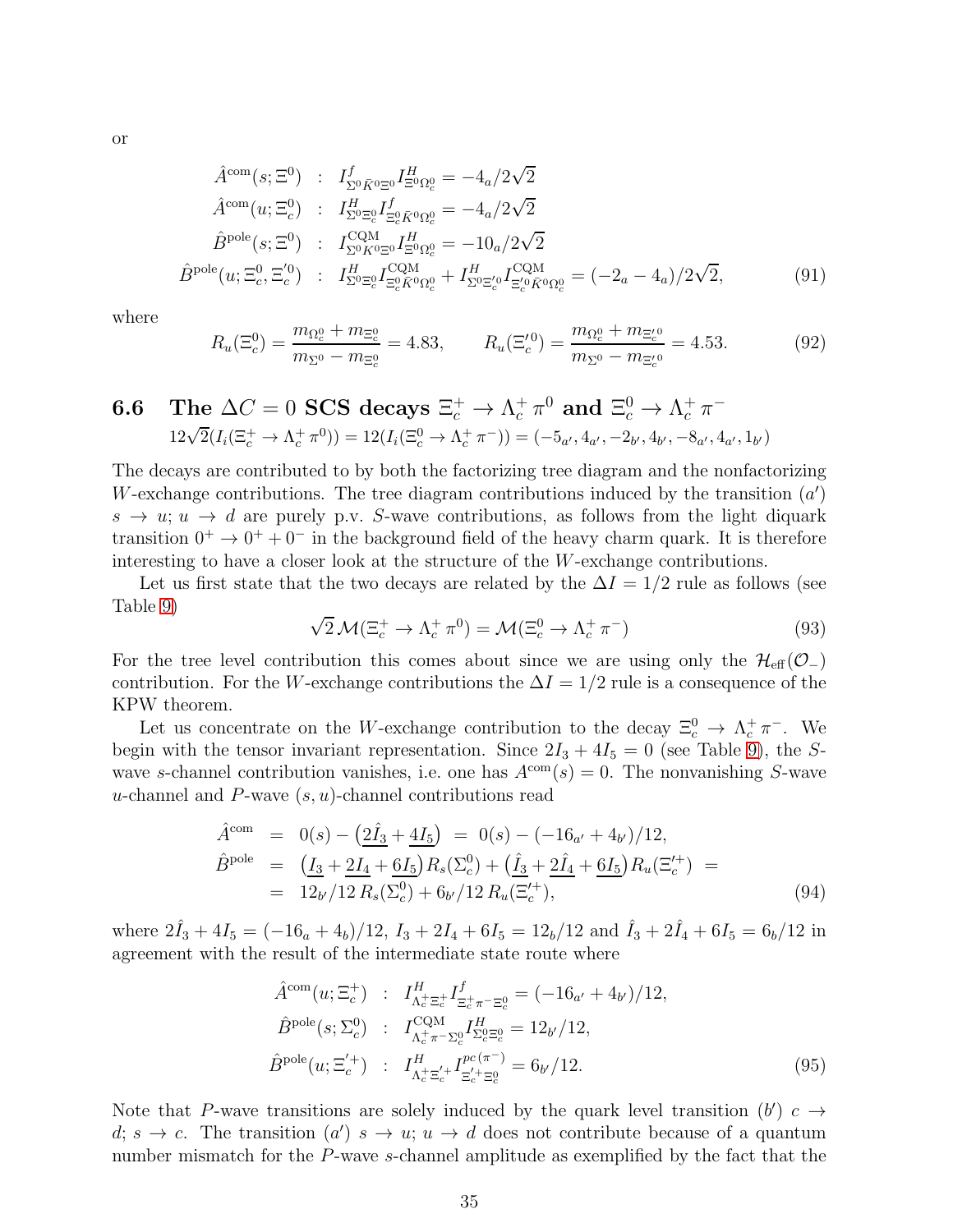or

$$
\begin{aligned}
\hat{A}^{\rm com}(s;\Xi^0) &:& I^f_{\Sigma^0\bar{K}^0\Xi^0} I^H_{\Xi^0\Omega_c^0} = -4_a/2\sqrt{2} \\
\hat{A}^{\rm com}(u;\Xi_c^0) &:& I^H_{\Sigma^0\Xi_c^0} I^f_{\Xi_c^0\bar{K}^0\Omega_c^0} = -4_a/2\sqrt{2} \\
\hat{B}^{\rm pole}(s;\Xi^0) &:& I^{\rm CQM}_{\Sigma^0 K^0\Xi^0} I^H_{\Xi^0\Omega_c^0} = -10_a/2\sqrt{2} \\
\hat{B}^{\rm pole}(u;\Xi_c^0,\Xi_c^{\prime 0}) &:& I^H_{\Sigma^0\Xi_c^0} I^{\rm CQM}_{\Xi_c^0\bar{K}^0\Omega_c^0} + I^H_{\Sigma^0\Xi_c^{\prime 0}} I^{\rm CQM}_{\Xi_c^{\prime 0}\bar{K}^0\Omega_c^0} = (-2_a-4_a)/2\sqrt{2}, \qquad (91)
\end{aligned}
$$

where

$$
R_u(\Xi_c^0) = \frac{m_{\Omega_c^0}+m_{\Xi_c^0}}{m_{\Sigma^0}-m_{\Xi_c^0}} = 4.83, \qquad R_u(\Xi_c^{\prime 0}) = \frac{m_{\Omega_c^0}+m_{\Xi_c^{\prime 0}}}{m_{\Sigma^0}-m_{\Xi_c^{\prime 0}}} = 4.53. \qquad (92)
$$

### 6.6 The $\Delta C = 0$ SCS decays $\Xi_c^+ \to \Lambda_c^+\pi^0$ and $\Xi_c^0 \to \Lambda_c^+\pi^-$

$$
12\sqrt{2}(I_i(\Xi_c^+ \to \Lambda_c^+\pi^0)) = 12(I_i(\Xi_c^0 \to \Lambda_c^+\pi^-)) = (-5_{a'}, 4_{a'}, -2_{b'}, 4_{b'}, -8_{a'}, 4_{a'}, 1_{b'})
$$

The decays are contributed to by both the factorizing tree diagram and the nonfactorizing $W$-exchange contributions. The tree diagram contributions induced by the transition $(a')$ $s \to u;\ u \to d$ are purely p.v. $S$-wave contributions, as follows from the light diquark transition $0^+ \to 0^+ + 0^-$ in the background field of the heavy charm quark. It is therefore interesting to have a closer look at the structure of the $W$-exchange contributions.

Let us first state that the two decays are related by the $\Delta I = 1/2$ rule as follows (see Table 9)

$$
\sqrt{2}\,\mathcal{M}(\Xi_c^+ \to \Lambda_c^+\pi^0) = \mathcal{M}(\Xi_c^0 \to \Lambda_c^+\pi^-) \qquad (93)
$$

For the tree level contribution this comes about since we are using only the $\mathcal{H}_{\rm eff}(\mathcal{O}_-)$ contribution. For the $W$-exchange contributions the $\Delta I = 1/2$ rule is a consequence of the KPW theorem.

Let us concentrate on the $W$-exchange contribution to the decay $\Xi_c^0 \to \Lambda_c^+\pi^-$. We begin with the tensor invariant representation. Since $2I_3 + 4I_5 = 0$ (see Table 9), the $S$-wave $s$-channel contribution vanishes, i.e. one has $A^{\rm com}(s) = 0$. The nonvanishing $S$-wave $u$-channel and $P$-wave $(s,u)$-channel contributions read

$$
\begin{aligned}
\hat{A}^{\rm com} &= 0(s) - \big(\underline{2\hat{I}_3} + \underline{4I_5}\big) \;=\; 0(s) - (-16_{a'} + 4_{b'})/12, \\
\hat{B}^{\rm pole} &= \big(\underline{I_3} + \underline{2I_4} + \underline{6I_5}\big)R_s(\Sigma_c^0) + \big(\underline{\hat{I}_3} + \underline{2\hat{I}_4} + \underline{6I_5}\big)R_u(\Xi_c^{\prime +}) \;= \\
&= 12_{b'}/12\,R_s(\Sigma_c^0) + 6_{b'}/12\,R_u(\Xi_c^{\prime +}), \qquad (94)
\end{aligned}
$$

where $2\hat{I}_3 + 4I_5 = (-16_a + 4_b)/12$, $I_3 + 2I_4 + 6I_5 = 12_b/12$ and $\hat{I}_3 + 2\hat{I}_4 + 6I_5 = 6_b/12$ in agreement with the result of the intermediate state route where

$$
\begin{aligned}
\hat{A}^{\rm com}(u;\Xi_c^+) &:& I^H_{\Lambda_c^+\Xi_c^+} I^f_{\Xi_c^+\pi^-\Xi_c^0} = (-16_{a'} + 4_{b'})/12, \\
\hat{B}^{\rm pole}(s;\Sigma_c^0) &:& I^{\rm CQM}_{\Lambda_c^+\pi^-\Sigma_c^0} I^H_{\Sigma_c^0\Xi_c^0} = 12_{b'}/12, \\
\hat{B}^{\rm pole}(u;\Xi_c^{\prime +}) &:& I^H_{\Lambda_c^+\Xi_c^{\prime +}} I^{pc\,(\pi^-)}_{\Xi_c^{\prime +}\Xi_c^0} = 6_{b'}/12. \qquad (95)
\end{aligned}
$$

Note that $P$-wave transitions are solely induced by the quark level transition $(b')$ $c \to d;\ s \to c$. The transition $(a')$ $s \to u;\ u \to d$ does not contribute because of a quantum number mismatch for the $P$-wave $s$-channel amplitude as exemplified by the fact that the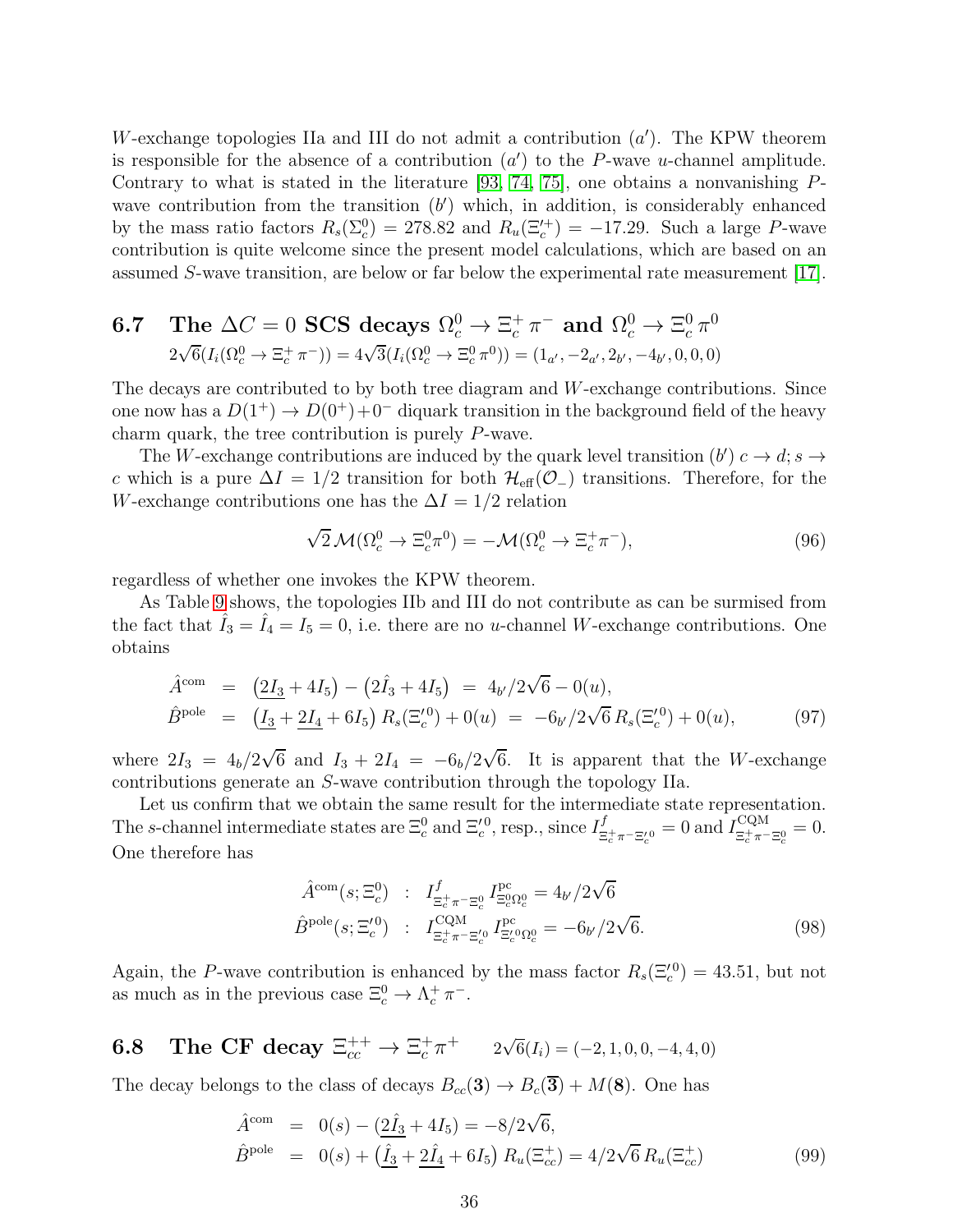$W$-exchange topologies IIa and III do not admit a contribution ($a'$). The KPW theorem is responsible for the absence of a contribution ($a'$) to the $P$-wave $u$-channel amplitude. Contrary to what is stated in the literature [93, 74, 75], one obtains a nonvanishing $P$-wave contribution from the transition ($b'$) which, in addition, is considerably enhanced by the mass ratio factors $R_s(\Sigma_c^0) = 278.82$ and $R_u(\Xi_c'^+) = -17.29$. Such a large $P$-wave contribution is quite welcome since the present model calculations, which are based on an assumed $S$-wave transition, are below or far below the experimental rate measurement [17].

## 6.7 The $\Delta C = 0$ SCS decays $\Omega_c^0 \to \Xi_c^+ \pi^-$ and $\Omega_c^0 \to \Xi_c^0 \pi^0$

$2\sqrt{6}(I_i(\Omega_c^0 \to \Xi_c^+ \pi^-)) = 4\sqrt{3}(I_i(\Omega_c^0 \to \Xi_c^0 \pi^0)) = (1_{a'}, -2_{a'}, 2_{b'}, -4_{b'}, 0, 0, 0)$

The decays are contributed to by both tree diagram and $W$-exchange contributions. Since one now has a $D(1^+) \to D(0^+) + 0^-$ diquark transition in the background field of the heavy charm quark, the tree contribution is purely $P$-wave.

The $W$-exchange contributions are induced by the quark level transition ($b'$) $c \to d; s \to c$ which is a pure $\Delta I = 1/2$ transition for both $\mathcal{H}_{\rm eff}(\mathcal{O}_-)$ transitions. Therefore, for the $W$-exchange contributions one has the $\Delta I = 1/2$ relation

$$\sqrt{2}\,\mathcal{M}(\Omega_c^0 \to \Xi_c^0 \pi^0) = -\mathcal{M}(\Omega_c^0 \to \Xi_c^+ \pi^-), \tag{96}$$

regardless of whether one invokes the KPW theorem.

As Table 9 shows, the topologies IIb and III do not contribute as can be surmised from the fact that $\hat{I}_3 = \hat{I}_4 = I_5 = 0$, i.e. there are no $u$-channel $W$-exchange contributions. One obtains

$$\begin{aligned} \hat{A}^{\rm com} &= \left(\underline{2I_3} + 4I_5\right) - \left(2\hat{I}_3 + 4I_5\right) \;=\; 4_{b'}/2\sqrt{6} - 0(u), \\ \hat{B}^{\rm pole} &= \left(\underline{I_3} + \underline{2I_4} + 6I_5\right) R_s(\Xi_c'^0) + 0(u) \;=\; -6_{b'}/2\sqrt{6}\, R_s(\Xi_c'^0) + 0(u), \end{aligned} \tag{97}$$

where $2I_3 = 4_b/2\sqrt{6}$ and $I_3 + 2I_4 = -6_b/2\sqrt{6}$. It is apparent that the $W$-exchange contributions generate an $S$-wave contribution through the topology IIa.

Let us confirm that we obtain the same result for the intermediate state representation. The $s$-channel intermediate states are $\Xi_c^0$ and $\Xi_c'^0$, resp., since $I^f_{\Xi_c^+\pi^-\Xi_c'^0} = 0$ and $I^{\rm CQM}_{\Xi_c^+\pi^-\Xi_c^0} = 0$. One therefore has

$$\begin{aligned} \hat{A}^{\rm com}(s;\Xi_c^0) &\;:\; I^f_{\Xi_c^+\pi^-\Xi_c^0}\, I^{\rm pc}_{\Xi_c^0\Omega_c^0} = 4_{b'}/2\sqrt{6} \\ \hat{B}^{\rm pole}(s;\Xi_c'^0) &\;:\; I^{\rm CQM}_{\Xi_c^+\pi^-\Xi_c'^0}\, I^{\rm pc}_{\Xi_c'^0\Omega_c^0} = -6_{b'}/2\sqrt{6}. \end{aligned} \tag{98}$$

Again, the $P$-wave contribution is enhanced by the mass factor $R_s(\Xi_c'^0) = 43.51$, but not as much as in the previous case $\Xi_c^0 \to \Lambda_c^+ \pi^-$.

## 6.8 The CF decay $\Xi_{cc}^{++} \to \Xi_c^+ \pi^+$ $\quad 2\sqrt{6}(I_i) = (-2, 1, 0, 0, -4, 4, 0)$

The decay belongs to the class of decays $B_{cc}(\mathbf{3}) \to B_c(\overline{\mathbf{3}}) + M(\mathbf{8})$. One has

$$\begin{aligned} \hat{A}^{\rm com} &= 0(s) - \left(\underline{2\hat{I}_3} + 4I_5\right) = -8/2\sqrt{6}, \\ \hat{B}^{\rm pole} &= 0(s) + \left(\underline{\hat{I}_3} + \underline{2\hat{I}_4} + 6I_5\right) R_u(\Xi_{cc}^+) = 4/2\sqrt{6}\, R_u(\Xi_{cc}^+) \end{aligned} \tag{99}$$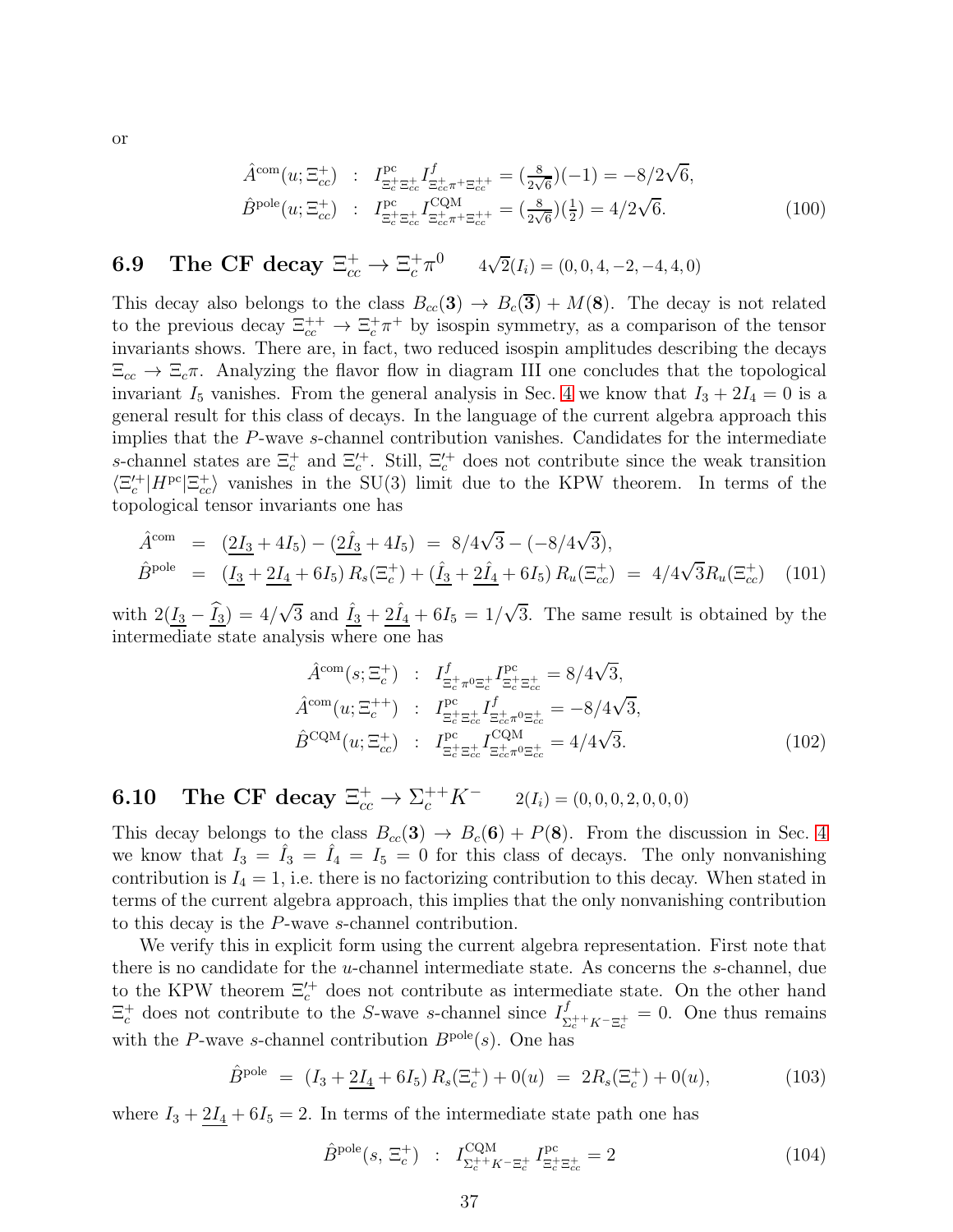or

$$
\begin{aligned}
\hat{A}^{\rm com}(u;\Xi_{cc}^{+}) &\;:\; I^{\rm pc}_{\Xi_c^+\Xi_{cc}^+} I^{f}_{\Xi_{cc}^+\pi^+\Xi_{cc}^{++}} = (\tfrac{8}{2\sqrt{6}})(-1) = -8/2\sqrt{6}, \\
\hat{B}^{\rm pole}(u;\Xi_{cc}^{+}) &\;:\; I^{\rm pc}_{\Xi_c^+\Xi_{cc}^+} I^{\rm CQM}_{\Xi_{cc}^+\pi^+\Xi_{cc}^{++}} = (\tfrac{8}{2\sqrt{6}})(\tfrac{1}{2}) = 4/2\sqrt{6}.
\end{aligned}
\tag{100}
$$

## 6.9 The CF decay $\Xi_{cc}^+ \to \Xi_c^+\pi^0$ $\quad 4\sqrt{2}(I_i) = (0,0,4,-2,-4,4,0)$

This decay also belongs to the class $B_{cc}(\mathbf{3}) \to B_c(\overline{\mathbf{3}}) + M(\mathbf{8})$. The decay is not related to the previous decay $\Xi_{cc}^{++} \to \Xi_c^+\pi^+$ by isospin symmetry, as a comparison of the tensor invariants shows. There are, in fact, two reduced isospin amplitudes describing the decays $\Xi_{cc} \to \Xi_c\pi$. Analyzing the flavor flow in diagram III one concludes that the topological invariant $I_5$ vanishes. From the general analysis in Sec. 4 we know that $I_3 + 2I_4 = 0$ is a general result for this class of decays. In the language of the current algebra approach this implies that the $P$-wave $s$-channel contribution vanishes. Candidates for the intermediate $s$-channel states are $\Xi_c^+$ and $\Xi_c^{\prime +}$. Still, $\Xi_c^{\prime +}$ does not contribute since the weak transition $\langle \Xi_c^{\prime +}|H^{\rm pc}|\Xi_{cc}^+\rangle$ vanishes in the SU(3) limit due to the KPW theorem. In terms of the topological tensor invariants one has

$$
\begin{aligned}
\hat{A}^{\rm com} &= (\underline{2I_3} + 4I_5) - (\underline{2\hat{I}_3} + 4I_5) \;=\; 8/4\sqrt{3} - (-8/4\sqrt{3}), \\
\hat{B}^{\rm pole} &= (\underline{I_3} + \underline{2I_4} + 6I_5)\, R_s(\Xi_c^+) + (\underline{\hat{I}_3} + \underline{2\hat{I}_4} + 6I_5)\, R_u(\Xi_{cc}^+) \;=\; 4/4\sqrt{3} R_u(\Xi_{cc}^+)
\end{aligned}
\tag{101}
$$

with $2(\underline{I_3} - \underline{\widehat{I}_3}) = 4/\sqrt{3}$ and $\underline{\hat{I}_3} + \underline{2\hat{I}_4} + 6I_5 = 1/\sqrt{3}$. The same result is obtained by the intermediate state analysis where one has

$$
\begin{aligned}
\hat{A}^{\rm com}(s;\Xi_c^+) &\;:\; I^{f}_{\Xi_c^+\pi^0\Xi_c^+} I^{\rm pc}_{\Xi_c^+\Xi_{cc}^+} = 8/4\sqrt{3}, \\
\hat{A}^{\rm com}(u;\Xi_c^{++}) &\;:\; I^{\rm pc}_{\Xi_c^+\Xi_{cc}^+} I^{f}_{\Xi_{cc}^+\pi^0\Xi_{cc}^+} = -8/4\sqrt{3}, \\
\hat{B}^{\rm CQM}(u;\Xi_{cc}^+) &\;:\; I^{\rm pc}_{\Xi_c^+\Xi_{cc}^+} I^{\rm CQM}_{\Xi_{cc}^+\pi^0\Xi_{cc}^+} = 4/4\sqrt{3}.
\end{aligned}
\tag{102}
$$

## 6.10 The CF decay $\Xi_{cc}^+ \to \Sigma_c^{++}K^-$ $\quad 2(I_i) = (0,0,0,2,0,0,0)$

This decay belongs to the class $B_{cc}(\mathbf{3}) \to B_c(\mathbf{6}) + P(\mathbf{8})$. From the discussion in Sec. 4 we know that $I_3 = \hat{I}_3 = \hat{I}_4 = I_5 = 0$ for this class of decays. The only nonvanishing contribution is $I_4 = 1$, i.e. there is no factorizing contribution to this decay. When stated in terms of the current algebra approach, this implies that the only nonvanishing contribution to this decay is the $P$-wave $s$-channel contribution.

We verify this in explicit form using the current algebra representation. First note that there is no candidate for the $u$-channel intermediate state. As concerns the $s$-channel, due to the KPW theorem $\Xi_c^{\prime +}$ does not contribute as intermediate state. On the other hand $\Xi_c^+$ does not contribute to the $S$-wave $s$-channel since $I^f_{\Sigma_c^{++}K^-\Xi_c^+} = 0$. One thus remains with the $P$-wave $s$-channel contribution $B^{\rm pole}(s)$. One has

$$
\hat{B}^{\rm pole} \;=\; (I_3 + \underline{2I_4} + 6I_5)\, R_s(\Xi_c^+) + 0(u) \;=\; 2R_s(\Xi_c^+) + 0(u),
\tag{103}
$$

where $I_3 + \underline{2I_4} + 6I_5 = 2$. In terms of the intermediate state path one has

$$
\hat{B}^{\rm pole}(s,\,\Xi_c^+) \;:\; I^{\rm CQM}_{\Sigma_c^{++}K^-\Xi_c^+}\, I^{\rm pc}_{\Xi_c^+\Xi_{cc}^+} = 2
\tag{104}
$$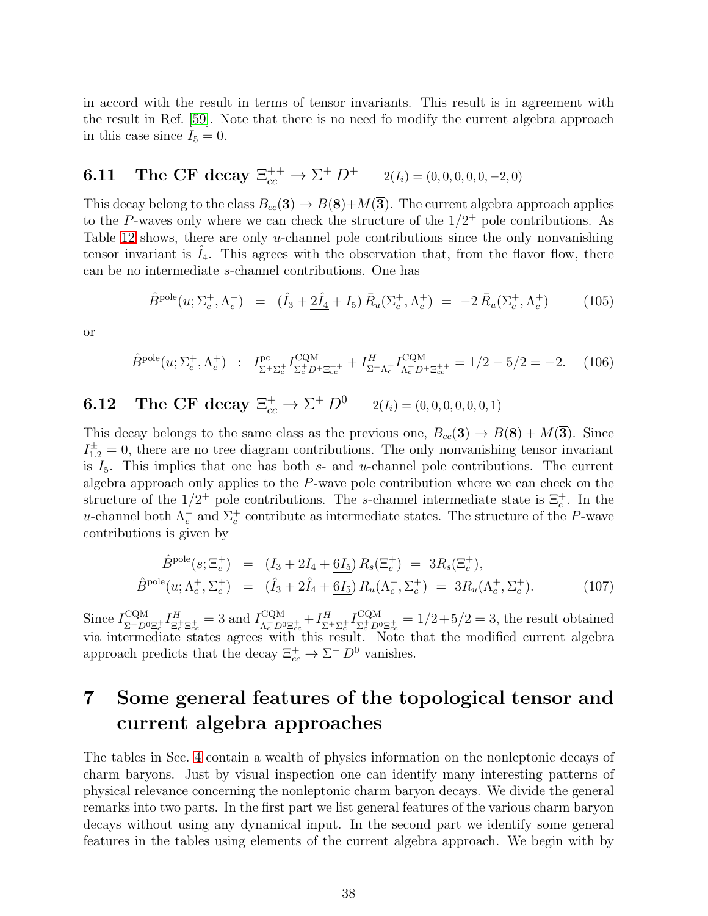in accord with the result in terms of tensor invariants. This result is in agreement with the result in Ref. [59]. Note that there is no need fo modify the current algebra approach in this case since $I_5 = 0$.

## 6.11 The CF decay $\Xi_{cc}^{++} \to \Sigma^+ D^+$ $\quad 2(I_i) = (0,0,0,0,0,-2,0)$

This decay belong to the class $B_{cc}(\mathbf{3}) \to B(\mathbf{8})+M(\overline{\mathbf{3}})$. The current algebra approach applies to the $P$-waves only where we can check the structure of the $1/2^+$ pole contributions. As Table 12 shows, there are only $u$-channel pole contributions since the only nonvanishing tensor invariant is $\hat{I}_4$. This agrees with the observation that, from the flavor flow, there can be no intermediate $s$-channel contributions. One has

$$\hat{B}^{\rm pole}(u;\Sigma_c^+,\Lambda_c^+) \;=\; (\hat{I}_3 + \underline{2\hat{I}_4} + I_5)\,\bar{R}_u(\Sigma_c^+,\Lambda_c^+) \;=\; -2\,\bar{R}_u(\Sigma_c^+,\Lambda_c^+) \tag{105}$$

or

$$\hat{B}^{\rm pole}(u;\Sigma_c^+,\Lambda_c^+) \;\;:\;\; I^{\rm pc}_{\Sigma^+\Sigma_c^+} I^{\rm CQM}_{\Sigma_c^+ D^+ \Xi_{cc}^{++}} + I^{H}_{\Sigma^+\Lambda_c^+} I^{\rm CQM}_{\Lambda_c^+ D^+ \Xi_{cc}^{++}} = 1/2 - 5/2 = -2. \tag{106}$$

## 6.12 The CF decay $\Xi_{cc}^{+} \to \Sigma^+ D^0$ $\quad 2(I_i) = (0,0,0,0,0,0,1)$

This decay belongs to the same class as the previous one, $B_{cc}(\mathbf{3}) \to B(\mathbf{8}) + M(\overline{\mathbf{3}})$. Since $I^{\pm}_{1.2} = 0$, there are no tree diagram contributions. The only nonvanishing tensor invariant is $I_5$. This implies that one has both $s$- and $u$-channel pole contributions. The current algebra approach only applies to the $P$-wave pole contribution where we can check on the structure of the $1/2^+$ pole contributions. The $s$-channel intermediate state is $\Xi_c^+$. In the $u$-channel both $\Lambda_c^+$ and $\Sigma_c^+$ contribute as intermediate states. The structure of the $P$-wave contributions is given by

$$\begin{aligned}
\hat{B}^{\rm pole}(s;\Xi_c^+) &= (I_3 + 2I_4 + \underline{6I_5})\,R_s(\Xi_c^+) \;=\; 3R_s(\Xi_c^+),\\
\hat{B}^{\rm pole}(u;\Lambda_c^+,\Sigma_c^+) &= (\hat{I}_3 + 2\hat{I}_4 + \underline{6I_5})\,R_u(\Lambda_c^+,\Sigma_c^+) \;=\; 3R_u(\Lambda_c^+,\Sigma_c^+).
\end{aligned} \tag{107}$$

Since $I^{\rm CQM}_{\Sigma^+ D^0 \Xi_c^+} I^{H}_{\Xi_c^+ \Xi_{cc}^+} = 3$ and $I^{\rm CQM}_{\Lambda_c^+ D^0 \Xi_{cc}^+} + I^{H}_{\Sigma^+\Sigma_c^+} I^{\rm CQM}_{\Sigma_c^+ D^0 \Xi_{cc}^+} = 1/2 + 5/2 = 3$, the result obtained via intermediate states agrees with this result. Note that the modified current algebra approach predicts that the decay $\Xi_{cc}^+ \to \Sigma^+ D^0$ vanishes.

# 7 Some general features of the topological tensor and current algebra approaches

The tables in Sec. 4 contain a wealth of physics information on the nonleptonic decays of charm baryons. Just by visual inspection one can identify many interesting patterns of physical relevance concerning the nonleptonic charm baryon decays. We divide the general remarks into two parts. In the first part we list general features of the various charm baryon decays without using any dynamical input. In the second part we identify some general features in the tables using elements of the current algebra approach. We begin with by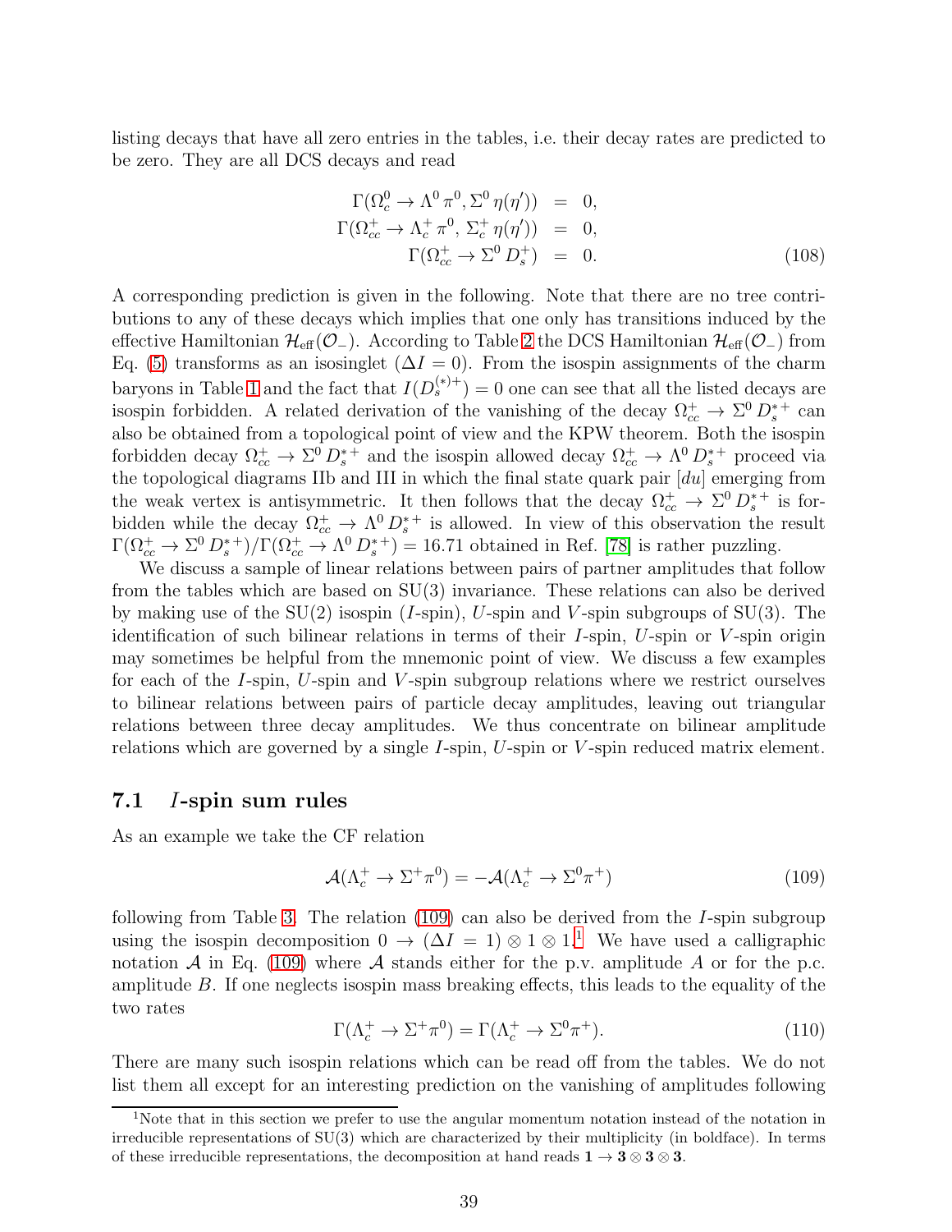listing decays that have all zero entries in the tables, i.e. their decay rates are predicted to be zero. They are all DCS decays and read

$$
\begin{aligned}
\Gamma(\Omega_c^0 \to \Lambda^0\,\pi^0, \Sigma^0\,\eta(\eta')) &= 0, \\
\Gamma(\Omega_{cc}^+ \to \Lambda_c^+\,\pi^0,\, \Sigma_c^+\,\eta(\eta')) &= 0, \\
\Gamma(\Omega_{cc}^+ \to \Sigma^0\,D_s^+) &= 0.
\end{aligned} \tag{108}
$$

A corresponding prediction is given in the following. Note that there are no tree contributions to any of these decays which implies that one only has transitions induced by the effective Hamiltonian $\mathcal{H}_{\rm eff}(\mathcal{O}_-)$. According to Table 2 the DCS Hamiltonian $\mathcal{H}_{\rm eff}(\mathcal{O}_-)$ from Eq. (5) transforms as an isosinglet ($\Delta I = 0$). From the isospin assignments of the charm baryons in Table 1 and the fact that $I(D_s^{(*)+}) = 0$ one can see that all the listed decays are isospin forbidden. A related derivation of the vanishing of the decay $\Omega_{cc}^+ \to \Sigma^0\,D_s^{*+}$ can also be obtained from a topological point of view and the KPW theorem. Both the isospin forbidden decay $\Omega_{cc}^+ \to \Sigma^0\,D_s^{*+}$ and the isospin allowed decay $\Omega_{cc}^+ \to \Lambda^0\,D_s^{*+}$ proceed via the topological diagrams IIb and III in which the final state quark pair $[du]$ emerging from the weak vertex is antisymmetric. It then follows that the decay $\Omega_{cc}^+ \to \Sigma^0\,D_s^{*+}$ is forbidden while the decay $\Omega_{cc}^+ \to \Lambda^0\,D_s^{*+}$ is allowed. In view of this observation the result $\Gamma(\Omega_{cc}^+ \to \Sigma^0\,D_s^{*+})/\Gamma(\Omega_{cc}^+ \to \Lambda^0\,D_s^{*+}) = 16.71$ obtained in Ref. [78] is rather puzzling.

We discuss a sample of linear relations between pairs of partner amplitudes that follow from the tables which are based on SU(3) invariance. These relations can also be derived by making use of the SU(2) isospin ($I$-spin), $U$-spin and $V$-spin subgroups of SU(3). The identification of such bilinear relations in terms of their $I$-spin, $U$-spin or $V$-spin origin may sometimes be helpful from the mnemonic point of view. We discuss a few examples for each of the $I$-spin, $U$-spin and $V$-spin subgroup relations where we restrict ourselves to bilinear relations between pairs of particle decay amplitudes, leaving out triangular relations between three decay amplitudes. We thus concentrate on bilinear amplitude relations which are governed by a single $I$-spin, $U$-spin or $V$-spin reduced matrix element.

### 7.1 $I$-spin sum rules

As an example we take the CF relation

$$
\mathcal{A}(\Lambda_c^+ \to \Sigma^+\pi^0) = -\mathcal{A}(\Lambda_c^+ \to \Sigma^0\pi^+) \tag{109}
$$

following from Table 3. The relation (109) can also be derived from the $I$-spin subgroup using the isospin decomposition $0 \to (\Delta I = 1) \otimes 1 \otimes 1$.[1] We have used a calligraphic notation $\mathcal{A}$ in Eq. (109) where $\mathcal{A}$ stands either for the p.v. amplitude $A$ or for the p.c. amplitude $B$. If one neglects isospin mass breaking effects, this leads to the equality of the two rates

$$
\Gamma(\Lambda_c^+ \to \Sigma^+\pi^0) = \Gamma(\Lambda_c^+ \to \Sigma^0\pi^+). \tag{110}
$$

There are many such isospin relations which can be read off from the tables. We do not list them all except for an interesting prediction on the vanishing of amplitudes following

[1] Note that in this section we prefer to use the angular momentum notation instead of the notation in irreducible representations of SU(3) which are characterized by their multiplicity (in boldface). In terms of these irreducible representations, the decomposition at hand reads $\mathbf{1} \to \mathbf{3} \otimes \mathbf{3} \otimes \mathbf{3}$.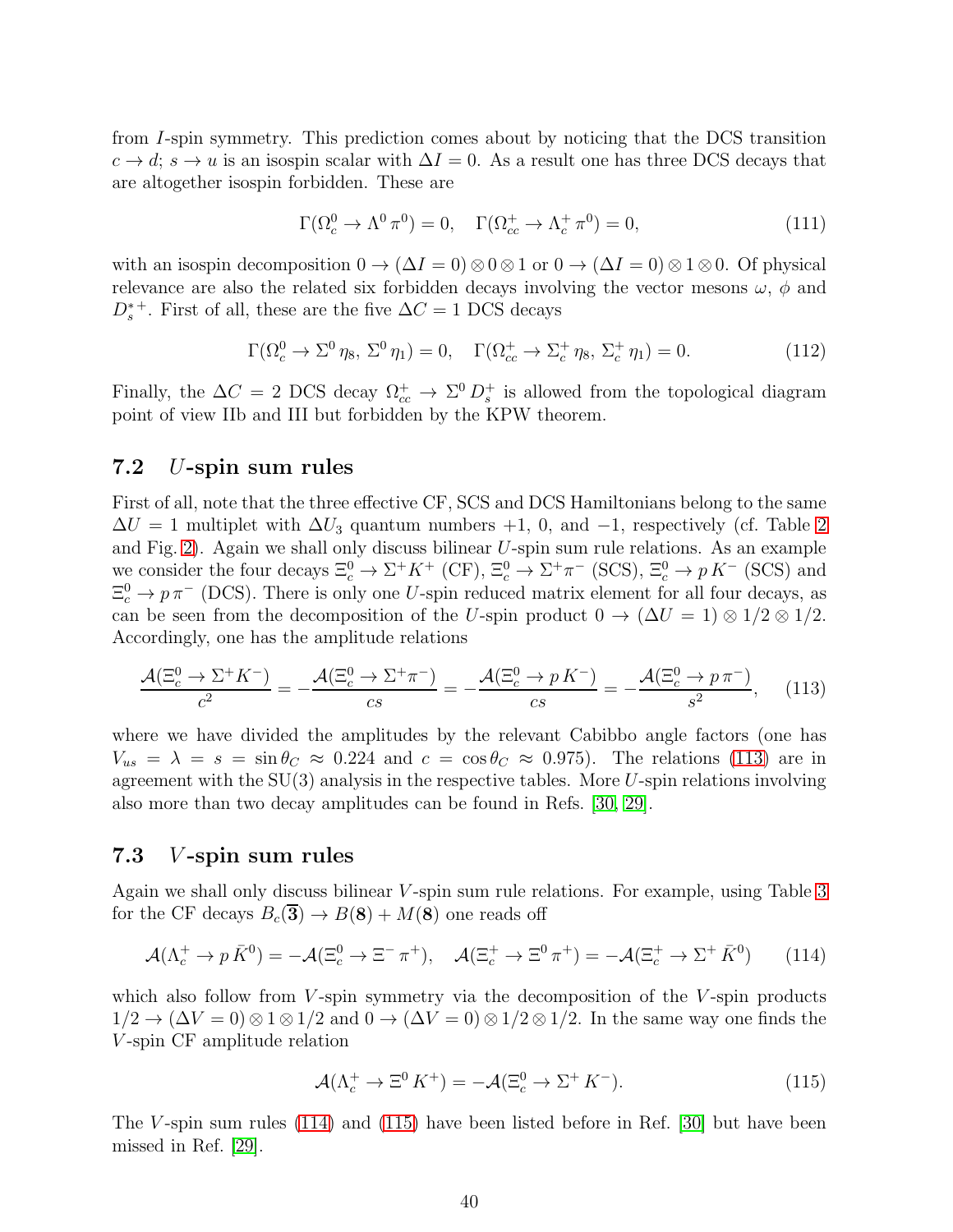from $I$-spin symmetry. This prediction comes about by noticing that the DCS transition $c \to d$; $s \to u$ is an isospin scalar with $\Delta I = 0$. As a result one has three DCS decays that are altogether isospin forbidden. These are

$$\Gamma(\Omega_c^0 \to \Lambda^0 \pi^0) = 0, \quad \Gamma(\Omega_{cc}^+ \to \Lambda_c^+ \pi^0) = 0, \tag{111}$$

with an isospin decomposition $0 \to (\Delta I = 0) \otimes 0 \otimes 1$ or $0 \to (\Delta I = 0) \otimes 1 \otimes 0$. Of physical relevance are also the related six forbidden decays involving the vector mesons $\omega$, $\phi$ and $D_s^{*+}$. First of all, these are the five $\Delta C = 1$ DCS decays

$$\Gamma(\Omega_c^0 \to \Sigma^0 \eta_8,\, \Sigma^0 \eta_1) = 0, \quad \Gamma(\Omega_{cc}^+ \to \Sigma_c^+ \eta_8,\, \Sigma_c^+ \eta_1) = 0. \tag{112}$$

Finally, the $\Delta C = 2$ DCS decay $\Omega_{cc}^+ \to \Sigma^0 D_s^+$ is allowed from the topological diagram point of view IIb and III but forbidden by the KPW theorem.

### 7.2 $U$-spin sum rules

First of all, note that the three effective CF, SCS and DCS Hamiltonians belong to the same $\Delta U = 1$ multiplet with $\Delta U_3$ quantum numbers $+1$, $0$, and $-1$, respectively (cf. Table 2 and Fig. 2). Again we shall only discuss bilinear $U$-spin sum rule relations. As an example we consider the four decays $\Xi_c^0 \to \Sigma^+ K^+$ (CF), $\Xi_c^0 \to \Sigma^+ \pi^-$ (SCS), $\Xi_c^0 \to p\, K^-$ (SCS) and $\Xi_c^0 \to p\, \pi^-$ (DCS). There is only one $U$-spin reduced matrix element for all four decays, as can be seen from the decomposition of the $U$-spin product $0 \to (\Delta U = 1) \otimes 1/2 \otimes 1/2$. Accordingly, one has the amplitude relations

$$\frac{\mathcal{A}(\Xi_c^0 \to \Sigma^+ K^-)}{c^2} = -\frac{\mathcal{A}(\Xi_c^0 \to \Sigma^+ \pi^-)}{cs} = -\frac{\mathcal{A}(\Xi_c^0 \to p\, K^-)}{cs} = -\frac{\mathcal{A}(\Xi_c^0 \to p\, \pi^-)}{s^2}, \tag{113}$$

where we have divided the amplitudes by the relevant Cabibbo angle factors (one has $V_{us} = \lambda = s = \sin\theta_C \approx 0.224$ and $c = \cos\theta_C \approx 0.975$). The relations (113) are in agreement with the SU(3) analysis in the respective tables. More $U$-spin relations involving also more than two decay amplitudes can be found in Refs. [30, 29].

### 7.3 $V$-spin sum rules

Again we shall only discuss bilinear $V$-spin sum rule relations. For example, using Table 3 for the CF decays $B_c(\overline{\mathbf{3}}) \to B(\mathbf{8}) + M(\mathbf{8})$ one reads off

$$\mathcal{A}(\Lambda_c^+ \to p\, \bar{K}^0) = -\mathcal{A}(\Xi_c^0 \to \Xi^- \pi^+), \quad \mathcal{A}(\Xi_c^+ \to \Xi^0 \pi^+) = -\mathcal{A}(\Xi_c^+ \to \Sigma^+ \bar{K}^0) \tag{114}$$

which also follow from $V$-spin symmetry via the decomposition of the $V$-spin products $1/2 \to (\Delta V = 0) \otimes 1 \otimes 1/2$ and $0 \to (\Delta V = 0) \otimes 1/2 \otimes 1/2$. In the same way one finds the $V$-spin CF amplitude relation

$$\mathcal{A}(\Lambda_c^+ \to \Xi^0 K^+) = -\mathcal{A}(\Xi_c^0 \to \Sigma^+ K^-). \tag{115}$$

The $V$-spin sum rules (114) and (115) have been listed before in Ref. [30] but have been missed in Ref. [29].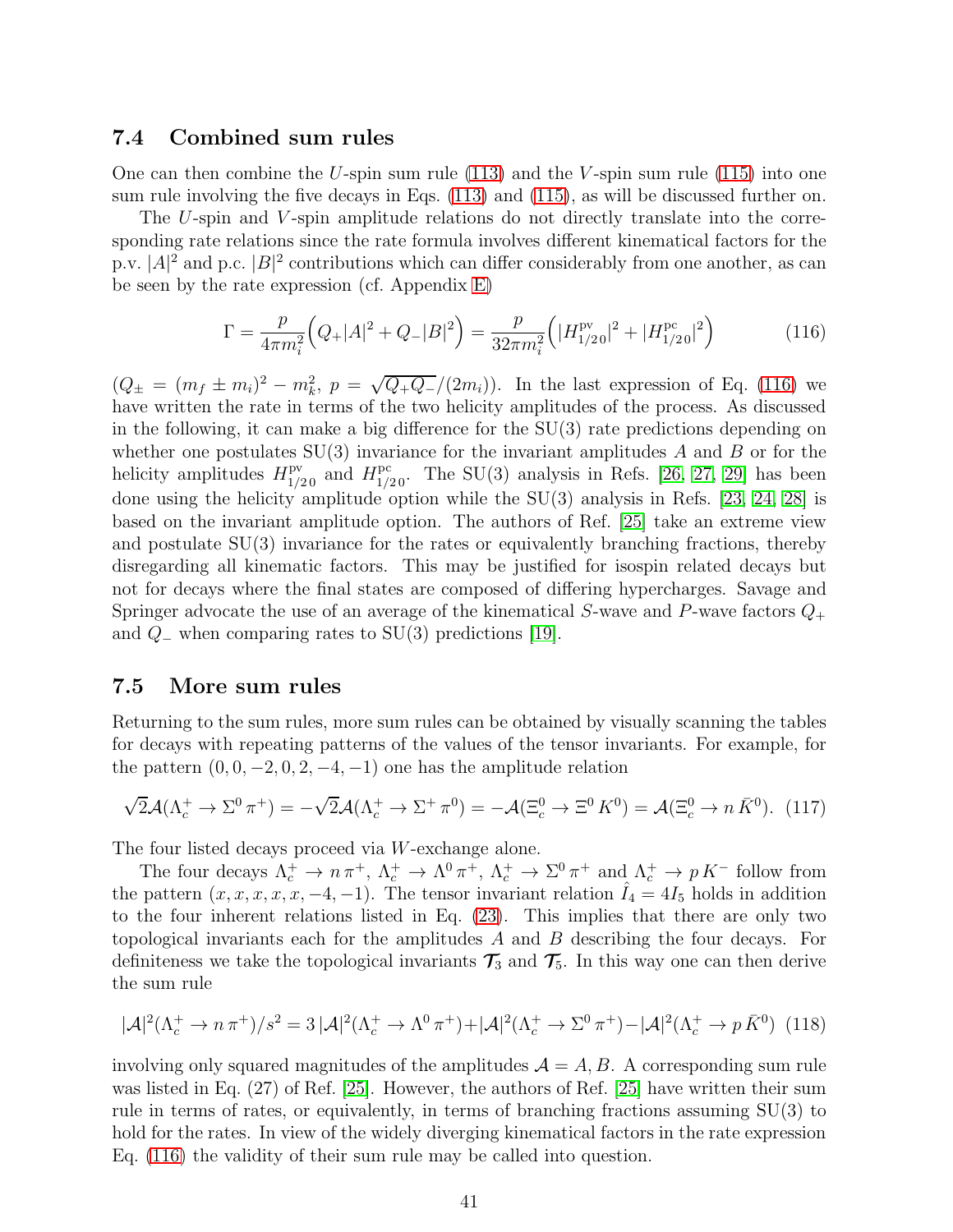### 7.4 Combined sum rules

One can then combine the $U$-spin sum rule (113) and the $V$-spin sum rule (115) into one sum rule involving the five decays in Eqs. (113) and (115), as will be discussed further on.

The $U$-spin and $V$-spin amplitude relations do not directly translate into the corresponding rate relations since the rate formula involves different kinematical factors for the p.v. $|A|^2$ and p.c. $|B|^2$ contributions which can differ considerably from one another, as can be seen by the rate expression (cf. Appendix E)

$$\Gamma = \frac{p}{4\pi m_i^2}\Big(Q_+|A|^2 + Q_-|B|^2\Big) = \frac{p}{32\pi m_i^2}\Big(|H^{\rm pv}_{1/2\,0}|^2 + |H^{\rm pc}_{1/2\,0}|^2\Big) \tag{116}$$

($Q_\pm = (m_f \pm m_i)^2 - m_k^2$, $p = \sqrt{Q_+Q_-}/(2m_i)$). In the last expression of Eq. (116) we have written the rate in terms of the two helicity amplitudes of the process. As discussed in the following, it can make a big difference for the SU(3) rate predictions depending on whether one postulates SU(3) invariance for the invariant amplitudes $A$ and $B$ or for the helicity amplitudes $H^{\rm pv}_{1/2\,0}$ and $H^{\rm pc}_{1/2\,0}$. The SU(3) analysis in Refs. [26, 27, 29] has been done using the helicity amplitude option while the SU(3) analysis in Refs. [23, 24, 28] is based on the invariant amplitude option. The authors of Ref. [25] take an extreme view and postulate SU(3) invariance for the rates or equivalently branching fractions, thereby disregarding all kinematic factors. This may be justified for isospin related decays but not for decays where the final states are composed of differing hypercharges. Savage and Springer advocate the use of an average of the kinematical $S$-wave and $P$-wave factors $Q_+$ and $Q_-$ when comparing rates to SU(3) predictions [19].

### 7.5 More sum rules

Returning to the sum rules, more sum rules can be obtained by visually scanning the tables for decays with repeating patterns of the values of the tensor invariants. For example, for the pattern $(0, 0, -2, 0, 2, -4, -1)$ one has the amplitude relation

$$\sqrt{2}\mathcal{A}(\Lambda_c^+ \to \Sigma^0\,\pi^+) = -\sqrt{2}\mathcal{A}(\Lambda_c^+ \to \Sigma^+\,\pi^0) = -\mathcal{A}(\Xi_c^0 \to \Xi^0\,K^0) = \mathcal{A}(\Xi_c^0 \to n\,\bar{K}^0). \tag{117}$$

The four listed decays proceed via $W$-exchange alone.

The four decays $\Lambda_c^+ \to n\,\pi^+$, $\Lambda_c^+ \to \Lambda^0\,\pi^+$, $\Lambda_c^+ \to \Sigma^0\,\pi^+$ and $\Lambda_c^+ \to p\,K^-$ follow from the pattern $(x, x, x, x, x, -4, -1)$. The tensor invariant relation $\hat{I}_4 = 4I_5$ holds in addition to the four inherent relations listed in Eq. (23). This implies that there are only two topological invariants each for the amplitudes $A$ and $B$ describing the four decays. For definiteness we take the topological invariants $\boldsymbol{\mathcal{T}}_3$ and $\boldsymbol{\mathcal{T}}_5$. In this way one can then derive the sum rule

$$|\mathcal{A}|^2(\Lambda_c^+ \to n\,\pi^+)/s^2 = 3\,|\mathcal{A}|^2(\Lambda_c^+ \to \Lambda^0\,\pi^+) + |\mathcal{A}|^2(\Lambda_c^+ \to \Sigma^0\,\pi^+) - |\mathcal{A}|^2(\Lambda_c^+ \to p\,\bar{K}^0) \tag{118}$$

involving only squared magnitudes of the amplitudes $\mathcal{A} = A, B$. A corresponding sum rule was listed in Eq. (27) of Ref. [25]. However, the authors of Ref. [25] have written their sum rule in terms of rates, or equivalently, in terms of branching fractions assuming SU(3) to hold for the rates. In view of the widely diverging kinematical factors in the rate expression Eq. (116) the validity of their sum rule may be called into question.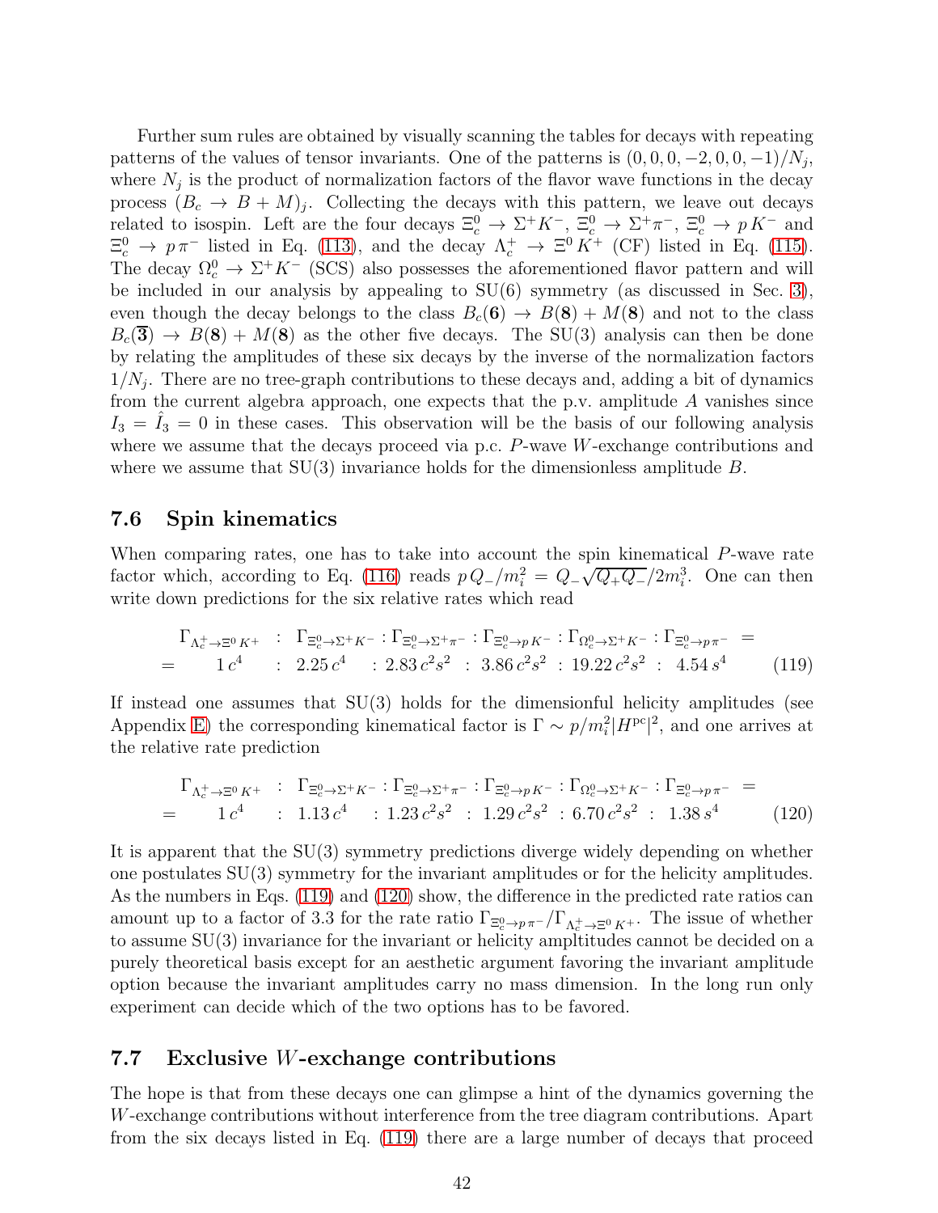Further sum rules are obtained by visually scanning the tables for decays with repeating patterns of the values of tensor invariants. One of the patterns is $(0,0,0,-2,0,0,-1)/N_j$, where $N_j$ is the product of normalization factors of the flavor wave functions in the decay process $(B_c \to B + M)_j$. Collecting the decays with this pattern, we leave out decays related to isospin. Left are the four decays $\Xi_c^0 \to \Sigma^+ K^-$, $\Xi_c^0 \to \Sigma^+ \pi^-$, $\Xi_c^0 \to p\,K^-$ and $\Xi_c^0 \to p\,\pi^-$ listed in Eq. (113), and the decay $\Lambda_c^+ \to \Xi^0 K^+$ (CF) listed in Eq. (115). The decay $\Omega_c^0 \to \Sigma^+ K^-$ (SCS) also possesses the aforementioned flavor pattern and will be included in our analysis by appealing to SU(6) symmetry (as discussed in Sec. 3), even though the decay belongs to the class $B_c(\mathbf{6}) \to B(\mathbf{8}) + M(\mathbf{8})$ and not to the class $B_c(\overline{\mathbf{3}}) \to B(\mathbf{8}) + M(\mathbf{8})$ as the other five decays. The SU(3) analysis can then be done by relating the amplitudes of these six decays by the inverse of the normalization factors $1/N_j$. There are no tree-graph contributions to these decays and, adding a bit of dynamics from the current algebra approach, one expects that the p.v. amplitude $A$ vanishes since $I_3 = \hat{I}_3 = 0$ in these cases. This observation will be the basis of our following analysis where we assume that the decays proceed via p.c. $P$-wave $W$-exchange contributions and where we assume that SU(3) invariance holds for the dimensionless amplitude $B$.

## 7.6 Spin kinematics

When comparing rates, one has to take into account the spin kinematical $P$-wave rate factor which, according to Eq. (116) reads $p\,Q_-/m_i^2 = Q_-\sqrt{Q_+Q_-}/2m_i^3$. One can then write down predictions for the six relative rates which read

$$
\begin{aligned}
&\Gamma_{\Lambda_c^+\to\Xi^0 K^+} \;:\; \Gamma_{\Xi_c^0\to\Sigma^+K^-} : \Gamma_{\Xi_c^0\to\Sigma^+\pi^-} : \Gamma_{\Xi_c^0\to p\,K^-} : \Gamma_{\Omega_c^0\to\Sigma^+K^-} : \Gamma_{\Xi_c^0\to p\,\pi^-} \;= \\
&= \quad 1\,c^4 \quad : \; 2.25\,c^4 \quad : 2.83\,c^2s^2 \;:\; 3.86\,c^2s^2 \;:\; 19.22\,c^2s^2 \;:\; 4.54\,s^4
\end{aligned}
\tag{119}
$$

If instead one assumes that SU(3) holds for the dimensionful helicity amplitudes (see Appendix E) the corresponding kinematical factor is $\Gamma \sim p/m_i^2 |H^{\rm pc}|^2$, and one arrives at the relative rate prediction

$$
\begin{aligned}
&\Gamma_{\Lambda_c^+\to\Xi^0 K^+} \;:\; \Gamma_{\Xi_c^0\to\Sigma^+K^-} : \Gamma_{\Xi_c^0\to\Sigma^+\pi^-} : \Gamma_{\Xi_c^0\to p\,K^-} : \Gamma_{\Omega_c^0\to\Sigma^+K^-} : \Gamma_{\Xi_c^0\to p\,\pi^-} \;= \\
&= \quad 1\,c^4 \quad : \; 1.13\,c^4 \quad : 1.23\,c^2s^2 \;:\; 1.29\,c^2s^2 \;:\; 6.70\,c^2s^2 \;:\; 1.38\,s^4
\end{aligned}
\tag{120}
$$

It is apparent that the SU(3) symmetry predictions diverge widely depending on whether one postulates SU(3) symmetry for the invariant amplitudes or for the helicity amplitudes. As the numbers in Eqs. (119) and (120) show, the difference in the predicted rate ratios can amount up to a factor of 3.3 for the rate ratio $\Gamma_{\Xi_c^0\to p\,\pi^-}/\Gamma_{\Lambda_c^+\to\Xi^0 K^+}$. The issue of whether to assume SU(3) invariance for the invariant or helicity ampltitudes cannot be decided on a purely theoretical basis except for an aesthetic argument favoring the invariant amplitude option because the invariant amplitudes carry no mass dimension. In the long run only experiment can decide which of the two options has to be favored.

## 7.7 Exclusive $W$-exchange contributions

The hope is that from these decays one can glimpse a hint of the dynamics governing the $W$-exchange contributions without interference from the tree diagram contributions. Apart from the six decays listed in Eq. (119) there are a large number of decays that proceed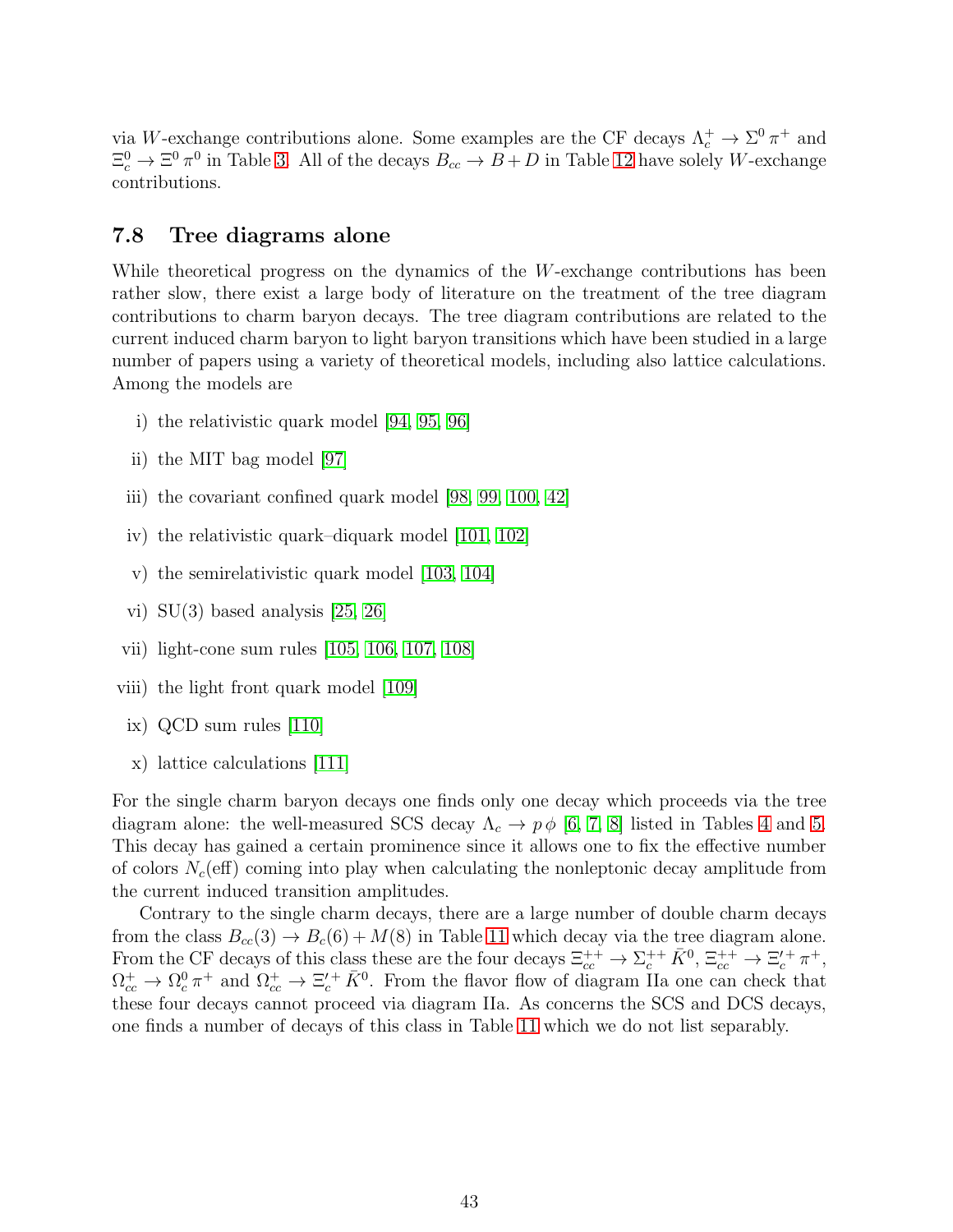via $W$-exchange contributions alone. Some examples are the CF decays $\Lambda_c^+ \to \Sigma^0 \pi^+$ and $\Xi_c^0 \to \Xi^0 \pi^0$ in Table 3. All of the decays $B_{cc} \to B + D$ in Table 12 have solely $W$-exchange contributions.

### 7.8 Tree diagrams alone

While theoretical progress on the dynamics of the $W$-exchange contributions has been rather slow, there exist a large body of literature on the treatment of the tree diagram contributions to charm baryon decays. The tree diagram contributions are related to the current induced charm baryon to light baryon transitions which have been studied in a large number of papers using a variety of theoretical models, including also lattice calculations. Among the models are

i) the relativistic quark model [94, 95, 96]

ii) the MIT bag model [97]

iii) the covariant confined quark model [98, 99, 100, 42]

iv) the relativistic quark–diquark model [101, 102]

v) the semirelativistic quark model [103, 104]

vi) SU(3) based analysis [25, 26]

vii) light-cone sum rules [105, 106, 107, 108]

viii) the light front quark model [109]

ix) QCD sum rules [110]

x) lattice calculations [111]

For the single charm baryon decays one finds only one decay which proceeds via the tree diagram alone: the well-measured SCS decay $\Lambda_c \to p\,\phi$ [6, 7, 8] listed in Tables 4 and 5. This decay has gained a certain prominence since it allows one to fix the effective number of colors $N_c(\text{eff})$ coming into play when calculating the nonleptonic decay amplitude from the current induced transition amplitudes.

Contrary to the single charm decays, there are a large number of double charm decays from the class $B_{cc}(3) \to B_c(6) + M(8)$ in Table 11 which decay via the tree diagram alone. From the CF decays of this class these are the four decays $\Xi_{cc}^{++} \to \Sigma_c^{++} \bar{K}^0$, $\Xi_{cc}^{++} \to \Xi_c^{\prime +} \pi^+$, $\Omega_{cc}^+ \to \Omega_c^0 \pi^+$ and $\Omega_{cc}^+ \to \Xi_c^{\prime +} \bar{K}^0$. From the flavor flow of diagram IIa one can check that these four decays cannot proceed via diagram IIa. As concerns the SCS and DCS decays, one finds a number of decays of this class in Table 11 which we do not list separately.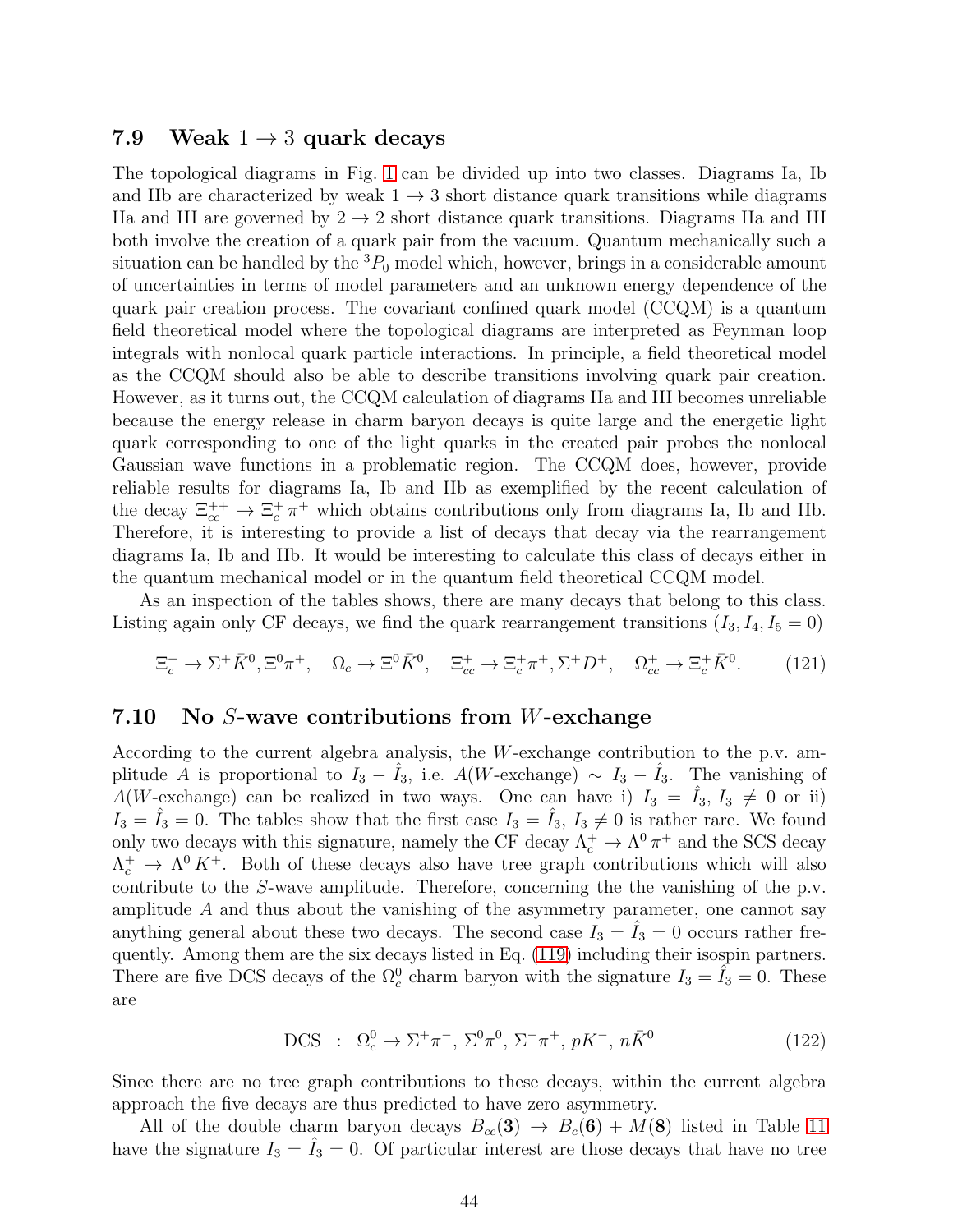### 7.9 Weak $1 \to 3$ quark decays

The topological diagrams in Fig. 1 can be divided up into two classes. Diagrams Ia, Ib and IIb are characterized by weak $1 \to 3$ short distance quark transitions while diagrams IIa and III are governed by $2 \to 2$ short distance quark transitions. Diagrams IIa and III both involve the creation of a quark pair from the vacuum. Quantum mechanically such a situation can be handled by the $^3P_0$ model which, however, brings in a considerable amount of uncertainties in terms of model parameters and an unknown energy dependence of the quark pair creation process. The covariant confined quark model (CCQM) is a quantum field theoretical model where the topological diagrams are interpreted as Feynman loop integrals with nonlocal quark particle interactions. In principle, a field theoretical model as the CCQM should also be able to describe transitions involving quark pair creation. However, as it turns out, the CCQM calculation of diagrams IIa and III becomes unreliable because the energy release in charm baryon decays is quite large and the energetic light quark corresponding to one of the light quarks in the created pair probes the nonlocal Gaussian wave functions in a problematic region. The CCQM does, however, provide reliable results for diagrams Ia, Ib and IIb as exemplified by the recent calculation of the decay $\Xi_{cc}^{++} \to \Xi_c^+ \pi^+$ which obtains contributions only from diagrams Ia, Ib and IIb. Therefore, it is interesting to provide a list of decays that decay via the rearrangement diagrams Ia, Ib and IIb. It would be interesting to calculate this class of decays either in the quantum mechanical model or in the quantum field theoretical CCQM model.

As an inspection of the tables shows, there are many decays that belong to this class. Listing again only CF decays, we find the quark rearrangement transitions ($I_3, I_4, I_5 = 0$)

$$\Xi_c^+ \to \Sigma^+ \bar{K}^0, \Xi^0 \pi^+, \quad \Omega_c \to \Xi^0 \bar{K}^0, \quad \Xi_{cc}^+ \to \Xi_c^+ \pi^+, \Sigma^+ D^+, \quad \Omega_{cc}^+ \to \Xi_c^+ \bar{K}^0. \tag{121}$$

### 7.10 No $S$-wave contributions from $W$-exchange

According to the current algebra analysis, the $W$-exchange contribution to the p.v. amplitude $A$ is proportional to $I_3 - \hat{I}_3$, i.e. $A(W\text{-exchange}) \sim I_3 - \hat{I}_3$. The vanishing of $A(W\text{-exchange})$ can be realized in two ways. One can have i) $I_3 = \hat{I}_3$, $I_3 \neq 0$ or ii) $I_3 = \hat{I}_3 = 0$. The tables show that the first case $I_3 = \hat{I}_3$, $I_3 \neq 0$ is rather rare. We found only two decays with this signature, namely the CF decay $\Lambda_c^+ \to \Lambda^0 \pi^+$ and the SCS decay $\Lambda_c^+ \to \Lambda^0 K^+$. Both of these decays also have tree graph contributions which will also contribute to the $S$-wave amplitude. Therefore, concerning the the vanishing of the p.v. amplitude $A$ and thus about the vanishing of the asymmetry parameter, one cannot say anything general about these two decays. The second case $I_3 = \hat{I}_3 = 0$ occurs rather frequently. Among them are the six decays listed in Eq. (119) including their isospin partners. There are five DCS decays of the $\Omega_c^0$ charm baryon with the signature $I_3 = \hat{I}_3 = 0$. These are

$$\text{DCS} \;\; : \;\; \Omega_c^0 \to \Sigma^+ \pi^-, \, \Sigma^0 \pi^0, \, \Sigma^- \pi^+, \, p K^-, \, n \bar{K}^0 \tag{122}$$

Since there are no tree graph contributions to these decays, within the current algebra approach the five decays are thus predicted to have zero asymmetry.

All of the double charm baryon decays $B_{cc}(\mathbf{3}) \to B_c(\mathbf{6}) + M(\mathbf{8})$ listed in Table 11 have the signature $I_3 = \hat{I}_3 = 0$. Of particular interest are those decays that have no tree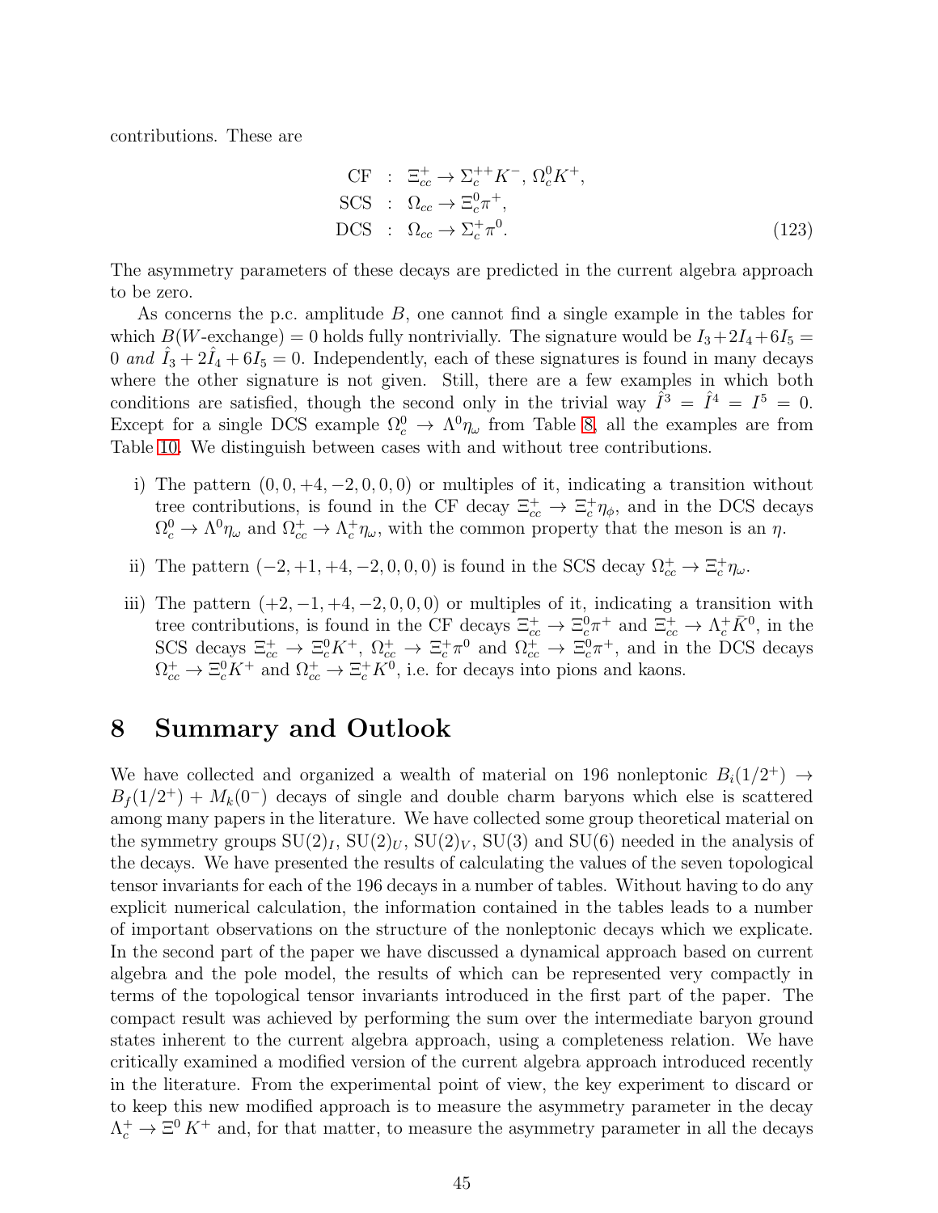contributions. These are

$$
\begin{aligned}
\text{CF} &: \; \Xi_{cc}^{+} \to \Sigma_{c}^{++} K^{-},\, \Omega_{c}^{0} K^{+}, \\
\text{SCS} &: \; \Omega_{cc} \to \Xi_{c}^{0} \pi^{+}, \\
\text{DCS} &: \; \Omega_{cc} \to \Sigma_{c}^{+} \pi^{0}.
\end{aligned}
\tag{123}
$$

The asymmetry parameters of these decays are predicted in the current algebra approach to be zero.

As concerns the p.c. amplitude $B$, one cannot find a single example in the tables for which $B(W\text{-exchange}) = 0$ holds fully nontrivially. The signature would be $I_3 + 2I_4 + 6I_5 = 0$ *and* $\hat{I}_3 + 2\hat{I}_4 + 6I_5 = 0$. Independently, each of these signatures is found in many decays where the other signature is not given. Still, there are a few examples in which both conditions are satisfied, though the second only in the trivial way $\hat{I}^3 = \hat{I}^4 = I^5 = 0$. Except for a single DCS example $\Omega_c^0 \to \Lambda^0 \eta_\omega$ from Table 8, all the examples are from Table 10. We distinguish between cases with and without tree contributions.

i) The pattern $(0, 0, +4, -2, 0, 0, 0)$ or multiples of it, indicating a transition without tree contributions, is found in the CF decay $\Xi_{cc}^+ \to \Xi_c^+ \eta_\phi$, and in the DCS decays $\Omega_c^0 \to \Lambda^0 \eta_\omega$ and $\Omega_{cc}^+ \to \Lambda_c^+ \eta_\omega$, with the common property that the meson is an $\eta$.

ii) The pattern $(-2, +1, +4, -2, 0, 0, 0)$ is found in the SCS decay $\Omega_{cc}^+ \to \Xi_c^+ \eta_\omega$.

iii) The pattern $(+2, -1, +4, -2, 0, 0, 0)$ or multiples of it, indicating a transition with tree contributions, is found in the CF decays $\Xi_{cc}^+ \to \Xi_c^0 \pi^+$ and $\Xi_{cc}^+ \to \Lambda_c^+ \bar{K}^0$, in the SCS decays $\Xi_{cc}^+ \to \Xi_c^0 K^+$, $\Omega_{cc}^+ \to \Xi_c^+ \pi^0$ and $\Omega_{cc}^+ \to \Xi_c^0 \pi^+$, and in the DCS decays $\Omega_{cc}^+ \to \Xi_c^0 K^+$ and $\Omega_{cc}^+ \to \Xi_c^+ K^0$, i.e. for decays into pions and kaons.

# 8 Summary and Outlook

We have collected and organized a wealth of material on 196 nonleptonic $B_i(1/2^+) \to B_f(1/2^+) + M_k(0^-)$ decays of single and double charm baryons which else is scattered among many papers in the literature. We have collected some group theoretical material on the symmetry groups $\mathrm{SU}(2)_I$, $\mathrm{SU}(2)_U$, $\mathrm{SU}(2)_V$, $\mathrm{SU}(3)$ and $\mathrm{SU}(6)$ needed in the analysis of the decays. We have presented the results of calculating the values of the seven topological tensor invariants for each of the 196 decays in a number of tables. Without having to do any explicit numerical calculation, the information contained in the tables leads to a number of important observations on the structure of the nonleptonic decays which we explicate. In the second part of the paper we have discussed a dynamical approach based on current algebra and the pole model, the results of which can be represented very compactly in terms of the topological tensor invariants introduced in the first part of the paper. The compact result was achieved by performing the sum over the intermediate baryon ground states inherent to the current algebra approach, using a completeness relation. We have critically examined a modified version of the current algebra approach introduced recently in the literature. From the experimental point of view, the key experiment to discard or to keep this new modified approach is to measure the asymmetry parameter in the decay $\Lambda_c^+ \to \Xi^0 K^+$ and, for that matter, to measure the asymmetry parameter in all the decays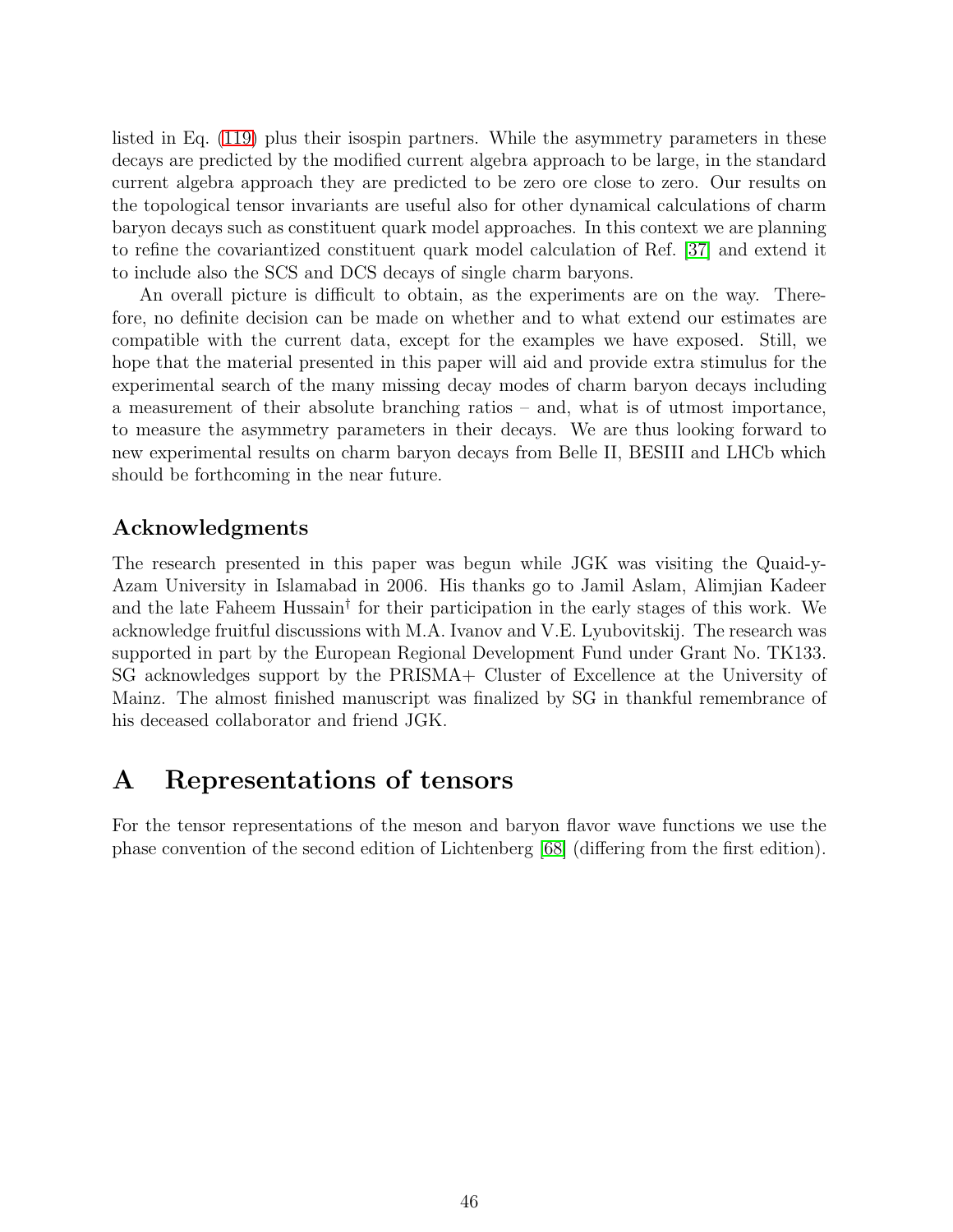listed in Eq. (119) plus their isospin partners. While the asymmetry parameters in these decays are predicted by the modified current algebra approach to be large, in the standard current algebra approach they are predicted to be zero ore close to zero. Our results on the topological tensor invariants are useful also for other dynamical calculations of charm baryon decays such as constituent quark model approaches. In this context we are planning to refine the covariantized constituent quark model calculation of Ref. [37] and extend it to include also the SCS and DCS decays of single charm baryons.

An overall picture is difficult to obtain, as the experiments are on the way. Therefore, no definite decision can be made on whether and to what extend our estimates are compatible with the current data, except for the examples we have exposed. Still, we hope that the material presented in this paper will aid and provide extra stimulus for the experimental search of the many missing decay modes of charm baryon decays including a measurement of their absolute branching ratios – and, what is of utmost importance, to measure the asymmetry parameters in their decays. We are thus looking forward to new experimental results on charm baryon decays from Belle II, BESIII and LHCb which should be forthcoming in the near future.

## Acknowledgments

The research presented in this paper was begun while JGK was visiting the Quaid-y-Azam University in Islamabad in 2006. His thanks go to Jamil Aslam, Alimjian Kadeer and the late Faheem Hussain† for their participation in the early stages of this work. We acknowledge fruitful discussions with M.A. Ivanov and V.E. Lyubovitskij. The research was supported in part by the European Regional Development Fund under Grant No. TK133. SG acknowledges support by the PRISMA+ Cluster of Excellence at the University of Mainz. The almost finished manuscript was finalized by SG in thankful remembrance of his deceased collaborator and friend JGK.

# A Representations of tensors

For the tensor representations of the meson and baryon flavor wave functions we use the phase convention of the second edition of Lichtenberg [68] (differing from the first edition).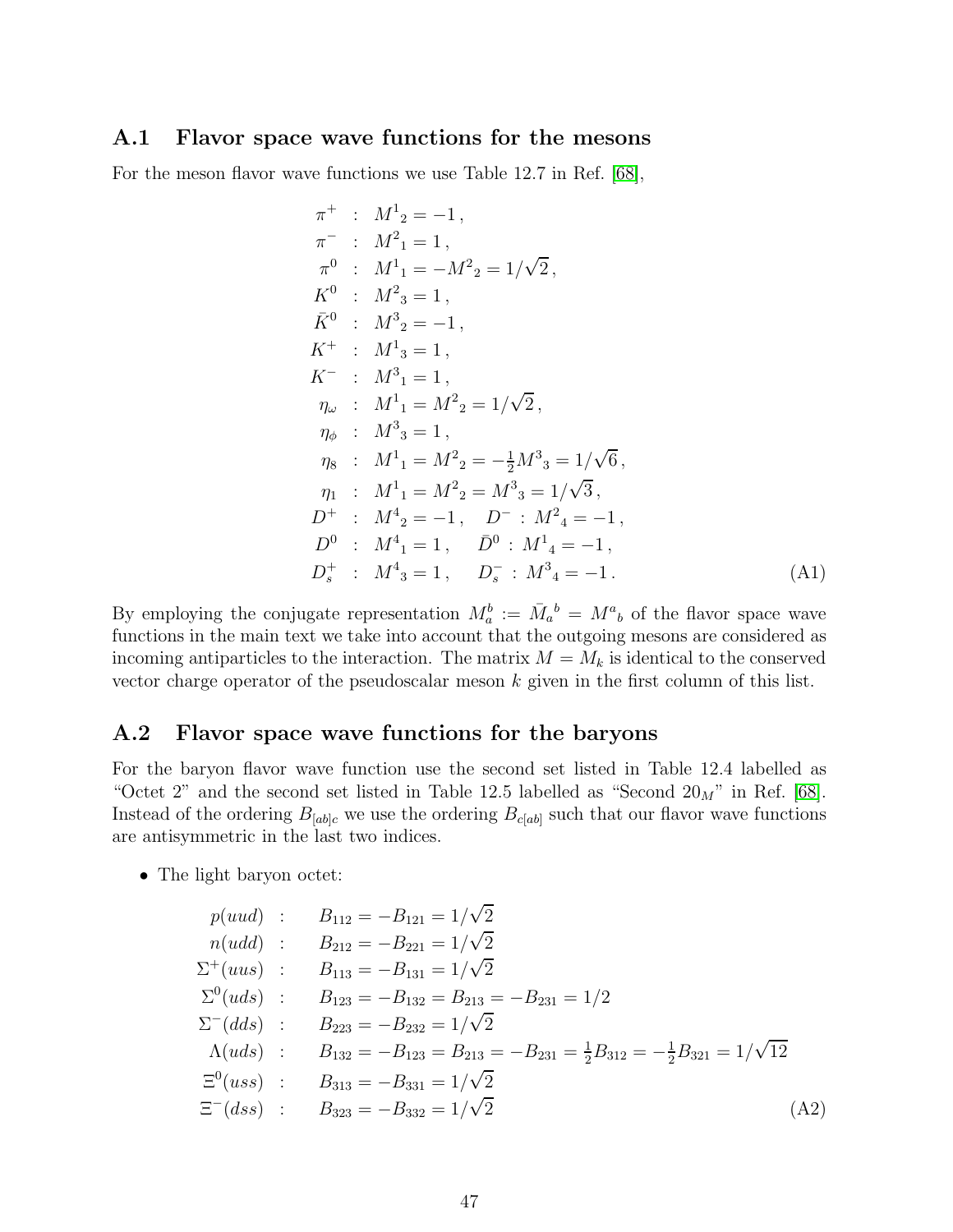## A.1 Flavor space wave functions for the mesons

For the meson flavor wave functions we use Table 12.7 in Ref. [68],

$$
\begin{aligned}
\pi^+ &: \; M^1{}_2 = -1\,, \\
\pi^- &: \; M^2{}_1 = 1\,, \\
\pi^0 &: \; M^1{}_1 = -M^2{}_2 = 1/\sqrt{2}\,, \\
K^0 &: \; M^2{}_3 = 1\,, \\
\bar{K}^0 &: \; M^3{}_2 = -1\,, \\
K^+ &: \; M^1{}_3 = 1\,, \\
K^- &: \; M^3{}_1 = 1\,, \\
\eta_\omega &: \; M^1{}_1 = M^2{}_2 = 1/\sqrt{2}\,, \\
\eta_\phi &: \; M^3{}_3 = 1\,, \\
\eta_8 &: \; M^1{}_1 = M^2{}_2 = -\tfrac{1}{2} M^3{}_3 = 1/\sqrt{6}\,, \\
\eta_1 &: \; M^1{}_1 = M^2{}_2 = M^3{}_3 = 1/\sqrt{3}\,, \\
D^+ &: \; M^4{}_2 = -1\,, \quad D^- \,:\, M^2{}_4 = -1\,, \\
D^0 &: \; M^4{}_1 = 1\,, \quad \bar{D}^0 \,:\, M^1{}_4 = -1\,, \\
D_s^+ &: \; M^4{}_3 = 1\,, \quad D_s^- \,:\, M^3{}_4 = -1\,.
\end{aligned}
\tag{A1}
$$

By employing the conjugate representation $M_a^b := \bar{M}_a{}^b = M^a{}_b$ of the flavor space wave functions in the main text we take into account that the outgoing mesons are considered as incoming antiparticles to the interaction. The matrix $M = M_k$ is identical to the conserved vector charge operator of the pseudoscalar meson $k$ given in the first column of this list.

## A.2 Flavor space wave functions for the baryons

For the baryon flavor wave function use the second set listed in Table 12.4 labelled as "Octet 2" and the second set listed in Table 12.5 labelled as "Second $20_M$" in Ref. [68]. Instead of the ordering $B_{[ab]c}$ we use the ordering $B_{c[ab]}$ such that our flavor wave functions are antisymmetric in the last two indices.

- The light baryon octet:

$$
\begin{aligned}
p(uud) &: \quad B_{112} = -B_{121} = 1/\sqrt{2} \\
n(udd) &: \quad B_{212} = -B_{221} = 1/\sqrt{2} \\
\Sigma^+(uus) &: \quad B_{113} = -B_{131} = 1/\sqrt{2} \\
\Sigma^0(uds) &: \quad B_{123} = -B_{132} = B_{213} = -B_{231} = 1/2 \\
\Sigma^-(dds) &: \quad B_{223} = -B_{232} = 1/\sqrt{2} \\
\Lambda(uds) &: \quad B_{132} = -B_{123} = B_{213} = -B_{231} = \tfrac{1}{2} B_{312} = -\tfrac{1}{2} B_{321} = 1/\sqrt{12} \\
\Xi^0(uss) &: \quad B_{313} = -B_{331} = 1/\sqrt{2} \\
\Xi^-(dss) &: \quad B_{323} = -B_{332} = 1/\sqrt{2}
\end{aligned}
\tag{A2}
$$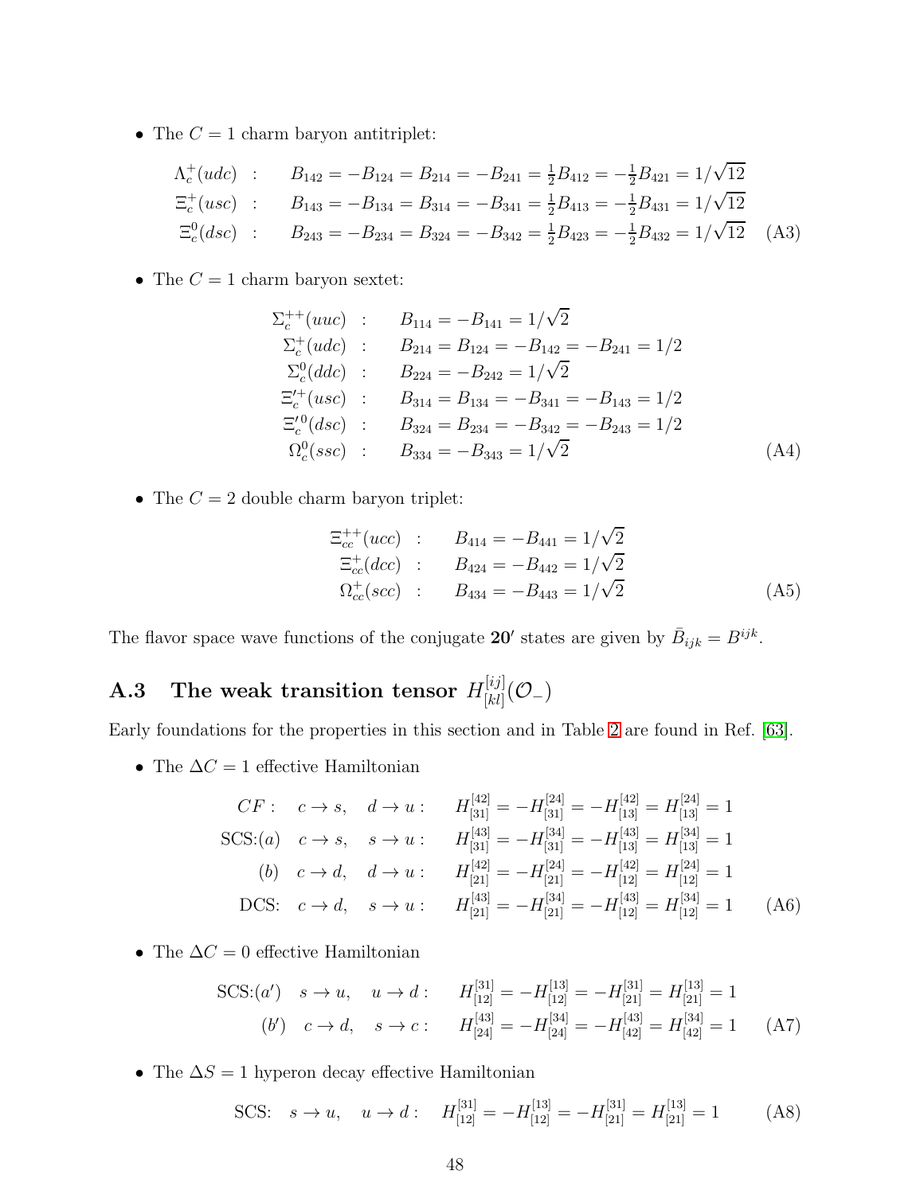- The $C = 1$ charm baryon antitriplet:

$$
\begin{aligned}
\Lambda_c^+(udc) \quad &: \quad B_{142} = -B_{124} = B_{214} = -B_{241} = \tfrac{1}{2}B_{412} = -\tfrac{1}{2}B_{421} = 1/\sqrt{12} \\
\Xi_c^+(usc) \quad &: \quad B_{143} = -B_{134} = B_{314} = -B_{341} = \tfrac{1}{2}B_{413} = -\tfrac{1}{2}B_{431} = 1/\sqrt{12} \\
\Xi_c^0(dsc) \quad &: \quad B_{243} = -B_{234} = B_{324} = -B_{342} = \tfrac{1}{2}B_{423} = -\tfrac{1}{2}B_{432} = 1/\sqrt{12}
\end{aligned}
\tag{A3}
$$

- The $C = 1$ charm baryon sextet:

$$
\begin{aligned}
\Sigma_c^{++}(uuc) \quad &: \quad B_{114} = -B_{141} = 1/\sqrt{2} \\
\Sigma_c^{+}(udc) \quad &: \quad B_{214} = B_{124} = -B_{142} = -B_{241} = 1/2 \\
\Sigma_c^{0}(ddc) \quad &: \quad B_{224} = -B_{242} = 1/\sqrt{2} \\
\Xi_c^{\prime +}(usc) \quad &: \quad B_{314} = B_{134} = -B_{341} = -B_{143} = 1/2 \\
\Xi_c^{\prime 0}(dsc) \quad &: \quad B_{324} = B_{234} = -B_{342} = -B_{243} = 1/2 \\
\Omega_c^{0}(ssc) \quad &: \quad B_{334} = -B_{343} = 1/\sqrt{2}
\end{aligned}
\tag{A4}
$$

- The $C = 2$ double charm baryon triplet:

$$
\begin{aligned}
\Xi_{cc}^{++}(ucc) \quad &: \quad B_{414} = -B_{441} = 1/\sqrt{2} \\
\Xi_{cc}^{+}(dcc) \quad &: \quad B_{424} = -B_{442} = 1/\sqrt{2} \\
\Omega_{cc}^{+}(scc) \quad &: \quad B_{434} = -B_{443} = 1/\sqrt{2}
\end{aligned}
\tag{A5}
$$

The flavor space wave functions of the conjugate $\mathbf{20'}$ states are given by $\bar{B}_{ijk} = B^{ijk}$.

## A.3 The weak transition tensor $H^{[ij]}_{[kl]}(\mathcal{O}_-)$

Early foundations for the properties in this section and in Table 2 are found in Ref. [63].

- The $\Delta C = 1$ effective Hamiltonian

$$
\begin{aligned}
CF: \quad & c \to s, \quad d \to u: \quad && H^{[42]}_{[31]} = -H^{[24]}_{[31]} = -H^{[42]}_{[13]} = H^{[24]}_{[13]} = 1 \\
\text{SCS:}(a) \quad & c \to s, \quad s \to u: \quad && H^{[43]}_{[31]} = -H^{[34]}_{[31]} = -H^{[43]}_{[13]} = H^{[34]}_{[13]} = 1 \\
(b) \quad & c \to d, \quad d \to u: \quad && H^{[42]}_{[21]} = -H^{[24]}_{[21]} = -H^{[42]}_{[12]} = H^{[24]}_{[12]} = 1 \\
\text{DCS:} \quad & c \to d, \quad s \to u: \quad && H^{[43]}_{[21]} = -H^{[34]}_{[21]} = -H^{[43]}_{[12]} = H^{[34]}_{[12]} = 1
\end{aligned}
\tag{A6}
$$

- The $\Delta C = 0$ effective Hamiltonian

$$
\begin{aligned}
\text{SCS:}(a') \quad & s \to u, \quad u \to d: \quad && H^{[31]}_{[12]} = -H^{[13]}_{[12]} = -H^{[31]}_{[21]} = H^{[13]}_{[21]} = 1 \\
(b') \quad & c \to d, \quad s \to c: \quad && H^{[43]}_{[24]} = -H^{[34]}_{[24]} = -H^{[43]}_{[42]} = H^{[34]}_{[42]} = 1
\end{aligned}
\tag{A7}
$$

- The $\Delta S = 1$ hyperon decay effective Hamiltonian

$$
\text{SCS:} \quad s \to u, \quad u \to d: \quad H^{[31]}_{[12]} = -H^{[13]}_{[12]} = -H^{[31]}_{[21]} = H^{[13]}_{[21]} = 1 \tag{A8}
$$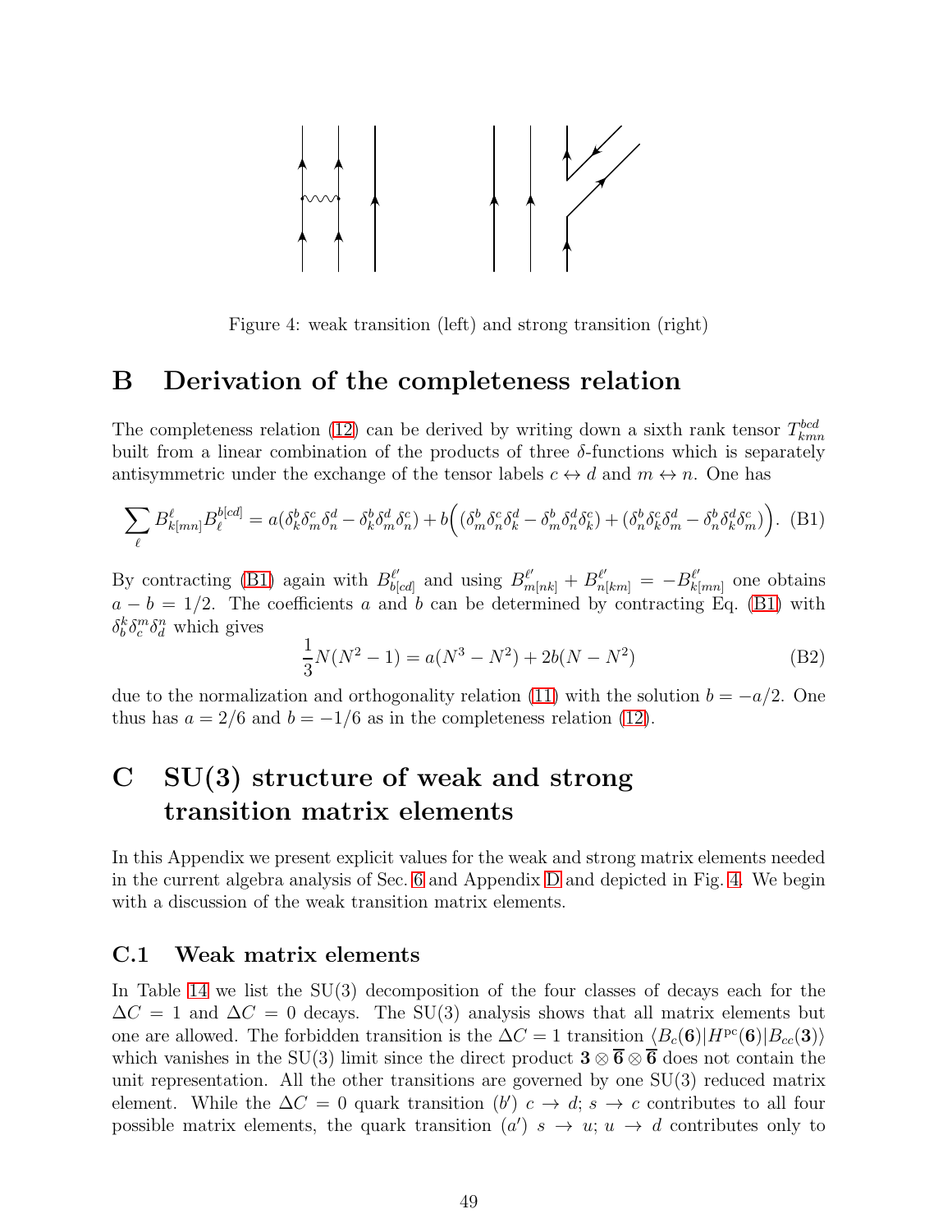Figure 4: weak transition (left) and strong transition (right)

# B Derivation of the completeness relation

The completeness relation (12) can be derived by writing down a sixth rank tensor $T^{bcd}_{kmn}$ built from a linear combination of the products of three $\delta$-functions which is separately antisymmetric under the exchange of the tensor labels $c \leftrightarrow d$ and $m \leftrightarrow n$. One has

$$\sum_{\ell} B^{\ell}_{k[mn]} B^{b[cd]}_{\ell} = a(\delta^b_k \delta^c_m \delta^d_n - \delta^b_k \delta^d_m \delta^c_n) + b\Big( (\delta^b_m \delta^c_n \delta^d_k - \delta^b_m \delta^d_n \delta^c_k) + (\delta^b_n \delta^c_k \delta^d_m - \delta^b_n \delta^d_k \delta^c_m) \Big). \quad \text{(B1)}$$

By contracting (B1) again with $B^{\ell'}_{b[cd]}$ and using $B^{\ell'}_{m[nk]} + B^{\ell'}_{n[km]} = -B^{\ell'}_{k[mn]}$ one obtains $a - b = 1/2$. The coefficients $a$ and $b$ can be determined by contracting Eq. (B1) with $\delta^k_b \delta^m_c \delta^n_d$ which gives

$$\frac{1}{3} N(N^2 - 1) = a(N^3 - N^2) + 2b(N - N^2) \quad \text{(B2)}$$

due to the normalization and orthogonality relation (11) with the solution $b = -a/2$. One thus has $a = 2/6$ and $b = -1/6$ as in the completeness relation (12).

# C SU(3) structure of weak and strong transition matrix elements

In this Appendix we present explicit values for the weak and strong matrix elements needed in the current algebra analysis of Sec. 6 and Appendix D and depicted in Fig. 4. We begin with a discussion of the weak transition matrix elements.

## C.1 Weak matrix elements

In Table 14 we list the SU(3) decomposition of the four classes of decays each for the $\Delta C = 1$ and $\Delta C = 0$ decays. The SU(3) analysis shows that all matrix elements but one are allowed. The forbidden transition is the $\Delta C = 1$ transition $\langle B_c(\mathbf{6}) | H^{\rm pc}(\mathbf{6}) | B_{cc}(\mathbf{3}) \rangle$ which vanishes in the SU(3) limit since the direct product $\mathbf{3} \otimes \overline{\mathbf{6}} \otimes \overline{\mathbf{6}}$ does not contain the unit representation. All the other transitions are governed by one SU(3) reduced matrix element. While the $\Delta C = 0$ quark transition $(b')$ $c \to d$; $s \to c$ contributes to all four possible matrix elements, the quark transition $(a')$ $s \to u$; $u \to d$ contributes only to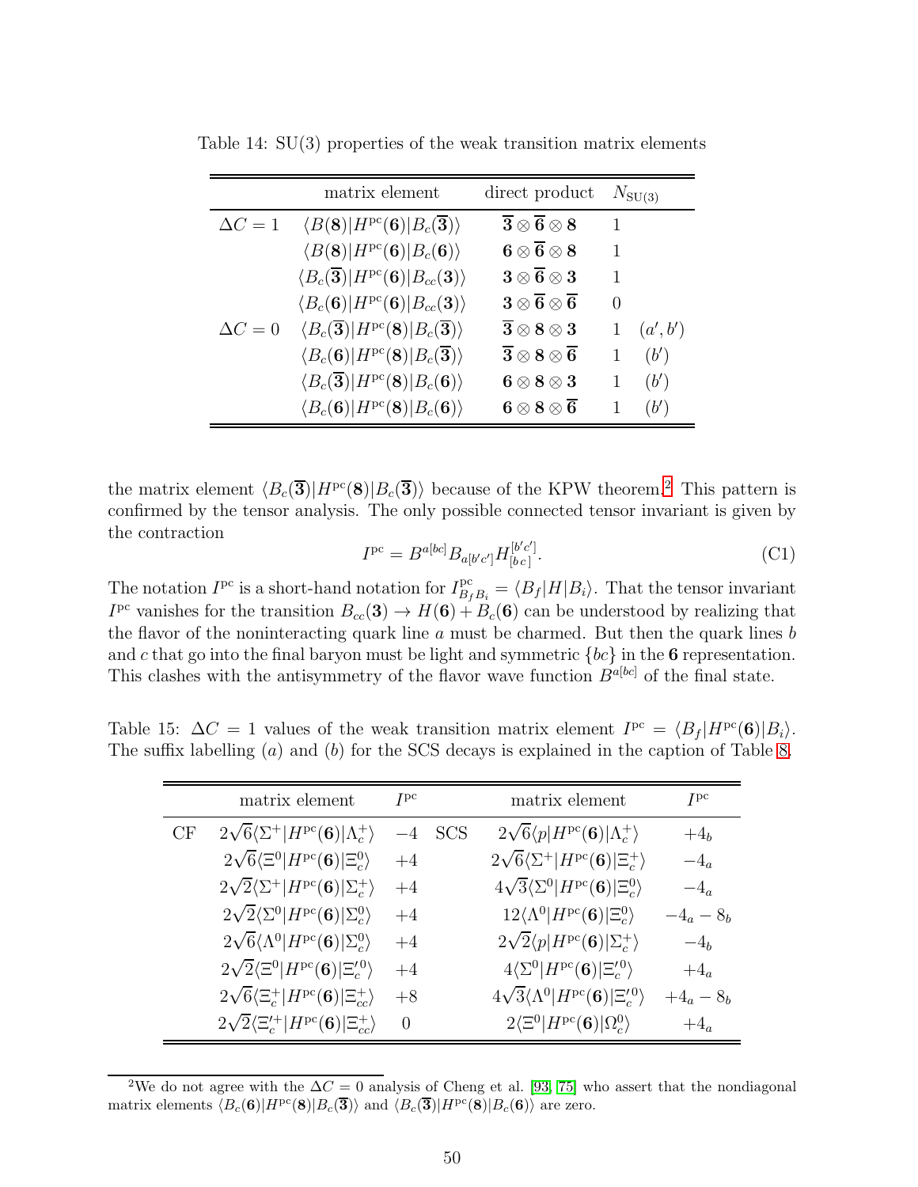Table 14: SU(3) properties of the weak transition matrix elements

| | matrix element | direct product | $N_{\mathrm{SU(3)}}$ | |
|---|---|---|---|---|
| $\Delta C = 1$ | $\langle B(\mathbf{8})\vert H^{\mathrm{pc}}(\mathbf{6})\vert B_c(\overline{\mathbf{3}})\rangle$ | $\overline{\mathbf{3}}\otimes\overline{\mathbf{6}}\otimes\mathbf{8}$ | 1 | |
| | $\langle B(\mathbf{8})\vert H^{\mathrm{pc}}(\mathbf{6})\vert B_c(\mathbf{6})\rangle$ | $\mathbf{6}\otimes\overline{\mathbf{6}}\otimes\mathbf{8}$ | 1 | |
| | $\langle B_c(\overline{\mathbf{3}})\vert H^{\mathrm{pc}}(\mathbf{6})\vert B_{cc}(\mathbf{3})\rangle$ | $\mathbf{3}\otimes\overline{\mathbf{6}}\otimes\mathbf{3}$ | 1 | |
| | $\langle B_c(\mathbf{6})\vert H^{\mathrm{pc}}(\mathbf{6})\vert B_{cc}(\mathbf{3})\rangle$ | $\mathbf{3}\otimes\overline{\mathbf{6}}\otimes\overline{\mathbf{6}}$ | 0 | |
| $\Delta C = 0$ | $\langle B_c(\overline{\mathbf{3}})\vert H^{\mathrm{pc}}(\mathbf{8})\vert B_c(\overline{\mathbf{3}})\rangle$ | $\overline{\mathbf{3}}\otimes\mathbf{8}\otimes\mathbf{3}$ | 1 | $(a', b')$ |
| | $\langle B_c(\mathbf{6})\vert H^{\mathrm{pc}}(\mathbf{8})\vert B_c(\overline{\mathbf{3}})\rangle$ | $\overline{\mathbf{3}}\otimes\mathbf{8}\otimes\overline{\mathbf{6}}$ | 1 | $(b')$ |
| | $\langle B_c(\overline{\mathbf{3}})\vert H^{\mathrm{pc}}(\mathbf{8})\vert B_c(\mathbf{6})\rangle$ | $\mathbf{6}\otimes\mathbf{8}\otimes\mathbf{3}$ | 1 | $(b')$ |
| | $\langle B_c(\mathbf{6})\vert H^{\mathrm{pc}}(\mathbf{8})\vert B_c(\mathbf{6})\rangle$ | $\mathbf{6}\otimes\mathbf{8}\otimes\overline{\mathbf{6}}$ | 1 | $(b')$ |

the matrix element $\langle B_c(\overline{\mathbf{3}})|H^{\mathrm{pc}}(\mathbf{8})|B_c(\overline{\mathbf{3}})\rangle$ because of the KPW theorem.[2] This pattern is confirmed by the tensor analysis. The only possible connected tensor invariant is given by the contraction

$$I^{\mathrm{pc}} = B^{a[bc]}B_{a[b'c']}H^{[b'c']}_{[bc]}. \tag{C1}$$

The notation $I^{\mathrm{pc}}$ is a short-hand notation for $I^{\mathrm{pc}}_{B_fB_i} = \langle B_f|H|B_i\rangle$. That the tensor invariant $I^{\mathrm{pc}}$ vanishes for the transition $B_{cc}(\mathbf{3}) \to H(\mathbf{6}) + B_c(\mathbf{6})$ can be understood by realizing that the flavor of the noninteracting quark line $a$ must be charmed. But then the quark lines $b$ and $c$ that go into the final baryon must be light and symmetric $\{bc\}$ in the $\mathbf{6}$ representation. This clashes with the antisymmetry of the flavor wave function $B^{a[bc]}$ of the final state.

Table 15: $\Delta C = 1$ values of the weak transition matrix element $I^{\mathrm{pc}} = \langle B_f|H^{\mathrm{pc}}(\mathbf{6})|B_i\rangle$. The suffix labelling $(a)$ and $(b)$ for the SCS decays is explained in the caption of Table 8.

| | matrix element | $I^{\mathrm{pc}}$ | | matrix element | $I^{\mathrm{pc}}$ |
|---|---|---|---|---|---|
| CF | $2\sqrt{6}\langle\Sigma^+\vert H^{\mathrm{pc}}(\mathbf{6})\vert\Lambda_c^+\rangle$ | $-4$ | SCS | $2\sqrt{6}\langle p\vert H^{\mathrm{pc}}(\mathbf{6})\vert\Lambda_c^+\rangle$ | $+4_b$ |
| | $2\sqrt{6}\langle\Xi^0\vert H^{\mathrm{pc}}(\mathbf{6})\vert\Xi_c^0\rangle$ | $+4$ | | $2\sqrt{6}\langle\Sigma^+\vert H^{\mathrm{pc}}(\mathbf{6})\vert\Xi_c^+\rangle$ | $-4_a$ |
| | $2\sqrt{2}\langle\Sigma^+\vert H^{\mathrm{pc}}(\mathbf{6})\vert\Sigma_c^+\rangle$ | $+4$ | | $4\sqrt{3}\langle\Sigma^0\vert H^{\mathrm{pc}}(\mathbf{6})\vert\Xi_c^0\rangle$ | $-4_a$ |
| | $2\sqrt{2}\langle\Sigma^0\vert H^{\mathrm{pc}}(\mathbf{6})\vert\Sigma_c^0\rangle$ | $+4$ | | $12\langle\Lambda^0\vert H^{\mathrm{pc}}(\mathbf{6})\vert\Xi_c^0\rangle$ | $-4_a - 8_b$ |
| | $2\sqrt{6}\langle\Lambda^0\vert H^{\mathrm{pc}}(\mathbf{6})\vert\Sigma_c^0\rangle$ | $+4$ | | $2\sqrt{2}\langle p\vert H^{\mathrm{pc}}(\mathbf{6})\vert\Sigma_c^+\rangle$ | $-4_b$ |
| | $2\sqrt{2}\langle\Xi^0\vert H^{\mathrm{pc}}(\mathbf{6})\vert\Xi_c'^0\rangle$ | $+4$ | | $4\langle\Sigma^0\vert H^{\mathrm{pc}}(\mathbf{6})\vert\Xi_c'^0\rangle$ | $+4_a$ |
| | $2\sqrt{6}\langle\Xi_c^+\vert H^{\mathrm{pc}}(\mathbf{6})\vert\Xi_{cc}^+\rangle$ | $+8$ | | $4\sqrt{3}\langle\Lambda^0\vert H^{\mathrm{pc}}(\mathbf{6})\vert\Xi_c'^0\rangle$ | $+4_a - 8_b$ |
| | $2\sqrt{2}\langle\Xi_c'^+\vert H^{\mathrm{pc}}(\mathbf{6})\vert\Xi_{cc}^+\rangle$ | $0$ | | $2\langle\Xi^0\vert H^{\mathrm{pc}}(\mathbf{6})\vert\Omega_c^0\rangle$ | $+4_a$ |

[2] We do not agree with the $\Delta C = 0$ analysis of Cheng et al. [93, 75] who assert that the nondiagonal matrix elements $\langle B_c(\mathbf{6})|H^{\mathrm{pc}}(\mathbf{8})|B_c(\overline{\mathbf{3}})\rangle$ and $\langle B_c(\overline{\mathbf{3}})|H^{\mathrm{pc}}(\mathbf{8})|B_c(\mathbf{6})\rangle$ are zero.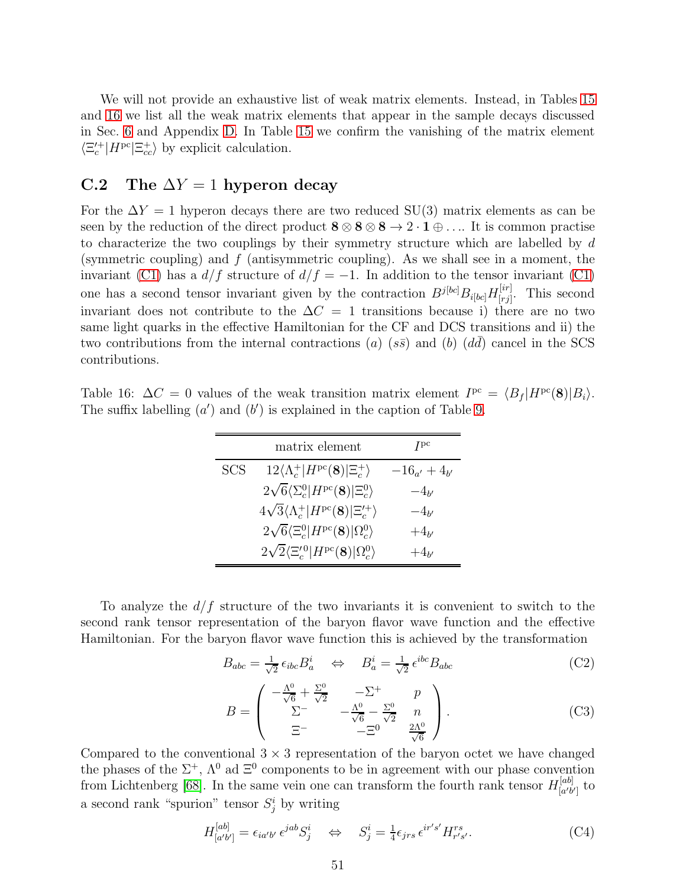We will not provide an exhaustive list of weak matrix elements. Instead, in Tables 15 and 16 we list all the weak matrix elements that appear in the sample decays discussed in Sec. 6 and Appendix D. In Table 15 we confirm the vanishing of the matrix element $\langle \Xi_c'^+ | H^{\rm pc} | \Xi_{cc}^+ \rangle$ by explicit calculation.

## C.2 The $\Delta Y = 1$ hyperon decay

For the $\Delta Y = 1$ hyperon decays there are two reduced SU(3) matrix elements as can be seen by the reduction of the direct product $\mathbf{8} \otimes \mathbf{8} \otimes \mathbf{8} \to 2 \cdot \mathbf{1} \oplus \ldots$. It is common practise to characterize the two couplings by their symmetry structure which are labelled by $d$ (symmetric coupling) and $f$ (antisymmetric coupling). As we shall see in a moment, the invariant (C1) has a $d/f$ structure of $d/f = -1$. In addition to the tensor invariant (C1) one has a second tensor invariant given by the contraction $B^{j[bc]} B_{i[bc]} H^{[ir]}_{[rj]}$. This second invariant does not contribute to the $\Delta C = 1$ transitions because i) there are no two same light quarks in the effective Hamiltonian for the CF and DCS transitions and ii) the two contributions from the internal contractions $(a)$ $(s\bar{s})$ and $(b)$ $(d\bar{d})$ cancel in the SCS contributions.

Table 16: $\Delta C = 0$ values of the weak transition matrix element $I^{\rm pc} = \langle B_f | H^{\rm pc}(\mathbf{8}) | B_i \rangle$. The suffix labelling $(a')$ and $(b')$ is explained in the caption of Table 9.

| | matrix element | $I^{\rm pc}$ |
|---|---|---|
| SCS | $12 \langle \Lambda_c^+ | H^{\rm pc}(\mathbf{8}) | \Xi_c^+ \rangle$ | $-16_{a'} + 4_{b'}$ |
| | $2\sqrt{6} \langle \Sigma_c^0 | H^{\rm pc}(\mathbf{8}) | \Xi_c^0 \rangle$ | $-4_{b'}$ |
| | $4\sqrt{3} \langle \Lambda_c^+ | H^{\rm pc}(\mathbf{8}) | \Xi_c'^+ \rangle$ | $-4_{b'}$ |
| | $2\sqrt{6} \langle \Xi_c^0 | H^{\rm pc}(\mathbf{8}) | \Omega_c^0 \rangle$ | $+4_{b'}$ |
| | $2\sqrt{2} \langle \Xi_c'^0 | H^{\rm pc}(\mathbf{8}) | \Omega_c^0 \rangle$ | $+4_{b'}$ |

To analyze the $d/f$ structure of the two invariants it is convenient to switch to the second rank tensor representation of the baryon flavor wave function and the effective Hamiltonian. For the baryon flavor wave function this is achieved by the transformation

$$B_{abc} = \tfrac{1}{\sqrt{2}} \, \epsilon_{ibc} B^i_a \quad \Leftrightarrow \quad B^i_a = \tfrac{1}{\sqrt{2}} \, \epsilon^{ibc} B_{abc} \tag{C2}$$

$$B = \begin{pmatrix} -\frac{\Lambda^0}{\sqrt{6}} + \frac{\Sigma^0}{\sqrt{2}} & -\Sigma^+ & p \\ \Sigma^- & -\frac{\Lambda^0}{\sqrt{6}} - \frac{\Sigma^0}{\sqrt{2}} & n \\ \Xi^- & -\Xi^0 & \frac{2\Lambda^0}{\sqrt{6}} \end{pmatrix}. \tag{C3}$$

Compared to the conventional $3 \times 3$ representation of the baryon octet we have changed the phases of the $\Sigma^+$, $\Lambda^0$ ad $\Xi^0$ components to be in agreement with our phase convention from Lichtenberg [68]. In the same vein one can transform the fourth rank tensor $H^{[ab]}_{[a'b']}$ to a second rank "spurion" tensor $S^i_j$ by writing

$$H^{[ab]}_{[a'b']} = \epsilon_{ia'b'} \, \epsilon^{jab} S^i_j \quad \Leftrightarrow \quad S^i_j = \tfrac{1}{4} \epsilon_{jrs} \, \epsilon^{ir's'} H^{rs}_{r's'}. \tag{C4}$$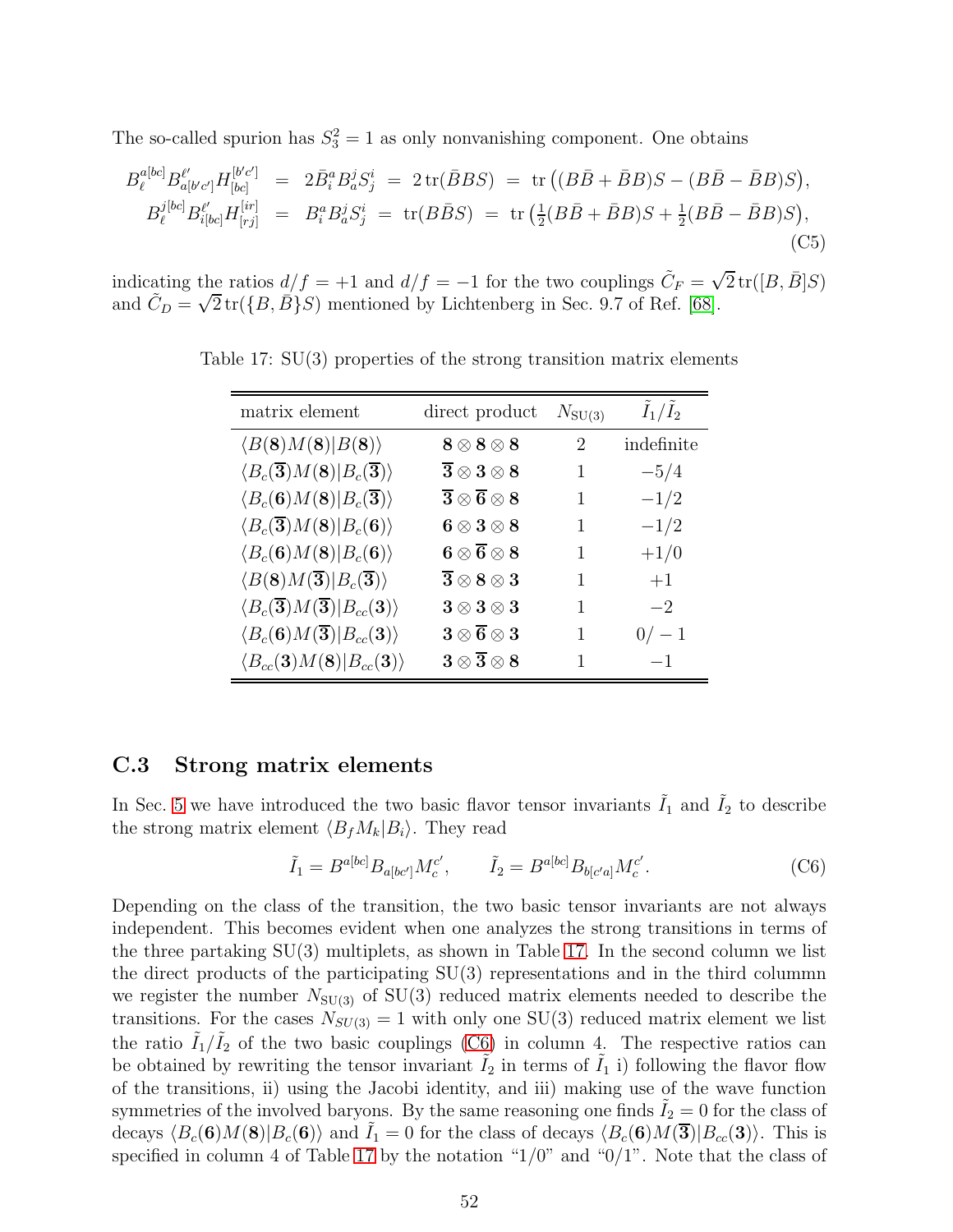The so-called spurion has $S_3^2 = 1$ as only nonvanishing component. One obtains

$$
\begin{aligned}
B_\ell^{a[bc]} B^{\ell'}_{a[b'c']} H^{[b'c']}_{[bc]} &= 2\bar{B}_i^a B_a^j S_j^i \;=\; 2\,\mathrm{tr}(\bar{B}BS) \;=\; \mathrm{tr}\left((B\bar{B} + \bar{B}B)S - (B\bar{B} - \bar{B}B)S\right), \\
B_\ell^{j[bc]} B^{\ell'}_{i[bc]} H^{[ir]}_{[rj]} &= B_i^a \bar{B}_a^j S_j^i \;=\; \mathrm{tr}(B\bar{B}S) \;=\; \mathrm{tr}\left(\tfrac{1}{2}(B\bar{B} + \bar{B}B)S + \tfrac{1}{2}(B\bar{B} - \bar{B}B)S\right),
\end{aligned}
\tag{C5}
$$

indicating the ratios $d/f = +1$ and $d/f = -1$ for the two couplings $\tilde{C}_F = \sqrt{2}\,\mathrm{tr}([B,\bar{B}]S)$ and $\tilde{C}_D = \sqrt{2}\,\mathrm{tr}(\{B,\bar{B}\}S)$ mentioned by Lichtenberg in Sec. 9.7 of Ref. [68].

Table 17: SU(3) properties of the strong transition matrix elements

| matrix element | direct product | $N_{\mathrm{SU(3)}}$ | $\tilde{I}_1/\tilde{I}_2$ |
|---|---|---|---|
| $\langle B(\mathbf{8})M(\mathbf{8})\vert B(\mathbf{8})\rangle$ | $\mathbf{8}\otimes\mathbf{8}\otimes\mathbf{8}$ | 2 | indefinite |
| $\langle B_c(\overline{\mathbf{3}})M(\mathbf{8})\vert B_c(\overline{\mathbf{3}})\rangle$ | $\overline{\mathbf{3}}\otimes\mathbf{3}\otimes\mathbf{8}$ | 1 | $-5/4$ |
| $\langle B_c(\mathbf{6})M(\mathbf{8})\vert B_c(\overline{\mathbf{3}})\rangle$ | $\overline{\mathbf{3}}\otimes\overline{\mathbf{6}}\otimes\mathbf{8}$ | 1 | $-1/2$ |
| $\langle B_c(\overline{\mathbf{3}})M(\mathbf{8})\vert B_c(\mathbf{6})\rangle$ | $\mathbf{6}\otimes\mathbf{3}\otimes\mathbf{8}$ | 1 | $-1/2$ |
| $\langle B_c(\mathbf{6})M(\mathbf{8})\vert B_c(\mathbf{6})\rangle$ | $\mathbf{6}\otimes\overline{\mathbf{6}}\otimes\mathbf{8}$ | 1 | $+1/0$ |
| $\langle B(\mathbf{8})M(\overline{\mathbf{3}})\vert B_c(\overline{\mathbf{3}})\rangle$ | $\overline{\mathbf{3}}\otimes\mathbf{8}\otimes\mathbf{3}$ | 1 | $+1$ |
| $\langle B_c(\overline{\mathbf{3}})M(\overline{\mathbf{3}})\vert B_{cc}(\mathbf{3})\rangle$ | $\mathbf{3}\otimes\mathbf{3}\otimes\mathbf{3}$ | 1 | $-2$ |
| $\langle B_c(\mathbf{6})M(\overline{\mathbf{3}})\vert B_{cc}(\mathbf{3})\rangle$ | $\mathbf{3}\otimes\overline{\mathbf{6}}\otimes\mathbf{3}$ | 1 | $0/-1$ |
| $\langle B_{cc}(\mathbf{3})M(\mathbf{8})\vert B_{cc}(\mathbf{3})\rangle$ | $\mathbf{3}\otimes\overline{\mathbf{3}}\otimes\mathbf{8}$ | 1 | $-1$ |

## C.3 Strong matrix elements

In Sec. 5 we have introduced the two basic flavor tensor invariants $\tilde{I}_1$ and $\tilde{I}_2$ to describe the strong matrix element $\langle B_f M_k | B_i\rangle$. They read

$$
\tilde{I}_1 = B^{a[bc]} B_{a[bc']} M_c^{c'}, \qquad \tilde{I}_2 = B^{a[bc]} B_{b[c'a]} M_c^{c'}. \tag{C6}
$$

Depending on the class of the transition, the two basic tensor invariants are not always independent. This becomes evident when one analyzes the strong transitions in terms of the three partaking SU(3) multiplets, as shown in Table 17. In the second column we list the direct products of the participating SU(3) representations and in the third columnn we register the number $N_{\mathrm{SU(3)}}$ of SU(3) reduced matrix elements needed to describe the transitions. For the cases $N_{SU(3)} = 1$ with only one SU(3) reduced matrix element we list the ratio $\tilde{I}_1/\tilde{I}_2$ of the two basic couplings (C6) in column 4. The respective ratios can be obtained by rewriting the tensor invariant $\tilde{I}_2$ in terms of $\tilde{I}_1$ i) following the flavor flow of the transitions, ii) using the Jacobi identity, and iii) making use of the wave function symmetries of the involved baryons. By the same reasoning one finds $\tilde{I}_2 = 0$ for the class of decays $\langle B_c(\mathbf{6})M(\mathbf{8})|B_c(\mathbf{6})\rangle$ and $\tilde{I}_1 = 0$ for the class of decays $\langle B_c(\mathbf{6})M(\overline{\mathbf{3}})|B_{cc}(\mathbf{3})\rangle$. This is specified in column 4 of Table 17 by the notation "1/0" and "0/1". Note that the class of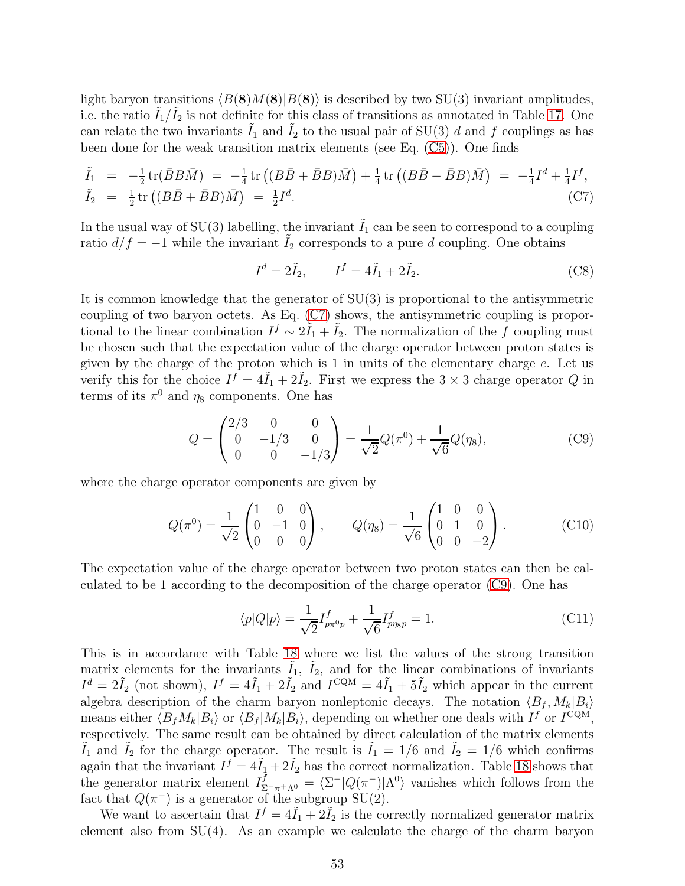light baryon transitions $\langle B(\mathbf{8})M(\mathbf{8})|B(\mathbf{8})\rangle$ is described by two SU(3) invariant amplitudes, i.e. the ratio $\tilde{I}_1/\tilde{I}_2$ is not definite for this class of transitions as annotated in Table 17. One can relate the two invariants $\tilde{I}_1$ and $\tilde{I}_2$ to the usual pair of SU(3) $d$ and $f$ couplings as has been done for the weak transition matrix elements (see Eq. (C5)). One finds

$$
\begin{aligned}
\tilde{I}_1 &= -\tfrac{1}{2}\,\mathrm{tr}(\bar{B}B\bar{M}) \;=\; -\tfrac{1}{4}\,\mathrm{tr}\left((B\bar{B}+\bar{B}B)\bar{M}\right) + \tfrac{1}{4}\,\mathrm{tr}\left((B\bar{B}-\bar{B}B)\bar{M}\right) \;=\; -\tfrac{1}{4}I^d + \tfrac{1}{4}I^f, \\
\tilde{I}_2 &= \tfrac{1}{2}\,\mathrm{tr}\left((B\bar{B}+\bar{B}B)\bar{M}\right) \;=\; \tfrac{1}{2}I^d.
\end{aligned}
\tag{C7}
$$

In the usual way of SU(3) labelling, the invariant $\tilde{I}_1$ can be seen to correspond to a coupling ratio $d/f=-1$ while the invariant $\tilde{I}_2$ corresponds to a pure $d$ coupling. One obtains

$$
I^d = 2\tilde{I}_2, \qquad I^f = 4\tilde{I}_1 + 2\tilde{I}_2. \tag{C8}
$$

It is common knowledge that the generator of SU(3) is proportional to the antisymmetric coupling of two baryon octets. As Eq. (C7) shows, the antisymmetric coupling is proportional to the linear combination $I^f \sim 2\tilde{I}_1 + \tilde{I}_2$. The normalization of the $f$ coupling must be chosen such that the expectation value of the charge operator between proton states is given by the charge of the proton which is 1 in units of the elementary charge $e$. Let us verify this for the choice $I^f = 4\tilde{I}_1 + 2\tilde{I}_2$. First we express the $3\times 3$ charge operator $Q$ in terms of its $\pi^0$ and $\eta_8$ components. One has

$$
Q = \begin{pmatrix} 2/3 & 0 & 0 \\ 0 & -1/3 & 0 \\ 0 & 0 & -1/3 \end{pmatrix} = \frac{1}{\sqrt{2}}Q(\pi^0) + \frac{1}{\sqrt{6}}Q(\eta_8), \tag{C9}
$$

where the charge operator components are given by

$$
Q(\pi^0) = \frac{1}{\sqrt{2}}\begin{pmatrix} 1 & 0 & 0 \\ 0 & -1 & 0 \\ 0 & 0 & 0 \end{pmatrix}, \qquad Q(\eta_8) = \frac{1}{\sqrt{6}}\begin{pmatrix} 1 & 0 & 0 \\ 0 & 1 & 0 \\ 0 & 0 & -2 \end{pmatrix}. \tag{C10}
$$

The expectation value of the charge operator between two proton states can then be calculated to be 1 according to the decomposition of the charge operator (C9). One has

$$
\langle p|Q|p\rangle = \frac{1}{\sqrt{2}}I^f_{p\pi^0 p} + \frac{1}{\sqrt{6}}I^f_{p\eta_8 p} = 1. \tag{C11}
$$

This is in accordance with Table 18 where we list the values of the strong transition matrix elements for the invariants $\tilde{I}_1$, $\tilde{I}_2$, and for the linear combinations of invariants $I^d = 2\tilde{I}_2$ (not shown), $I^f = 4\tilde{I}_1 + 2\tilde{I}_2$ and $I^{\mathrm{CQM}} = 4\tilde{I}_1 + 5\tilde{I}_2$ which appear in the current algebra description of the charm baryon nonleptonic decays. The notation $\langle B_f, M_k|B_i\rangle$ means either $\langle B_f M_k|B_i\rangle$ or $\langle B_f|M_k|B_i\rangle$, depending on whether one deals with $I^f$ or $I^{\mathrm{CQM}}$, respectively. The same result can be obtained by direct calculation of the matrix elements $\tilde{I}_1$ and $\tilde{I}_2$ for the charge operator. The result is $\tilde{I}_1 = 1/6$ and $\tilde{I}_2 = 1/6$ which confirms again that the invariant $I^f = 4\tilde{I}_1 + 2\tilde{I}_2$ has the correct normalization. Table 18 shows that the generator matrix element $I^f_{\Sigma^-\pi^+\Lambda^0} = \langle\Sigma^-|Q(\pi^-)|\Lambda^0\rangle$ vanishes which follows from the fact that $Q(\pi^-)$ is a generator of the subgroup SU(2).

We want to ascertain that $I^f = 4\tilde{I}_1 + 2\tilde{I}_2$ is the correctly normalized generator matrix element also from SU(4). As an example we calculate the charge of the charm baryon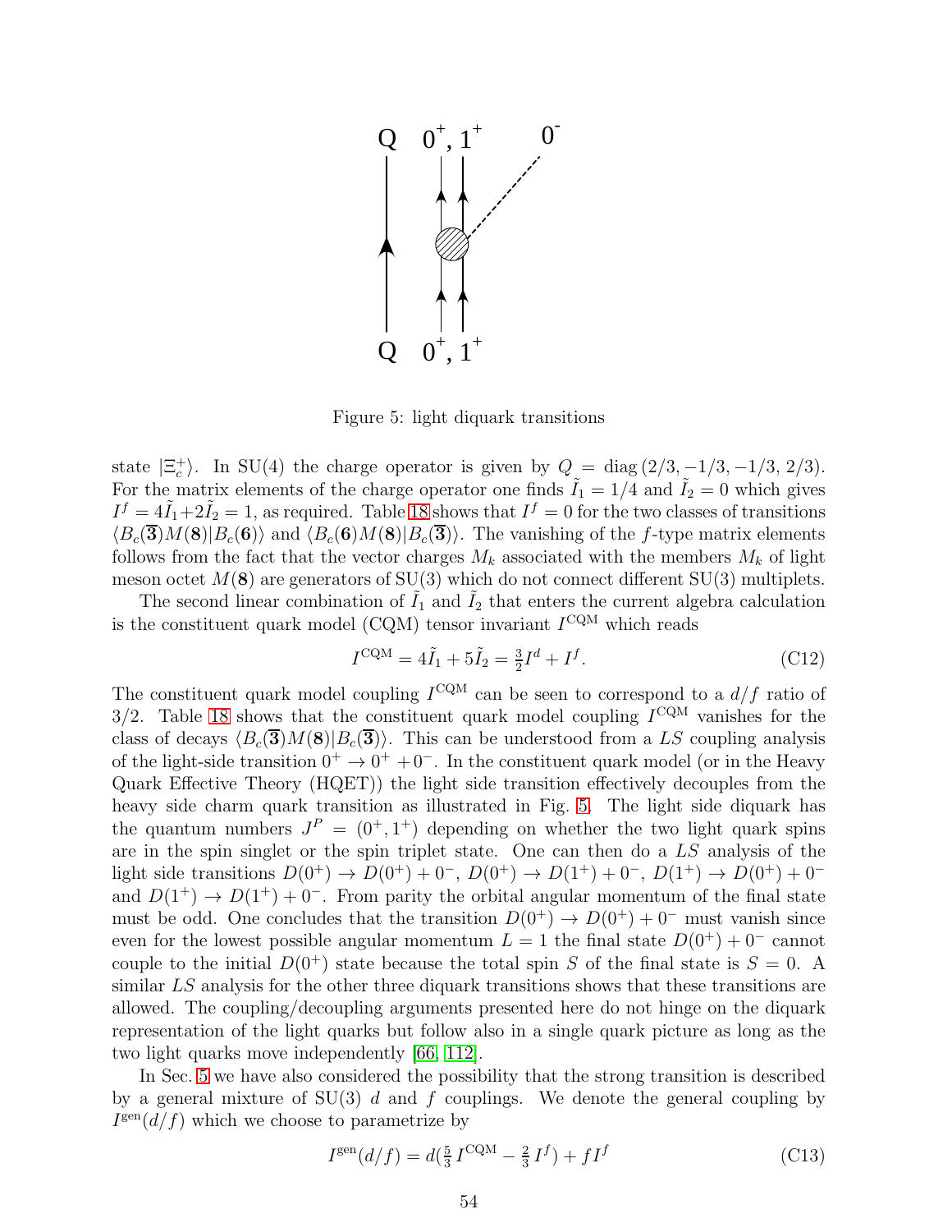Figure 5: light diquark transitions

state $|\Xi_c^+\rangle$. In SU(4) the charge operator is given by $Q = \mathrm{diag}\,(2/3, -1/3, -1/3, 2/3)$. For the matrix elements of the charge operator one finds $\tilde{I}_1 = 1/4$ and $\tilde{I}_2 = 0$ which gives $I^f = 4\tilde{I}_1 + 2\tilde{I}_2 = 1$, as required. Table 18 shows that $I^f = 0$ for the two classes of transitions $\langle B_c(\overline{\mathbf{3}})M(\mathbf{8})|B_c(\mathbf{6})\rangle$ and $\langle B_c(\mathbf{6})M(\mathbf{8})|B_c(\overline{\mathbf{3}})\rangle$. The vanishing of the $f$-type matrix elements follows from the fact that the vector charges $M_k$ associated with the members $M_k$ of light meson octet $M(\mathbf{8})$ are generators of SU(3) which do not connect different SU(3) multiplets.

The second linear combination of $\tilde{I}_1$ and $\tilde{I}_2$ that enters the current algebra calculation is the constituent quark model (CQM) tensor invariant $I^{\mathrm{CQM}}$ which reads

$$I^{\mathrm{CQM}} = 4\tilde{I}_1 + 5\tilde{I}_2 = \tfrac{3}{2}I^d + I^f. \tag{C12}$$

The constituent quark model coupling $I^{\mathrm{CQM}}$ can be seen to correspond to a $d/f$ ratio of $3/2$. Table 18 shows that the constituent quark model coupling $I^{\mathrm{CQM}}$ vanishes for the class of decays $\langle B_c(\overline{\mathbf{3}})M(\mathbf{8})|B_c(\overline{\mathbf{3}})\rangle$. This can be understood from a $LS$ coupling analysis of the light-side transition $0^+ \to 0^+ + 0^-$. In the constituent quark model (or in the Heavy Quark Effective Theory (HQET)) the light side transition effectively decouples from the heavy side charm quark transition as illustrated in Fig. 5. The light side diquark has the quantum numbers $J^P = (0^+, 1^+)$ depending on whether the two light quark spins are in the spin singlet or the spin triplet state. One can then do a $LS$ analysis of the light side transitions $D(0^+) \to D(0^+) + 0^-$, $D(0^+) \to D(1^+) + 0^-$, $D(1^+) \to D(0^+) + 0^-$ and $D(1^+) \to D(1^+) + 0^-$. From parity the orbital angular momentum of the final state must be odd. One concludes that the transition $D(0^+) \to D(0^+) + 0^-$ must vanish since even for the lowest possible angular momentum $L = 1$ the final state $D(0^+) + 0^-$ cannot couple to the initial $D(0^+)$ state because the total spin $S$ of the final state is $S = 0$. A similar $LS$ analysis for the other three diquark transitions shows that these transitions are allowed. The coupling/decoupling arguments presented here do not hinge on the diquark representation of the light quarks but follow also in a single quark picture as long as the two light quarks move independently [66, 112].

In Sec. 5 we have also considered the possibility that the strong transition is described by a general mixture of SU(3) $d$ and $f$ couplings. We denote the general coupling by $I^{\mathrm{gen}}(d/f)$ which we choose to parametrize by

$$I^{\mathrm{gen}}(d/f) = d(\tfrac{5}{3}\,I^{\mathrm{CQM}} - \tfrac{2}{3}\,I^f) + f I^f \tag{C13}$$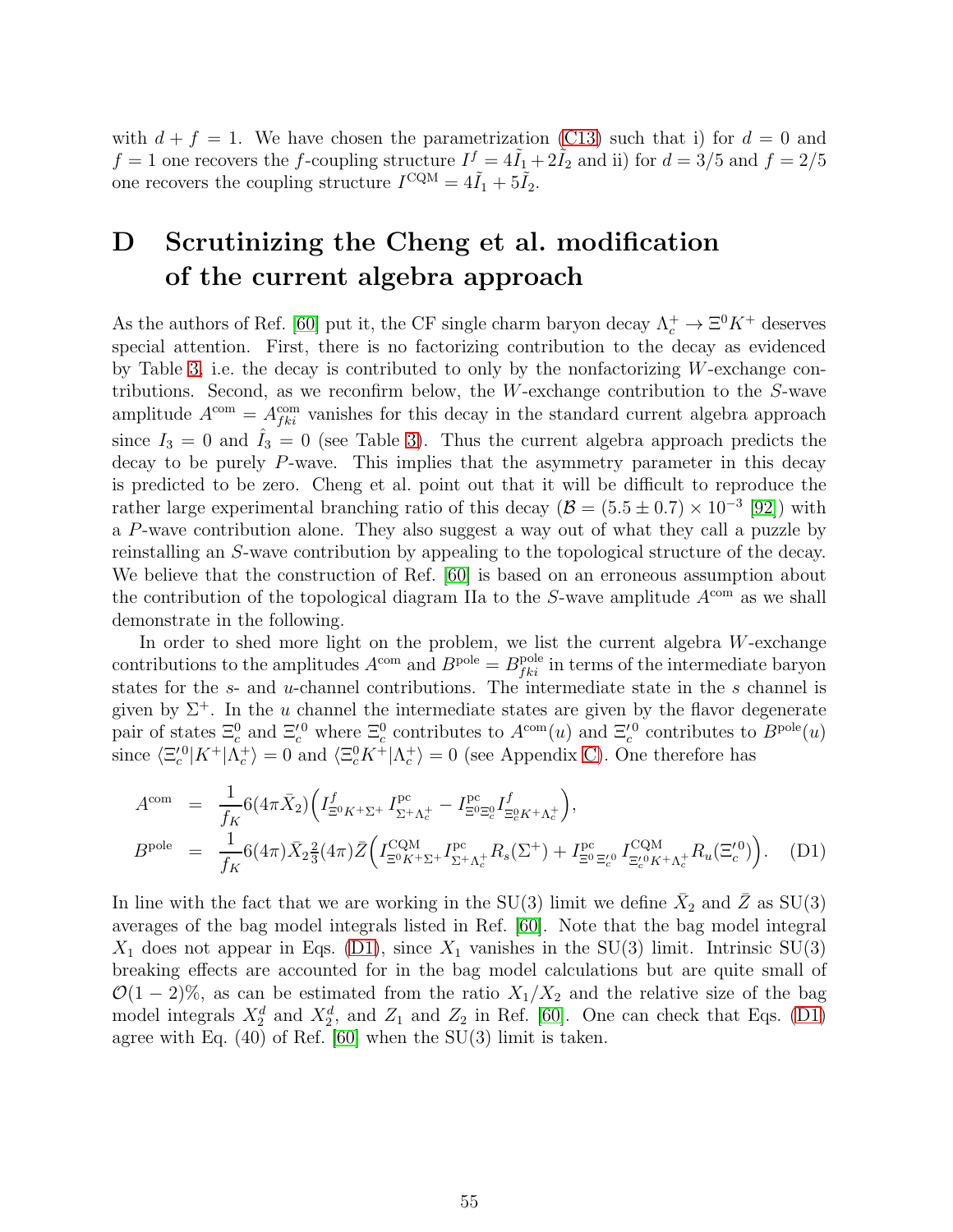with $d + f = 1$. We have chosen the parametrization (C13) such that i) for $d = 0$ and $f = 1$ one recovers the $f$-coupling structure $I^f = 4\tilde{I}_1 + 2\tilde{I}_2$ and ii) for $d = 3/5$ and $f = 2/5$ one recovers the coupling structure $I^{\rm CQM} = 4\tilde{I}_1 + 5\tilde{I}_2$.

# D Scrutinizing the Cheng et al. modification of the current algebra approach

As the authors of Ref. [60] put it, the CF single charm baryon decay $\Lambda_c^+ \to \Xi^0 K^+$ deserves special attention. First, there is no factorizing contribution to the decay as evidenced by Table 3, i.e. the decay is contributed to only by the nonfactorizing $W$-exchange contributions. Second, as we reconfirm below, the $W$-exchange contribution to the $S$-wave amplitude $A^{\rm com} = A^{\rm com}_{fki}$ vanishes for this decay in the standard current algebra approach since $I_3 = 0$ and $\hat{I}_3 = 0$ (see Table 3). Thus the current algebra approach predicts the decay to be purely $P$-wave. This implies that the asymmetry parameter in this decay is predicted to be zero. Cheng et al. point out that it will be difficult to reproduce the rather large experimental branching ratio of this decay ($\mathcal{B} = (5.5 \pm 0.7) \times 10^{-3}$ [92]) with a $P$-wave contribution alone. They also suggest a way out of what they call a puzzle by reinstalling an $S$-wave contribution by appealing to the topological structure of the decay. We believe that the construction of Ref. [60] is based on an erroneous assumption about the contribution of the topological diagram IIa to the $S$-wave amplitude $A^{\rm com}$ as we shall demonstrate in the following.

In order to shed more light on the problem, we list the current algebra $W$-exchange contributions to the amplitudes $A^{\rm com}$ and $B^{\rm pole} = B^{\rm pole}_{fki}$ in terms of the intermediate baryon states for the $s$- and $u$-channel contributions. The intermediate state in the $s$ channel is given by $\Sigma^+$. In the $u$ channel the intermediate states are given by the flavor degenerate pair of states $\Xi_c^0$ and $\Xi_c'^0$ where $\Xi_c^0$ contributes to $A^{\rm com}(u)$ and $\Xi_c'^0$ contributes to $B^{\rm pole}(u)$ since $\langle \Xi_c'^0 | K^+ | \Lambda_c^+ \rangle = 0$ and $\langle \Xi_c^0 K^+ | \Lambda_c^+ \rangle = 0$ (see Appendix C). One therefore has

$$
\begin{aligned}
A^{\rm com} &= \frac{1}{f_K} 6(4\pi \bar{X}_2)\Big( I^f_{\Xi^0 K^+ \Sigma^+}\, I^{\rm pc}_{\Sigma^+ \Lambda_c^+} - I^{\rm pc}_{\Xi^0 \Xi_c^0} I^f_{\Xi_c^0 K^+ \Lambda_c^+} \Big), \\
B^{\rm pole} &= \frac{1}{f_K} 6(4\pi)\bar{X}_2 \tfrac{2}{3}(4\pi)\bar{Z}\Big( I^{\rm CQM}_{\Xi^0 K^+ \Sigma^+}\, I^{\rm pc}_{\Sigma^+ \Lambda_c^+} R_s(\Sigma^+) + I^{\rm pc}_{\Xi^0 \Xi_c'^0}\, I^{\rm CQM}_{\Xi_c'^0 K^+ \Lambda_c^+} R_u(\Xi_c'^0) \Big). \qquad \text{(D1)}
\end{aligned}
$$

In line with the fact that we are working in the SU(3) limit we define $\bar{X}_2$ and $\bar{Z}$ as SU(3) averages of the bag model integrals listed in Ref. [60]. Note that the bag model integral $X_1$ does not appear in Eqs. (D1), since $X_1$ vanishes in the SU(3) limit. Intrinsic SU(3) breaking effects are accounted for in the bag model calculations but are quite small of $\mathcal{O}(1-2)\%$, as can be estimated from the ratio $X_1/X_2$ and the relative size of the bag model integrals $X_2^d$ and $X_2^d$, and $Z_1$ and $Z_2$ in Ref. [60]. One can check that Eqs. (D1) agree with Eq. (40) of Ref. [60] when the SU(3) limit is taken.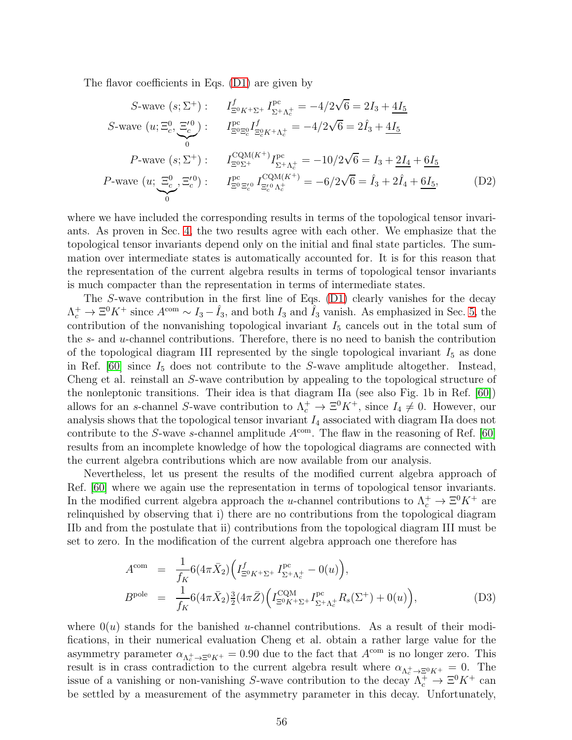The flavor coefficients in Eqs. (D1) are given by

$$
\begin{aligned}
S\text{-wave } (s;\Sigma^+): &\quad I^{f}_{\Xi^0 K^+\Sigma^+}\, I^{\rm pc}_{\Sigma^+\Lambda_c^+} = -4/2\sqrt{6} = 2I_3 + \underline{4I_5}\\
S\text{-wave } (u;\Xi_c^0,\underbrace{\Xi_c'^0}_{0}): &\quad I^{\rm pc}_{\Xi^0\Xi_c^0} I^{f}_{\Xi_c^0 K^+\Lambda_c^+} = -4/2\sqrt{6} = 2\hat{I}_3 + \underline{4I_5}\\
P\text{-wave } (s;\Sigma^+): &\quad I^{{\rm CQM}(K^+)}_{\Xi^0\Sigma^+} I^{\rm pc}_{\Sigma^+\Lambda_c^+} = -10/2\sqrt{6} = I_3 + \underline{2I_4} + \underline{6I_5}\\
P\text{-wave } (u;\underbrace{\Xi_c^0}_{0},\Xi_c'^0): &\quad I^{\rm pc}_{\Xi^0\,\Xi_c'^0}\, I^{{\rm CQM}(K^+)}_{\Xi_c'^0\,\Lambda_c^+} = -6/2\sqrt{6} = \hat{I}_3 + 2\hat{I}_4 + \underline{6I_5},
\end{aligned}
\qquad \text{(D2)}
$$

where we have included the corresponding results in terms of the topological tensor invariants. As proven in Sec. 4, the two results agree with each other. We emphasize that the topological tensor invariants depend only on the initial and final state particles. The summation over intermediate states is automatically accounted for. It is for this reason that the representation of the current algebra results in terms of topological tensor invariants is much compacter than the representation in terms of intermediate states.

The $S$-wave contribution in the first line of Eqs. (D1) clearly vanishes for the decay $\Lambda_c^+ \to \Xi^0 K^+$ since $A^{\rm com} \sim I_3 - \hat{I}_3$, and both $I_3$ and $\hat{I}_3$ vanish. As emphasized in Sec. 5, the contribution of the nonvanishing topological invariant $I_5$ cancels out in the total sum of the $s$- and $u$-channel contributions. Therefore, there is no need to banish the contribution of the topological diagram III represented by the single topological invariant $I_5$ as done in Ref. [60] since $I_5$ does not contribute to the $S$-wave amplitude altogether. Instead, Cheng et al. reinstall an $S$-wave contribution by appealing to the topological structure of the nonleptonic transitions. Their idea is that diagram IIa (see also Fig. 1b in Ref. [60]) allows for an $s$-channel $S$-wave contribution to $\Lambda_c^+ \to \Xi^0 K^+$, since $I_4 \neq 0$. However, our analysis shows that the topological tensor invariant $I_4$ associated with diagram IIa does not contribute to the $S$-wave $s$-channel amplitude $A^{\rm com}$. The flaw in the reasoning of Ref. [60] results from an incomplete knowledge of how the topological diagrams are connected with the current algebra contributions which are now available from our analysis.

Nevertheless, let us present the results of the modified current algebra approach of Ref. [60] where we again use the representation in terms of topological tensor invariants. In the modified current algebra approach the $u$-channel contributions to $\Lambda_c^+ \to \Xi^0 K^+$ are relinquished by observing that i) there are no contributions from the topological diagram IIb and from the postulate that ii) contributions from the topological diagram III must be set to zero. In the modification of the current algebra approach one therefore has

$$
\begin{aligned}
A^{\rm com} &= \frac{1}{f_K} 6(4\pi\bar{X}_2)\Big(I^{f}_{\Xi^0 K^+\Sigma^+}\, I^{\rm pc}_{\Sigma^+\Lambda_c^+} - 0(u)\Big),\\
B^{\rm pole} &= \frac{1}{f_K} 6(4\pi\bar{X}_2)\tfrac{3}{2}(4\pi\bar{Z})\Big(I^{\rm CQM}_{\Xi^0 K^+\Sigma^+} I^{\rm pc}_{\Sigma^+\Lambda_c^+} R_s(\Sigma^+) + 0(u)\Big),
\end{aligned}
\qquad \text{(D3)}
$$

where $0(u)$ stands for the banished $u$-channel contributions. As a result of their modifications, in their numerical evaluation Cheng et al. obtain a rather large value for the asymmetry parameter $\alpha_{\Lambda_c^+\to\Xi^0 K^+} = 0.90$ due to the fact that $A^{\rm com}$ is no longer zero. This result is in crass contradiction to the current algebra result where $\alpha_{\Lambda_c^+\to\Xi^0 K^+} = 0$. The issue of a vanishing or non-vanishing $S$-wave contribution to the decay $\Lambda_c^+ \to \Xi^0 K^+$ can be settled by a measurement of the asymmetry parameter in this decay. Unfortunately,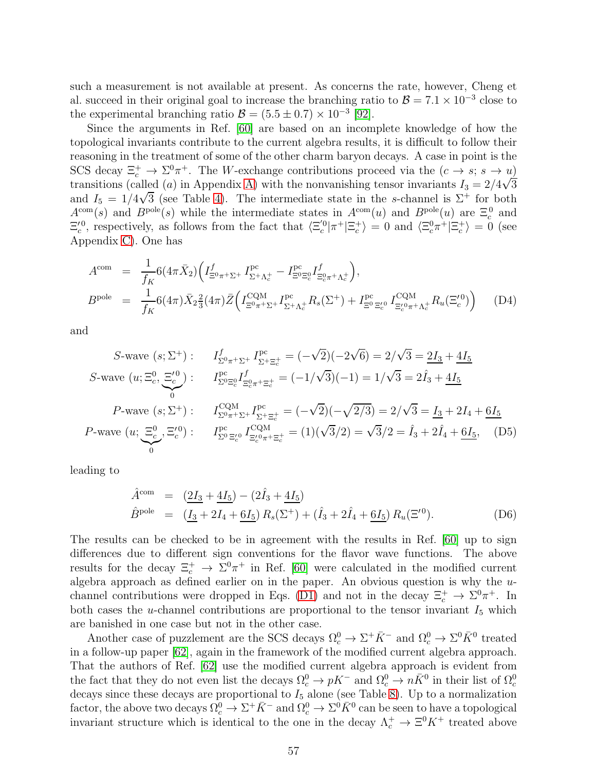such a measurement is not available at present. As concerns the rate, however, Cheng et al. succeed in their original goal to increase the branching ratio to $\mathcal{B} = 7.1 \times 10^{-3}$ close to the experimental branching ratio $\mathcal{B} = (5.5 \pm 0.7) \times 10^{-3}$ [92].

Since the arguments in Ref. [60] are based on an incomplete knowledge of how the topological invariants contribute to the current algebra results, it is difficult to follow their reasoning in the treatment of some of the other charm baryon decays. A case in point is the SCS decay $\Xi_c^+ \to \Sigma^0 \pi^+$. The $W$-exchange contributions proceed via the $(c \to s;\, s \to u)$ transitions (called $(a)$ in Appendix A) with the nonvanishing tensor invariants $I_3 = 2/4\sqrt{3}$ and $I_5 = 1/4\sqrt{3}$ (see Table 4). The intermediate state in the $s$-channel is $\Sigma^+$ for both $A^{\rm com}(s)$ and $B^{\rm pole}(s)$ while the intermediate states in $A^{\rm com}(u)$ and $B^{\rm pole}(u)$ are $\Xi_c^0$ and $\Xi_c^{\prime 0}$, respectively, as follows from the fact that $\langle \Xi_c^{\prime 0} | \pi^+ | \Xi_c^+ \rangle = 0$ and $\langle \Xi_c^0 \pi^+ | \Xi_c^+ \rangle = 0$ (see Appendix C). One has

$$
\begin{aligned}
A^{\rm com} &= \frac{1}{f_K} 6(4\pi \bar{X}_2) \Big( I^f_{\Xi^0 \pi^+ \Sigma^+} I^{\rm pc}_{\Sigma^+ \Lambda_c^+} - I^{\rm pc}_{\Xi^0 \Xi_c^0} I^f_{\Xi_c^0 \pi^+ \Lambda_c^+} \Big), \\
B^{\rm pole} &= \frac{1}{f_K} 6(4\pi) \bar{X}_2 \tfrac{2}{3} (4\pi) \bar{Z} \Big( I^{\rm CQM}_{\Xi^0 \pi^+ \Sigma^+} I^{\rm pc}_{\Sigma^+ \Lambda_c^+} R_s(\Sigma^+) + I^{\rm pc}_{\Xi^0 \Xi_c^{\prime 0}} I^{\rm CQM}_{\Xi_c^{\prime 0} \pi^+ \Lambda_c^+} R_u(\Xi_c^{\prime 0}) \Big)
\end{aligned}
\tag{D4}
$$

and

$$
\begin{aligned}
S\text{-wave } (s; \Sigma^+): &\quad I^f_{\Sigma^0 \pi^+ \Sigma^+} I^{\rm pc}_{\Sigma^+ \Xi_c^+} = (-\sqrt{2})(-2\sqrt{6}) = 2/\sqrt{3} = \underline{2I_3} + \underline{4I_5} \\
S\text{-wave } (u; \Xi_c^0, \underbrace{\Xi_c^{\prime 0}}_{0}): &\quad I^{\rm pc}_{\Sigma^0 \Xi_c^0} I^f_{\Xi_c^0 \pi^+ \Xi_c^+} = (-1/\sqrt{3})(-1) = 1/\sqrt{3} = 2\hat{I}_3 + \underline{4I_5} \\
P\text{-wave } (s; \Sigma^+): &\quad I^{\rm CQM}_{\Sigma^0 \pi^+ \Sigma^+} I^{\rm pc}_{\Sigma^+ \Xi_c^+} = (-\sqrt{2})(-\sqrt{2/3}) = 2/\sqrt{3} = \underline{I_3} + 2I_4 + \underline{6I_5} \\
P\text{-wave } (u; \underbrace{\Xi_c^0}_{0}, \Xi_c^{\prime 0}): &\quad I^{\rm pc}_{\Sigma^0 \Xi_c^{\prime 0}} I^{\rm CQM}_{\Xi_c^{\prime 0} \pi^+ \Xi_c^+} = (1)(\sqrt{3}/2) = \sqrt{3}/2 = \hat{I}_3 + 2\hat{I}_4 + \underline{6I_5},
\end{aligned}
\tag{D5}
$$

leading to

$$
\begin{aligned}
\hat{A}^{\rm com} &= (\underline{2I_3} + \underline{4I_5}) - (2\hat{I}_3 + \underline{4I_5}) \\
\hat{B}^{\rm pole} &= (\underline{I_3} + 2I_4 + \underline{6I_5})\, R_s(\Sigma^+) + (\hat{I}_3 + 2\hat{I}_4 + \underline{6I_5})\, R_u(\Xi^{\prime 0}).
\end{aligned}
\tag{D6}
$$

The results can be checked to be in agreement with the results in Ref. [60] up to sign differences due to different sign conventions for the flavor wave functions. The above results for the decay $\Xi_c^+ \to \Sigma^0 \pi^+$ in Ref. [60] were calculated in the modified current algebra approach as defined earlier on in the paper. An obvious question is why the $u$-channel contributions were dropped in Eqs. (D1) and not in the decay $\Xi_c^+ \to \Sigma^0 \pi^+$. In both cases the $u$-channel contributions are proportional to the tensor invariant $I_5$ which are banished in one case but not in the other case.

Another case of puzzlement are the SCS decays $\Omega_c^0 \to \Sigma^+ \bar{K}^-$ and $\Omega_c^0 \to \Sigma^0 \bar{K}^0$ treated in a follow-up paper [62], again in the framework of the modified current algebra approach. That the authors of Ref. [62] use the modified current algebra approach is evident from the fact that they do not even list the decays $\Omega_c^0 \to p K^-$ and $\Omega_c^0 \to n \bar{K}^0$ in their list of $\Omega_c^0$ decays since these decays are proportional to $I_5$ alone (see Table 8). Up to a normalization factor, the above two decays $\Omega_c^0 \to \Sigma^+ \bar{K}^-$ and $\Omega_c^0 \to \Sigma^0 \bar{K}^0$ can be seen to have a topological invariant structure which is identical to the one in the decay $\Lambda_c^+ \to \Xi^0 K^+$ treated above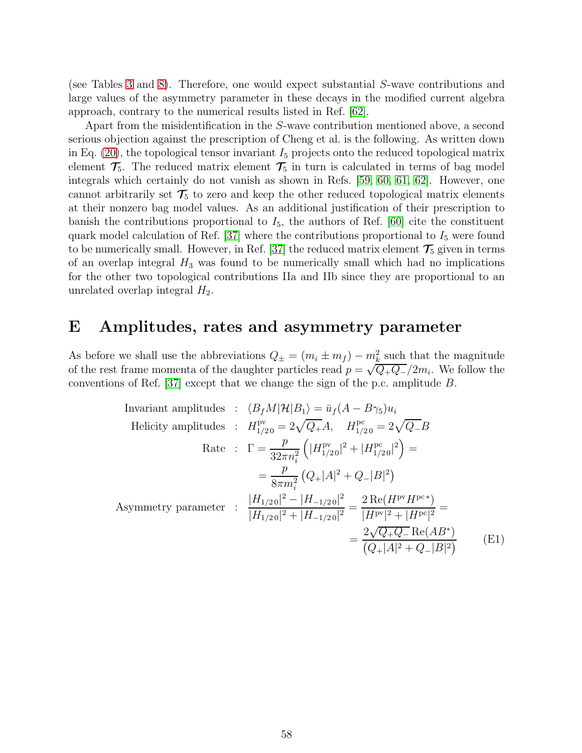(see Tables 3 and 8). Therefore, one would expect substantial $S$-wave contributions and large values of the asymmetry parameter in these decays in the modified current algebra approach, contrary to the numerical results listed in Ref. [62].

Apart from the misidentification in the $S$-wave contribution mentioned above, a second serious objection against the prescription of Cheng et al. is the following. As written down in Eq. (20), the topological tensor invariant $I_5$ projects onto the reduced topological matrix element $\boldsymbol{\mathcal{T}}_5$. The reduced matrix element $\boldsymbol{\mathcal{T}}_5$ in turn is calculated in terms of bag model integrals which certainly do not vanish as shown in Refs. [59, 60, 61, 62]. However, one cannot arbitrarily set $\boldsymbol{\mathcal{T}}_5$ to zero and keep the other reduced topological matrix elements at their nonzero bag model values. As an additional justification of their prescription to banish the contributions proportional to $I_5$, the authors of Ref. [60] cite the constituent quark model calculation of Ref. [37] where the contributions proportional to $I_5$ were found to be numerically small. However, in Ref. [37] the reduced matrix element $\boldsymbol{\mathcal{T}}_5$ given in terms of an overlap integral $H_3$ was found to be numerically small which had no implications for the other two topological contributions IIa and IIb since they are proportional to an unrelated overlap integral $H_2$.

# E Amplitudes, rates and asymmetry parameter

As before we shall use the abbreviations $Q_\pm = (m_i \pm m_f) - m_k^2$ such that the magnitude of the rest frame momenta of the daughter particles read $p = \sqrt{Q_+Q_-}/2m_i$. We follow the conventions of Ref. [37] except that we change the sign of the p.c. amplitude $B$.

$$
\begin{aligned}
\text{Invariant amplitudes} &\;:\; \langle B_f M|\mathcal{H}|B_1\rangle = \bar{u}_f(A - B\gamma_5)u_i \\
\text{Helicity amplitudes} &\;:\; H^{\rm pv}_{1/2\,0} = 2\sqrt{Q_+}A, \quad H^{\rm pc}_{1/2\,0} = 2\sqrt{Q_-}B \\
\text{Rate} &\;:\; \Gamma = \frac{p}{32\pi n_i^2}\left(|H^{\rm pv}_{1/2\,0}|^2 + |H^{\rm pc}_{1/2\,0}|^2\right) = \\
&\qquad = \frac{p}{8\pi m_i^2}\left(Q_+|A|^2 + Q_-|B|^2\right) \\
\text{Asymmetry parameter} &\;:\; \frac{|H_{1/2\,0}|^2 - |H_{-1/2\,0}|^2}{|H_{1/2\,0}|^2 + |H_{-1/2\,0}|^2} = \frac{2\,\mathrm{Re}(H^{\rm pv}H^{\rm pc\,*})}{|H^{\rm pv}|^2 + |H^{\rm pc}|^2} = \\
&\qquad = \frac{2\sqrt{Q_+Q_-}\,\mathrm{Re}(AB^*)}{\left(Q_+|A|^2 + Q_-|B|^2\right)}
\end{aligned}
\qquad \text{(E1)}
$$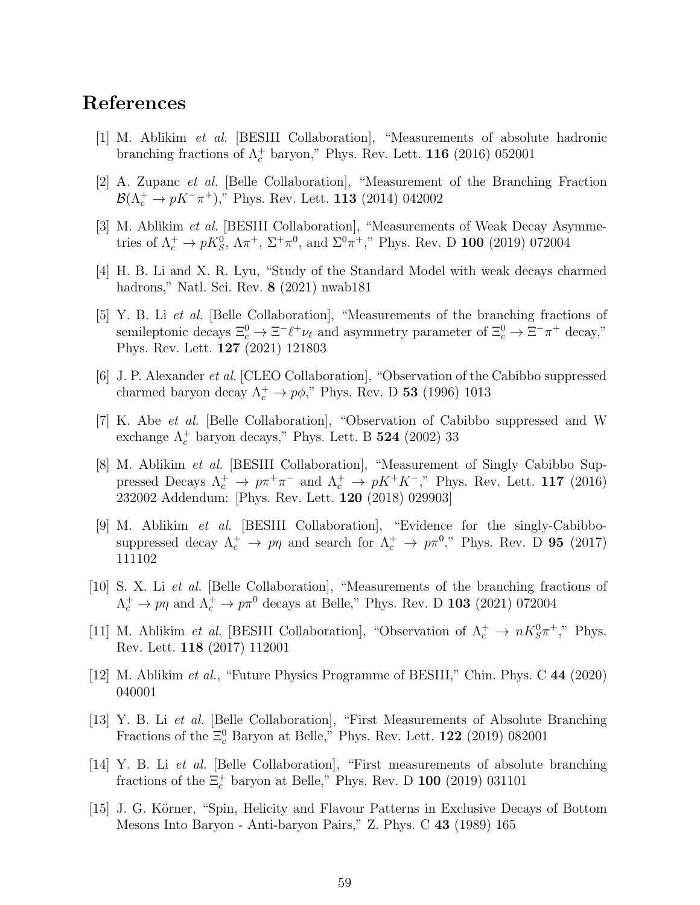# References

[1] M. Ablikim *et al.* [BESIII Collaboration], "Measurements of absolute hadronic branching fractions of $\Lambda_c^+$ baryon," Phys. Rev. Lett. **116** (2016) 052001

[2] A. Zupanc *et al.* [Belle Collaboration], "Measurement of the Branching Fraction $\mathcal{B}(\Lambda_c^+ \to pK^-\pi^+)$," Phys. Rev. Lett. **113** (2014) 042002

[3] M. Ablikim *et al.* [BESIII Collaboration], "Measurements of Weak Decay Asymmetries of $\Lambda_c^+ \to pK_S^0$, $\Lambda\pi^+$, $\Sigma^+\pi^0$, and $\Sigma^0\pi^+$," Phys. Rev. D **100** (2019) 072004

[4] H. B. Li and X. R. Lyu, "Study of the Standard Model with weak decays charmed hadrons," Natl. Sci. Rev. **8** (2021) nwab181

[5] Y. B. Li *et al.* [Belle Collaboration], "Measurements of the branching fractions of semileptonic decays $\Xi_c^0 \to \Xi^-\ell^+\nu_\ell$ and asymmetry parameter of $\Xi_c^0 \to \Xi^-\pi^+$ decay," Phys. Rev. Lett. **127** (2021) 121803

[6] J. P. Alexander *et al.* [CLEO Collaboration], "Observation of the Cabibbo suppressed charmed baryon decay $\Lambda_c^+ \to p\phi$," Phys. Rev. D **53** (1996) 1013

[7] K. Abe *et al.* [Belle Collaboration], "Observation of Cabibbo suppressed and W exchange $\Lambda_c^+$ baryon decays," Phys. Lett. B **524** (2002) 33

[8] M. Ablikim *et al.* [BESIII Collaboration], "Measurement of Singly Cabibbo Suppressed Decays $\Lambda_c^+ \to p\pi^+\pi^-$ and $\Lambda_c^+ \to pK^+K^-$," Phys. Rev. Lett. **117** (2016) 232002 Addendum: [Phys. Rev. Lett. **120** (2018) 029903]

[9] M. Ablikim *et al.* [BESIII Collaboration], "Evidence for the singly-Cabibbo-suppressed decay $\Lambda_c^+ \to p\eta$ and search for $\Lambda_c^+ \to p\pi^0$," Phys. Rev. D **95** (2017) 111102

[10] S. X. Li *et al.* [Belle Collaboration], "Measurements of the branching fractions of $\Lambda_c^+ \to p\eta$ and $\Lambda_c^+ \to p\pi^0$ decays at Belle," Phys. Rev. D **103** (2021) 072004

[11] M. Ablikim *et al.* [BESIII Collaboration], "Observation of $\Lambda_c^+ \to nK_S^0\pi^+$," Phys. Rev. Lett. **118** (2017) 112001

[12] M. Ablikim *et al.*, "Future Physics Programme of BESIII," Chin. Phys. C **44** (2020) 040001

[13] Y. B. Li *et al.* [Belle Collaboration], "First Measurements of Absolute Branching Fractions of the $\Xi_c^0$ Baryon at Belle," Phys. Rev. Lett. **122** (2019) 082001

[14] Y. B. Li *et al.* [Belle Collaboration], "First measurements of absolute branching fractions of the $\Xi_c^+$ baryon at Belle," Phys. Rev. D **100** (2019) 031101

[15] J. G. Körner, "Spin, Helicity and Flavour Patterns in Exclusive Decays of Bottom Mesons Into Baryon - Anti-baryon Pairs," Z. Phys. C **43** (1989) 165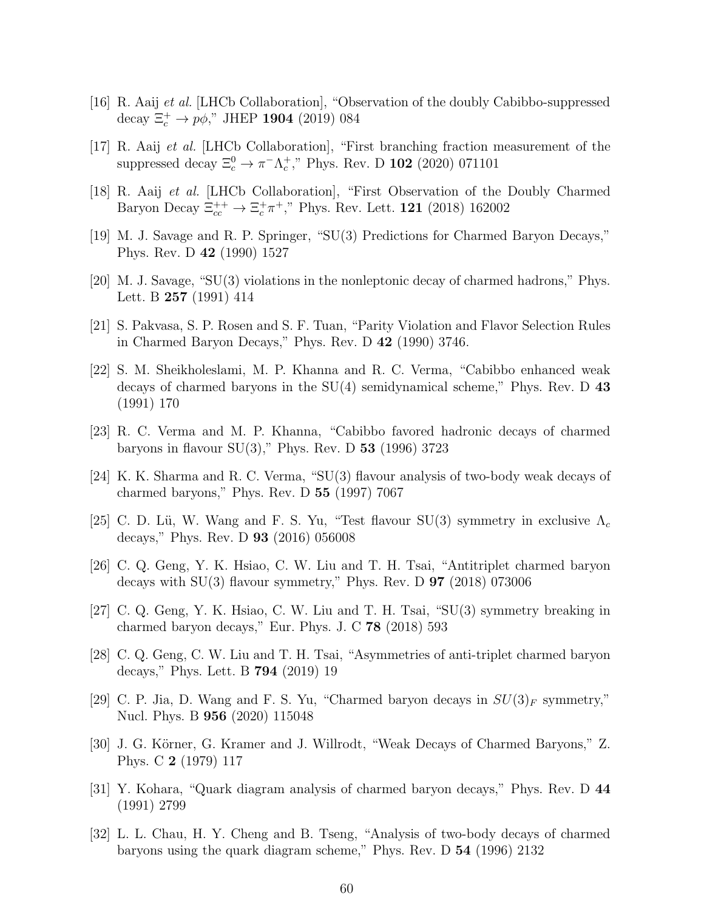[16] R. Aaij *et al.* [LHCb Collaboration], "Observation of the doubly Cabibbo-suppressed decay $\Xi_c^+ \to p\phi$," JHEP **1904** (2019) 084

[17] R. Aaij *et al.* [LHCb Collaboration], "First branching fraction measurement of the suppressed decay $\Xi_c^0 \to \pi^- \Lambda_c^+$," Phys. Rev. D **102** (2020) 071101

[18] R. Aaij *et al.* [LHCb Collaboration], "First Observation of the Doubly Charmed Baryon Decay $\Xi_{cc}^{++} \to \Xi_c^+ \pi^+$," Phys. Rev. Lett. **121** (2018) 162002

[19] M. J. Savage and R. P. Springer, "SU(3) Predictions for Charmed Baryon Decays," Phys. Rev. D **42** (1990) 1527

[20] M. J. Savage, "SU(3) violations in the nonleptonic decay of charmed hadrons," Phys. Lett. B **257** (1991) 414

[21] S. Pakvasa, S. P. Rosen and S. F. Tuan, "Parity Violation and Flavor Selection Rules in Charmed Baryon Decays," Phys. Rev. D **42** (1990) 3746.

[22] S. M. Sheikholeslami, M. P. Khanna and R. C. Verma, "Cabibbo enhanced weak decays of charmed baryons in the SU(4) semidynamical scheme," Phys. Rev. D **43** (1991) 170

[23] R. C. Verma and M. P. Khanna, "Cabibbo favored hadronic decays of charmed baryons in flavour SU(3)," Phys. Rev. D **53** (1996) 3723

[24] K. K. Sharma and R. C. Verma, "SU(3) flavour analysis of two-body weak decays of charmed baryons," Phys. Rev. D **55** (1997) 7067

[25] C. D. Lü, W. Wang and F. S. Yu, "Test flavour SU(3) symmetry in exclusive $\Lambda_c$ decays," Phys. Rev. D **93** (2016) 056008

[26] C. Q. Geng, Y. K. Hsiao, C. W. Liu and T. H. Tsai, "Antitriplet charmed baryon decays with SU(3) flavour symmetry," Phys. Rev. D **97** (2018) 073006

[27] C. Q. Geng, Y. K. Hsiao, C. W. Liu and T. H. Tsai, "SU(3) symmetry breaking in charmed baryon decays," Eur. Phys. J. C **78** (2018) 593

[28] C. Q. Geng, C. W. Liu and T. H. Tsai, "Asymmetries of anti-triplet charmed baryon decays," Phys. Lett. B **794** (2019) 19

[29] C. P. Jia, D. Wang and F. S. Yu, "Charmed baryon decays in $SU(3)_F$ symmetry," Nucl. Phys. B **956** (2020) 115048

[30] J. G. Körner, G. Kramer and J. Willrodt, "Weak Decays of Charmed Baryons," Z. Phys. C **2** (1979) 117

[31] Y. Kohara, "Quark diagram analysis of charmed baryon decays," Phys. Rev. D **44** (1991) 2799

[32] L. L. Chau, H. Y. Cheng and B. Tseng, "Analysis of two-body decays of charmed baryons using the quark diagram scheme," Phys. Rev. D **54** (1996) 2132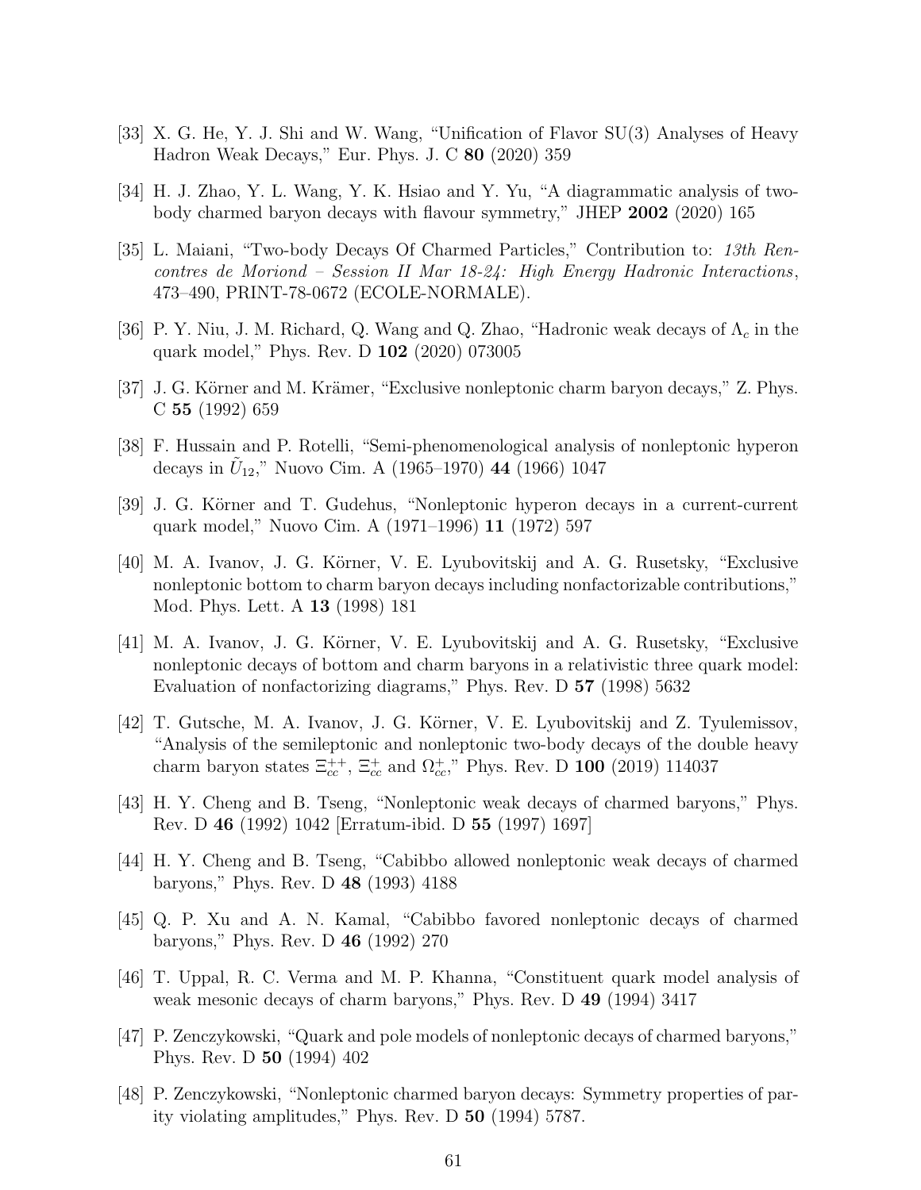[33] X. G. He, Y. J. Shi and W. Wang, "Unification of Flavor SU(3) Analyses of Heavy Hadron Weak Decays," Eur. Phys. J. C **80** (2020) 359

[34] H. J. Zhao, Y. L. Wang, Y. K. Hsiao and Y. Yu, "A diagrammatic analysis of two-body charmed baryon decays with flavour symmetry," JHEP **2002** (2020) 165

[35] L. Maiani, "Two-body Decays Of Charmed Particles," Contribution to: *13th Rencontres de Moriond – Session II Mar 18-24: High Energy Hadronic Interactions*, 473–490, PRINT-78-0672 (ECOLE-NORMALE).

[36] P. Y. Niu, J. M. Richard, Q. Wang and Q. Zhao, "Hadronic weak decays of $\Lambda_c$ in the quark model," Phys. Rev. D **102** (2020) 073005

[37] J. G. Körner and M. Krämer, "Exclusive nonleptonic charm baryon decays," Z. Phys. C **55** (1992) 659

[38] F. Hussain and P. Rotelli, "Semi-phenomenological analysis of nonleptonic hyperon decays in $\tilde{U}_{12}$," Nuovo Cim. A (1965–1970) **44** (1966) 1047

[39] J. G. Körner and T. Gudehus, "Nonleptonic hyperon decays in a current-current quark model," Nuovo Cim. A (1971–1996) **11** (1972) 597

[40] M. A. Ivanov, J. G. Körner, V. E. Lyubovitskij and A. G. Rusetsky, "Exclusive nonleptonic bottom to charm baryon decays including nonfactorizable contributions," Mod. Phys. Lett. A **13** (1998) 181

[41] M. A. Ivanov, J. G. Körner, V. E. Lyubovitskij and A. G. Rusetsky, "Exclusive nonleptonic decays of bottom and charm baryons in a relativistic three quark model: Evaluation of nonfactorizing diagrams," Phys. Rev. D **57** (1998) 5632

[42] T. Gutsche, M. A. Ivanov, J. G. Körner, V. E. Lyubovitskij and Z. Tyulemissov, "Analysis of the semileptonic and nonleptonic two-body decays of the double heavy charm baryon states $\Xi_{cc}^{++}$, $\Xi_{cc}^{+}$ and $\Omega_{cc}^{+}$," Phys. Rev. D **100** (2019) 114037

[43] H. Y. Cheng and B. Tseng, "Nonleptonic weak decays of charmed baryons," Phys. Rev. D **46** (1992) 1042 [Erratum-ibid. D **55** (1997) 1697]

[44] H. Y. Cheng and B. Tseng, "Cabibbo allowed nonleptonic weak decays of charmed baryons," Phys. Rev. D **48** (1993) 4188

[45] Q. P. Xu and A. N. Kamal, "Cabibbo favored nonleptonic decays of charmed baryons," Phys. Rev. D **46** (1992) 270

[46] T. Uppal, R. C. Verma and M. P. Khanna, "Constituent quark model analysis of weak mesonic decays of charm baryons," Phys. Rev. D **49** (1994) 3417

[47] P. Zenczykowski, "Quark and pole models of nonleptonic decays of charmed baryons," Phys. Rev. D **50** (1994) 402

[48] P. Zenczykowski, "Nonleptonic charmed baryon decays: Symmetry properties of parity violating amplitudes," Phys. Rev. D **50** (1994) 5787.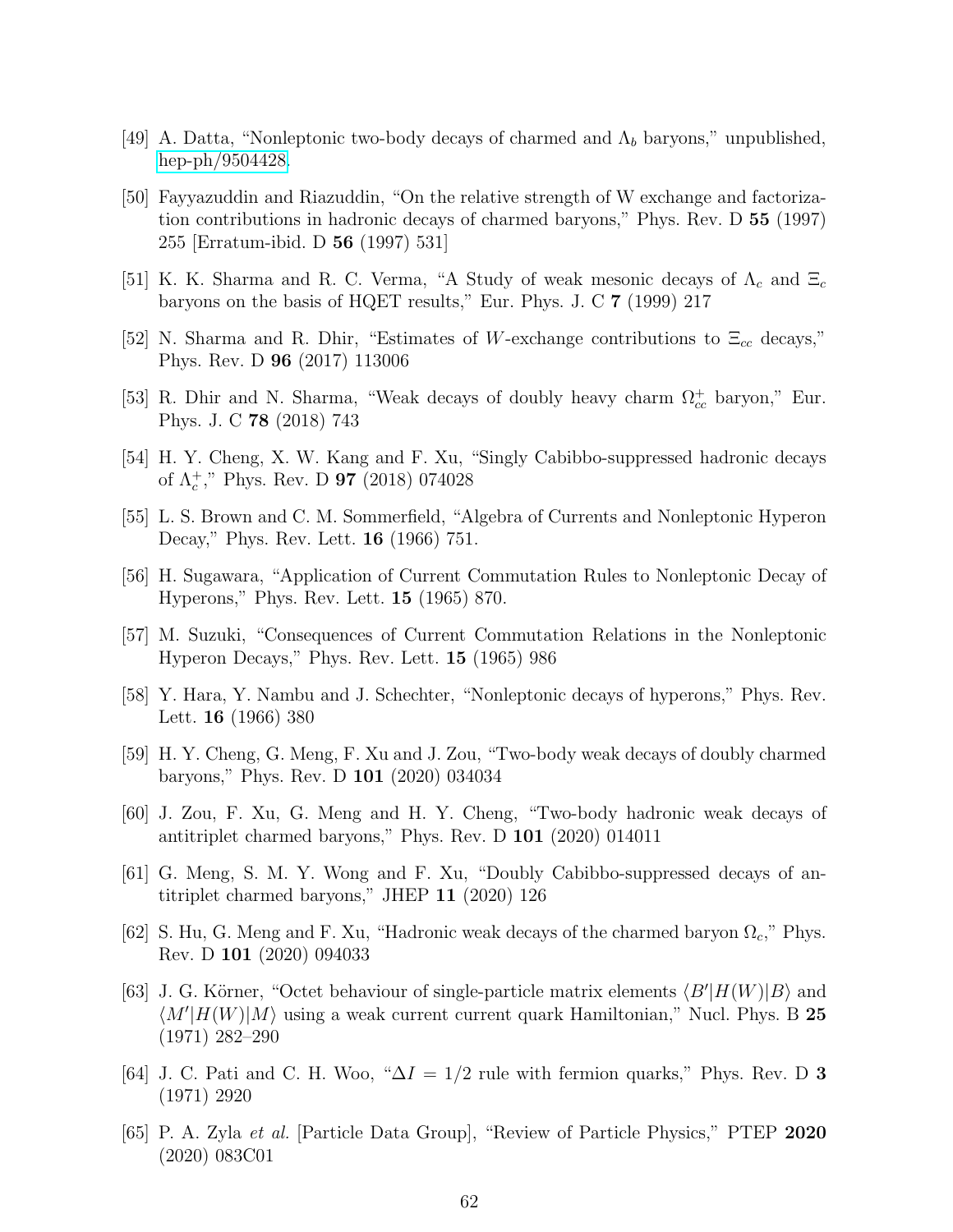[49] A. Datta, "Nonleptonic two-body decays of charmed and $\Lambda_b$ baryons," unpublished, hep-ph/9504428.

[50] Fayyazuddin and Riazuddin, "On the relative strength of W exchange and factorization contributions in hadronic decays of charmed baryons," Phys. Rev. D **55** (1997) 255 [Erratum-ibid. D **56** (1997) 531]

[51] K. K. Sharma and R. C. Verma, "A Study of weak mesonic decays of $\Lambda_c$ and $\Xi_c$ baryons on the basis of HQET results," Eur. Phys. J. C **7** (1999) 217

[52] N. Sharma and R. Dhir, "Estimates of $W$-exchange contributions to $\Xi_{cc}$ decays," Phys. Rev. D **96** (2017) 113006

[53] R. Dhir and N. Sharma, "Weak decays of doubly heavy charm $\Omega_{cc}^+$ baryon," Eur. Phys. J. C **78** (2018) 743

[54] H. Y. Cheng, X. W. Kang and F. Xu, "Singly Cabibbo-suppressed hadronic decays of $\Lambda_c^+$," Phys. Rev. D **97** (2018) 074028

[55] L. S. Brown and C. M. Sommerfield, "Algebra of Currents and Nonleptonic Hyperon Decay," Phys. Rev. Lett. **16** (1966) 751.

[56] H. Sugawara, "Application of Current Commutation Rules to Nonleptonic Decay of Hyperons," Phys. Rev. Lett. **15** (1965) 870.

[57] M. Suzuki, "Consequences of Current Commutation Relations in the Nonleptonic Hyperon Decays," Phys. Rev. Lett. **15** (1965) 986

[58] Y. Hara, Y. Nambu and J. Schechter, "Nonleptonic decays of hyperons," Phys. Rev. Lett. **16** (1966) 380

[59] H. Y. Cheng, G. Meng, F. Xu and J. Zou, "Two-body weak decays of doubly charmed baryons," Phys. Rev. D **101** (2020) 034034

[60] J. Zou, F. Xu, G. Meng and H. Y. Cheng, "Two-body hadronic weak decays of antitriplet charmed baryons," Phys. Rev. D **101** (2020) 014011

[61] G. Meng, S. M. Y. Wong and F. Xu, "Doubly Cabibbo-suppressed decays of antitriplet charmed baryons," JHEP **11** (2020) 126

[62] S. Hu, G. Meng and F. Xu, "Hadronic weak decays of the charmed baryon $\Omega_c$," Phys. Rev. D **101** (2020) 094033

[63] J. G. Körner, "Octet behaviour of single-particle matrix elements $\langle B'|H(W)|B\rangle$ and $\langle M'|H(W)|M\rangle$ using a weak current current quark Hamiltonian," Nucl. Phys. B **25** (1971) 282–290

[64] J. C. Pati and C. H. Woo, "$\Delta I = 1/2$ rule with fermion quarks," Phys. Rev. D **3** (1971) 2920

[65] P. A. Zyla *et al.* [Particle Data Group], "Review of Particle Physics," PTEP **2020** (2020) 083C01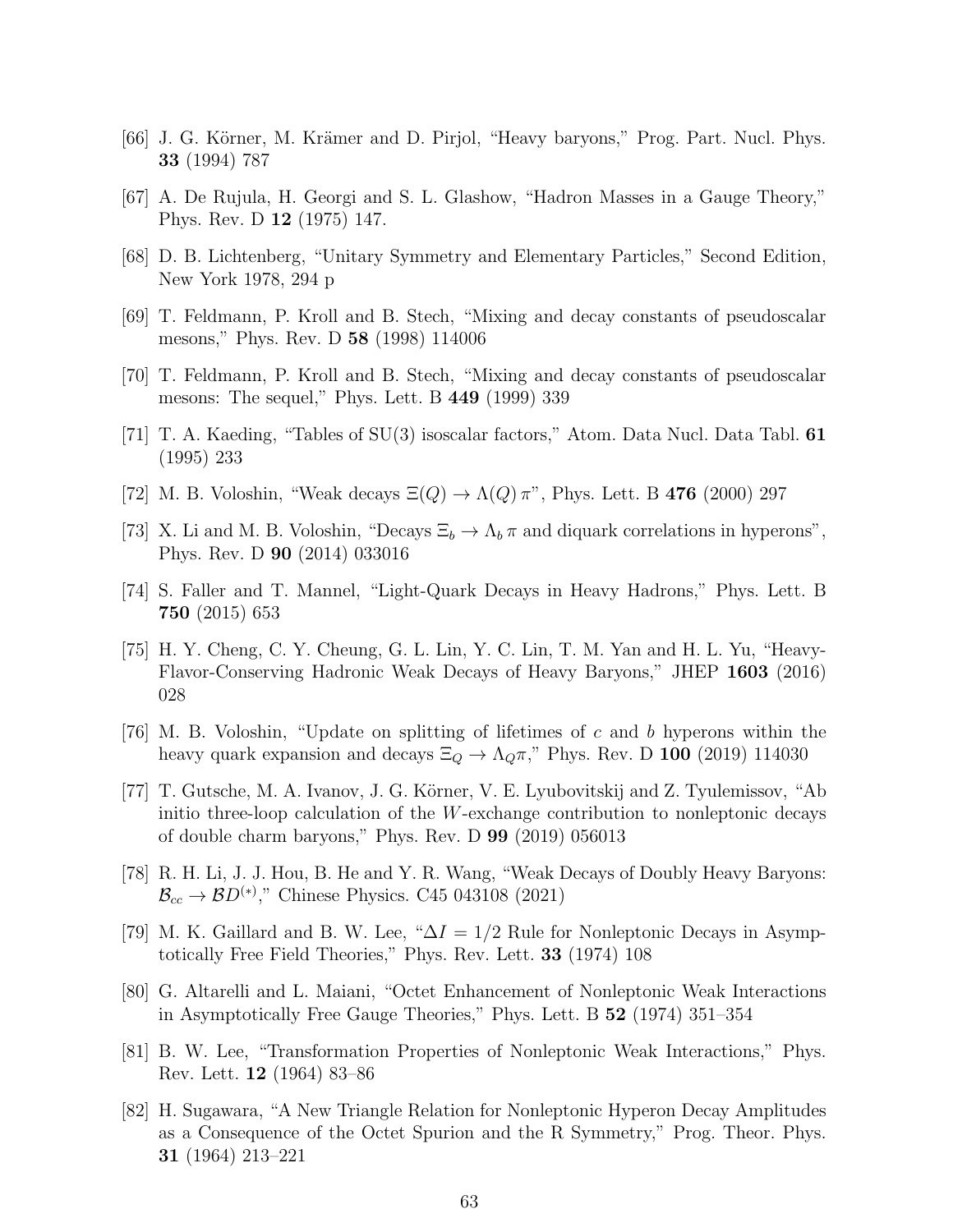[66] J. G. Körner, M. Krämer and D. Pirjol, "Heavy baryons," Prog. Part. Nucl. Phys. **33** (1994) 787

[67] A. De Rujula, H. Georgi and S. L. Glashow, "Hadron Masses in a Gauge Theory," Phys. Rev. D **12** (1975) 147.

[68] D. B. Lichtenberg, "Unitary Symmetry and Elementary Particles," Second Edition, New York 1978, 294 p

[69] T. Feldmann, P. Kroll and B. Stech, "Mixing and decay constants of pseudoscalar mesons," Phys. Rev. D **58** (1998) 114006

[70] T. Feldmann, P. Kroll and B. Stech, "Mixing and decay constants of pseudoscalar mesons: The sequel," Phys. Lett. B **449** (1999) 339

[71] T. A. Kaeding, "Tables of SU(3) isoscalar factors," Atom. Data Nucl. Data Tabl. **61** (1995) 233

[72] M. B. Voloshin, "Weak decays $\Xi(Q) \to \Lambda(Q)\,\pi$", Phys. Lett. B **476** (2000) 297

[73] X. Li and M. B. Voloshin, "Decays $\Xi_b \to \Lambda_b\,\pi$ and diquark correlations in hyperons", Phys. Rev. D **90** (2014) 033016

[74] S. Faller and T. Mannel, "Light-Quark Decays in Heavy Hadrons," Phys. Lett. B **750** (2015) 653

[75] H. Y. Cheng, C. Y. Cheung, G. L. Lin, Y. C. Lin, T. M. Yan and H. L. Yu, "Heavy-Flavor-Conserving Hadronic Weak Decays of Heavy Baryons," JHEP **1603** (2016) 028

[76] M. B. Voloshin, "Update on splitting of lifetimes of $c$ and $b$ hyperons within the heavy quark expansion and decays $\Xi_Q \to \Lambda_Q\pi$," Phys. Rev. D **100** (2019) 114030

[77] T. Gutsche, M. A. Ivanov, J. G. Körner, V. E. Lyubovitskij and Z. Tyulemissov, "Ab initio three-loop calculation of the $W$-exchange contribution to nonleptonic decays of double charm baryons," Phys. Rev. D **99** (2019) 056013

[78] R. H. Li, J. J. Hou, B. He and Y. R. Wang, "Weak Decays of Doubly Heavy Baryons: $\mathcal{B}_{cc} \to \mathcal{B}D^{(*)}$," Chinese Physics. C45 043108 (2021)

[79] M. K. Gaillard and B. W. Lee, "$\Delta I = 1/2$ Rule for Nonleptonic Decays in Asymptotically Free Field Theories," Phys. Rev. Lett. **33** (1974) 108

[80] G. Altarelli and L. Maiani, "Octet Enhancement of Nonleptonic Weak Interactions in Asymptotically Free Gauge Theories," Phys. Lett. B **52** (1974) 351–354

[81] B. W. Lee, "Transformation Properties of Nonleptonic Weak Interactions," Phys. Rev. Lett. **12** (1964) 83–86

[82] H. Sugawara, "A New Triangle Relation for Nonleptonic Hyperon Decay Amplitudes as a Consequence of the Octet Spurion and the R Symmetry," Prog. Theor. Phys. **31** (1964) 213–221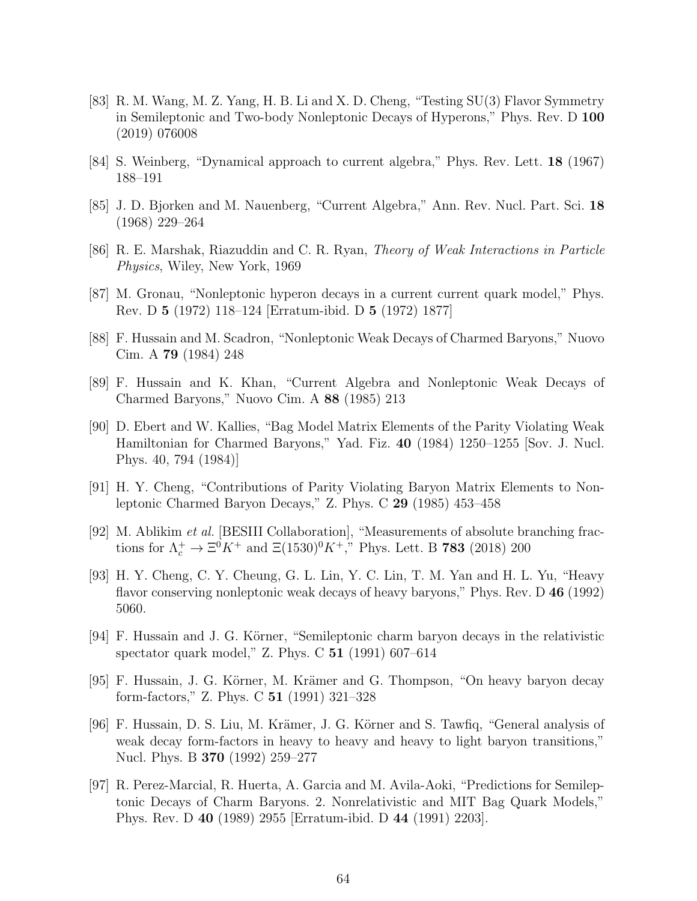[83] R. M. Wang, M. Z. Yang, H. B. Li and X. D. Cheng, “Testing SU(3) Flavor Symmetry in Semileptonic and Two-body Nonleptonic Decays of Hyperons,” Phys. Rev. D **100** (2019) 076008

[84] S. Weinberg, “Dynamical approach to current algebra,” Phys. Rev. Lett. **18** (1967) 188–191

[85] J. D. Bjorken and M. Nauenberg, “Current Algebra,” Ann. Rev. Nucl. Part. Sci. **18** (1968) 229–264

[86] R. E. Marshak, Riazuddin and C. R. Ryan, *Theory of Weak Interactions in Particle Physics*, Wiley, New York, 1969

[87] M. Gronau, “Nonleptonic hyperon decays in a current current quark model,” Phys. Rev. D **5** (1972) 118–124 [Erratum-ibid. D **5** (1972) 1877]

[88] F. Hussain and M. Scadron, “Nonleptonic Weak Decays of Charmed Baryons,” Nuovo Cim. A **79** (1984) 248

[89] F. Hussain and K. Khan, “Current Algebra and Nonleptonic Weak Decays of Charmed Baryons,” Nuovo Cim. A **88** (1985) 213

[90] D. Ebert and W. Kallies, “Bag Model Matrix Elements of the Parity Violating Weak Hamiltonian for Charmed Baryons,” Yad. Fiz. **40** (1984) 1250–1255 [Sov. J. Nucl. Phys. 40, 794 (1984)]

[91] H. Y. Cheng, “Contributions of Parity Violating Baryon Matrix Elements to Nonleptonic Charmed Baryon Decays,” Z. Phys. C **29** (1985) 453–458

[92] M. Ablikim *et al.* [BESIII Collaboration], “Measurements of absolute branching fractions for $\Lambda_c^+ \to \Xi^0 K^+$ and $\Xi(1530)^0 K^+$,” Phys. Lett. B **783** (2018) 200

[93] H. Y. Cheng, C. Y. Cheung, G. L. Lin, Y. C. Lin, T. M. Yan and H. L. Yu, “Heavy flavor conserving nonleptonic weak decays of heavy baryons,” Phys. Rev. D **46** (1992) 5060.

[94] F. Hussain and J. G. Körner, “Semileptonic charm baryon decays in the relativistic spectator quark model,” Z. Phys. C **51** (1991) 607–614

[95] F. Hussain, J. G. Körner, M. Krämer and G. Thompson, “On heavy baryon decay form-factors,” Z. Phys. C **51** (1991) 321–328

[96] F. Hussain, D. S. Liu, M. Krämer, J. G. Körner and S. Tawfiq, “General analysis of weak decay form-factors in heavy to heavy and heavy to light baryon transitions,” Nucl. Phys. B **370** (1992) 259–277

[97] R. Perez-Marcial, R. Huerta, A. Garcia and M. Avila-Aoki, “Predictions for Semileptonic Decays of Charm Baryons. 2. Nonrelativistic and MIT Bag Quark Models,” Phys. Rev. D **40** (1989) 2955 [Erratum-ibid. D **44** (1991) 2203].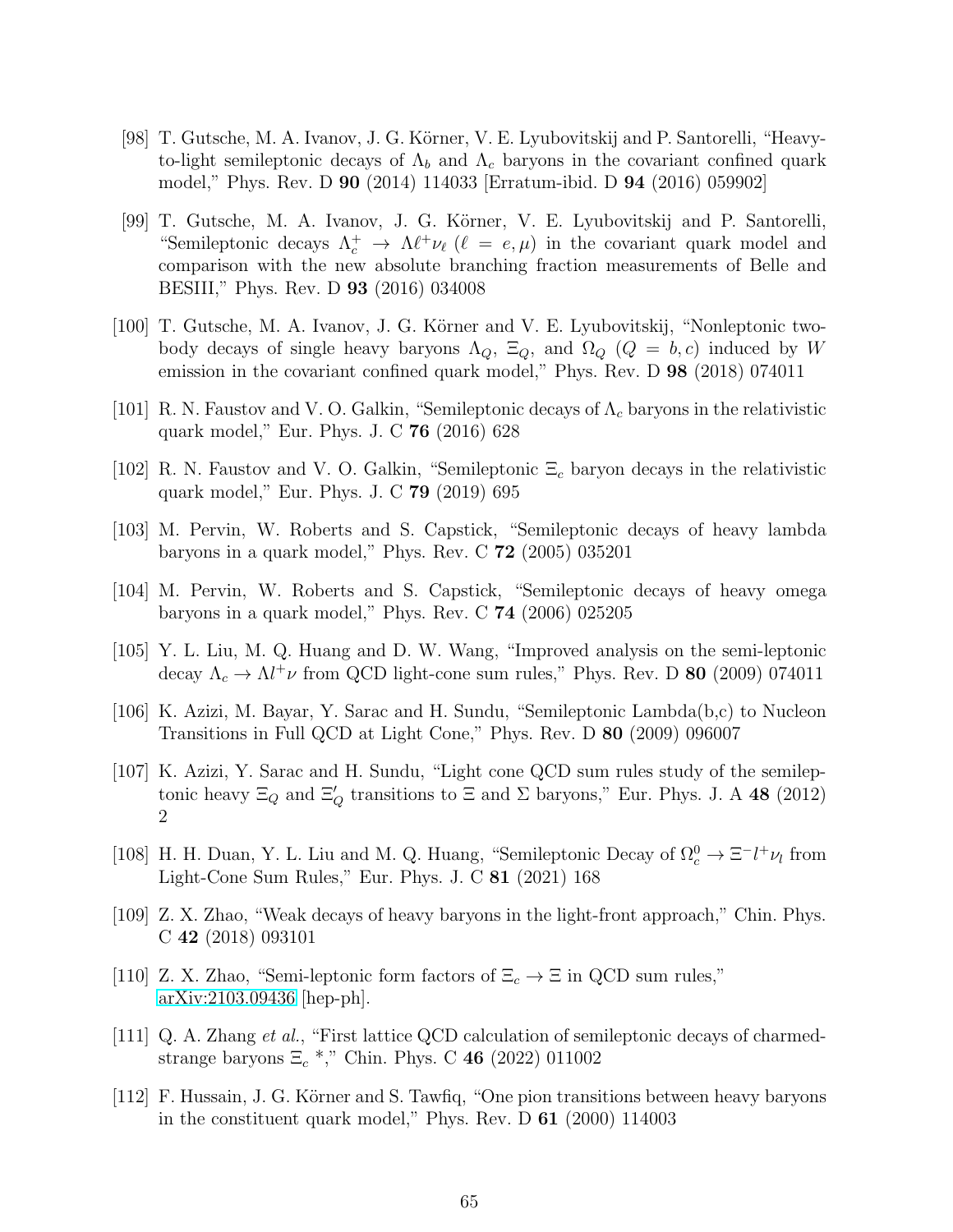[98] T. Gutsche, M. A. Ivanov, J. G. Körner, V. E. Lyubovitskij and P. Santorelli, "Heavy-to-light semileptonic decays of $\Lambda_b$ and $\Lambda_c$ baryons in the covariant confined quark model," Phys. Rev. D **90** (2014) 114033 [Erratum-ibid. D **94** (2016) 059902]

[99] T. Gutsche, M. A. Ivanov, J. G. Körner, V. E. Lyubovitskij and P. Santorelli, "Semileptonic decays $\Lambda_c^+ \to \Lambda \ell^+ \nu_\ell$ ($\ell = e, \mu$) in the covariant quark model and comparison with the new absolute branching fraction measurements of Belle and BESIII," Phys. Rev. D **93** (2016) 034008

[100] T. Gutsche, M. A. Ivanov, J. G. Körner and V. E. Lyubovitskij, "Nonleptonic two-body decays of single heavy baryons $\Lambda_Q$, $\Xi_Q$, and $\Omega_Q$ ($Q = b, c$) induced by $W$ emission in the covariant confined quark model," Phys. Rev. D **98** (2018) 074011

[101] R. N. Faustov and V. O. Galkin, "Semileptonic decays of $\Lambda_c$ baryons in the relativistic quark model," Eur. Phys. J. C **76** (2016) 628

[102] R. N. Faustov and V. O. Galkin, "Semileptonic $\Xi_c$ baryon decays in the relativistic quark model," Eur. Phys. J. C **79** (2019) 695

[103] M. Pervin, W. Roberts and S. Capstick, "Semileptonic decays of heavy lambda baryons in a quark model," Phys. Rev. C **72** (2005) 035201

[104] M. Pervin, W. Roberts and S. Capstick, "Semileptonic decays of heavy omega baryons in a quark model," Phys. Rev. C **74** (2006) 025205

[105] Y. L. Liu, M. Q. Huang and D. W. Wang, "Improved analysis on the semi-leptonic decay $\Lambda_c \to \Lambda l^+ \nu$ from QCD light-cone sum rules," Phys. Rev. D **80** (2009) 074011

[106] K. Azizi, M. Bayar, Y. Sarac and H. Sundu, "Semileptonic Lambda(b,c) to Nucleon Transitions in Full QCD at Light Cone," Phys. Rev. D **80** (2009) 096007

[107] K. Azizi, Y. Sarac and H. Sundu, "Light cone QCD sum rules study of the semileptonic heavy $\Xi_Q$ and $\Xi'_Q$ transitions to $\Xi$ and $\Sigma$ baryons," Eur. Phys. J. A **48** (2012) 2

[108] H. H. Duan, Y. L. Liu and M. Q. Huang, "Semileptonic Decay of $\Omega_c^0 \to \Xi^- l^+ \nu_l$ from Light-Cone Sum Rules," Eur. Phys. J. C **81** (2021) 168

[109] Z. X. Zhao, "Weak decays of heavy baryons in the light-front approach," Chin. Phys. C **42** (2018) 093101

[110] Z. X. Zhao, "Semi-leptonic form factors of $\Xi_c \to \Xi$ in QCD sum rules," arXiv:2103.09436 [hep-ph].

[111] Q. A. Zhang *et al.*, "First lattice QCD calculation of semileptonic decays of charmed-strange baryons $\Xi_c$ *," Chin. Phys. C **46** (2022) 011002

[112] F. Hussain, J. G. Körner and S. Tawfiq, "One pion transitions between heavy baryons in the constituent quark model," Phys. Rev. D **61** (2000) 114003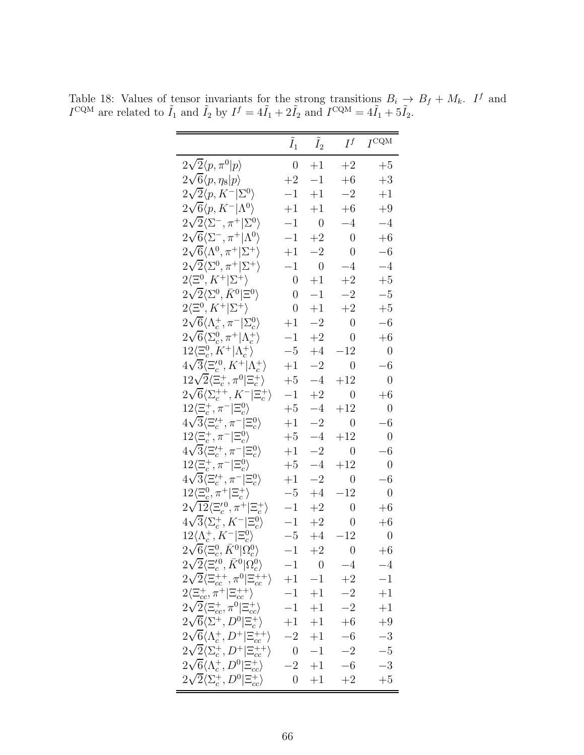Table 18: Values of tensor invariants for the strong transitions $B_i \to B_f + M_k$. $I^f$ and $I^{\rm CQM}$ are related to $\tilde{I}_1$ and $\tilde{I}_2$ by $I^f = 4\tilde{I}_1 + 2\tilde{I}_2$ and $I^{\rm CQM} = 4\tilde{I}_1 + 5\tilde{I}_2$.

| | $\tilde{I}_1$ | $\tilde{I}_2$ | $I^f$ | $I^{\rm CQM}$ |
|---|---|---|---|---|
| $2\sqrt{2}\langle p,\pi^0 \vert p\rangle$ | $0$ | $+1$ | $+2$ | $+5$ |
| $2\sqrt{6}\langle p,\eta_8 \vert p\rangle$ | $+2$ | $-1$ | $+6$ | $+3$ |
| $2\sqrt{2}\langle p,K^- \vert \Sigma^0\rangle$ | $-1$ | $+1$ | $-2$ | $+1$ |
| $2\sqrt{6}\langle p,K^- \vert \Lambda^0\rangle$ | $+1$ | $+1$ | $+6$ | $+9$ |
| $2\sqrt{2}\langle \Sigma^-,\pi^+ \vert \Sigma^0\rangle$ | $-1$ | $0$ | $-4$ | $-4$ |
| $2\sqrt{6}\langle \Sigma^-,\pi^+ \vert \Lambda^0\rangle$ | $-1$ | $+2$ | $0$ | $+6$ |
| $2\sqrt{6}\langle \Lambda^0,\pi^+ \vert \Sigma^+\rangle$ | $+1$ | $-2$ | $0$ | $-6$ |
| $2\sqrt{2}\langle \Sigma^0,\pi^+ \vert \Sigma^+\rangle$ | $-1$ | $0$ | $-4$ | $-4$ |
| $2\langle \Xi^0,K^+ \vert \Sigma^+\rangle$ | $0$ | $+1$ | $+2$ | $+5$ |
| $2\sqrt{2}\langle \Sigma^0,\bar{K}^0 \vert \Xi^0\rangle$ | $0$ | $-1$ | $-2$ | $-5$ |
| $2\langle \Xi^0,K^+ \vert \Sigma^+\rangle$ | $0$ | $+1$ | $+2$ | $+5$ |
| $2\sqrt{6}\langle \Lambda_c^+,\pi^- \vert \Sigma_c^0\rangle$ | $+1$ | $-2$ | $0$ | $-6$ |
| $2\sqrt{6}\langle \Sigma_c^0,\pi^+ \vert \Lambda_c^+\rangle$ | $-1$ | $+2$ | $0$ | $+6$ |
| $12\langle \Xi_c^0,K^+ \vert \Lambda_c^+\rangle$ | $-5$ | $+4$ | $-12$ | $0$ |
| $4\sqrt{3}\langle \Xi_c'^0,K^+ \vert \Lambda_c^+\rangle$ | $+1$ | $-2$ | $0$ | $-6$ |
| $12\sqrt{2}\langle \Xi_c^+,\pi^0 \vert \Xi_c^+\rangle$ | $+5$ | $-4$ | $+12$ | $0$ |
| $2\sqrt{6}\langle \Sigma_c^{++},K^- \vert \Xi_c^+\rangle$ | $-1$ | $+2$ | $0$ | $+6$ |
| $12\langle \Xi_c^+,\pi^- \vert \Xi_c^0\rangle$ | $+5$ | $-4$ | $+12$ | $0$ |
| $4\sqrt{3}\langle \Xi_c'^+,\pi^- \vert \Xi_c^0\rangle$ | $+1$ | $-2$ | $0$ | $-6$ |
| $12\langle \Xi_c^+,\pi^- \vert \Xi_c^0\rangle$ | $+5$ | $-4$ | $+12$ | $0$ |
| $4\sqrt{3}\langle \Xi_c'^+,\pi^- \vert \Xi_c^0\rangle$ | $+1$ | $-2$ | $0$ | $-6$ |
| $12\langle \Xi_c^+,\pi^- \vert \Xi_c^0\rangle$ | $+5$ | $-4$ | $+12$ | $0$ |
| $4\sqrt{3}\langle \Xi_c'^+,\pi^- \vert \Xi_c^0\rangle$ | $+1$ | $-2$ | $0$ | $-6$ |
| $12\langle \Xi_c^0,\pi^+ \vert \Xi_c^+\rangle$ | $-5$ | $+4$ | $-12$ | $0$ |
| $2\sqrt{12}\langle \Xi_c'^0,\pi^+ \vert \Xi_c^+\rangle$ | $-1$ | $+2$ | $0$ | $+6$ |
| $4\sqrt{3}\langle \Sigma_c^+,K^- \vert \Xi_c^0\rangle$ | $-1$ | $+2$ | $0$ | $+6$ |
| $12\langle \Lambda_c^+,K^- \vert \Xi_c^0\rangle$ | $-5$ | $+4$ | $-12$ | $0$ |
| $2\sqrt{6}\langle \Xi_c^0,\bar{K}^0 \vert \Omega_c^0\rangle$ | $-1$ | $+2$ | $0$ | $+6$ |
| $2\sqrt{2}\langle \Xi_c'^0,\bar{K}^0 \vert \Omega_c^0\rangle$ | $-1$ | $0$ | $-4$ | $-4$ |
| $2\sqrt{2}\langle \Xi_{cc}^{++},\pi^0 \vert \Xi_{cc}^{++}\rangle$ | $+1$ | $-1$ | $+2$ | $-1$ |
| $2\langle \Xi_{cc}^+,\pi^+ \vert \Xi_{cc}^{++}\rangle$ | $-1$ | $+1$ | $-2$ | $+1$ |
| $2\sqrt{2}\langle \Xi_{cc}^+,\pi^0 \vert \Xi_{cc}^+\rangle$ | $-1$ | $+1$ | $-2$ | $+1$ |
| $2\sqrt{6}\langle \Sigma^+,D^0 \vert \Xi_c^+\rangle$ | $+1$ | $+1$ | $+6$ | $+9$ |
| $2\sqrt{6}\langle \Lambda_c^+,D^+ \vert \Xi_{cc}^{++}\rangle$ | $-2$ | $+1$ | $-6$ | $-3$ |
| $2\sqrt{2}\langle \Sigma_c^+,D^+ \vert \Xi_{cc}^{++}\rangle$ | $0$ | $-1$ | $-2$ | $-5$ |
| $2\sqrt{6}\langle \Lambda_c^+,D^0 \vert \Xi_{cc}^+\rangle$ | $-2$ | $+1$ | $-6$ | $-3$ |
| $2\sqrt{2}\langle \Sigma_c^+,D^0 \vert \Xi_{cc}^+\rangle$ | $0$ | $+1$ | $+2$ | $+5$ |